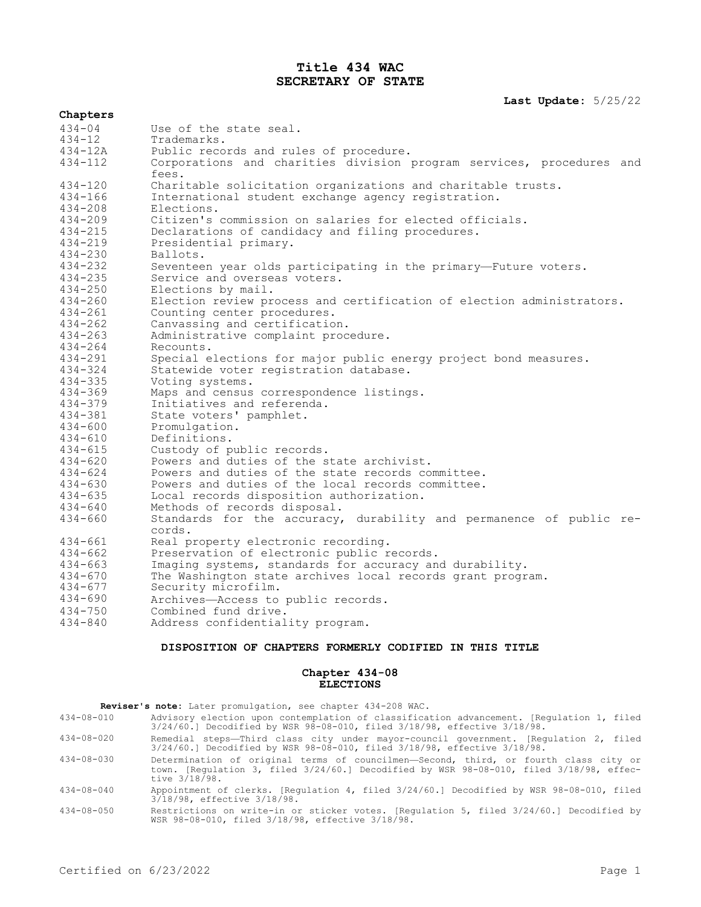# Title 434 WAC
## SECRETARY OF STATE

**Last Update:** 5/25/22

**Chapters**

| | |
|---|---|
| 434-04 | Use of the state seal. |
| 434-12 | Trademarks. |
| 434-12A | Public records and rules of procedure. |
| 434-112 | Corporations and charities division program services, procedures and fees. |
| 434-120 | Charitable solicitation organizations and charitable trusts. |
| 434-166 | International student exchange agency registration. |
| 434-208 | Elections. |
| 434-209 | Citizen's commission on salaries for elected officials. |
| 434-215 | Declarations of candidacy and filing procedures. |
| 434-219 | Presidential primary. |
| 434-230 | Ballots. |
| 434-232 | Seventeen year olds participating in the primary—Future voters. |
| 434-235 | Service and overseas voters. |
| 434-250 | Elections by mail. |
| 434-260 | Election review process and certification of election administrators. |
| 434-261 | Counting center procedures. |
| 434-262 | Canvassing and certification. |
| 434-263 | Administrative complaint procedure. |
| 434-264 | Recounts. |
| 434-291 | Special elections for major public energy project bond measures. |
| 434-324 | Statewide voter registration database. |
| 434-335 | Voting systems. |
| 434-369 | Maps and census correspondence listings. |
| 434-379 | Initiatives and referenda. |
| 434-381 | State voters' pamphlet. |
| 434-600 | Promulgation. |
| 434-610 | Definitions. |
| 434-615 | Custody of public records. |
| 434-620 | Powers and duties of the state archivist. |
| 434-624 | Powers and duties of the state records committee. |
| 434-630 | Powers and duties of the local records committee. |
| 434-635 | Local records disposition authorization. |
| 434-640 | Methods of records disposal. |
| 434-660 | Standards for the accuracy, durability and permanence of public records. |
| 434-661 | Real property electronic recording. |
| 434-662 | Preservation of electronic public records. |
| 434-663 | Imaging systems, standards for accuracy and durability. |
| 434-670 | The Washington state archives local records grant program. |
| 434-677 | Security microfilm. |
| 434-690 | Archives—Access to public records. |
| 434-750 | Combined fund drive. |
| 434-840 | Address confidentiality program. |

### DISPOSITION OF CHAPTERS FORMERLY CODIFIED IN THIS TITLE

#### Chapter 434-08
#### ELECTIONS

**Reviser's note:** Later promulgation, see chapter 434-208 WAC.

| | |
|---|---|
| 434-08-010 | Advisory election upon contemplation of classification advancement. [Regulation 1, filed 3/24/60.] Decodified by WSR 98-08-010, filed 3/18/98, effective 3/18/98. |
| 434-08-020 | Remedial steps—Third class city under mayor-council government. [Regulation 2, filed 3/24/60.] Decodified by WSR 98-08-010, filed 3/18/98, effective 3/18/98. |
| 434-08-030 | Determination of original terms of councilmen—Second, third, or fourth class city or town. [Regulation 3, filed 3/24/60.] Decodified by WSR 98-08-010, filed 3/18/98, effective 3/18/98. |
| 434-08-040 | Appointment of clerks. [Regulation 4, filed 3/24/60.] Decodified by WSR 98-08-010, filed 3/18/98, effective 3/18/98. |
| 434-08-050 | Restrictions on write-in or sticker votes. [Regulation 5, filed 3/24/60.] Decodified by WSR 98-08-010, filed 3/18/98, effective 3/18/98. |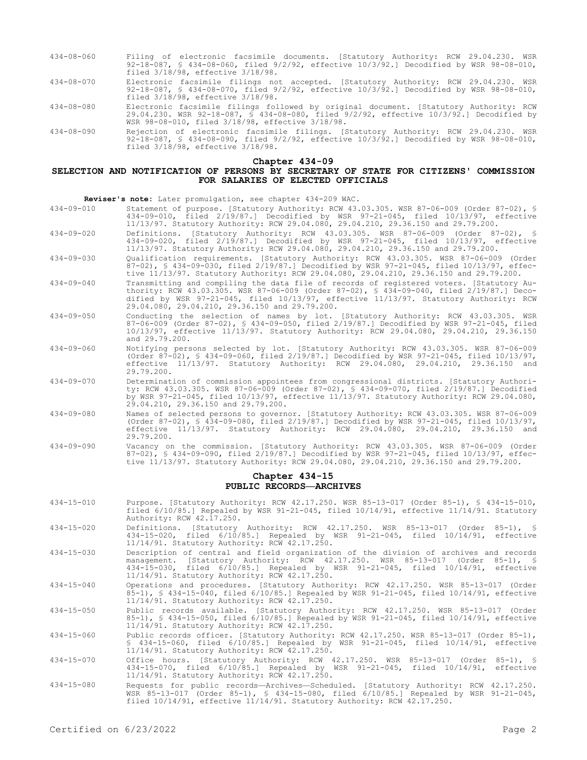434-08-060 Filing of electronic facsimile documents. [Statutory Authority: RCW 29.04.230. WSR 92-18-087, § 434-08-060, filed 9/2/92, effective 10/3/92.] Decodified by WSR 98-08-010, filed 3/18/98, effective 3/18/98.

434-08-070 Electronic facsimile filings not accepted. [Statutory Authority: RCW 29.04.230. WSR 92-18-087, § 434-08-070, filed 9/2/92, effective 10/3/92.] Decodified by WSR 98-08-010, filed 3/18/98, effective 3/18/98.

434-08-080 Electronic facsimile filings followed by original document. [Statutory Authority: RCW 29.04.230. WSR 92-18-087, § 434-08-080, filed 9/2/92, effective 10/3/92.] Decodified by WSR 98-08-010, filed 3/18/98, effective 3/18/98.

434-08-090 Rejection of electronic facsimile filings. [Statutory Authority: RCW 29.04.230. WSR 92-18-087, § 434-08-090, filed 9/2/92, effective 10/3/92.] Decodified by WSR 98-08-010, filed 3/18/98, effective 3/18/98.

## Chapter 434-09
## SELECTION AND NOTIFICATION OF PERSONS BY SECRETARY OF STATE FOR CITIZENS' COMMISSION FOR SALARIES OF ELECTED OFFICIALS

**Reviser's note:** Later promulgation, see chapter 434-209 WAC.

434-09-010 Statement of purpose. [Statutory Authority: RCW 43.03.305. WSR 87-06-009 (Order 87-02), § 434-09-010, filed 2/19/87.] Decodified by WSR 97-21-045, filed 10/13/97, effective 11/13/97. Statutory Authority: RCW 29.04.080, 29.04.210, 29.36.150 and 29.79.200.

434-09-020 Definitions. [Statutory Authority: RCW 43.03.305. WSR 87-06-009 (Order 87-02), § 434-09-020, filed 2/19/87.] Decodified by WSR 97-21-045, filed 10/13/97, effective 11/13/97. Statutory Authority: RCW 29.04.080, 29.04.210, 29.36.150 and 29.79.200.

434-09-030 Qualification requirements. [Statutory Authority: RCW 43.03.305. WSR 87-06-009 (Order 87-02), § 434-09-030, filed 2/19/87.] Decodified by WSR 97-21-045, filed 10/13/97, effective 11/13/97. Statutory Authority: RCW 29.04.080, 29.04.210, 29.36.150 and 29.79.200.

434-09-040 Transmitting and compiling the data file of records of registered voters. [Statutory Authority: RCW 43.03.305. WSR 87-06-009 (Order 87-02), § 434-09-040, filed 2/19/87.] Decodified by WSR 97-21-045, filed 10/13/97, effective 11/13/97. Statutory Authority: RCW 29.04.080, 29.04.210, 29.36.150 and 29.79.200.

434-09-050 Conducting the selection of names by lot. [Statutory Authority: RCW 43.03.305. WSR 87-06-009 (Order 87-02), § 434-09-050, filed 2/19/87.] Decodified by WSR 97-21-045, filed 10/13/97, effective 11/13/97. Statutory Authority: RCW 29.04.080, 29.04.210, 29.36.150 and 29.79.200.

434-09-060 Notifying persons selected by lot. [Statutory Authority: RCW 43.03.305. WSR 87-06-009 (Order 87-02), § 434-09-060, filed 2/19/87.] Decodified by WSR 97-21-045, filed 10/13/97, effective 11/13/97. Statutory Authority: RCW 29.04.080, 29.04.210, 29.36.150 and 29.79.200.

434-09-070 Determination of commission appointees from congressional districts. [Statutory Authority: RCW 43.03.305. WSR 87-06-009 (Order 87-02), § 434-09-070, filed 2/19/87.] Decodified by WSR 97-21-045, filed 10/13/97, effective 11/13/97. Statutory Authority: RCW 29.04.080, 29.04.210, 29.36.150 and 29.79.200.

434-09-080 Names of selected persons to governor. [Statutory Authority: RCW 43.03.305. WSR 87-06-009 (Order 87-02), § 434-09-080, filed 2/19/87.] Decodified by WSR 97-21-045, filed 10/13/97, effective 11/13/97. Statutory Authority: RCW 29.04.080, 29.04.210, 29.36.150 and 29.79.200.

434-09-090 Vacancy on the commission. [Statutory Authority: RCW 43.03.305. WSR 87-06-009 (Order 87-02), § 434-09-090, filed 2/19/87.] Decodified by WSR 97-21-045, filed 10/13/97, effective 11/13/97. Statutory Authority: RCW 29.04.080, 29.04.210, 29.36.150 and 29.79.200.

## Chapter 434-15
## PUBLIC RECORDS—ARCHIVES

434-15-010 Purpose. [Statutory Authority: RCW 42.17.250. WSR 85-13-017 (Order 85-1), § 434-15-010, filed 6/10/85.] Repealed by WSR 91-21-045, filed 10/14/91, effective 11/14/91. Statutory Authority: RCW 42.17.250.

434-15-020 Definitions. [Statutory Authority: RCW 42.17.250. WSR 85-13-017 (Order 85-1), § 434-15-020, filed 6/10/85.] Repealed by WSR 91-21-045, filed 10/14/91, effective 11/14/91. Statutory Authority: RCW 42.17.250.

434-15-030 Description of central and field organization of the division of archives and records management. [Statutory Authority: RCW 42.17.250. WSR 85-13-017 (Order 85-1), § 434-15-030, filed 6/10/85.] Repealed by WSR 91-21-045, filed 10/14/91, effective 11/14/91. Statutory Authority: RCW 42.17.250.

434-15-040 Operations and procedures. [Statutory Authority: RCW 42.17.250. WSR 85-13-017 (Order 85-1), § 434-15-040, filed 6/10/85.] Repealed by WSR 91-21-045, filed 10/14/91, effective 11/14/91. Statutory Authority: RCW 42.17.250.

434-15-050 Public records available. [Statutory Authority: RCW 42.17.250. WSR 85-13-017 (Order 85-1), § 434-15-050, filed 6/10/85.] Repealed by WSR 91-21-045, filed 10/14/91, effective 11/14/91. Statutory Authority: RCW 42.17.250.

434-15-060 Public records officer. [Statutory Authority: RCW 42.17.250. WSR 85-13-017 (Order 85-1), § 434-15-060, filed 6/10/85.] Repealed by WSR 91-21-045, filed 10/14/91, effective 11/14/91. Statutory Authority: RCW 42.17.250.

434-15-070 Office hours. [Statutory Authority: RCW 42.17.250. WSR 85-13-017 (Order 85-1), § 434-15-070, filed 6/10/85.] Repealed by WSR 91-21-045, filed 10/14/91, effective 11/14/91. Statutory Authority: RCW 42.17.250.

434-15-080 Requests for public records—Archives—Scheduled. [Statutory Authority: RCW 42.17.250. WSR 85-13-017 (Order 85-1), § 434-15-080, filed 6/10/85.] Repealed by WSR 91-21-045, filed 10/14/91, effective 11/14/91. Statutory Authority: RCW 42.17.250.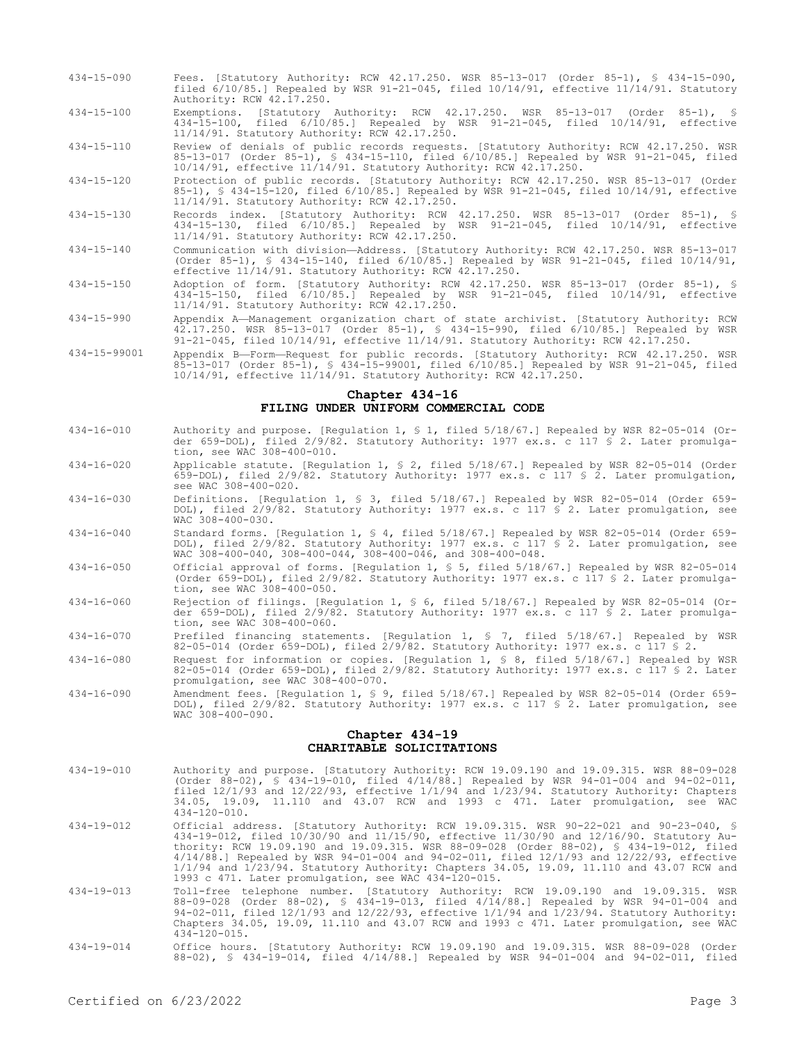434-15-090 Fees. [Statutory Authority: RCW 42.17.250. WSR 85-13-017 (Order 85-1), § 434-15-090, filed 6/10/85.] Repealed by WSR 91-21-045, filed 10/14/91, effective 11/14/91. Statutory Authority: RCW 42.17.250.

434-15-100 Exemptions. [Statutory Authority: RCW 42.17.250. WSR 85-13-017 (Order 85-1), § 434-15-100, filed 6/10/85.] Repealed by WSR 91-21-045, filed 10/14/91, effective 11/14/91. Statutory Authority: RCW 42.17.250.

434-15-110 Review of denials of public records requests. [Statutory Authority: RCW 42.17.250. WSR 85-13-017 (Order 85-1), § 434-15-110, filed 6/10/85.] Repealed by WSR 91-21-045, filed 10/14/91, effective 11/14/91. Statutory Authority: RCW 42.17.250.

434-15-120 Protection of public records. [Statutory Authority: RCW 42.17.250. WSR 85-13-017 (Order 85-1), § 434-15-120, filed 6/10/85.] Repealed by WSR 91-21-045, filed 10/14/91, effective 11/14/91. Statutory Authority: RCW 42.17.250.

434-15-130 Records index. [Statutory Authority: RCW 42.17.250. WSR 85-13-017 (Order 85-1), § 434-15-130, filed 6/10/85.] Repealed by WSR 91-21-045, filed 10/14/91, effective 11/14/91. Statutory Authority: RCW 42.17.250.

434-15-140 Communication with division—Address. [Statutory Authority: RCW 42.17.250. WSR 85-13-017 (Order 85-1), § 434-15-140, filed 6/10/85.] Repealed by WSR 91-21-045, filed 10/14/91, effective 11/14/91. Statutory Authority: RCW 42.17.250.

434-15-150 Adoption of form. [Statutory Authority: RCW 42.17.250. WSR 85-13-017 (Order 85-1), § 434-15-150, filed 6/10/85.] Repealed by WSR 91-21-045, filed 10/14/91, effective 11/14/91. Statutory Authority: RCW 42.17.250.

434-15-990 Appendix A—Management organization chart of state archivist. [Statutory Authority: RCW 42.17.250. WSR 85-13-017 (Order 85-1), § 434-15-990, filed 6/10/85.] Repealed by WSR 91-21-045, filed 10/14/91, effective 11/14/91. Statutory Authority: RCW 42.17.250.

434-15-99001 Appendix B—Form—Request for public records. [Statutory Authority: RCW 42.17.250. WSR 85-13-017 (Order 85-1), § 434-15-99001, filed 6/10/85.] Repealed by WSR 91-21-045, filed 10/14/91, effective 11/14/91. Statutory Authority: RCW 42.17.250.

## Chapter 434-16
## FILING UNDER UNIFORM COMMERCIAL CODE

434-16-010 Authority and purpose. [Regulation 1, § 1, filed 5/18/67.] Repealed by WSR 82-05-014 (Order 659-DOL), filed 2/9/82. Statutory Authority: 1977 ex.s. c 117 § 2. Later promulgation, see WAC 308-400-010.

434-16-020 Applicable statute. [Regulation 1, § 2, filed 5/18/67.] Repealed by WSR 82-05-014 (Order 659-DOL), filed 2/9/82. Statutory Authority: 1977 ex.s. c 117 § 2. Later promulgation, see WAC 308-400-020.

434-16-030 Definitions. [Regulation 1, § 3, filed 5/18/67.] Repealed by WSR 82-05-014 (Order 659-DOL), filed 2/9/82. Statutory Authority: 1977 ex.s. c 117 § 2. Later promulgation, see WAC 308-400-030.

434-16-040 Standard forms. [Regulation 1, § 4, filed 5/18/67.] Repealed by WSR 82-05-014 (Order 659-DOL), filed 2/9/82. Statutory Authority: 1977 ex.s. c 117 § 2. Later promulgation, see WAC 308-400-040, 308-400-044, 308-400-046, and 308-400-048.

434-16-050 Official approval of forms. [Regulation 1, § 5, filed 5/18/67.] Repealed by WSR 82-05-014 (Order 659-DOL), filed 2/9/82. Statutory Authority: 1977 ex.s. c 117 § 2. Later promulgation, see WAC 308-400-050.

434-16-060 Rejection of filings. [Regulation 1, § 6, filed 5/18/67.] Repealed by WSR 82-05-014 (Order 659-DOL), filed 2/9/82. Statutory Authority: 1977 ex.s. c 117 § 2. Later promulgation, see WAC 308-400-060.

434-16-070 Prefiled financing statements. [Regulation 1, § 7, filed 5/18/67.] Repealed by WSR 82-05-014 (Order 659-DOL), filed 2/9/82. Statutory Authority: 1977 ex.s. c 117 § 2.

434-16-080 Request for information or copies. [Regulation 1, § 8, filed 5/18/67.] Repealed by WSR 82-05-014 (Order 659-DOL), filed 2/9/82. Statutory Authority: 1977 ex.s. c 117 § 2. Later promulgation, see WAC 308-400-070.

434-16-090 Amendment fees. [Regulation 1, § 9, filed 5/18/67.] Repealed by WSR 82-05-014 (Order 659-DOL), filed 2/9/82. Statutory Authority: 1977 ex.s. c 117 § 2. Later promulgation, see WAC 308-400-090.

## Chapter 434-19
## CHARITABLE SOLICITATIONS

434-19-010 Authority and purpose. [Statutory Authority: RCW 19.09.190 and 19.09.315. WSR 88-09-028 (Order 88-02), § 434-19-010, filed 4/14/88.] Repealed by WSR 94-01-004 and 94-02-011, filed 12/1/93 and 12/22/93, effective 1/1/94 and 1/23/94. Statutory Authority: Chapters 34.05, 19.09, 11.110 and 43.07 RCW and 1993 c 471. Later promulgation, see WAC 434-120-010.

434-19-012 Official address. [Statutory Authority: RCW 19.09.315. WSR 90-22-021 and 90-23-040, § 434-19-012, filed 10/30/90 and 11/15/90, effective 11/30/90 and 12/16/90. Statutory Authority: RCW 19.09.190 and 19.09.315. WSR 88-09-028 (Order 88-02), § 434-19-012, filed 4/14/88.] Repealed by WSR 94-01-004 and 94-02-011, filed 12/1/93 and 12/22/93, effective 1/1/94 and 1/23/94. Statutory Authority: Chapters 34.05, 19.09, 11.110 and 43.07 RCW and 1993 c 471. Later promulgation, see WAC 434-120-015.

434-19-013 Toll-free telephone number. [Statutory Authority: RCW 19.09.190 and 19.09.315. WSR 88-09-028 (Order 88-02), § 434-19-013, filed 4/14/88.] Repealed by WSR 94-01-004 and 94-02-011, filed 12/1/93 and 12/22/93, effective 1/1/94 and 1/23/94. Statutory Authority: Chapters 34.05, 19.09, 11.110 and 43.07 RCW and 1993 c 471. Later promulgation, see WAC 434-120-015.

434-19-014 Office hours. [Statutory Authority: RCW 19.09.190 and 19.09.315. WSR 88-09-028 (Order 88-02), § 434-19-014, filed 4/14/88.] Repealed by WSR 94-01-004 and 94-02-011, filed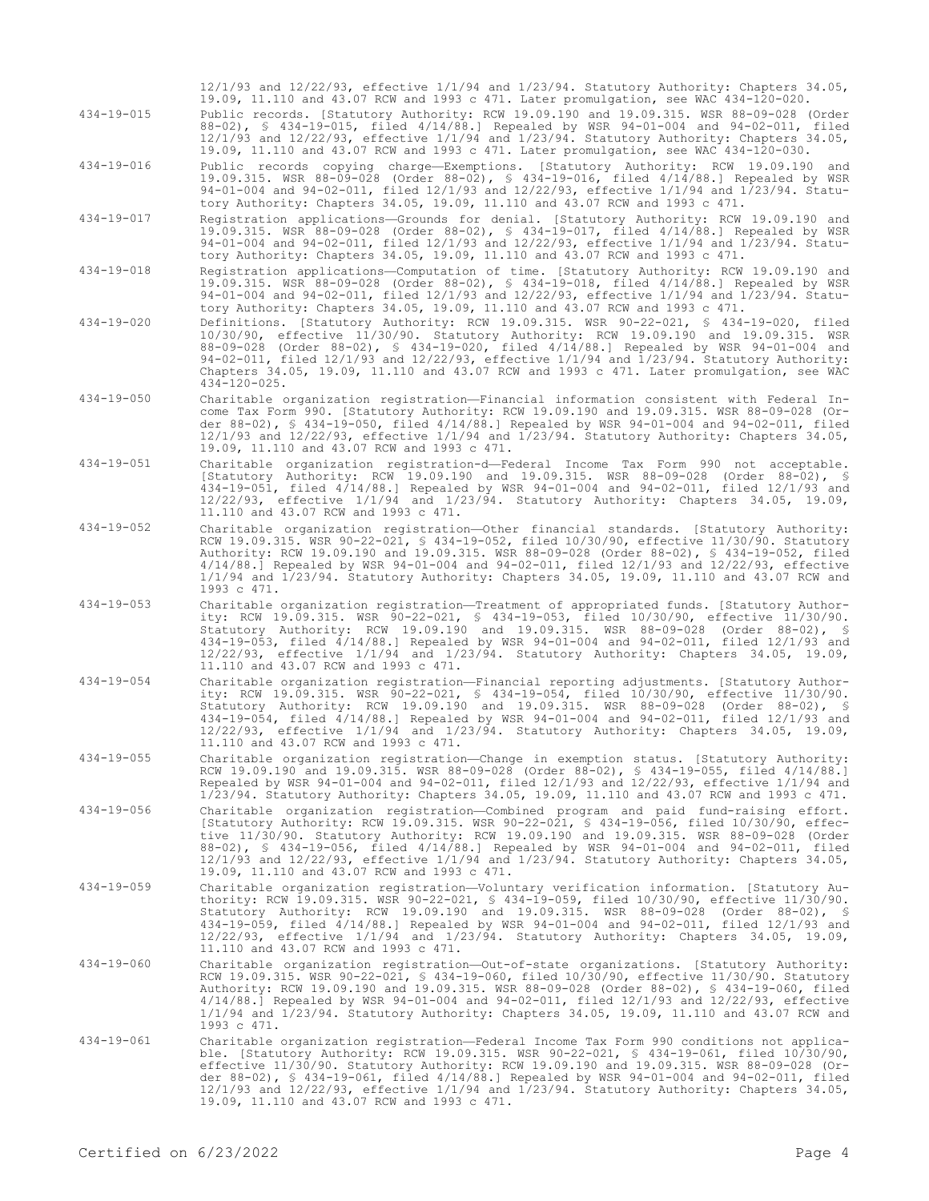12/1/93 and 12/22/93, effective 1/1/94 and 1/23/94. Statutory Authority: Chapters 34.05, 19.09, 11.110 and 43.07 RCW and 1993 c 471. Later promulgation, see WAC 434-120-020.

434-19-015 Public records. [Statutory Authority: RCW 19.09.190 and 19.09.315. WSR 88-09-028 (Order 88-02), § 434-19-015, filed 4/14/88.] Repealed by WSR 94-01-004 and 94-02-011, filed 12/1/93 and 12/22/93, effective 1/1/94 and 1/23/94. Statutory Authority: Chapters 34.05, 19.09, 11.110 and 43.07 RCW and 1993 c 471. Later promulgation, see WAC 434-120-030.

434-19-016 Public records copying charge—Exemptions. [Statutory Authority: RCW 19.09.190 and 19.09.315. WSR 88-09-028 (Order 88-02), § 434-19-016, filed 4/14/88.] Repealed by WSR 94-01-004 and 94-02-011, filed 12/1/93 and 12/22/93, effective 1/1/94 and 1/23/94. Statutory Authority: Chapters 34.05, 19.09, 11.110 and 43.07 RCW and 1993 c 471.

434-19-017 Registration applications—Grounds for denial. [Statutory Authority: RCW 19.09.190 and 19.09.315. WSR 88-09-028 (Order 88-02), § 434-19-017, filed 4/14/88.] Repealed by WSR 94-01-004 and 94-02-011, filed 12/1/93 and 12/22/93, effective 1/1/94 and 1/23/94. Statutory Authority: Chapters 34.05, 19.09, 11.110 and 43.07 RCW and 1993 c 471.

434-19-018 Registration applications—Computation of time. [Statutory Authority: RCW 19.09.190 and 19.09.315. WSR 88-09-028 (Order 88-02), § 434-19-018, filed 4/14/88.] Repealed by WSR 94-01-004 and 94-02-011, filed 12/1/93 and 12/22/93, effective 1/1/94 and 1/23/94. Statutory Authority: Chapters 34.05, 19.09, 11.110 and 43.07 RCW and 1993 c 471.

434-19-020 Definitions. [Statutory Authority: RCW 19.09.315. WSR 90-22-021, § 434-19-020, filed 10/30/90, effective 11/30/90. Statutory Authority: RCW 19.09.190 and 19.09.315. WSR 88-09-028 (Order 88-02), § 434-19-020, filed 4/14/88.] Repealed by WSR 94-01-004 and 94-02-011, filed 12/1/93 and 12/22/93, effective 1/1/94 and 1/23/94. Statutory Authority: Chapters 34.05, 19.09, 11.110 and 43.07 RCW and 1993 c 471. Later promulgation, see WAC 434-120-025.

434-19-050 Charitable organization registration—Financial information consistent with Federal Income Tax Form 990. [Statutory Authority: RCW 19.09.190 and 19.09.315. WSR 88-09-028 (Order 88-02), § 434-19-050, filed 4/14/88.] Repealed by WSR 94-01-004 and 94-02-011, filed 12/1/93 and 12/22/93, effective 1/1/94 and 1/23/94. Statutory Authority: Chapters 34.05, 19.09, 11.110 and 43.07 RCW and 1993 c 471.

434-19-051 Charitable organization registration-d—Federal Income Tax Form 990 not acceptable. [Statutory Authority: RCW 19.09.190 and 19.09.315. WSR 88-09-028 (Order 88-02), § 434-19-051, filed 4/14/88.] Repealed by WSR 94-01-004 and 94-02-011, filed 12/1/93 and 12/22/93, effective 1/1/94 and 1/23/94. Statutory Authority: Chapters 34.05, 19.09, 11.110 and 43.07 RCW and 1993 c 471.

434-19-052 Charitable organization registration—Other financial standards. [Statutory Authority: RCW 19.09.315. WSR 90-22-021, § 434-19-052, filed 10/30/90, effective 11/30/90. Statutory Authority: RCW 19.09.190 and 19.09.315. WSR 88-09-028 (Order 88-02), § 434-19-052, filed 4/14/88.] Repealed by WSR 94-01-004 and 94-02-011, filed 12/1/93 and 12/22/93, effective 1/1/94 and 1/23/94. Statutory Authority: Chapters 34.05, 19.09, 11.110 and 43.07 RCW and 1993 c 471.

434-19-053 Charitable organization registration—Treatment of appropriated funds. [Statutory Authority: RCW 19.09.315. WSR 90-22-021, § 434-19-053, filed 10/30/90, effective 11/30/90. Statutory Authority: RCW 19.09.190 and 19.09.315. WSR 88-09-028 (Order 88-02), § 434-19-053, filed 4/14/88.] Repealed by WSR 94-01-004 and 94-02-011, filed 12/1/93 and 12/22/93, effective 1/1/94 and 1/23/94. Statutory Authority: Chapters 34.05, 19.09, 11.110 and 43.07 RCW and 1993 c 471.

434-19-054 Charitable organization registration—Financial reporting adjustments. [Statutory Authority: RCW 19.09.315. WSR 90-22-021, § 434-19-054, filed 10/30/90, effective 11/30/90. Statutory Authority: RCW 19.09.190 and 19.09.315. WSR 88-09-028 (Order 88-02), § 434-19-054, filed 4/14/88.] Repealed by WSR 94-01-004 and 94-02-011, filed 12/1/93 and 12/22/93, effective 1/1/94 and 1/23/94. Statutory Authority: Chapters 34.05, 19.09, 11.110 and 43.07 RCW and 1993 c 471.

434-19-055 Charitable organization registration—Change in exemption status. [Statutory Authority: RCW 19.09.190 and 19.09.315. WSR 88-09-028 (Order 88-02), § 434-19-055, filed 4/14/88.] Repealed by WSR 94-01-004 and 94-02-011, filed 12/1/93 and 12/22/93, effective 1/1/94 and 1/23/94. Statutory Authority: Chapters 34.05, 19.09, 11.110 and 43.07 RCW and 1993 c 471.

434-19-056 Charitable organization registration—Combined program and paid fund-raising effort. [Statutory Authority: RCW 19.09.315. WSR 90-22-021, § 434-19-056, filed 10/30/90, effective 11/30/90. Statutory Authority: RCW 19.09.190 and 19.09.315. WSR 88-09-028 (Order 88-02), § 434-19-056, filed 4/14/88.] Repealed by WSR 94-01-004 and 94-02-011, filed 12/1/93 and 12/22/93, effective 1/1/94 and 1/23/94. Statutory Authority: Chapters 34.05, 19.09, 11.110 and 43.07 RCW and 1993 c 471.

434-19-059 Charitable organization registration—Voluntary verification information. [Statutory Authority: RCW 19.09.315. WSR 90-22-021, § 434-19-059, filed 10/30/90, effective 11/30/90. Statutory Authority: RCW 19.09.190 and 19.09.315. WSR 88-09-028 (Order 88-02), § 434-19-059, filed 4/14/88.] Repealed by WSR 94-01-004 and 94-02-011, filed 12/1/93 and 12/22/93, effective 1/1/94 and 1/23/94. Statutory Authority: Chapters 34.05, 19.09, 11.110 and 43.07 RCW and 1993 c 471.

434-19-060 Charitable organization registration—Out-of-state organizations. [Statutory Authority: RCW 19.09.315. WSR 90-22-021, § 434-19-060, filed 10/30/90, effective 11/30/90. Statutory Authority: RCW 19.09.190 and 19.09.315. WSR 88-09-028 (Order 88-02), § 434-19-060, filed 4/14/88.] Repealed by WSR 94-01-004 and 94-02-011, filed 12/1/93 and 12/22/93, effective 1/1/94 and 1/23/94. Statutory Authority: Chapters 34.05, 19.09, 11.110 and 43.07 RCW and 1993 c 471.

434-19-061 Charitable organization registration—Federal Income Tax Form 990 conditions not applicable. [Statutory Authority: RCW 19.09.315. WSR 90-22-021, § 434-19-061, filed 10/30/90, effective 11/30/90. Statutory Authority: RCW 19.09.190 and 19.09.315. WSR 88-09-028 (Order 88-02), § 434-19-061, filed 4/14/88.] Repealed by WSR 94-01-004 and 94-02-011, filed 12/1/93 and 12/22/93, effective 1/1/94 and 1/23/94. Statutory Authority: Chapters 34.05, 19.09, 11.110 and 43.07 RCW and 1993 c 471.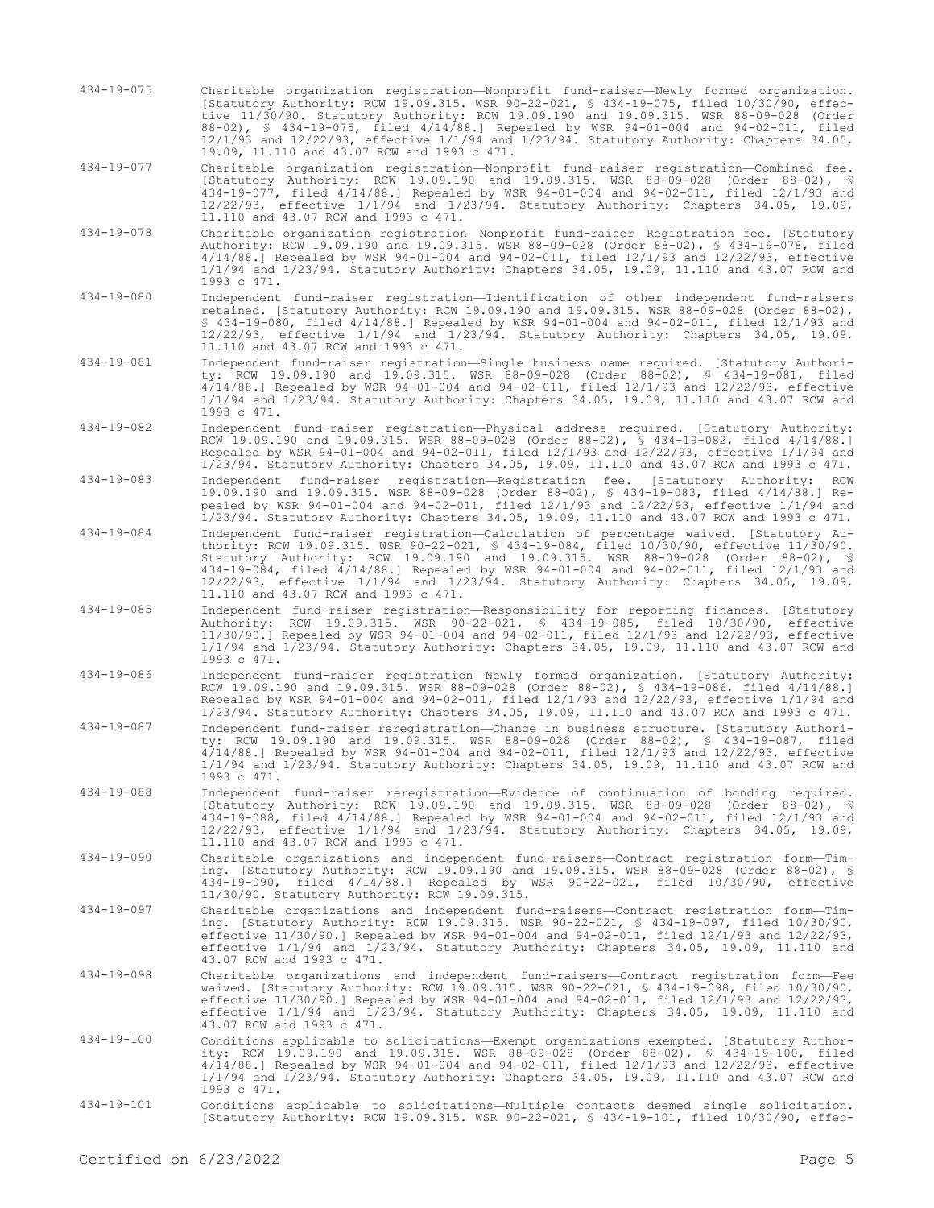434-19-075 Charitable organization registration—Nonprofit fund-raiser—Newly formed organization. [Statutory Authority: RCW 19.09.315. WSR 90-22-021, § 434-19-075, filed 10/30/90, effective 11/30/90. Statutory Authority: RCW 19.09.190 and 19.09.315. WSR 88-09-028 (Order 88-02), § 434-19-075, filed 4/14/88.] Repealed by WSR 94-01-004 and 94-02-011, filed 12/1/93 and 12/22/93, effective 1/1/94 and 1/23/94. Statutory Authority: Chapters 34.05, 19.09, 11.110 and 43.07 RCW and 1993 c 471.

434-19-077 Charitable organization registration—Nonprofit fund-raiser registration—Combined fee. [Statutory Authority: RCW 19.09.190 and 19.09.315. WSR 88-09-028 (Order 88-02), § 434-19-077, filed 4/14/88.] Repealed by WSR 94-01-004 and 94-02-011, filed 12/1/93 and 12/22/93, effective 1/1/94 and 1/23/94. Statutory Authority: Chapters 34.05, 19.09, 11.110 and 43.07 RCW and 1993 c 471.

434-19-078 Charitable organization registration—Nonprofit fund-raiser—Registration fee. [Statutory Authority: RCW 19.09.190 and 19.09.315. WSR 88-09-028 (Order 88-02), § 434-19-078, filed 4/14/88.] Repealed by WSR 94-01-004 and 94-02-011, filed 12/1/93 and 12/22/93, effective 1/1/94 and 1/23/94. Statutory Authority: Chapters 34.05, 19.09, 11.110 and 43.07 RCW and 1993 c 471.

434-19-080 Independent fund-raiser registration—Identification of other independent fund-raisers retained. [Statutory Authority: RCW 19.09.190 and 19.09.315. WSR 88-09-028 (Order 88-02), § 434-19-080, filed 4/14/88.] Repealed by WSR 94-01-004 and 94-02-011, filed 12/1/93 and 12/22/93, effective 1/1/94 and 1/23/94. Statutory Authority: Chapters 34.05, 19.09, 11.110 and 43.07 RCW and 1993 c 471.

434-19-081 Independent fund-raiser registration—Single business name required. [Statutory Authority: RCW 19.09.190 and 19.09.315. WSR 88-09-028 (Order 88-02), § 434-19-081, filed 4/14/88.] Repealed by WSR 94-01-004 and 94-02-011, filed 12/1/93 and 12/22/93, effective 1/1/94 and 1/23/94. Statutory Authority: Chapters 34.05, 19.09, 11.110 and 43.07 RCW and 1993 c 471.

434-19-082 Independent fund-raiser registration—Physical address required. [Statutory Authority: RCW 19.09.190 and 19.09.315. WSR 88-09-028 (Order 88-02), § 434-19-082, filed 4/14/88.] Repealed by WSR 94-01-004 and 94-02-011, filed 12/1/93 and 12/22/93, effective 1/1/94 and 1/23/94. Statutory Authority: Chapters 34.05, 19.09, 11.110 and 43.07 RCW and 1993 c 471.

434-19-083 Independent fund-raiser registration—Registration fee. [Statutory Authority: RCW 19.09.190 and 19.09.315. WSR 88-09-028 (Order 88-02), § 434-19-083, filed 4/14/88.] Repealed by WSR 94-01-004 and 94-02-011, filed 12/1/93 and 12/22/93, effective 1/1/94 and 1/23/94. Statutory Authority: Chapters 34.05, 19.09, 11.110 and 43.07 RCW and 1993 c 471.

434-19-084 Independent fund-raiser registration—Calculation of percentage waived. [Statutory Authority: RCW 19.09.315. WSR 90-22-021, § 434-19-084, filed 10/30/90, effective 11/30/90. Statutory Authority: RCW 19.09.190 and 19.09.315. WSR 88-09-028 (Order 88-02), § 434-19-084, filed 4/14/88.] Repealed by WSR 94-01-004 and 94-02-011, filed 12/1/93 and 12/22/93, effective 1/1/94 and 1/23/94. Statutory Authority: Chapters 34.05, 19.09, 11.110 and 43.07 RCW and 1993 c 471.

434-19-085 Independent fund-raiser registration—Responsibility for reporting finances. [Statutory Authority: RCW 19.09.315. WSR 90-22-021, § 434-19-085, filed 10/30/90, effective 11/30/90.] Repealed by WSR 94-01-004 and 94-02-011, filed 12/1/93 and 12/22/93, effective 1/1/94 and 1/23/94. Statutory Authority: Chapters 34.05, 19.09, 11.110 and 43.07 RCW and 1993 c 471.

434-19-086 Independent fund-raiser registration—Newly formed organization. [Statutory Authority: RCW 19.09.190 and 19.09.315. WSR 88-09-028 (Order 88-02), § 434-19-086, filed 4/14/88.] Repealed by WSR 94-01-004 and 94-02-011, filed 12/1/93 and 12/22/93, effective 1/1/94 and 1/23/94. Statutory Authority: Chapters 34.05, 19.09, 11.110 and 43.07 RCW and 1993 c 471.

434-19-087 Independent fund-raiser reregistration—Change in business structure. [Statutory Authority: RCW 19.09.190 and 19.09.315. WSR 88-09-028 (Order 88-02), § 434-19-087, filed 4/14/88.] Repealed by WSR 94-01-004 and 94-02-011, filed 12/1/93 and 12/22/93, effective 1/1/94 and 1/23/94. Statutory Authority: Chapters 34.05, 19.09, 11.110 and 43.07 RCW and 1993 c 471.

434-19-088 Independent fund-raiser reregistration—Evidence of continuation of bonding required. [Statutory Authority: RCW 19.09.190 and 19.09.315. WSR 88-09-028 (Order 88-02), § 434-19-088, filed 4/14/88.] Repealed by WSR 94-01-004 and 94-02-011, filed 12/1/93 and 12/22/93, effective 1/1/94 and 1/23/94. Statutory Authority: Chapters 34.05, 19.09, 11.110 and 43.07 RCW and 1993 c 471.

434-19-090 Charitable organizations and independent fund-raisers—Contract registration form—Timing. [Statutory Authority: RCW 19.09.190 and 19.09.315. WSR 88-09-028 (Order 88-02), § 434-19-090, filed 4/14/88.] Repealed by WSR 90-22-021, filed 10/30/90, effective 11/30/90. Statutory Authority: RCW 19.09.315.

434-19-097 Charitable organizations and independent fund-raisers—Contract registration form—Timing. [Statutory Authority: RCW 19.09.315. WSR 90-22-021, § 434-19-097, filed 10/30/90, effective 11/30/90.] Repealed by WSR 94-01-004 and 94-02-011, filed 12/1/93 and 12/22/93, effective 1/1/94 and 1/23/94. Statutory Authority: Chapters 34.05, 19.09, 11.110 and 43.07 RCW and 1993 c 471.

434-19-098 Charitable organizations and independent fund-raisers—Contract registration form—Fee waived. [Statutory Authority: RCW 19.09.315. WSR 90-22-021, § 434-19-098, filed 10/30/90, effective 11/30/90.] Repealed by WSR 94-01-004 and 94-02-011, filed 12/1/93 and 12/22/93, effective 1/1/94 and 1/23/94. Statutory Authority: Chapters 34.05, 19.09, 11.110 and 43.07 RCW and 1993 c 471.

434-19-100 Conditions applicable to solicitations—Exempt organizations exempted. [Statutory Authority: RCW 19.09.190 and 19.09.315. WSR 88-09-028 (Order 88-02), § 434-19-100, filed 4/14/88.] Repealed by WSR 94-01-004 and 94-02-011, filed 12/1/93 and 12/22/93, effective 1/1/94 and 1/23/94. Statutory Authority: Chapters 34.05, 19.09, 11.110 and 43.07 RCW and 1993 c 471.

434-19-101 Conditions applicable to solicitations—Multiple contacts deemed single solicitation. [Statutory Authority: RCW 19.09.315. WSR 90-22-021, § 434-19-101, filed 10/30/90, effec-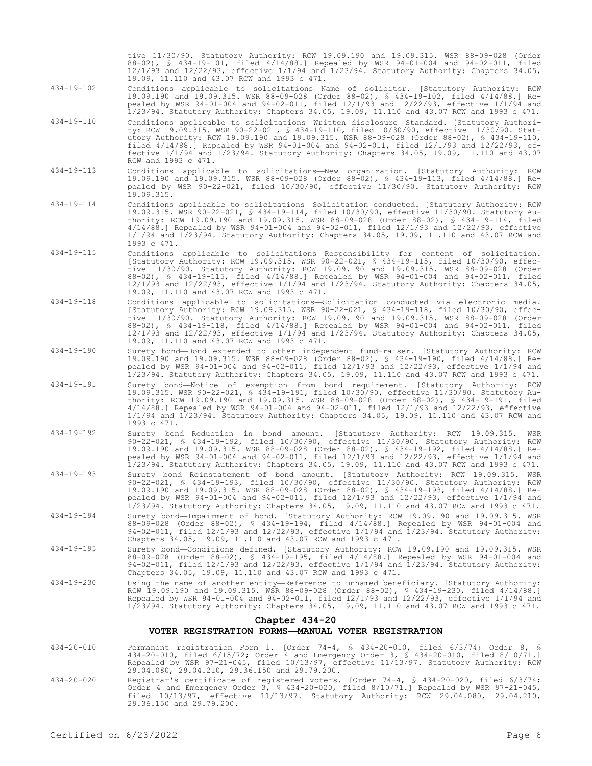tive 11/30/90. Statutory Authority: RCW 19.09.190 and 19.09.315. WSR 88-09-028 (Order 88-02), § 434-19-101, filed 4/14/88.] Repealed by WSR 94-01-004 and 94-02-011, filed 12/1/93 and 12/22/93, effective 1/1/94 and 1/23/94. Statutory Authority: Chapters 34.05, 19.09, 11.110 and 43.07 RCW and 1993 c 471.

434-19-102 Conditions applicable to solicitations—Name of solicitor. [Statutory Authority: RCW 19.09.190 and 19.09.315. WSR 88-09-028 (Order 88-02), § 434-19-102, filed 4/14/88.] Repealed by WSR 94-01-004 and 94-02-011, filed 12/1/93 and 12/22/93, effective 1/1/94 and 1/23/94. Statutory Authority: Chapters 34.05, 19.09, 11.110 and 43.07 RCW and 1993 c 471.

434-19-110 Conditions applicable to solicitations—Written disclosure—Standard. [Statutory Authority: RCW 19.09.315. WSR 90-22-021, § 434-19-110, filed 10/30/90, effective 11/30/90. Statutory Authority: RCW 19.09.190 and 19.09.315. WSR 88-09-028 (Order 88-02), § 434-19-110, filed 4/14/88.] Repealed by WSR 94-01-004 and 94-02-011, filed 12/1/93 and 12/22/93, effective 1/1/94 and 1/23/94. Statutory Authority: Chapters 34.05, 19.09, 11.110 and 43.07 RCW and 1993 c 471.

434-19-113 Conditions applicable to solicitations—New organization. [Statutory Authority: RCW 19.09.190 and 19.09.315. WSR 88-09-028 (Order 88-02), § 434-19-113, filed 4/14/88.] Repealed by WSR 90-22-021, filed 10/30/90, effective 11/30/90. Statutory Authority: RCW 19.09.315.

434-19-114 Conditions applicable to solicitations—Solicitation conducted. [Statutory Authority: RCW 19.09.315. WSR 90-22-021, § 434-19-114, filed 10/30/90, effective 11/30/90. Statutory Authority: RCW 19.09.190 and 19.09.315. WSR 88-09-028 (Order 88-02), § 434-19-114, filed 4/14/88.] Repealed by WSR 94-01-004 and 94-02-011, filed 12/1/93 and 12/22/93, effective 1/1/94 and 1/23/94. Statutory Authority: Chapters 34.05, 19.09, 11.110 and 43.07 RCW and 1993 c 471.

434-19-115 Conditions applicable to solicitations—Responsibility for content of solicitation. [Statutory Authority: RCW 19.09.315. WSR 90-22-021, § 434-19-115, filed 10/30/90, effective 11/30/90. Statutory Authority: RCW 19.09.190 and 19.09.315. WSR 88-09-028 (Order 88-02), § 434-19-115, filed 4/14/88.] Repealed by WSR 94-01-004 and 94-02-011, filed 12/1/93 and 12/22/93, effective 1/1/94 and 1/23/94. Statutory Authority: Chapters 34.05, 19.09, 11.110 and 43.07 RCW and 1993 c 471.

434-19-118 Conditions applicable to solicitations—Solicitation conducted via electronic media. [Statutory Authority: RCW 19.09.315. WSR 90-22-021, § 434-19-118, filed 10/30/90, effective 11/30/90. Statutory Authority: RCW 19.09.190 and 19.09.315. WSR 88-09-028 (Order 88-02), § 434-19-118, filed 4/14/88.] Repealed by WSR 94-01-004 and 94-02-011, filed 12/1/93 and 12/22/93, effective 1/1/94 and 1/23/94. Statutory Authority: Chapters 34.05, 19.09, 11.110 and 43.07 RCW and 1993 c 471.

434-19-190 Surety bond—Bond extended to other independent fund-raiser. [Statutory Authority: RCW 19.09.190 and 19.09.315. WSR 88-09-028 (Order 88-02), § 434-19-190, filed 4/14/88.] Repealed by WSR 94-01-004 and 94-02-011, filed 12/1/93 and 12/22/93, effective 1/1/94 and 1/23/94. Statutory Authority: Chapters 34.05, 19.09, 11.110 and 43.07 RCW and 1993 c 471.

434-19-191 Surety bond—Notice of exemption from bond requirement. [Statutory Authority: RCW 19.09.315. WSR 90-22-021, § 434-19-191, filed 10/30/90, effective 11/30/90. Statutory Authority: RCW 19.09.190 and 19.09.315. WSR 88-09-028 (Order 88-02), § 434-19-191, filed 4/14/88.] Repealed by WSR 94-01-004 and 94-02-011, filed 12/1/93 and 12/22/93, effective 1/1/94 and 1/23/94. Statutory Authority: Chapters 34.05, 19.09, 11.110 and 43.07 RCW and 1993 c 471.

434-19-192 Surety bond—Reduction in bond amount. [Statutory Authority: RCW 19.09.315. WSR 90-22-021, § 434-19-192, filed 10/30/90, effective 11/30/90. Statutory Authority: RCW 19.09.190 and 19.09.315. WSR 88-09-028 (Order 88-02), § 434-19-192, filed 4/14/88.] Repealed by WSR 94-01-004 and 94-02-011, filed 12/1/93 and 12/22/93, effective 1/1/94 and 1/23/94. Statutory Authority: Chapters 34.05, 19.09, 11.110 and 43.07 RCW and 1993 c 471.

434-19-193 Surety bond—Reinstatement of bond amount. [Statutory Authority: RCW 19.09.315. WSR 90-22-021, § 434-19-193, filed 10/30/90, effective 11/30/90. Statutory Authority: RCW 19.09.190 and 19.09.315. WSR 88-09-028 (Order 88-02), § 434-19-193, filed 4/14/88.] Repealed by WSR 94-01-004 and 94-02-011, filed 12/1/93 and 12/22/93, effective 1/1/94 and 1/23/94. Statutory Authority: Chapters 34.05, 19.09, 11.110 and 43.07 RCW and 1993 c 471.

434-19-194 Surety bond—Impairment of bond. [Statutory Authority: RCW 19.09.190 and 19.09.315. WSR 88-09-028 (Order 88-02), § 434-19-194, filed 4/14/88.] Repealed by WSR 94-01-004 and 94-02-011, filed 12/1/93 and 12/22/93, effective 1/1/94 and 1/23/94. Statutory Authority: Chapters 34.05, 19.09, 11.110 and 43.07 RCW and 1993 c 471.

434-19-195 Surety bond—Conditions defined. [Statutory Authority: RCW 19.09.190 and 19.09.315. WSR 88-09-028 (Order 88-02), § 434-19-195, filed 4/14/88.] Repealed by WSR 94-01-004 and 94-02-011, filed 12/1/93 and 12/22/93, effective 1/1/94 and 1/23/94. Statutory Authority: Chapters 34.05, 19.09, 11.110 and 43.07 RCW and 1993 c 471.

434-19-230 Using the name of another entity—Reference to unnamed beneficiary. [Statutory Authority: RCW 19.09.190 and 19.09.315. WSR 88-09-028 (Order 88-02), § 434-19-230, filed 4/14/88.] Repealed by WSR 94-01-004 and 94-02-011, filed 12/1/93 and 12/22/93, effective 1/1/94 and 1/23/94. Statutory Authority: Chapters 34.05, 19.09, 11.110 and 43.07 RCW and 1993 c 471.

## Chapter 434-20

## VOTER REGISTRATION FORMS—MANUAL VOTER REGISTRATION

434-20-010 Permanent registration Form 1. [Order 74-4, § 434-20-010, filed 6/3/74; Order 8, § 434-20-010, filed 6/15/72; Order 4 and Emergency Order 3, § 434-20-010, filed 8/10/71.] Repealed by WSR 97-21-045, filed 10/13/97, effective 11/13/97. Statutory Authority: RCW 29.04.080, 29.04.210, 29.36.150 and 29.79.200.

434-20-020 Registrar's certificate of registered voters. [Order 74-4, § 434-20-020, filed 6/3/74; Order 4 and Emergency Order 3, § 434-20-020, filed 8/10/71.] Repealed by WSR 97-21-045, filed 10/13/97, effective 11/13/97. Statutory Authority: RCW 29.04.080, 29.04.210, 29.36.150 and 29.79.200.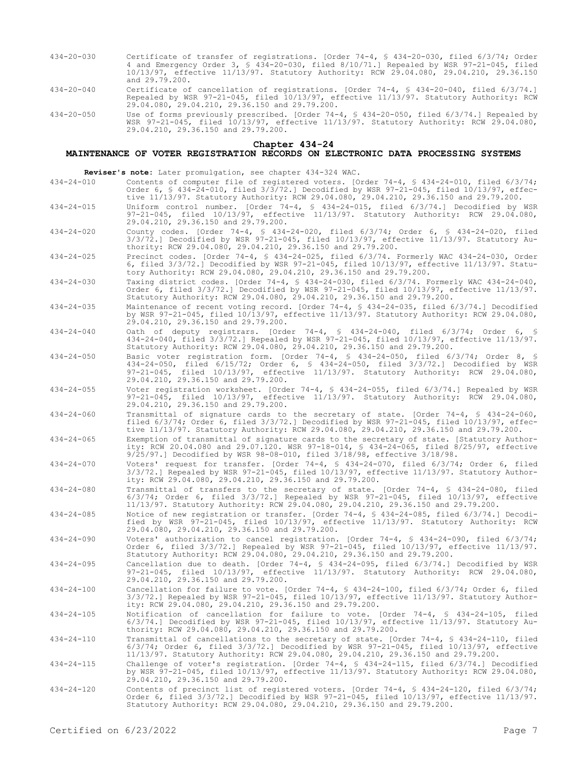| | |
|---|---|
| 434-20-030 | Certificate of transfer of registrations. [Order 74-4, § 434-20-030, filed 6/3/74; Order 4 and Emergency Order 3, § 434-20-030, filed 8/10/71.] Repealed by WSR 97-21-045, filed 10/13/97, effective 11/13/97. Statutory Authority: RCW 29.04.080, 29.04.210, 29.36.150 and 29.79.200. |
| 434-20-040 | Certificate of cancellation of registrations. [Order 74-4, § 434-20-040, filed 6/3/74.] Repealed by WSR 97-21-045, filed 10/13/97, effective 11/13/97. Statutory Authority: RCW 29.04.080, 29.04.210, 29.36.150 and 29.79.200. |
| 434-20-050 | Use of forms previously prescribed. [Order 74-4, § 434-20-050, filed 6/3/74.] Repealed by WSR 97-21-045, filed 10/13/97, effective 11/13/97. Statutory Authority: RCW 29.04.080, 29.04.210, 29.36.150 and 29.79.200. |

## Chapter 434-24
## MAINTENANCE OF VOTER REGISTRATION RECORDS ON ELECTRONIC DATA PROCESSING SYSTEMS

**Reviser's note:** Later promulgation, see chapter 434-324 WAC.

| | |
|---|---|
| 434-24-010 | Contents of computer file of registered voters. [Order 74-4, § 434-24-010, filed 6/3/74; Order 6, § 434-24-010, filed 3/3/72.] Decodified by WSR 97-21-045, filed 10/13/97, effective 11/13/97. Statutory Authority: RCW 29.04.080, 29.04.210, 29.36.150 and 29.79.200. |
| 434-24-015 | Uniform control number. [Order 74-4, § 434-24-015, filed 6/3/74.] Decodified by WSR 97-21-045, filed 10/13/97, effective 11/13/97. Statutory Authority: RCW 29.04.080, 29.04.210, 29.36.150 and 29.79.200. |
| 434-24-020 | County codes. [Order 74-4, § 434-24-020, filed 6/3/74; Order 6, § 434-24-020, filed 3/3/72.] Decodified by WSR 97-21-045, filed 10/13/97, effective 11/13/97. Statutory Authority: RCW 29.04.080, 29.04.210, 29.36.150 and 29.79.200. |
| 434-24-025 | Precinct codes. [Order 74-4, § 434-24-025, filed 6/3/74. Formerly WAC 434-24-030, Order 6, filed 3/3/72.] Decodified by WSR 97-21-045, filed 10/13/97, effective 11/13/97. Statutory Authority: RCW 29.04.080, 29.04.210, 29.36.150 and 29.79.200. |
| 434-24-030 | Taxing district codes. [Order 74-4, § 434-24-030, filed 6/3/74. Formerly WAC 434-24-040, Order 6, filed 3/3/72.] Decodified by WSR 97-21-045, filed 10/13/97, effective 11/13/97. Statutory Authority: RCW 29.04.080, 29.04.210, 29.36.150 and 29.79.200. |
| 434-24-035 | Maintenance of recent voting record. [Order 74-4, § 434-24-035, filed 6/3/74.] Decodified by WSR 97-21-045, filed 10/13/97, effective 11/13/97. Statutory Authority: RCW 29.04.080, 29.04.210, 29.36.150 and 29.79.200. |
| 434-24-040 | Oath of deputy registrars. [Order 74-4, § 434-24-040, filed 6/3/74; Order 6, § 434-24-040, filed 3/3/72.] Repealed by WSR 97-21-045, filed 10/13/97, effective 11/13/97. Statutory Authority: RCW 29.04.080, 29.04.210, 29.36.150 and 29.79.200. |
| 434-24-050 | Basic voter registration form. [Order 74-4, § 434-24-050, filed 6/3/74; Order 8, § 434-24-050, filed 6/15/72; Order 6, § 434-24-050, filed 3/3/72.] Decodified by WSR 97-21-045, filed 10/13/97, effective 11/13/97. Statutory Authority: RCW 29.04.080, 29.04.210, 29.36.150 and 29.79.200. |
| 434-24-055 | Voter registration worksheet. [Order 74-4, § 434-24-055, filed 6/3/74.] Repealed by WSR 97-21-045, filed 10/13/97, effective 11/13/97. Statutory Authority: RCW 29.04.080, 29.04.210, 29.36.150 and 29.79.200. |
| 434-24-060 | Transmittal of signature cards to the secretary of state. [Order 74-4, § 434-24-060, filed 6/3/74; Order 6, filed 3/3/72.] Decodified by WSR 97-21-045, filed 10/13/97, effective 11/13/97. Statutory Authority: RCW 29.04.080, 29.04.210, 29.36.150 and 29.79.200. |
| 434-24-065 | Exemption of transmittal of signature cards to the secretary of state. [Statutory Authority: RCW 20.04.080 and 29.07.120. WSR 97-18-014, § 434-24-065, filed 8/25/97, effective 9/25/97.] Decodified by WSR 98-08-010, filed 3/18/98, effective 3/18/98. |
| 434-24-070 | Voters' request for transfer. [Order 74-4, § 434-24-070, filed 6/3/74; Order 6, filed 3/3/72.] Repealed by WSR 97-21-045, filed 10/13/97, effective 11/13/97. Statutory Authority: RCW 29.04.080, 29.04.210, 29.36.150 and 29.79.200. |
| 434-24-080 | Transmittal of transfers to the secretary of state. [Order 74-4, § 434-24-080, filed 6/3/74; Order 6, filed 3/3/72.] Repealed by WSR 97-21-045, filed 10/13/97, effective 11/13/97. Statutory Authority: RCW 29.04.080, 29.04.210, 29.36.150 and 29.79.200. |
| 434-24-085 | Notice of new registration or transfer. [Order 74-4, § 434-24-085, filed 6/3/74.] Decodified by WSR 97-21-045, filed 10/13/97, effective 11/13/97. Statutory Authority: RCW 29.04.080, 29.04.210, 29.36.150 and 29.79.200. |
| 434-24-090 | Voters' authorization to cancel registration. [Order 74-4, § 434-24-090, filed 6/3/74; Order 6, filed 3/3/72.] Repealed by WSR 97-21-045, filed 10/13/97, effective 11/13/97. Statutory Authority: RCW 29.04.080, 29.04.210, 29.36.150 and 29.79.200. |
| 434-24-095 | Cancellation due to death. [Order 74-4, § 434-24-095, filed 6/3/74.] Decodified by WSR 97-21-045, filed 10/13/97, effective 11/13/97. Statutory Authority: RCW 29.04.080, 29.04.210, 29.36.150 and 29.79.200. |
| 434-24-100 | Cancellation for failure to vote. [Order 74-4, § 434-24-100, filed 6/3/74; Order 6, filed 3/3/72.] Repealed by WSR 97-21-045, filed 10/13/97, effective 11/13/97. Statutory Authority: RCW 29.04.080, 29.04.210, 29.36.150 and 29.79.200. |
| 434-24-105 | Notification of cancellation for failure to vote. [Order 74-4, § 434-24-105, filed 6/3/74.] Decodified by WSR 97-21-045, filed 10/13/97, effective 11/13/97. Statutory Authority: RCW 29.04.080, 29.04.210, 29.36.150 and 29.79.200. |
| 434-24-110 | Transmittal of cancellations to the secretary of state. [Order 74-4, § 434-24-110, filed 6/3/74; Order 6, filed 3/3/72.] Decodified by WSR 97-21-045, filed 10/13/97, effective 11/13/97. Statutory Authority: RCW 29.04.080, 29.04.210, 29.36.150 and 29.79.200. |
| 434-24-115 | Challenge of voter's registration. [Order 74-4, § 434-24-115, filed 6/3/74.] Decodified by WSR 97-21-045, filed 10/13/97, effective 11/13/97. Statutory Authority: RCW 29.04.080, 29.04.210, 29.36.150 and 29.79.200. |
| 434-24-120 | Contents of precinct list of registered voters. [Order 74-4, § 434-24-120, filed 6/3/74; Order 6, filed 3/3/72.] Decodified by WSR 97-21-045, filed 10/13/97, effective 11/13/97. Statutory Authority: RCW 29.04.080, 29.04.210, 29.36.150 and 29.79.200. |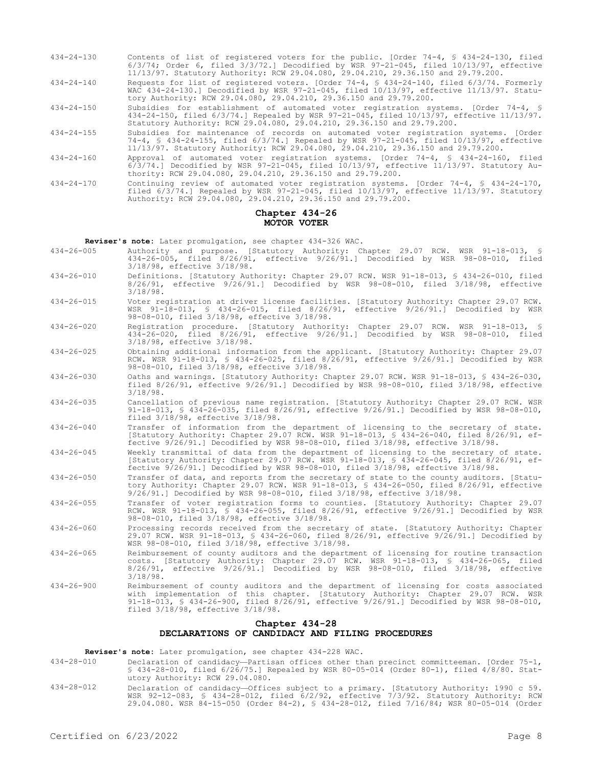434-24-130 Contents of list of registered voters for the public. [Order 74-4, § 434-24-130, filed 6/3/74; Order 6, filed 3/3/72.] Decodified by WSR 97-21-045, filed 10/13/97, effective 11/13/97. Statutory Authority: RCW 29.04.080, 29.04.210, 29.36.150 and 29.79.200.

434-24-140 Requests for list of registered voters. [Order 74-4, § 434-24-140, filed 6/3/74. Formerly WAC 434-24-130.] Decodified by WSR 97-21-045, filed 10/13/97, effective 11/13/97. Statutory Authority: RCW 29.04.080, 29.04.210, 29.36.150 and 29.79.200.

434-24-150 Subsidies for establishment of automated voter registration systems. [Order 74-4, § 434-24-150, filed 6/3/74.] Repealed by WSR 97-21-045, filed 10/13/97, effective 11/13/97. Statutory Authority: RCW 29.04.080, 29.04.210, 29.36.150 and 29.79.200.

434-24-155 Subsidies for maintenance of records on automated voter registration systems. [Order 74-4, § 434-24-155, filed 6/3/74.] Repealed by WSR 97-21-045, filed 10/13/97, effective 11/13/97. Statutory Authority: RCW 29.04.080, 29.04.210, 29.36.150 and 29.79.200.

434-24-160 Approval of automated voter registration systems. [Order 74-4, § 434-24-160, filed 6/3/74.] Decodified by WSR 97-21-045, filed 10/13/97, effective 11/13/97. Statutory Authority: RCW 29.04.080, 29.04.210, 29.36.150 and 29.79.200.

434-24-170 Continuing review of automated voter registration systems. [Order 74-4, § 434-24-170, filed 6/3/74.] Repealed by WSR 97-21-045, filed 10/13/97, effective 11/13/97. Statutory Authority: RCW 29.04.080, 29.04.210, 29.36.150 and 29.79.200.

## Chapter 434-26
## MOTOR VOTER

**Reviser's note:** Later promulgation, see chapter 434-326 WAC.

434-26-005 Authority and purpose. [Statutory Authority: Chapter 29.07 RCW. WSR 91-18-013, § 434-26-005, filed 8/26/91, effective 9/26/91.] Decodified by WSR 98-08-010, filed 3/18/98, effective 3/18/98.

434-26-010 Definitions. [Statutory Authority: Chapter 29.07 RCW. WSR 91-18-013, § 434-26-010, filed 8/26/91, effective 9/26/91.] Decodified by WSR 98-08-010, filed 3/18/98, effective 3/18/98.

434-26-015 Voter registration at driver license facilities. [Statutory Authority: Chapter 29.07 RCW. WSR 91-18-013, § 434-26-015, filed 8/26/91, effective 9/26/91.] Decodified by WSR 98-08-010, filed 3/18/98, effective 3/18/98.

434-26-020 Registration procedure. [Statutory Authority: Chapter 29.07 RCW. WSR 91-18-013, § 434-26-020, filed 8/26/91, effective 9/26/91.] Decodified by WSR 98-08-010, filed 3/18/98, effective 3/18/98.

434-26-025 Obtaining additional information from the applicant. [Statutory Authority: Chapter 29.07 RCW. WSR 91-18-013, § 434-26-025, filed 8/26/91, effective 9/26/91.] Decodified by WSR 98-08-010, filed 3/18/98, effective 3/18/98.

434-26-030 Oaths and warnings. [Statutory Authority: Chapter 29.07 RCW. WSR 91-18-013, § 434-26-030, filed 8/26/91, effective 9/26/91.] Decodified by WSR 98-08-010, filed 3/18/98, effective 3/18/98.

434-26-035 Cancellation of previous name registration. [Statutory Authority: Chapter 29.07 RCW. WSR 91-18-013, § 434-26-035, filed 8/26/91, effective 9/26/91.] Decodified by WSR 98-08-010, filed 3/18/98, effective 3/18/98.

434-26-040 Transfer of information from the department of licensing to the secretary of state. [Statutory Authority: Chapter 29.07 RCW. WSR 91-18-013, § 434-26-040, filed 8/26/91, effective 9/26/91.] Decodified by WSR 98-08-010, filed 3/18/98, effective 3/18/98.

434-26-045 Weekly transmittal of data from the department of licensing to the secretary of state. [Statutory Authority: Chapter 29.07 RCW. WSR 91-18-013, § 434-26-045, filed 8/26/91, effective 9/26/91.] Decodified by WSR 98-08-010, filed 3/18/98, effective 3/18/98.

434-26-050 Transfer of data, and reports from the secretary of state to the county auditors. [Statutory Authority: Chapter 29.07 RCW. WSR 91-18-013, § 434-26-050, filed 8/26/91, effective 9/26/91.] Decodified by WSR 98-08-010, filed 3/18/98, effective 3/18/98.

434-26-055 Transfer of voter registration forms to counties. [Statutory Authority: Chapter 29.07 RCW. WSR 91-18-013, § 434-26-055, filed 8/26/91, effective 9/26/91.] Decodified by WSR 98-08-010, filed 3/18/98, effective 3/18/98.

434-26-060 Processing records received from the secretary of state. [Statutory Authority: Chapter 29.07 RCW. WSR 91-18-013, § 434-26-060, filed 8/26/91, effective 9/26/91.] Decodified by WSR 98-08-010, filed 3/18/98, effective 3/18/98.

434-26-065 Reimbursement of county auditors and the department of licensing for routine transaction costs. [Statutory Authority: Chapter 29.07 RCW. WSR 91-18-013, § 434-26-065, filed 8/26/91, effective 9/26/91.] Decodified by WSR 98-08-010, filed 3/18/98, effective 3/18/98.

434-26-900 Reimbursement of county auditors and the department of licensing for costs associated with implementation of this chapter. [Statutory Authority: Chapter 29.07 RCW. WSR 91-18-013, § 434-26-900, filed 8/26/91, effective 9/26/91.] Decodified by WSR 98-08-010, filed 3/18/98, effective 3/18/98.

## Chapter 434-28
## DECLARATIONS OF CANDIDACY AND FILING PROCEDURES

**Reviser's note:** Later promulgation, see chapter 434-228 WAC.

434-28-010 Declaration of candidacy—Partisan offices other than precinct committeeman. [Order 75-1, § 434-28-010, filed 6/26/75.] Repealed by WSR 80-05-014 (Order 80-1), filed 4/8/80. Statutory Authority: RCW 29.04.080.

434-28-012 Declaration of candidacy—Offices subject to a primary. [Statutory Authority: 1990 c 59. WSR 92-12-083, § 434-28-012, filed 6/2/92, effective 7/3/92. Statutory Authority: RCW 29.04.080. WSR 84-15-050 (Order 84-2), § 434-28-012, filed 7/16/84; WSR 80-05-014 (Order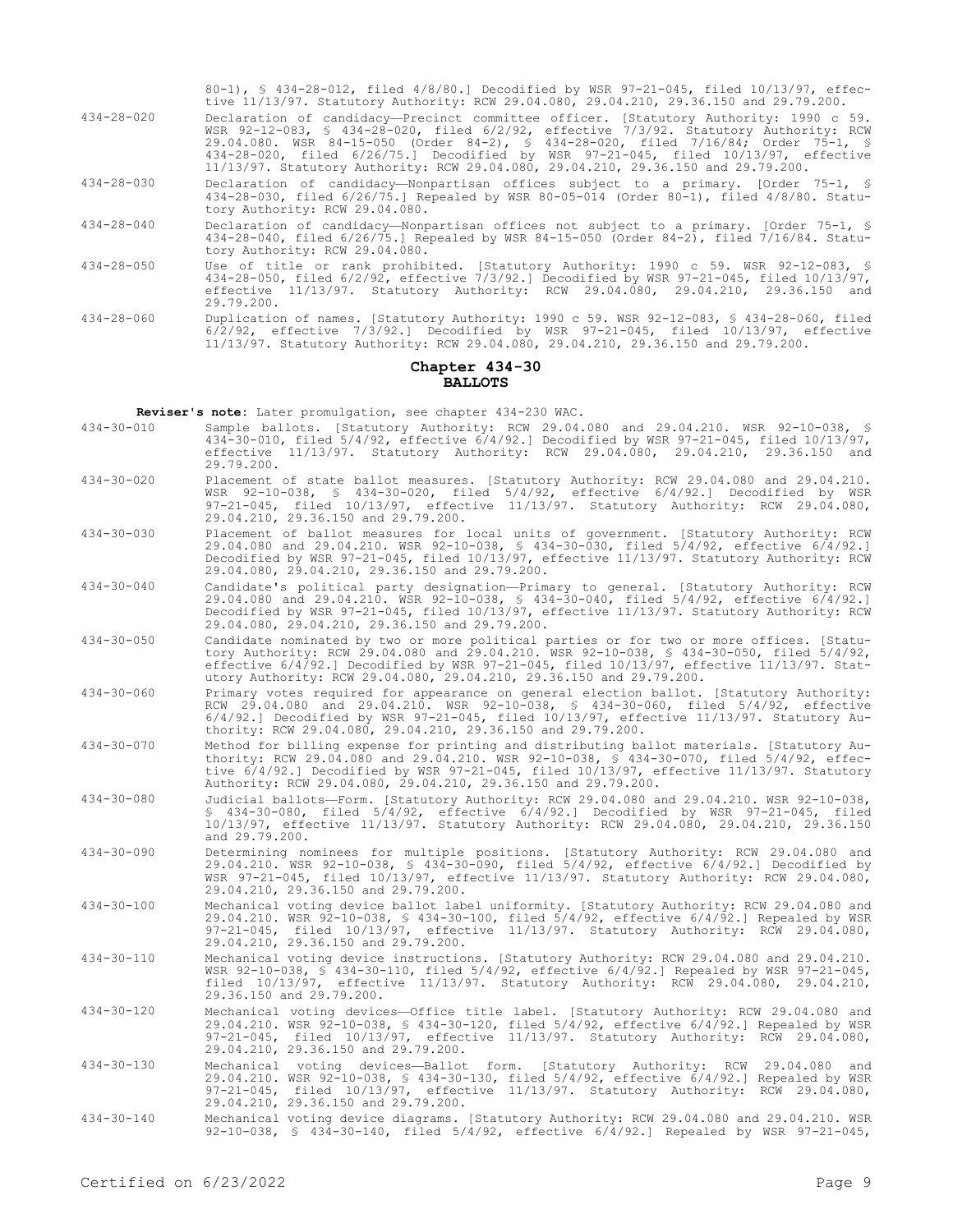80-1), § 434-28-012, filed 4/8/80.] Decodified by WSR 97-21-045, filed 10/13/97, effective 11/13/97. Statutory Authority: RCW 29.04.080, 29.04.210, 29.36.150 and 29.79.200.

434-28-020 Declaration of candidacy—Precinct committee officer. [Statutory Authority: 1990 c 59. WSR 92-12-083, § 434-28-020, filed 6/2/92, effective 7/3/92. Statutory Authority: RCW 29.04.080. WSR 84-15-050 (Order 84-2), § 434-28-020, filed 7/16/84; Order 75-1, § 434-28-020, filed 6/26/75.] Decodified by WSR 97-21-045, filed 10/13/97, effective 11/13/97. Statutory Authority: RCW 29.04.080, 29.04.210, 29.36.150 and 29.79.200.

434-28-030 Declaration of candidacy—Nonpartisan offices subject to a primary. [Order 75-1, § 434-28-030, filed 6/26/75.] Repealed by WSR 80-05-014 (Order 80-1), filed 4/8/80. Statutory Authority: RCW 29.04.080.

434-28-040 Declaration of candidacy—Nonpartisan offices not subject to a primary. [Order 75-1, § 434-28-040, filed 6/26/75.] Repealed by WSR 84-15-050 (Order 84-2), filed 7/16/84. Statutory Authority: RCW 29.04.080.

434-28-050 Use of title or rank prohibited. [Statutory Authority: 1990 c 59. WSR 92-12-083, § 434-28-050, filed 6/2/92, effective 7/3/92.] Decodified by WSR 97-21-045, filed 10/13/97, effective 11/13/97. Statutory Authority: RCW 29.04.080, 29.04.210, 29.36.150 and 29.79.200.

434-28-060 Duplication of names. [Statutory Authority: 1990 c 59. WSR 92-12-083, § 434-28-060, filed 6/2/92, effective 7/3/92.] Decodified by WSR 97-21-045, filed 10/13/97, effective 11/13/97. Statutory Authority: RCW 29.04.080, 29.04.210, 29.36.150 and 29.79.200.

## Chapter 434-30
## BALLOTS

**Reviser's note:** Later promulgation, see chapter 434-230 WAC.

434-30-010 Sample ballots. [Statutory Authority: RCW 29.04.080 and 29.04.210. WSR 92-10-038, § 434-30-010, filed 5/4/92, effective 6/4/92.] Decodified by WSR 97-21-045, filed 10/13/97, effective 11/13/97. Statutory Authority: RCW 29.04.080, 29.04.210, 29.36.150 and 29.79.200.

434-30-020 Placement of state ballot measures. [Statutory Authority: RCW 29.04.080 and 29.04.210. WSR 92-10-038, § 434-30-020, filed 5/4/92, effective 6/4/92.] Decodified by WSR 97-21-045, filed 10/13/97, effective 11/13/97. Statutory Authority: RCW 29.04.080, 29.04.210, 29.36.150 and 29.79.200.

434-30-030 Placement of ballot measures for local units of government. [Statutory Authority: RCW 29.04.080 and 29.04.210. WSR 92-10-038, § 434-30-030, filed 5/4/92, effective 6/4/92.] Decodified by WSR 97-21-045, filed 10/13/97, effective 11/13/97. Statutory Authority: RCW 29.04.080, 29.04.210, 29.36.150 and 29.79.200.

434-30-040 Candidate's political party designation—Primary to general. [Statutory Authority: RCW 29.04.080 and 29.04.210. WSR 92-10-038, § 434-30-040, filed 5/4/92, effective 6/4/92.] Decodified by WSR 97-21-045, filed 10/13/97, effective 11/13/97. Statutory Authority: RCW 29.04.080, 29.04.210, 29.36.150 and 29.79.200.

434-30-050 Candidate nominated by two or more political parties or for two or more offices. [Statutory Authority: RCW 29.04.080 and 29.04.210. WSR 92-10-038, § 434-30-050, filed 5/4/92, effective 6/4/92.] Decodified by WSR 97-21-045, filed 10/13/97, effective 11/13/97. Statutory Authority: RCW 29.04.080, 29.04.210, 29.36.150 and 29.79.200.

434-30-060 Primary votes required for appearance on general election ballot. [Statutory Authority: RCW 29.04.080 and 29.04.210. WSR 92-10-038, § 434-30-060, filed 5/4/92, effective 6/4/92.] Decodified by WSR 97-21-045, filed 10/13/97, effective 11/13/97. Statutory Authority: RCW 29.04.080, 29.04.210, 29.36.150 and 29.79.200.

434-30-070 Method for billing expense for printing and distributing ballot materials. [Statutory Authority: RCW 29.04.080 and 29.04.210. WSR 92-10-038, § 434-30-070, filed 5/4/92, effective 6/4/92.] Decodified by WSR 97-21-045, filed 10/13/97, effective 11/13/97. Statutory Authority: RCW 29.04.080, 29.04.210, 29.36.150 and 29.79.200.

434-30-080 Judicial ballots—Form. [Statutory Authority: RCW 29.04.080 and 29.04.210. WSR 92-10-038, § 434-30-080, filed 5/4/92, effective 6/4/92.] Decodified by WSR 97-21-045, filed 10/13/97, effective 11/13/97. Statutory Authority: RCW 29.04.080, 29.04.210, 29.36.150 and 29.79.200.

434-30-090 Determining nominees for multiple positions. [Statutory Authority: RCW 29.04.080 and 29.04.210. WSR 92-10-038, § 434-30-090, filed 5/4/92, effective 6/4/92.] Decodified by WSR 97-21-045, filed 10/13/97, effective 11/13/97. Statutory Authority: RCW 29.04.080, 29.04.210, 29.36.150 and 29.79.200.

434-30-100 Mechanical voting device ballot label uniformity. [Statutory Authority: RCW 29.04.080 and 29.04.210. WSR 92-10-038, § 434-30-100, filed 5/4/92, effective 6/4/92.] Repealed by WSR 97-21-045, filed 10/13/97, effective 11/13/97. Statutory Authority: RCW 29.04.080, 29.04.210, 29.36.150 and 29.79.200.

434-30-110 Mechanical voting device instructions. [Statutory Authority: RCW 29.04.080 and 29.04.210. WSR 92-10-038, § 434-30-110, filed 5/4/92, effective 6/4/92.] Repealed by WSR 97-21-045, filed 10/13/97, effective 11/13/97. Statutory Authority: RCW 29.04.080, 29.04.210, 29.36.150 and 29.79.200.

434-30-120 Mechanical voting devices—Office title label. [Statutory Authority: RCW 29.04.080 and 29.04.210. WSR 92-10-038, § 434-30-120, filed 5/4/92, effective 6/4/92.] Repealed by WSR 97-21-045, filed 10/13/97, effective 11/13/97. Statutory Authority: RCW 29.04.080, 29.04.210, 29.36.150 and 29.79.200.

434-30-130 Mechanical voting devices—Ballot form. [Statutory Authority: RCW 29.04.080 and 29.04.210. WSR 92-10-038, § 434-30-130, filed 5/4/92, effective 6/4/92.] Repealed by WSR 97-21-045, filed 10/13/97, effective 11/13/97. Statutory Authority: RCW 29.04.080, 29.04.210, 29.36.150 and 29.79.200.

434-30-140 Mechanical voting device diagrams. [Statutory Authority: RCW 29.04.080 and 29.04.210. WSR 92-10-038, § 434-30-140, filed 5/4/92, effective 6/4/92.] Repealed by WSR 97-21-045,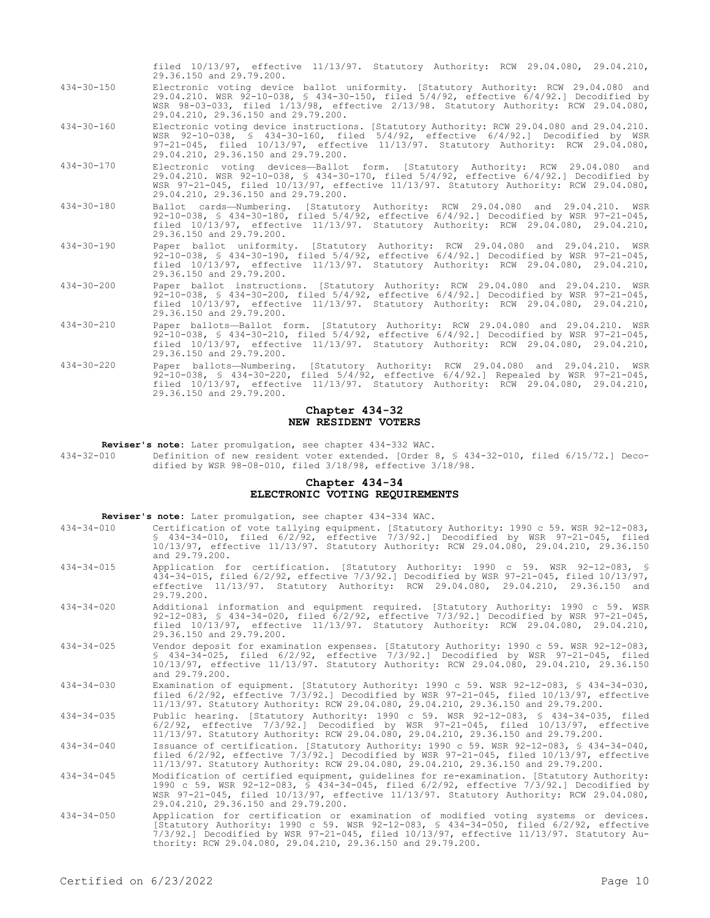filed 10/13/97, effective 11/13/97. Statutory Authority: RCW 29.04.080, 29.04.210, 29.36.150 and 29.79.200.

434-30-150 Electronic voting device ballot uniformity. [Statutory Authority: RCW 29.04.080 and 29.04.210. WSR 92-10-038, § 434-30-150, filed 5/4/92, effective 6/4/92.] Decodified by WSR 98-03-033, filed 1/13/98, effective 2/13/98. Statutory Authority: RCW 29.04.080, 29.04.210, 29.36.150 and 29.79.200.

434-30-160 Electronic voting device instructions. [Statutory Authority: RCW 29.04.080 and 29.04.210. WSR 92-10-038, § 434-30-160, filed 5/4/92, effective 6/4/92.] Decodified by WSR 97-21-045, filed 10/13/97, effective 11/13/97. Statutory Authority: RCW 29.04.080, 29.04.210, 29.36.150 and 29.79.200.

434-30-170 Electronic voting devices—Ballot form. [Statutory Authority: RCW 29.04.080 and 29.04.210. WSR 92-10-038, § 434-30-170, filed 5/4/92, effective 6/4/92.] Decodified by WSR 97-21-045, filed 10/13/97, effective 11/13/97. Statutory Authority: RCW 29.04.080, 29.04.210, 29.36.150 and 29.79.200.

434-30-180 Ballot cards—Numbering. [Statutory Authority: RCW 29.04.080 and 29.04.210. WSR 92-10-038, § 434-30-180, filed 5/4/92, effective 6/4/92.] Decodified by WSR 97-21-045, filed 10/13/97, effective 11/13/97. Statutory Authority: RCW 29.04.080, 29.04.210, 29.36.150 and 29.79.200.

434-30-190 Paper ballot uniformity. [Statutory Authority: RCW 29.04.080 and 29.04.210. WSR 92-10-038, § 434-30-190, filed 5/4/92, effective 6/4/92.] Decodified by WSR 97-21-045, filed 10/13/97, effective 11/13/97. Statutory Authority: RCW 29.04.080, 29.04.210, 29.36.150 and 29.79.200.

434-30-200 Paper ballot instructions. [Statutory Authority: RCW 29.04.080 and 29.04.210. WSR 92-10-038, § 434-30-200, filed 5/4/92, effective 6/4/92.] Decodified by WSR 97-21-045, filed 10/13/97, effective 11/13/97. Statutory Authority: RCW 29.04.080, 29.04.210, 29.36.150 and 29.79.200.

434-30-210 Paper ballots—Ballot form. [Statutory Authority: RCW 29.04.080 and 29.04.210. WSR 92-10-038, § 434-30-210, filed 5/4/92, effective 6/4/92.] Decodified by WSR 97-21-045, filed 10/13/97, effective 11/13/97. Statutory Authority: RCW 29.04.080, 29.04.210, 29.36.150 and 29.79.200.

434-30-220 Paper ballots—Numbering. [Statutory Authority: RCW 29.04.080 and 29.04.210. WSR 92-10-038, § 434-30-220, filed 5/4/92, effective 6/4/92.] Repealed by WSR 97-21-045, filed 10/13/97, effective 11/13/97. Statutory Authority: RCW 29.04.080, 29.04.210, 29.36.150 and 29.79.200.

## Chapter 434-32
## NEW RESIDENT VOTERS

**Reviser's note:** Later promulgation, see chapter 434-332 WAC.

434-32-010 Definition of new resident voter extended. [Order 8, § 434-32-010, filed 6/15/72.] Decodified by WSR 98-08-010, filed 3/18/98, effective 3/18/98.

## Chapter 434-34
## ELECTRONIC VOTING REQUIREMENTS

**Reviser's note:** Later promulgation, see chapter 434-334 WAC.

434-34-010 Certification of vote tallying equipment. [Statutory Authority: 1990 c 59. WSR 92-12-083, § 434-34-010, filed 6/2/92, effective 7/3/92.] Decodified by WSR 97-21-045, filed 10/13/97, effective 11/13/97. Statutory Authority: RCW 29.04.080, 29.04.210, 29.36.150 and 29.79.200.

434-34-015 Application for certification. [Statutory Authority: 1990 c 59. WSR 92-12-083, § 434-34-015, filed 6/2/92, effective 7/3/92.] Decodified by WSR 97-21-045, filed 10/13/97, effective 11/13/97. Statutory Authority: RCW 29.04.080, 29.04.210, 29.36.150 and 29.79.200.

434-34-020 Additional information and equipment required. [Statutory Authority: 1990 c 59. WSR 92-12-083, § 434-34-020, filed 6/2/92, effective 7/3/92.] Decodified by WSR 97-21-045, filed 10/13/97, effective 11/13/97. Statutory Authority: RCW 29.04.080, 29.04.210, 29.36.150 and 29.79.200.

434-34-025 Vendor deposit for examination expenses. [Statutory Authority: 1990 c 59. WSR 92-12-083, § 434-34-025, filed 6/2/92, effective 7/3/92.] Decodified by WSR 97-21-045, filed 10/13/97, effective 11/13/97. Statutory Authority: RCW 29.04.080, 29.04.210, 29.36.150 and 29.79.200.

434-34-030 Examination of equipment. [Statutory Authority: 1990 c 59. WSR 92-12-083, § 434-34-030, filed 6/2/92, effective 7/3/92.] Decodified by WSR 97-21-045, filed 10/13/97, effective 11/13/97. Statutory Authority: RCW 29.04.080, 29.04.210, 29.36.150 and 29.79.200.

434-34-035 Public hearing. [Statutory Authority: 1990 c 59. WSR 92-12-083, § 434-34-035, filed 6/2/92, effective 7/3/92.] Decodified by WSR 97-21-045, filed 10/13/97, effective 11/13/97. Statutory Authority: RCW 29.04.080, 29.04.210, 29.36.150 and 29.79.200.

434-34-040 Issuance of certification. [Statutory Authority: 1990 c 59. WSR 92-12-083, § 434-34-040, filed 6/2/92, effective 7/3/92.] Decodified by WSR 97-21-045, filed 10/13/97, effective 11/13/97. Statutory Authority: RCW 29.04.080, 29.04.210, 29.36.150 and 29.79.200.

434-34-045 Modification of certified equipment, guidelines for re-examination. [Statutory Authority: 1990 c 59. WSR 92-12-083, § 434-34-045, filed 6/2/92, effective 7/3/92.] Decodified by WSR 97-21-045, filed 10/13/97, effective 11/13/97. Statutory Authority: RCW 29.04.080, 29.04.210, 29.36.150 and 29.79.200.

434-34-050 Application for certification or examination of modified voting systems or devices. [Statutory Authority: 1990 c 59. WSR 92-12-083, § 434-34-050, filed 6/2/92, effective 7/3/92.] Decodified by WSR 97-21-045, filed 10/13/97, effective 11/13/97. Statutory Authority: RCW 29.04.080, 29.04.210, 29.36.150 and 29.79.200.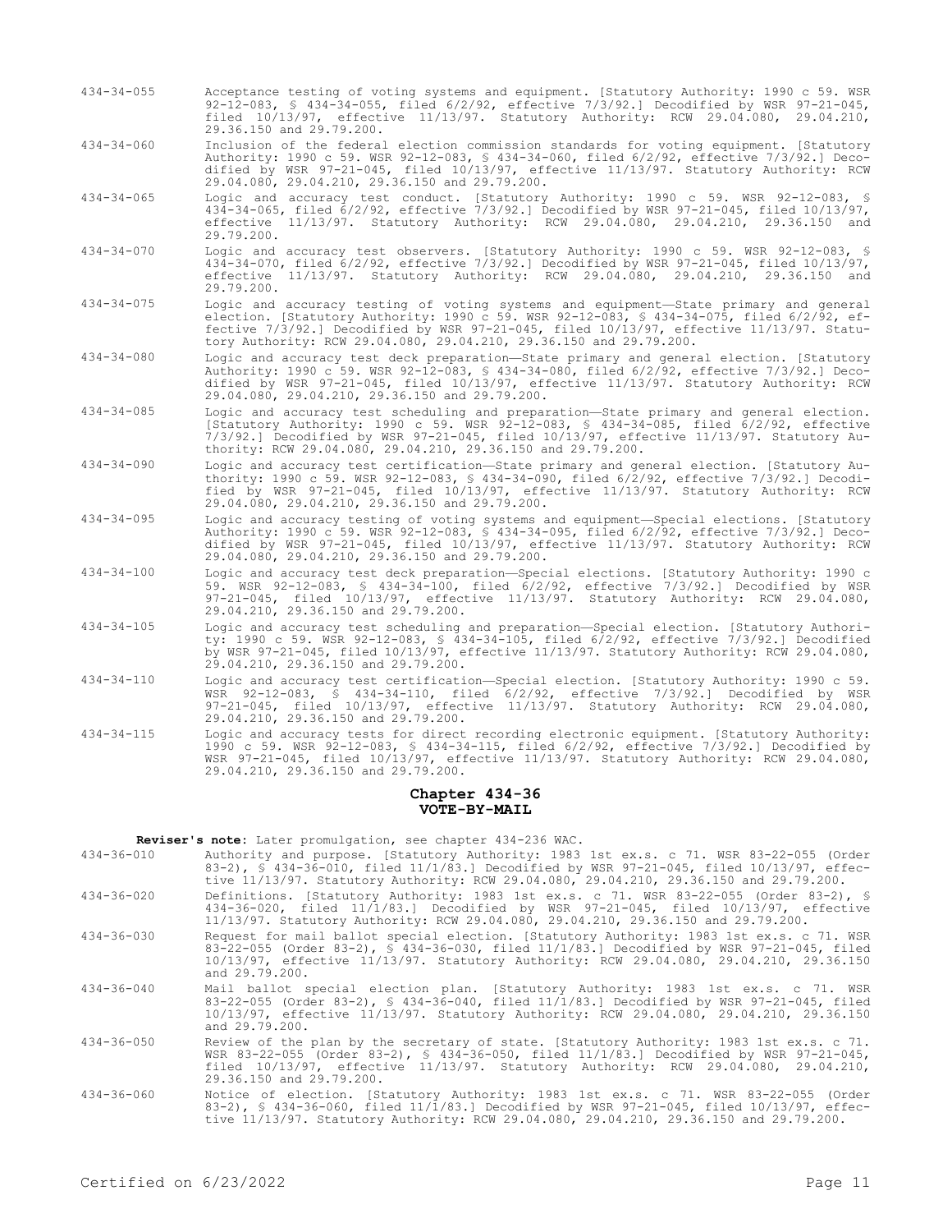434-34-055 Acceptance testing of voting systems and equipment. [Statutory Authority: 1990 c 59. WSR 92-12-083, § 434-34-055, filed 6/2/92, effective 7/3/92.] Decodified by WSR 97-21-045, filed 10/13/97, effective 11/13/97. Statutory Authority: RCW 29.04.080, 29.04.210, 29.36.150 and 29.79.200.

434-34-060 Inclusion of the federal election commission standards for voting equipment. [Statutory Authority: 1990 c 59. WSR 92-12-083, § 434-34-060, filed 6/2/92, effective 7/3/92.] Decodified by WSR 97-21-045, filed 10/13/97, effective 11/13/97. Statutory Authority: RCW 29.04.080, 29.04.210, 29.36.150 and 29.79.200.

434-34-065 Logic and accuracy test conduct. [Statutory Authority: 1990 c 59. WSR 92-12-083, § 434-34-065, filed 6/2/92, effective 7/3/92.] Decodified by WSR 97-21-045, filed 10/13/97, effective 11/13/97. Statutory Authority: RCW 29.04.080, 29.04.210, 29.36.150 and 29.79.200.

434-34-070 Logic and accuracy test observers. [Statutory Authority: 1990 c 59. WSR 92-12-083, § 434-34-070, filed 6/2/92, effective 7/3/92.] Decodified by WSR 97-21-045, filed 10/13/97, effective 11/13/97. Statutory Authority: RCW 29.04.080, 29.04.210, 29.36.150 and 29.79.200.

434-34-075 Logic and accuracy testing of voting systems and equipment—State primary and general election. [Statutory Authority: 1990 c 59. WSR 92-12-083, § 434-34-075, filed 6/2/92, effective 7/3/92.] Decodified by WSR 97-21-045, filed 10/13/97, effective 11/13/97. Statutory Authority: RCW 29.04.080, 29.04.210, 29.36.150 and 29.79.200.

434-34-080 Logic and accuracy test deck preparation—State primary and general election. [Statutory Authority: 1990 c 59. WSR 92-12-083, § 434-34-080, filed 6/2/92, effective 7/3/92.] Decodified by WSR 97-21-045, filed 10/13/97, effective 11/13/97. Statutory Authority: RCW 29.04.080, 29.04.210, 29.36.150 and 29.79.200.

434-34-085 Logic and accuracy test scheduling and preparation—State primary and general election. [Statutory Authority: 1990 c 59. WSR 92-12-083, § 434-34-085, filed 6/2/92, effective 7/3/92.] Decodified by WSR 97-21-045, filed 10/13/97, effective 11/13/97. Statutory Authority: RCW 29.04.080, 29.04.210, 29.36.150 and 29.79.200.

434-34-090 Logic and accuracy test certification—State primary and general election. [Statutory Authority: 1990 c 59. WSR 92-12-083, § 434-34-090, filed 6/2/92, effective 7/3/92.] Decodified by WSR 97-21-045, filed 10/13/97, effective 11/13/97. Statutory Authority: RCW 29.04.080, 29.04.210, 29.36.150 and 29.79.200.

434-34-095 Logic and accuracy testing of voting systems and equipment—Special elections. [Statutory Authority: 1990 c 59. WSR 92-12-083, § 434-34-095, filed 6/2/92, effective 7/3/92.] Decodified by WSR 97-21-045, filed 10/13/97, effective 11/13/97. Statutory Authority: RCW 29.04.080, 29.04.210, 29.36.150 and 29.79.200.

434-34-100 Logic and accuracy test deck preparation—Special elections. [Statutory Authority: 1990 c 59. WSR 92-12-083, § 434-34-100, filed 6/2/92, effective 7/3/92.] Decodified by WSR 97-21-045, filed 10/13/97, effective 11/13/97. Statutory Authority: RCW 29.04.080, 29.04.210, 29.36.150 and 29.79.200.

434-34-105 Logic and accuracy test scheduling and preparation—Special election. [Statutory Authority: 1990 c 59. WSR 92-12-083, § 434-34-105, filed 6/2/92, effective 7/3/92.] Decodified by WSR 97-21-045, filed 10/13/97, effective 11/13/97. Statutory Authority: RCW 29.04.080, 29.04.210, 29.36.150 and 29.79.200.

434-34-110 Logic and accuracy test certification—Special election. [Statutory Authority: 1990 c 59. WSR 92-12-083, § 434-34-110, filed 6/2/92, effective 7/3/92.] Decodified by WSR 97-21-045, filed 10/13/97, effective 11/13/97. Statutory Authority: RCW 29.04.080, 29.04.210, 29.36.150 and 29.79.200.

434-34-115 Logic and accuracy tests for direct recording electronic equipment. [Statutory Authority: 1990 c 59. WSR 92-12-083, § 434-34-115, filed 6/2/92, effective 7/3/92.] Decodified by WSR 97-21-045, filed 10/13/97, effective 11/13/97. Statutory Authority: RCW 29.04.080, 29.04.210, 29.36.150 and 29.79.200.

## Chapter 434-36
## VOTE-BY-MAIL

**Reviser's note:** Later promulgation, see chapter 434-236 WAC.

434-36-010 Authority and purpose. [Statutory Authority: 1983 1st ex.s. c 71. WSR 83-22-055 (Order 83-2), § 434-36-010, filed 11/1/83.] Decodified by WSR 97-21-045, filed 10/13/97, effective 11/13/97. Statutory Authority: RCW 29.04.080, 29.04.210, 29.36.150 and 29.79.200.

434-36-020 Definitions. [Statutory Authority: 1983 1st ex.s. c 71. WSR 83-22-055 (Order 83-2), § 434-36-020, filed 11/1/83.] Decodified by WSR 97-21-045, filed 10/13/97, effective 11/13/97. Statutory Authority: RCW 29.04.080, 29.04.210, 29.36.150 and 29.79.200.

434-36-030 Request for mail ballot special election. [Statutory Authority: 1983 1st ex.s. c 71. WSR 83-22-055 (Order 83-2), § 434-36-030, filed 11/1/83.] Decodified by WSR 97-21-045, filed 10/13/97, effective 11/13/97. Statutory Authority: RCW 29.04.080, 29.04.210, 29.36.150 and 29.79.200.

434-36-040 Mail ballot special election plan. [Statutory Authority: 1983 1st ex.s. c 71. WSR 83-22-055 (Order 83-2), § 434-36-040, filed 11/1/83.] Decodified by WSR 97-21-045, filed 10/13/97, effective 11/13/97. Statutory Authority: RCW 29.04.080, 29.04.210, 29.36.150 and 29.79.200.

434-36-050 Review of the plan by the secretary of state. [Statutory Authority: 1983 1st ex.s. c 71. WSR 83-22-055 (Order 83-2), § 434-36-050, filed 11/1/83.] Decodified by WSR 97-21-045, filed 10/13/97, effective 11/13/97. Statutory Authority: RCW 29.04.080, 29.04.210, 29.36.150 and 29.79.200.

434-36-060 Notice of election. [Statutory Authority: 1983 1st ex.s. c 71. WSR 83-22-055 (Order 83-2), § 434-36-060, filed 11/1/83.] Decodified by WSR 97-21-045, filed 10/13/97, effective 11/13/97. Statutory Authority: RCW 29.04.080, 29.04.210, 29.36.150 and 29.79.200.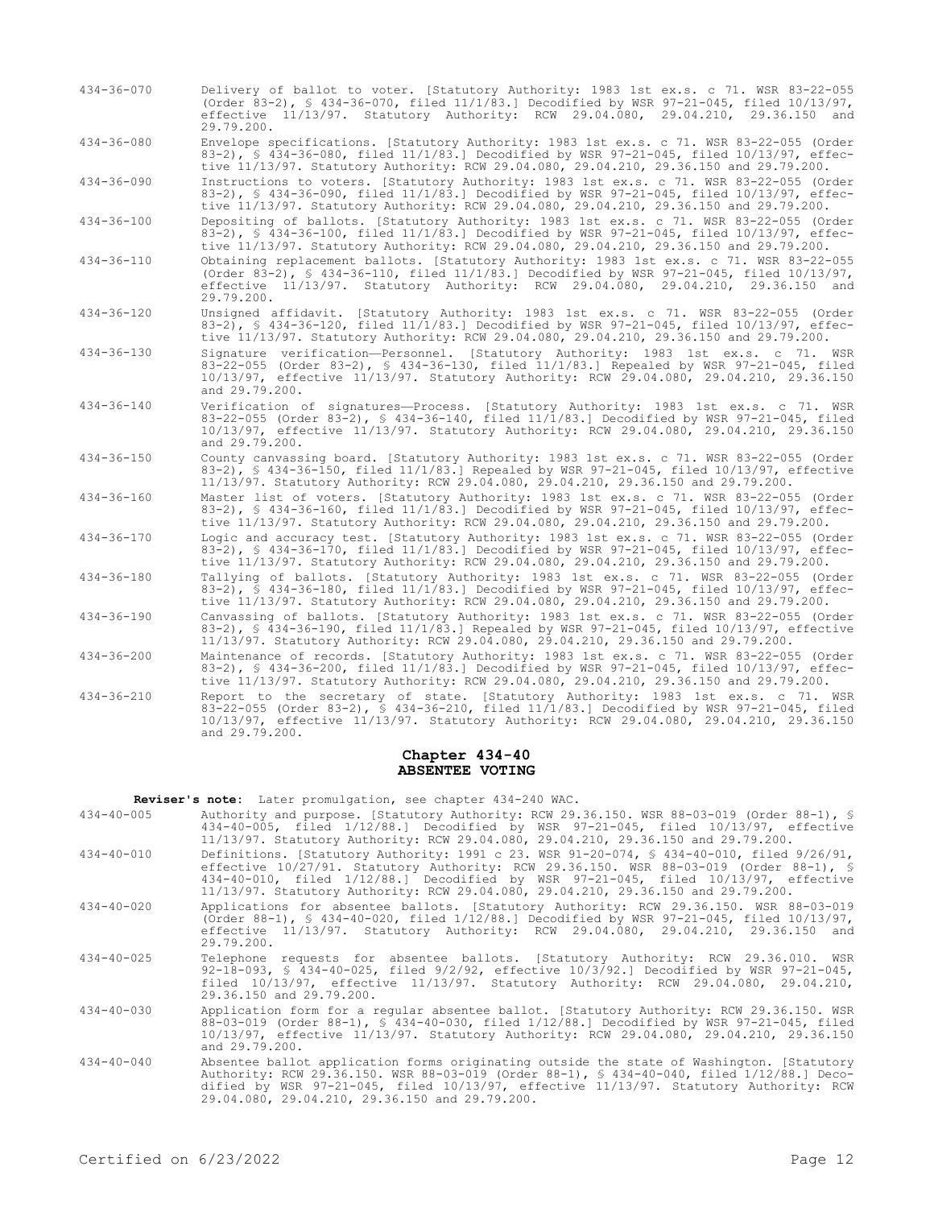434-36-070 Delivery of ballot to voter. [Statutory Authority: 1983 1st ex.s. c 71. WSR 83-22-055 (Order 83-2), § 434-36-070, filed 11/1/83.] Decodified by WSR 97-21-045, filed 10/13/97, effective 11/13/97. Statutory Authority: RCW 29.04.080, 29.04.210, 29.36.150 and 29.79.200.

434-36-080 Envelope specifications. [Statutory Authority: 1983 1st ex.s. c 71. WSR 83-22-055 (Order 83-2), § 434-36-080, filed 11/1/83.] Decodified by WSR 97-21-045, filed 10/13/97, effective 11/13/97. Statutory Authority: RCW 29.04.080, 29.04.210, 29.36.150 and 29.79.200.

434-36-090 Instructions to voters. [Statutory Authority: 1983 1st ex.s. c 71. WSR 83-22-055 (Order 83-2), § 434-36-090, filed 11/1/83.] Decodified by WSR 97-21-045, filed 10/13/97, effective 11/13/97. Statutory Authority: RCW 29.04.080, 29.04.210, 29.36.150 and 29.79.200.

434-36-100 Depositing of ballots. [Statutory Authority: 1983 1st ex.s. c 71. WSR 83-22-055 (Order 83-2), § 434-36-100, filed 11/1/83.] Decodified by WSR 97-21-045, filed 10/13/97, effective 11/13/97. Statutory Authority: RCW 29.04.080, 29.04.210, 29.36.150 and 29.79.200.

434-36-110 Obtaining replacement ballots. [Statutory Authority: 1983 1st ex.s. c 71. WSR 83-22-055 (Order 83-2), § 434-36-110, filed 11/1/83.] Decodified by WSR 97-21-045, filed 10/13/97, effective 11/13/97. Statutory Authority: RCW 29.04.080, 29.04.210, 29.36.150 and 29.79.200.

434-36-120 Unsigned affidavit. [Statutory Authority: 1983 1st ex.s. c 71. WSR 83-22-055 (Order 83-2), § 434-36-120, filed 11/1/83.] Decodified by WSR 97-21-045, filed 10/13/97, effective 11/13/97. Statutory Authority: RCW 29.04.080, 29.04.210, 29.36.150 and 29.79.200.

434-36-130 Signature verification—Personnel. [Statutory Authority: 1983 1st ex.s. c 71. WSR 83-22-055 (Order 83-2), § 434-36-130, filed 11/1/83.] Repealed by WSR 97-21-045, filed 10/13/97, effective 11/13/97. Statutory Authority: RCW 29.04.080, 29.04.210, 29.36.150 and 29.79.200.

434-36-140 Verification of signatures—Process. [Statutory Authority: 1983 1st ex.s. c 71. WSR 83-22-055 (Order 83-2), § 434-36-140, filed 11/1/83.] Decodified by WSR 97-21-045, filed 10/13/97, effective 11/13/97. Statutory Authority: RCW 29.04.080, 29.04.210, 29.36.150 and 29.79.200.

434-36-150 County canvassing board. [Statutory Authority: 1983 1st ex.s. c 71. WSR 83-22-055 (Order 83-2), § 434-36-150, filed 11/1/83.] Repealed by WSR 97-21-045, filed 10/13/97, effective 11/13/97. Statutory Authority: RCW 29.04.080, 29.04.210, 29.36.150 and 29.79.200.

434-36-160 Master list of voters. [Statutory Authority: 1983 1st ex.s. c 71. WSR 83-22-055 (Order 83-2), § 434-36-160, filed 11/1/83.] Decodified by WSR 97-21-045, filed 10/13/97, effective 11/13/97. Statutory Authority: RCW 29.04.080, 29.04.210, 29.36.150 and 29.79.200.

434-36-170 Logic and accuracy test. [Statutory Authority: 1983 1st ex.s. c 71. WSR 83-22-055 (Order 83-2), § 434-36-170, filed 11/1/83.] Decodified by WSR 97-21-045, filed 10/13/97, effective 11/13/97. Statutory Authority: RCW 29.04.080, 29.04.210, 29.36.150 and 29.79.200.

434-36-180 Tallying of ballots. [Statutory Authority: 1983 1st ex.s. c 71. WSR 83-22-055 (Order 83-2), § 434-36-180, filed 11/1/83.] Decodified by WSR 97-21-045, filed 10/13/97, effective 11/13/97. Statutory Authority: RCW 29.04.080, 29.04.210, 29.36.150 and 29.79.200.

434-36-190 Canvassing of ballots. [Statutory Authority: 1983 1st ex.s. c 71. WSR 83-22-055 (Order 83-2), § 434-36-190, filed 11/1/83.] Repealed by WSR 97-21-045, filed 10/13/97, effective 11/13/97. Statutory Authority: RCW 29.04.080, 29.04.210, 29.36.150 and 29.79.200.

434-36-200 Maintenance of records. [Statutory Authority: 1983 1st ex.s. c 71. WSR 83-22-055 (Order 83-2), § 434-36-200, filed 11/1/83.] Decodified by WSR 97-21-045, filed 10/13/97, effective 11/13/97. Statutory Authority: RCW 29.04.080, 29.04.210, 29.36.150 and 29.79.200.

434-36-210 Report to the secretary of state. [Statutory Authority: 1983 1st ex.s. c 71. WSR 83-22-055 (Order 83-2), § 434-36-210, filed 11/1/83.] Decodified by WSR 97-21-045, filed 10/13/97, effective 11/13/97. Statutory Authority: RCW 29.04.080, 29.04.210, 29.36.150 and 29.79.200.

## Chapter 434-40
## ABSENTEE VOTING

**Reviser's note:** Later promulgation, see chapter 434-240 WAC.

434-40-005 Authority and purpose. [Statutory Authority: RCW 29.36.150. WSR 88-03-019 (Order 88-1), § 434-40-005, filed 1/12/88.] Decodified by WSR 97-21-045, filed 10/13/97, effective 11/13/97. Statutory Authority: RCW 29.04.080, 29.04.210, 29.36.150 and 29.79.200.

434-40-010 Definitions. [Statutory Authority: 1991 c 23. WSR 91-20-074, § 434-40-010, filed 9/26/91, effective 10/27/91. Statutory Authority: RCW 29.36.150. WSR 88-03-019 (Order 88-1), § 434-40-010, filed 1/12/88.] Decodified by WSR 97-21-045, filed 10/13/97, effective 11/13/97. Statutory Authority: RCW 29.04.080, 29.04.210, 29.36.150 and 29.79.200.

434-40-020 Applications for absentee ballots. [Statutory Authority: RCW 29.36.150. WSR 88-03-019 (Order 88-1), § 434-40-020, filed 1/12/88.] Decodified by WSR 97-21-045, filed 10/13/97, effective 11/13/97. Statutory Authority: RCW 29.04.080, 29.04.210, 29.36.150 and 29.79.200.

434-40-025 Telephone requests for absentee ballots. [Statutory Authority: RCW 29.36.010. WSR 92-18-093, § 434-40-025, filed 9/2/92, effective 10/3/92.] Decodified by WSR 97-21-045, filed 10/13/97, effective 11/13/97. Statutory Authority: RCW 29.04.080, 29.04.210, 29.36.150 and 29.79.200.

434-40-030 Application form for a regular absentee ballot. [Statutory Authority: RCW 29.36.150. WSR 88-03-019 (Order 88-1), § 434-40-030, filed 1/12/88.] Decodified by WSR 97-21-045, filed 10/13/97, effective 11/13/97. Statutory Authority: RCW 29.04.080, 29.04.210, 29.36.150 and 29.79.200.

434-40-040 Absentee ballot application forms originating outside the state of Washington. [Statutory Authority: RCW 29.36.150. WSR 88-03-019 (Order 88-1), § 434-40-040, filed 1/12/88.] Decodified by WSR 97-21-045, filed 10/13/97, effective 11/13/97. Statutory Authority: RCW 29.04.080, 29.04.210, 29.36.150 and 29.79.200.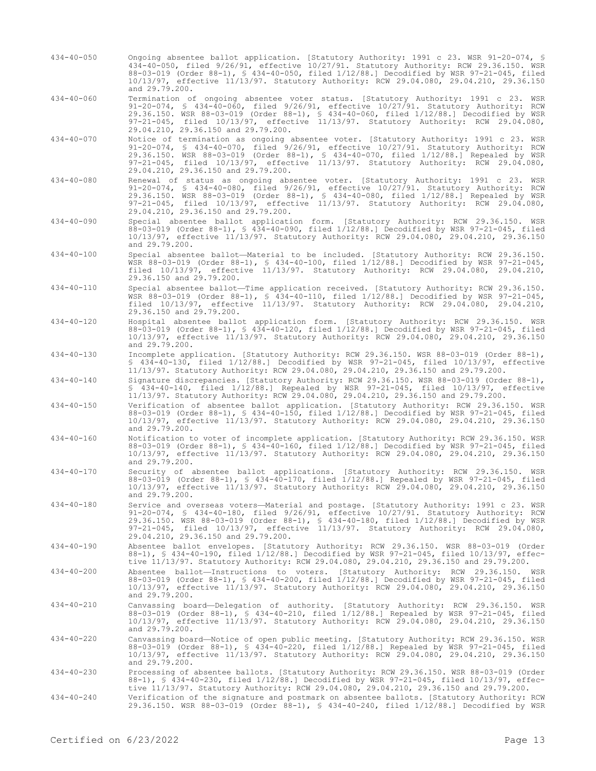434-40-050 Ongoing absentee ballot application. [Statutory Authority: 1991 c 23. WSR 91-20-074, § 434-40-050, filed 9/26/91, effective 10/27/91. Statutory Authority: RCW 29.36.150. WSR 88-03-019 (Order 88-1), § 434-40-050, filed 1/12/88.] Decodified by WSR 97-21-045, filed 10/13/97, effective 11/13/97. Statutory Authority: RCW 29.04.080, 29.04.210, 29.36.150 and 29.79.200.

434-40-060 Termination of ongoing absentee voter status. [Statutory Authority: 1991 c 23. WSR 91-20-074, § 434-40-060, filed 9/26/91, effective 10/27/91. Statutory Authority: RCW 29.36.150. WSR 88-03-019 (Order 88-1), § 434-40-060, filed 1/12/88.] Decodified by WSR 97-21-045, filed 10/13/97, effective 11/13/97. Statutory Authority: RCW 29.04.080, 29.04.210, 29.36.150 and 29.79.200.

434-40-070 Notice of termination as ongoing absentee voter. [Statutory Authority: 1991 c 23. WSR 91-20-074, § 434-40-070, filed 9/26/91, effective 10/27/91. Statutory Authority: RCW 29.36.150. WSR 88-03-019 (Order 88-1), § 434-40-070, filed 1/12/88.] Repealed by WSR 97-21-045, filed 10/13/97, effective 11/13/97. Statutory Authority: RCW 29.04.080, 29.04.210, 29.36.150 and 29.79.200.

434-40-080 Renewal of status as ongoing absentee voter. [Statutory Authority: 1991 c 23. WSR 91-20-074, § 434-40-080, filed 9/26/91, effective 10/27/91. Statutory Authority: RCW 29.36.150. WSR 88-03-019 (Order 88-1), § 434-40-080, filed 1/12/88.] Repealed by WSR 97-21-045, filed 10/13/97, effective 11/13/97. Statutory Authority: RCW 29.04.080, 29.04.210, 29.36.150 and 29.79.200.

434-40-090 Special absentee ballot application form. [Statutory Authority: RCW 29.36.150. WSR 88-03-019 (Order 88-1), § 434-40-090, filed 1/12/88.] Decodified by WSR 97-21-045, filed 10/13/97, effective 11/13/97. Statutory Authority: RCW 29.04.080, 29.04.210, 29.36.150 and 29.79.200.

434-40-100 Special absentee ballot—Material to be included. [Statutory Authority: RCW 29.36.150. WSR 88-03-019 (Order 88-1), § 434-40-100, filed 1/12/88.] Decodified by WSR 97-21-045, filed 10/13/97, effective 11/13/97. Statutory Authority: RCW 29.04.080, 29.04.210, 29.36.150 and 29.79.200.

434-40-110 Special absentee ballot—Time application received. [Statutory Authority: RCW 29.36.150. WSR 88-03-019 (Order 88-1), § 434-40-110, filed 1/12/88.] Decodified by WSR 97-21-045, filed 10/13/97, effective 11/13/97. Statutory Authority: RCW 29.04.080, 29.04.210, 29.36.150 and 29.79.200.

434-40-120 Hospital absentee ballot application form. [Statutory Authority: RCW 29.36.150. WSR 88-03-019 (Order 88-1), § 434-40-120, filed 1/12/88.] Decodified by WSR 97-21-045, filed 10/13/97, effective 11/13/97. Statutory Authority: RCW 29.04.080, 29.04.210, 29.36.150 and 29.79.200.

434-40-130 Incomplete application. [Statutory Authority: RCW 29.36.150. WSR 88-03-019 (Order 88-1), § 434-40-130, filed 1/12/88.] Decodified by WSR 97-21-045, filed 10/13/97, effective 11/13/97. Statutory Authority: RCW 29.04.080, 29.04.210, 29.36.150 and 29.79.200.

434-40-140 Signature discrepancies. [Statutory Authority: RCW 29.36.150. WSR 88-03-019 (Order 88-1), § 434-40-140, filed 1/12/88.] Repealed by WSR 97-21-045, filed 10/13/97, effective 11/13/97. Statutory Authority: RCW 29.04.080, 29.04.210, 29.36.150 and 29.79.200.

434-40-150 Verification of absentee ballot application. [Statutory Authority: RCW 29.36.150. WSR 88-03-019 (Order 88-1), § 434-40-150, filed 1/12/88.] Decodified by WSR 97-21-045, filed 10/13/97, effective 11/13/97. Statutory Authority: RCW 29.04.080, 29.04.210, 29.36.150 and 29.79.200.

434-40-160 Notification to voter of incomplete application. [Statutory Authority: RCW 29.36.150. WSR 88-03-019 (Order 88-1), § 434-40-160, filed 1/12/88.] Decodified by WSR 97-21-045, filed 10/13/97, effective 11/13/97. Statutory Authority: RCW 29.04.080, 29.04.210, 29.36.150 and 29.79.200.

434-40-170 Security of absentee ballot applications. [Statutory Authority: RCW 29.36.150. WSR 88-03-019 (Order 88-1), § 434-40-170, filed 1/12/88.] Repealed by WSR 97-21-045, filed 10/13/97, effective 11/13/97. Statutory Authority: RCW 29.04.080, 29.04.210, 29.36.150 and 29.79.200.

434-40-180 Service and overseas voters—Material and postage. [Statutory Authority: 1991 c 23. WSR 91-20-074, § 434-40-180, filed 9/26/91, effective 10/27/91. Statutory Authority: RCW 29.36.150. WSR 88-03-019 (Order 88-1), § 434-40-180, filed 1/12/88.] Decodified by WSR 97-21-045, filed 10/13/97, effective 11/13/97. Statutory Authority: RCW 29.04.080, 29.04.210, 29.36.150 and 29.79.200.

434-40-190 Absentee ballot envelopes. [Statutory Authority: RCW 29.36.150. WSR 88-03-019 (Order 88-1), § 434-40-190, filed 1/12/88.] Decodified by WSR 97-21-045, filed 10/13/97, effective 11/13/97. Statutory Authority: RCW 29.04.080, 29.04.210, 29.36.150 and 29.79.200.

434-40-200 Absentee ballot—Instructions to voters. [Statutory Authority: RCW 29.36.150. WSR 88-03-019 (Order 88-1), § 434-40-200, filed 1/12/88.] Decodified by WSR 97-21-045, filed 10/13/97, effective 11/13/97. Statutory Authority: RCW 29.04.080, 29.04.210, 29.36.150 and 29.79.200.

434-40-210 Canvassing board—Delegation of authority. [Statutory Authority: RCW 29.36.150. WSR 88-03-019 (Order 88-1), § 434-40-210, filed 1/12/88.] Repealed by WSR 97-21-045, filed 10/13/97, effective 11/13/97. Statutory Authority: RCW 29.04.080, 29.04.210, 29.36.150 and 29.79.200.

434-40-220 Canvassing board—Notice of open public meeting. [Statutory Authority: RCW 29.36.150. WSR 88-03-019 (Order 88-1), § 434-40-220, filed 1/12/88.] Repealed by WSR 97-21-045, filed 10/13/97, effective 11/13/97. Statutory Authority: RCW 29.04.080, 29.04.210, 29.36.150 and 29.79.200.

434-40-230 Processing of absentee ballots. [Statutory Authority: RCW 29.36.150. WSR 88-03-019 (Order 88-1), § 434-40-230, filed 1/12/88.] Decodified by WSR 97-21-045, filed 10/13/97, effective 11/13/97. Statutory Authority: RCW 29.04.080, 29.04.210, 29.36.150 and 29.79.200.

434-40-240 Verification of the signature and postmark on absentee ballots. [Statutory Authority: RCW 29.36.150. WSR 88-03-019 (Order 88-1), § 434-40-240, filed 1/12/88.] Decodified by WSR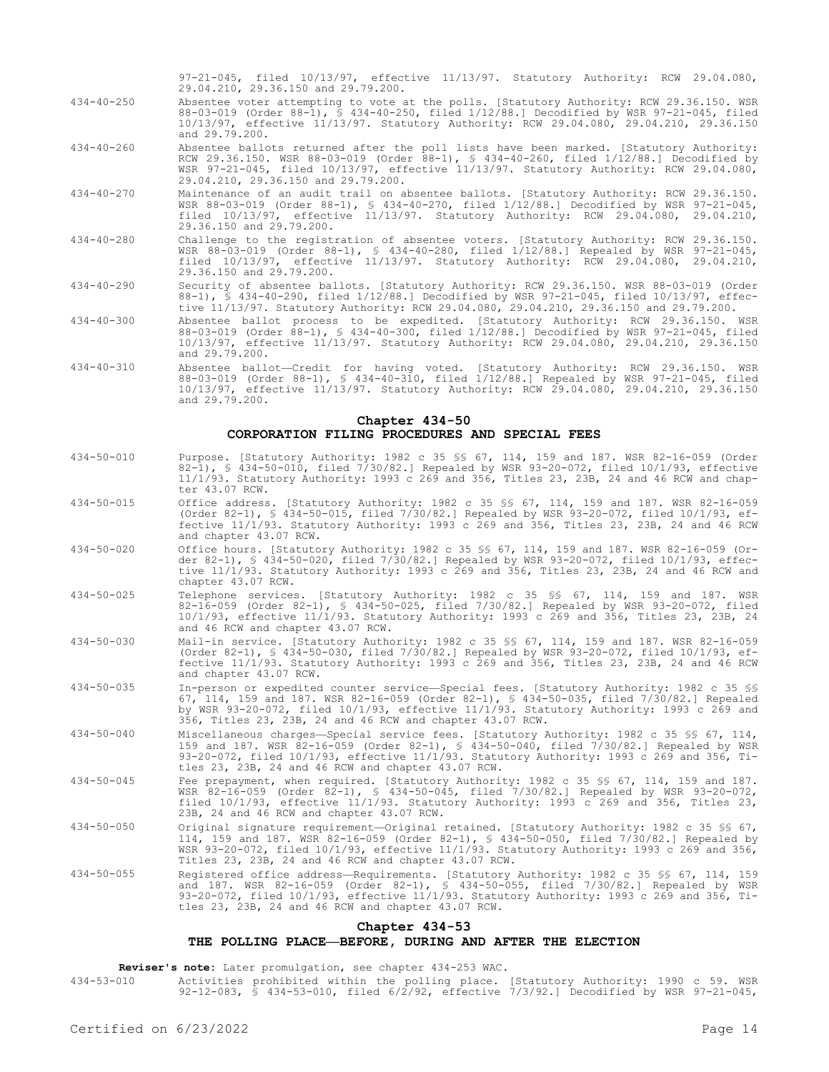97-21-045, filed 10/13/97, effective 11/13/97. Statutory Authority: RCW 29.04.080, 29.04.210, 29.36.150 and 29.79.200.

434-40-250 Absentee voter attempting to vote at the polls. [Statutory Authority: RCW 29.36.150. WSR 88-03-019 (Order 88-1), § 434-40-250, filed 1/12/88.] Decodified by WSR 97-21-045, filed 10/13/97, effective 11/13/97. Statutory Authority: RCW 29.04.080, 29.04.210, 29.36.150 and 29.79.200.

434-40-260 Absentee ballots returned after the poll lists have been marked. [Statutory Authority: RCW 29.36.150. WSR 88-03-019 (Order 88-1), § 434-40-260, filed 1/12/88.] Decodified by WSR 97-21-045, filed 10/13/97, effective 11/13/97. Statutory Authority: RCW 29.04.080, 29.04.210, 29.36.150 and 29.79.200.

434-40-270 Maintenance of an audit trail on absentee ballots. [Statutory Authority: RCW 29.36.150. WSR 88-03-019 (Order 88-1), § 434-40-270, filed 1/12/88.] Decodified by WSR 97-21-045, filed 10/13/97, effective 11/13/97. Statutory Authority: RCW 29.04.080, 29.04.210, 29.36.150 and 29.79.200.

434-40-280 Challenge to the registration of absentee voters. [Statutory Authority: RCW 29.36.150. WSR 88-03-019 (Order 88-1), § 434-40-280, filed 1/12/88.] Repealed by WSR 97-21-045, filed 10/13/97, effective 11/13/97. Statutory Authority: RCW 29.04.080, 29.04.210, 29.36.150 and 29.79.200.

434-40-290 Security of absentee ballots. [Statutory Authority: RCW 29.36.150. WSR 88-03-019 (Order 88-1), § 434-40-290, filed 1/12/88.] Decodified by WSR 97-21-045, filed 10/13/97, effective 11/13/97. Statutory Authority: RCW 29.04.080, 29.04.210, 29.36.150 and 29.79.200.

434-40-300 Absentee ballot process to be expedited. [Statutory Authority: RCW 29.36.150. WSR 88-03-019 (Order 88-1), § 434-40-300, filed 1/12/88.] Decodified by WSR 97-21-045, filed 10/13/97, effective 11/13/97. Statutory Authority: RCW 29.04.080, 29.04.210, 29.36.150 and 29.79.200.

434-40-310 Absentee ballot—Credit for having voted. [Statutory Authority: RCW 29.36.150. WSR 88-03-019 (Order 88-1), § 434-40-310, filed 1/12/88.] Repealed by WSR 97-21-045, filed 10/13/97, effective 11/13/97. Statutory Authority: RCW 29.04.080, 29.04.210, 29.36.150 and 29.79.200.

## Chapter 434-50
## CORPORATION FILING PROCEDURES AND SPECIAL FEES

434-50-010 Purpose. [Statutory Authority: 1982 c 35 §§ 67, 114, 159 and 187. WSR 82-16-059 (Order 82-1), § 434-50-010, filed 7/30/82.] Repealed by WSR 93-20-072, filed 10/1/93, effective 11/1/93. Statutory Authority: 1993 c 269 and 356, Titles 23, 23B, 24 and 46 RCW and chapter 43.07 RCW.

434-50-015 Office address. [Statutory Authority: 1982 c 35 §§ 67, 114, 159 and 187. WSR 82-16-059 (Order 82-1), § 434-50-015, filed 7/30/82.] Repealed by WSR 93-20-072, filed 10/1/93, effective 11/1/93. Statutory Authority: 1993 c 269 and 356, Titles 23, 23B, 24 and 46 RCW and chapter 43.07 RCW.

434-50-020 Office hours. [Statutory Authority: 1982 c 35 §§ 67, 114, 159 and 187. WSR 82-16-059 (Order 82-1), § 434-50-020, filed 7/30/82.] Repealed by WSR 93-20-072, filed 10/1/93, effective 11/1/93. Statutory Authority: 1993 c 269 and 356, Titles 23, 23B, 24 and 46 RCW and chapter 43.07 RCW.

434-50-025 Telephone services. [Statutory Authority: 1982 c 35 §§ 67, 114, 159 and 187. WSR 82-16-059 (Order 82-1), § 434-50-025, filed 7/30/82.] Repealed by WSR 93-20-072, filed 10/1/93, effective 11/1/93. Statutory Authority: 1993 c 269 and 356, Titles 23, 23B, 24 and 46 RCW and chapter 43.07 RCW.

434-50-030 Mail-in service. [Statutory Authority: 1982 c 35 §§ 67, 114, 159 and 187. WSR 82-16-059 (Order 82-1), § 434-50-030, filed 7/30/82.] Repealed by WSR 93-20-072, filed 10/1/93, effective 11/1/93. Statutory Authority: 1993 c 269 and 356, Titles 23, 23B, 24 and 46 RCW and chapter 43.07 RCW.

434-50-035 In-person or expedited counter service—Special fees. [Statutory Authority: 1982 c 35 §§ 67, 114, 159 and 187. WSR 82-16-059 (Order 82-1), § 434-50-035, filed 7/30/82.] Repealed by WSR 93-20-072, filed 10/1/93, effective 11/1/93. Statutory Authority: 1993 c 269 and 356, Titles 23, 23B, 24 and 46 RCW and chapter 43.07 RCW.

434-50-040 Miscellaneous charges—Special service fees. [Statutory Authority: 1982 c 35 §§ 67, 114, 159 and 187. WSR 82-16-059 (Order 82-1), § 434-50-040, filed 7/30/82.] Repealed by WSR 93-20-072, filed 10/1/93, effective 11/1/93. Statutory Authority: 1993 c 269 and 356, Titles 23, 23B, 24 and 46 RCW and chapter 43.07 RCW.

434-50-045 Fee prepayment, when required. [Statutory Authority: 1982 c 35 §§ 67, 114, 159 and 187. WSR 82-16-059 (Order 82-1), § 434-50-045, filed 7/30/82.] Repealed by WSR 93-20-072, filed 10/1/93, effective 11/1/93. Statutory Authority: 1993 c 269 and 356, Titles 23, 23B, 24 and 46 RCW and chapter 43.07 RCW.

434-50-050 Original signature requirement—Original retained. [Statutory Authority: 1982 c 35 §§ 67, 114, 159 and 187. WSR 82-16-059 (Order 82-1), § 434-50-050, filed 7/30/82.] Repealed by WSR 93-20-072, filed 10/1/93, effective 11/1/93. Statutory Authority: 1993 c 269 and 356, Titles 23, 23B, 24 and 46 RCW and chapter 43.07 RCW.

434-50-055 Registered office address—Requirements. [Statutory Authority: 1982 c 35 §§ 67, 114, 159 and 187. WSR 82-16-059 (Order 82-1), § 434-50-055, filed 7/30/82.] Repealed by WSR 93-20-072, filed 10/1/93, effective 11/1/93. Statutory Authority: 1993 c 269 and 356, Titles 23, 23B, 24 and 46 RCW and chapter 43.07 RCW.

## Chapter 434-53
## THE POLLING PLACE—BEFORE, DURING AND AFTER THE ELECTION

**Reviser's note:** Later promulgation, see chapter 434-253 WAC.

434-53-010 Activities prohibited within the polling place. [Statutory Authority: 1990 c 59. WSR 92-12-083, § 434-53-010, filed 6/2/92, effective 7/3/92.] Decodified by WSR 97-21-045,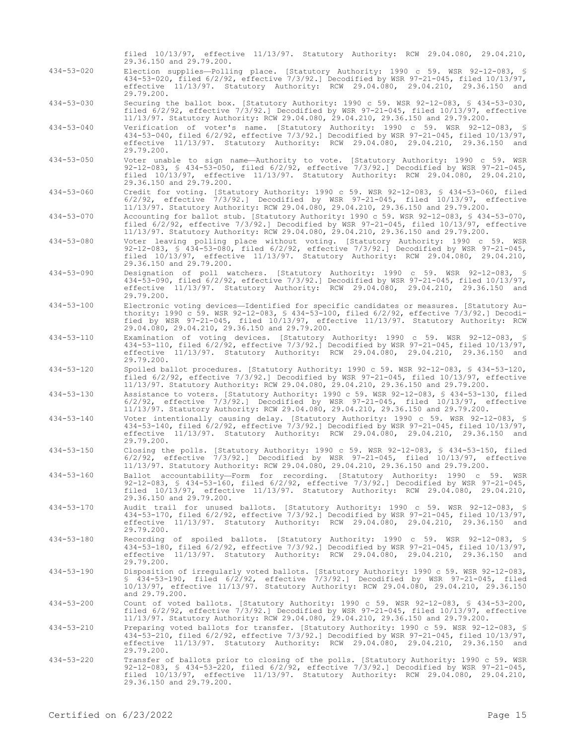filed 10/13/97, effective 11/13/97. Statutory Authority: RCW 29.04.080, 29.04.210, 29.36.150 and 29.79.200.

434-53-020 Election supplies—Polling place. [Statutory Authority: 1990 c 59. WSR 92-12-083, § 434-53-020, filed 6/2/92, effective 7/3/92.] Decodified by WSR 97-21-045, filed 10/13/97, effective 11/13/97. Statutory Authority: RCW 29.04.080, 29.04.210, 29.36.150 and 29.79.200.

434-53-030 Securing the ballot box. [Statutory Authority: 1990 c 59. WSR 92-12-083, § 434-53-030, filed 6/2/92, effective 7/3/92.] Decodified by WSR 97-21-045, filed 10/13/97, effective 11/13/97. Statutory Authority: RCW 29.04.080, 29.04.210, 29.36.150 and 29.79.200.

434-53-040 Verification of voter's name. [Statutory Authority: 1990 c 59. WSR 92-12-083, § 434-53-040, filed 6/2/92, effective 7/3/92.] Decodified by WSR 97-21-045, filed 10/13/97, effective 11/13/97. Statutory Authority: RCW 29.04.080, 29.04.210, 29.36.150 and 29.79.200.

434-53-050 Voter unable to sign name—Authority to vote. [Statutory Authority: 1990 c 59. WSR 92-12-083, § 434-53-050, filed 6/2/92, effective 7/3/92.] Decodified by WSR 97-21-045, filed 10/13/97, effective 11/13/97. Statutory Authority: RCW 29.04.080, 29.04.210, 29.36.150 and 29.79.200.

434-53-060 Credit for voting. [Statutory Authority: 1990 c 59. WSR 92-12-083, § 434-53-060, filed 6/2/92, effective 7/3/92.] Decodified by WSR 97-21-045, filed 10/13/97, effective 11/13/97. Statutory Authority: RCW 29.04.080, 29.04.210, 29.36.150 and 29.79.200.

434-53-070 Accounting for ballot stub. [Statutory Authority: 1990 c 59. WSR 92-12-083, § 434-53-070, filed 6/2/92, effective 7/3/92.] Decodified by WSR 97-21-045, filed 10/13/97, effective 11/13/97. Statutory Authority: RCW 29.04.080, 29.04.210, 29.36.150 and 29.79.200.

434-53-080 Voter leaving polling place without voting. [Statutory Authority: 1990 c 59. WSR 92-12-083, § 434-53-080, filed 6/2/92, effective 7/3/92.] Decodified by WSR 97-21-045, filed 10/13/97, effective 11/13/97. Statutory Authority: RCW 29.04.080, 29.04.210, 29.36.150 and 29.79.200.

434-53-090 Designation of poll watchers. [Statutory Authority: 1990 c 59. WSR 92-12-083, § 434-53-090, filed 6/2/92, effective 7/3/92.] Decodified by WSR 97-21-045, filed 10/13/97, effective 11/13/97. Statutory Authority: RCW 29.04.080, 29.04.210, 29.36.150 and 29.79.200.

434-53-100 Electronic voting devices—Identified for specific candidates or measures. [Statutory Authority: 1990 c 59. WSR 92-12-083, § 434-53-100, filed 6/2/92, effective 7/3/92.] Decodified by WSR 97-21-045, filed 10/13/97, effective 11/13/97. Statutory Authority: RCW 29.04.080, 29.04.210, 29.36.150 and 29.79.200.

434-53-110 Examination of voting devices. [Statutory Authority: 1990 c 59. WSR 92-12-083, § 434-53-110, filed 6/2/92, effective 7/3/92.] Decodified by WSR 97-21-045, filed 10/13/97, effective 11/13/97. Statutory Authority: RCW 29.04.080, 29.04.210, 29.36.150 and 29.79.200.

434-53-120 Spoiled ballot procedures. [Statutory Authority: 1990 c 59. WSR 92-12-083, § 434-53-120, filed 6/2/92, effective 7/3/92.] Decodified by WSR 97-21-045, filed 10/13/97, effective 11/13/97. Statutory Authority: RCW 29.04.080, 29.04.210, 29.36.150 and 29.79.200.

434-53-130 Assistance to voters. [Statutory Authority: 1990 c 59. WSR 92-12-083, § 434-53-130, filed 6/2/92, effective 7/3/92.] Decodified by WSR 97-21-045, filed 10/13/97, effective 11/13/97. Statutory Authority: RCW 29.04.080, 29.04.210, 29.36.150 and 29.79.200.

434-53-140 Voter intentionally causing delay. [Statutory Authority: 1990 c 59. WSR 92-12-083, § 434-53-140, filed 6/2/92, effective 7/3/92.] Decodified by WSR 97-21-045, filed 10/13/97, effective 11/13/97. Statutory Authority: RCW 29.04.080, 29.04.210, 29.36.150 and 29.79.200.

434-53-150 Closing the polls. [Statutory Authority: 1990 c 59. WSR 92-12-083, § 434-53-150, filed 6/2/92, effective 7/3/92.] Decodified by WSR 97-21-045, filed 10/13/97, effective 11/13/97. Statutory Authority: RCW 29.04.080, 29.04.210, 29.36.150 and 29.79.200.

434-53-160 Ballot accountability—Form for recording. [Statutory Authority: 1990 c 59. WSR 92-12-083, § 434-53-160, filed 6/2/92, effective 7/3/92.] Decodified by WSR 97-21-045, filed 10/13/97, effective 11/13/97. Statutory Authority: RCW 29.04.080, 29.04.210, 29.36.150 and 29.79.200.

434-53-170 Audit trail for unused ballots. [Statutory Authority: 1990 c 59. WSR 92-12-083, § 434-53-170, filed 6/2/92, effective 7/3/92.] Decodified by WSR 97-21-045, filed 10/13/97, effective 11/13/97. Statutory Authority: RCW 29.04.080, 29.04.210, 29.36.150 and 29.79.200.

434-53-180 Recording of spoiled ballots. [Statutory Authority: 1990 c 59. WSR 92-12-083, § 434-53-180, filed 6/2/92, effective 7/3/92.] Decodified by WSR 97-21-045, filed 10/13/97, effective 11/13/97. Statutory Authority: RCW 29.04.080, 29.04.210, 29.36.150 and 29.79.200.

434-53-190 Disposition of irregularly voted ballots. [Statutory Authority: 1990 c 59. WSR 92-12-083, § 434-53-190, filed 6/2/92, effective 7/3/92.] Decodified by WSR 97-21-045, filed 10/13/97, effective 11/13/97. Statutory Authority: RCW 29.04.080, 29.04.210, 29.36.150 and 29.79.200.

434-53-200 Count of voted ballots. [Statutory Authority: 1990 c 59. WSR 92-12-083, § 434-53-200, filed 6/2/92, effective 7/3/92.] Decodified by WSR 97-21-045, filed 10/13/97, effective 11/13/97. Statutory Authority: RCW 29.04.080, 29.04.210, 29.36.150 and 29.79.200.

434-53-210 Preparing voted ballots for transfer. [Statutory Authority: 1990 c 59. WSR 92-12-083, § 434-53-210, filed 6/2/92, effective 7/3/92.] Decodified by WSR 97-21-045, filed 10/13/97, effective 11/13/97. Statutory Authority: RCW 29.04.080, 29.04.210, 29.36.150 and 29.79.200.

434-53-220 Transfer of ballots prior to closing of the polls. [Statutory Authority: 1990 c 59. WSR 92-12-083, § 434-53-220, filed 6/2/92, effective 7/3/92.] Decodified by WSR 97-21-045, filed 10/13/97, effective 11/13/97. Statutory Authority: RCW 29.04.080, 29.04.210, 29.36.150 and 29.79.200.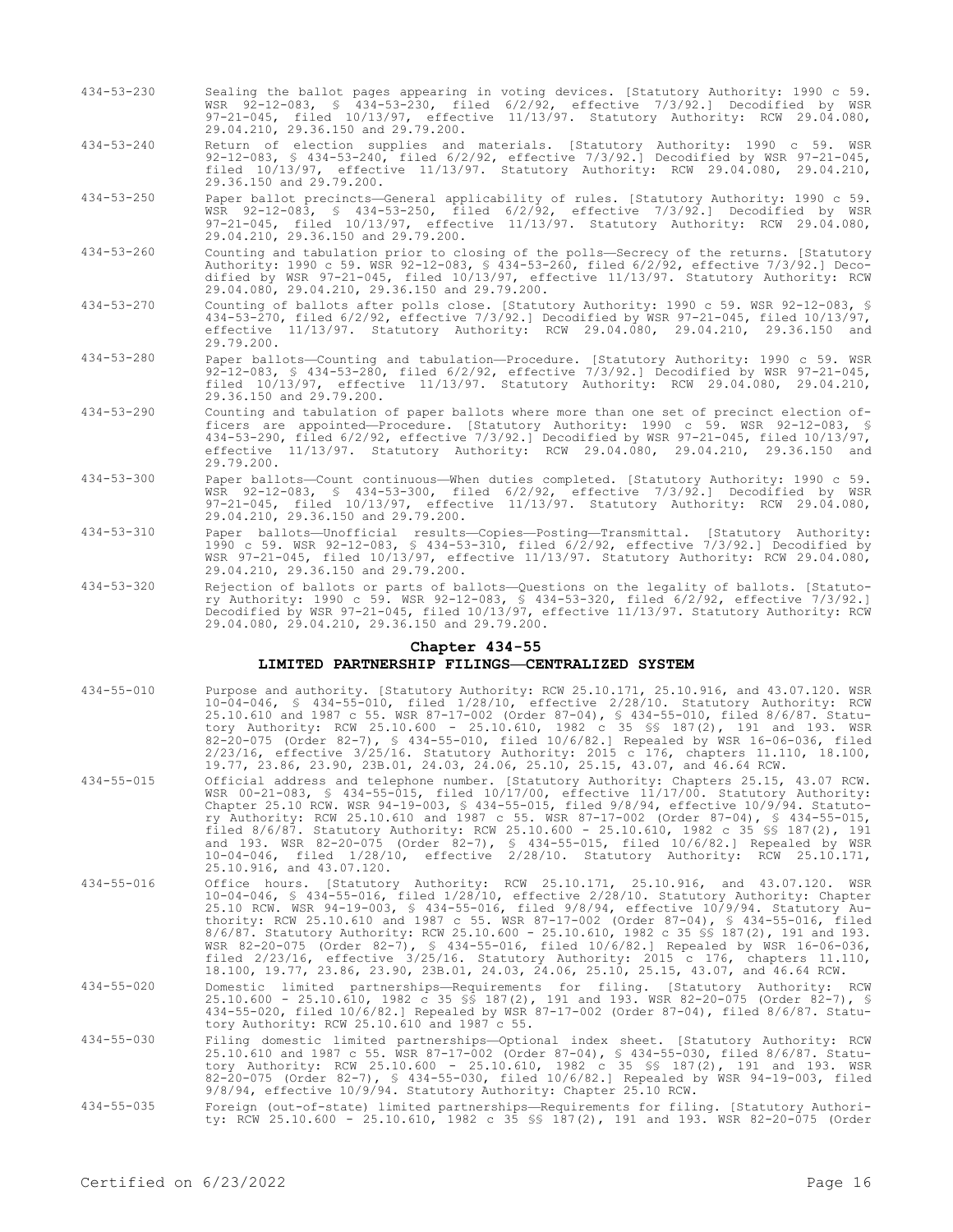434-53-230 Sealing the ballot pages appearing in voting devices. [Statutory Authority: 1990 c 59. WSR 92-12-083, § 434-53-230, filed 6/2/92, effective 7/3/92.] Decodified by WSR 97-21-045, filed 10/13/97, effective 11/13/97. Statutory Authority: RCW 29.04.080, 29.04.210, 29.36.150 and 29.79.200.

434-53-240 Return of election supplies and materials. [Statutory Authority: 1990 c 59. WSR 92-12-083, § 434-53-240, filed 6/2/92, effective 7/3/92.] Decodified by WSR 97-21-045, filed 10/13/97, effective 11/13/97. Statutory Authority: RCW 29.04.080, 29.04.210, 29.36.150 and 29.79.200.

434-53-250 Paper ballot precincts—General applicability of rules. [Statutory Authority: 1990 c 59. WSR 92-12-083, § 434-53-250, filed 6/2/92, effective 7/3/92.] Decodified by WSR 97-21-045, filed 10/13/97, effective 11/13/97. Statutory Authority: RCW 29.04.080, 29.04.210, 29.36.150 and 29.79.200.

434-53-260 Counting and tabulation prior to closing of the polls—Secrecy of the returns. [Statutory Authority: 1990 c 59. WSR 92-12-083, § 434-53-260, filed 6/2/92, effective 7/3/92.] Decodified by WSR 97-21-045, filed 10/13/97, effective 11/13/97. Statutory Authority: RCW 29.04.080, 29.04.210, 29.36.150 and 29.79.200.

434-53-270 Counting of ballots after polls close. [Statutory Authority: 1990 c 59. WSR 92-12-083, § 434-53-270, filed 6/2/92, effective 7/3/92.] Decodified by WSR 97-21-045, filed 10/13/97, effective 11/13/97. Statutory Authority: RCW 29.04.080, 29.04.210, 29.36.150 and 29.79.200.

434-53-280 Paper ballots—Counting and tabulation—Procedure. [Statutory Authority: 1990 c 59. WSR 92-12-083, § 434-53-280, filed 6/2/92, effective 7/3/92.] Decodified by WSR 97-21-045, filed 10/13/97, effective 11/13/97. Statutory Authority: RCW 29.04.080, 29.04.210, 29.36.150 and 29.79.200.

434-53-290 Counting and tabulation of paper ballots where more than one set of precinct election officers are appointed—Procedure. [Statutory Authority: 1990 c 59. WSR 92-12-083, § 434-53-290, filed 6/2/92, effective 7/3/92.] Decodified by WSR 97-21-045, filed 10/13/97, effective 11/13/97. Statutory Authority: RCW 29.04.080, 29.04.210, 29.36.150 and 29.79.200.

434-53-300 Paper ballots—Count continuous—When duties completed. [Statutory Authority: 1990 c 59. WSR 92-12-083, § 434-53-300, filed 6/2/92, effective 7/3/92.] Decodified by WSR 97-21-045, filed 10/13/97, effective 11/13/97. Statutory Authority: RCW 29.04.080, 29.04.210, 29.36.150 and 29.79.200.

434-53-310 Paper ballots—Unofficial results—Copies—Posting—Transmittal. [Statutory Authority: 1990 c 59. WSR 92-12-083, § 434-53-310, filed 6/2/92, effective 7/3/92.] Decodified by WSR 97-21-045, filed 10/13/97, effective 11/13/97. Statutory Authority: RCW 29.04.080, 29.04.210, 29.36.150 and 29.79.200.

434-53-320 Rejection of ballots or parts of ballots—Questions on the legality of ballots. [Statutory Authority: 1990 c 59. WSR 92-12-083, § 434-53-320, filed 6/2/92, effective 7/3/92.] Decodified by WSR 97-21-045, filed 10/13/97, effective 11/13/97. Statutory Authority: RCW 29.04.080, 29.04.210, 29.36.150 and 29.79.200.

## Chapter 434-55
## LIMITED PARTNERSHIP FILINGS—CENTRALIZED SYSTEM

434-55-010 Purpose and authority. [Statutory Authority: RCW 25.10.171, 25.10.916, and 43.07.120. WSR 10-04-046, § 434-55-010, filed 1/28/10, effective 2/28/10. Statutory Authority: RCW 25.10.610 and 1987 c 55. WSR 87-17-002 (Order 87-04), § 434-55-010, filed 8/6/87. Statutory Authority: RCW 25.10.600 - 25.10.610, 1982 c 35 §§ 187(2), 191 and 193. WSR 82-20-075 (Order 82-7), § 434-55-010, filed 10/6/82.] Repealed by WSR 16-06-036, filed 2/23/16, effective 3/25/16. Statutory Authority: 2015 c 176, chapters 11.110, 18.100, 19.77, 23.86, 23.90, 23B.01, 24.03, 24.06, 25.10, 25.15, 43.07, and 46.64 RCW.

434-55-015 Official address and telephone number. [Statutory Authority: Chapters 25.15, 43.07 RCW. WSR 00-21-083, § 434-55-015, filed 10/17/00, effective 11/17/00. Statutory Authority: Chapter 25.10 RCW. WSR 94-19-003, § 434-55-015, filed 9/8/94, effective 10/9/94. Statutory Authority: RCW 25.10.610 and 1987 c 55. WSR 87-17-002 (Order 87-04), § 434-55-015, filed 8/6/87. Statutory Authority: RCW 25.10.600 - 25.10.610, 1982 c 35 §§ 187(2), 191 and 193. WSR 82-20-075 (Order 82-7), § 434-55-015, filed 10/6/82.] Repealed by WSR 10-04-046, filed 1/28/10, effective 2/28/10. Statutory Authority: RCW 25.10.171, 25.10.916, and 43.07.120.

434-55-016 Office hours. [Statutory Authority: RCW 25.10.171, 25.10.916, and 43.07.120. WSR 10-04-046, § 434-55-016, filed 1/28/10, effective 2/28/10. Statutory Authority: Chapter 25.10 RCW. WSR 94-19-003, § 434-55-016, filed 9/8/94, effective 10/9/94. Statutory Authority: RCW 25.10.610 and 1987 c 55. WSR 87-17-002 (Order 87-04), § 434-55-016, filed 8/6/87. Statutory Authority: RCW 25.10.600 - 25.10.610, 1982 c 35 §§ 187(2), 191 and 193. WSR 82-20-075 (Order 82-7), § 434-55-016, filed 10/6/82.] Repealed by WSR 16-06-036, filed 2/23/16, effective 3/25/16. Statutory Authority: 2015 c 176, chapters 11.110, 18.100, 19.77, 23.86, 23.90, 23B.01, 24.03, 24.06, 25.10, 25.15, 43.07, and 46.64 RCW.

434-55-020 Domestic limited partnerships—Requirements for filing. [Statutory Authority: RCW 25.10.600 - 25.10.610, 1982 c 35 §§ 187(2), 191 and 193. WSR 82-20-075 (Order 82-7), § 434-55-020, filed 10/6/82.] Repealed by WSR 87-17-002 (Order 87-04), filed 8/6/87. Statutory Authority: RCW 25.10.610 and 1987 c 55.

434-55-030 Filing domestic limited partnerships—Optional index sheet. [Statutory Authority: RCW 25.10.610 and 1987 c 55. WSR 87-17-002 (Order 87-04), § 434-55-030, filed 8/6/87. Statutory Authority: RCW 25.10.600 - 25.10.610, 1982 c 35 §§ 187(2), 191 and 193. WSR 82-20-075 (Order 82-7), § 434-55-030, filed 10/6/82.] Repealed by WSR 94-19-003, filed 9/8/94, effective 10/9/94. Statutory Authority: Chapter 25.10 RCW.

434-55-035 Foreign (out-of-state) limited partnerships—Requirements for filing. [Statutory Authority: RCW 25.10.600 - 25.10.610, 1982 c 35 §§ 187(2), 191 and 193. WSR 82-20-075 (Order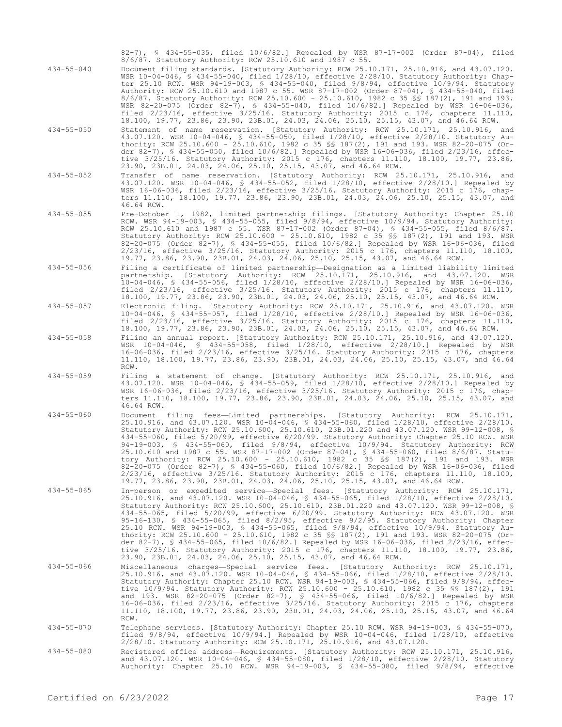82-7), § 434-55-035, filed 10/6/82.] Repealed by WSR 87-17-002 (Order 87-04), filed 8/6/87. Statutory Authority: RCW 25.10.610 and 1987 c 55.

| | |
|---|---|
| 434-55-040 | Document filing standards. [Statutory Authority: RCW 25.10.171, 25.10.916, and 43.07.120. WSR 10-04-046, § 434-55-040, filed 1/28/10, effective 2/28/10. Statutory Authority: Chapter 25.10 RCW. WSR 94-19-003, § 434-55-040, filed 9/8/94, effective 10/9/94. Statutory Authority: RCW 25.10.610 and 1987 c 55. WSR 87-17-002 (Order 87-04), § 434-55-040, filed 8/6/87. Statutory Authority: RCW 25.10.600 - 25.10.610, 1982 c 35 §§ 187(2), 191 and 193. WSR 82-20-075 (Order 82-7), § 434-55-040, filed 10/6/82.] Repealed by WSR 16-06-036, filed 2/23/16, effective 3/25/16. Statutory Authority: 2015 c 176, chapters 11.110, 18.100, 19.77, 23.86, 23.90, 23B.01, 24.03, 24.06, 25.10, 25.15, 43.07, and 46.64 RCW. |
| 434-55-050 | Statement of name reservation. [Statutory Authority: RCW 25.10.171, 25.10.916, and 43.07.120. WSR 10-04-046, § 434-55-050, filed 1/28/10, effective 2/28/10. Statutory Authority: RCW 25.10.600 - 25.10.610, 1982 c 35 §§ 187(2), 191 and 193. WSR 82-20-075 (Order 82-7), § 434-55-050, filed 10/6/82.] Repealed by WSR 16-06-036, filed 2/23/16, effective 3/25/16. Statutory Authority: 2015 c 176, chapters 11.110, 18.100, 19.77, 23.86, 23.90, 23B.01, 24.03, 24.06, 25.10, 25.15, 43.07, and 46.64 RCW. |
| 434-55-052 | Transfer of name reservation. [Statutory Authority: RCW 25.10.171, 25.10.916, and 43.07.120. WSR 10-04-046, § 434-55-052, filed 1/28/10, effective 2/28/10.] Repealed by WSR 16-06-036, filed 2/23/16, effective 3/25/16. Statutory Authority: 2015 c 176, chapters 11.110, 18.100, 19.77, 23.86, 23.90, 23B.01, 24.03, 24.06, 25.10, 25.15, 43.07, and 46.64 RCW. |
| 434-55-055 | Pre-October 1, 1982, limited partnership filings. [Statutory Authority: Chapter 25.10 RCW. WSR 94-19-003, § 434-55-055, filed 9/8/94, effective 10/9/94. Statutory Authority: RCW 25.10.610 and 1987 c 55. WSR 87-17-002 (Order 87-04), § 434-55-055, filed 8/6/87. Statutory Authority: RCW 25.10.600 - 25.10.610, 1982 c 35 §§ 187(2), 191 and 193. WSR 82-20-075 (Order 82-7), § 434-55-055, filed 10/6/82.] Repealed by WSR 16-06-036, filed 2/23/16, effective 3/25/16. Statutory Authority: 2015 c 176, chapters 11.110, 18.100, 19.77, 23.86, 23.90, 23B.01, 24.03, 24.06, 25.10, 25.15, 43.07, and 46.64 RCW. |
| 434-55-056 | Filing a certificate of limited partnership—Designation as a limited liability limited partnership. [Statutory Authority: RCW 25.10.171, 25.10.916, and 43.07.120. WSR 10-04-046, § 434-55-056, filed 1/28/10, effective 2/28/10.] Repealed by WSR 16-06-036, filed 2/23/16, effective 3/25/16. Statutory Authority: 2015 c 176, chapters 11.110, 18.100, 19.77, 23.86, 23.90, 23B.01, 24.03, 24.06, 25.10, 25.15, 43.07, and 46.64 RCW. |
| 434-55-057 | Electronic filing. [Statutory Authority: RCW 25.10.171, 25.10.916, and 43.07.120. WSR 10-04-046, § 434-55-057, filed 1/28/10, effective 2/28/10.] Repealed by WSR 16-06-036, filed 2/23/16, effective 3/25/16. Statutory Authority: 2015 c 176, chapters 11.110, 18.100, 19.77, 23.86, 23.90, 23B.01, 24.03, 24.06, 25.10, 25.15, 43.07, and 46.64 RCW. |
| 434-55-058 | Filing an annual report. [Statutory Authority: RCW 25.10.171, 25.10.916, and 43.07.120. WSR 10-04-046, § 434-55-058, filed 1/28/10, effective 2/28/10.] Repealed by WSR 16-06-036, filed 2/23/16, effective 3/25/16. Statutory Authority: 2015 c 176, chapters 11.110, 18.100, 19.77, 23.86, 23.90, 23B.01, 24.03, 24.06, 25.10, 25.15, 43.07, and 46.64 RCW. |
| 434-55-059 | Filing a statement of change. [Statutory Authority: RCW 25.10.171, 25.10.916, and 43.07.120. WSR 10-04-046, § 434-55-059, filed 1/28/10, effective 2/28/10.] Repealed by WSR 16-06-036, filed 2/23/16, effective 3/25/16. Statutory Authority: 2015 c 176, chapters 11.110, 18.100, 19.77, 23.86, 23.90, 23B.01, 24.03, 24.06, 25.10, 25.15, 43.07, and 46.64 RCW. |
| 434-55-060 | Document filing fees—Limited partnerships. [Statutory Authority: RCW 25.10.171, 25.10.916, and 43.07.120. WSR 10-04-046, § 434-55-060, filed 1/28/10, effective 2/28/10. Statutory Authority: RCW 25.10.600, 25.10.610, 23B.01.220 and 43.07.120. WSR 99-12-008, § 434-55-060, filed 5/20/99, effective 6/20/99. Statutory Authority: Chapter 25.10 RCW. WSR 94-19-003, § 434-55-060, filed 9/8/94, effective 10/9/94. Statutory Authority: RCW 25.10.610 and 1987 c 55. WSR 87-17-002 (Order 87-04), § 434-55-060, filed 8/6/87. Statutory Authority: RCW 25.10.600 - 25.10.610, 1982 c 35 §§ 187(2), 191 and 193. WSR 82-20-075 (Order 82-7), § 434-55-060, filed 10/6/82.] Repealed by WSR 16-06-036, filed 2/23/16, effective 3/25/16. Statutory Authority: 2015 c 176, chapters 11.110, 18.100, 19.77, 23.86, 23.90, 23B.01, 24.03, 24.06, 25.10, 25.15, 43.07, and 46.64 RCW. |
| 434-55-065 | In-person or expedited service—Special fees. [Statutory Authority: RCW 25.10.171, 25.10.916, and 43.07.120. WSR 10-04-046, § 434-55-065, filed 1/28/10, effective 2/28/10. Statutory Authority: RCW 25.10.600, 25.10.610, 23B.01.220 and 43.07.120. WSR 99-12-008, § 434-55-065, filed 5/20/99, effective 6/20/99. Statutory Authority: RCW 43.07.120. WSR 95-16-130, § 434-55-065, filed 8/2/95, effective 9/2/95. Statutory Authority: Chapter 25.10 RCW. WSR 94-19-003, § 434-55-065, filed 9/8/94, effective 10/9/94. Statutory Authority: RCW 25.10.600 - 25.10.610, 1982 c 35 §§ 187(2), 191 and 193. WSR 82-20-075 (Order 82-7), § 434-55-065, filed 10/6/82.] Repealed by WSR 16-06-036, filed 2/23/16, effective 3/25/16. Statutory Authority: 2015 c 176, chapters 11.110, 18.100, 19.77, 23.86, 23.90, 23B.01, 24.03, 24.06, 25.10, 25.15, 43.07, and 46.64 RCW. |
| 434-55-066 | Miscellaneous charges—Special service fees. [Statutory Authority: RCW 25.10.171, 25.10.916, and 43.07.120. WSR 10-04-046, § 434-55-066, filed 1/28/10, effective 2/28/10. Statutory Authority: Chapter 25.10 RCW. WSR 94-19-003, § 434-55-066, filed 9/8/94, effective 10/9/94. Statutory Authority: RCW 25.10.600 - 25.10.610, 1982 c 35 §§ 187(2), 191 and 193. WSR 82-20-075 (Order 82-7), § 434-55-066, filed 10/6/82.] Repealed by WSR 16-06-036, filed 2/23/16, effective 3/25/16. Statutory Authority: 2015 c 176, chapters 11.110, 18.100, 19.77, 23.86, 23.90, 23B.01, 24.03, 24.06, 25.10, 25.15, 43.07, and 46.64 RCW. |
| 434-55-070 | Telephone services. [Statutory Authority: Chapter 25.10 RCW. WSR 94-19-003, § 434-55-070, filed 9/8/94, effective 10/9/94.] Repealed by WSR 10-04-046, filed 1/28/10, effective 2/28/10. Statutory Authority: RCW 25.10.171, 25.10.916, and 43.07.120. |
| 434-55-080 | Registered office address—Requirements. [Statutory Authority: RCW 25.10.171, 25.10.916, and 43.07.120. WSR 10-04-046, § 434-55-080, filed 1/28/10, effective 2/28/10. Statutory Authority: Chapter 25.10 RCW. WSR 94-19-003, § 434-55-080, filed 9/8/94, effective |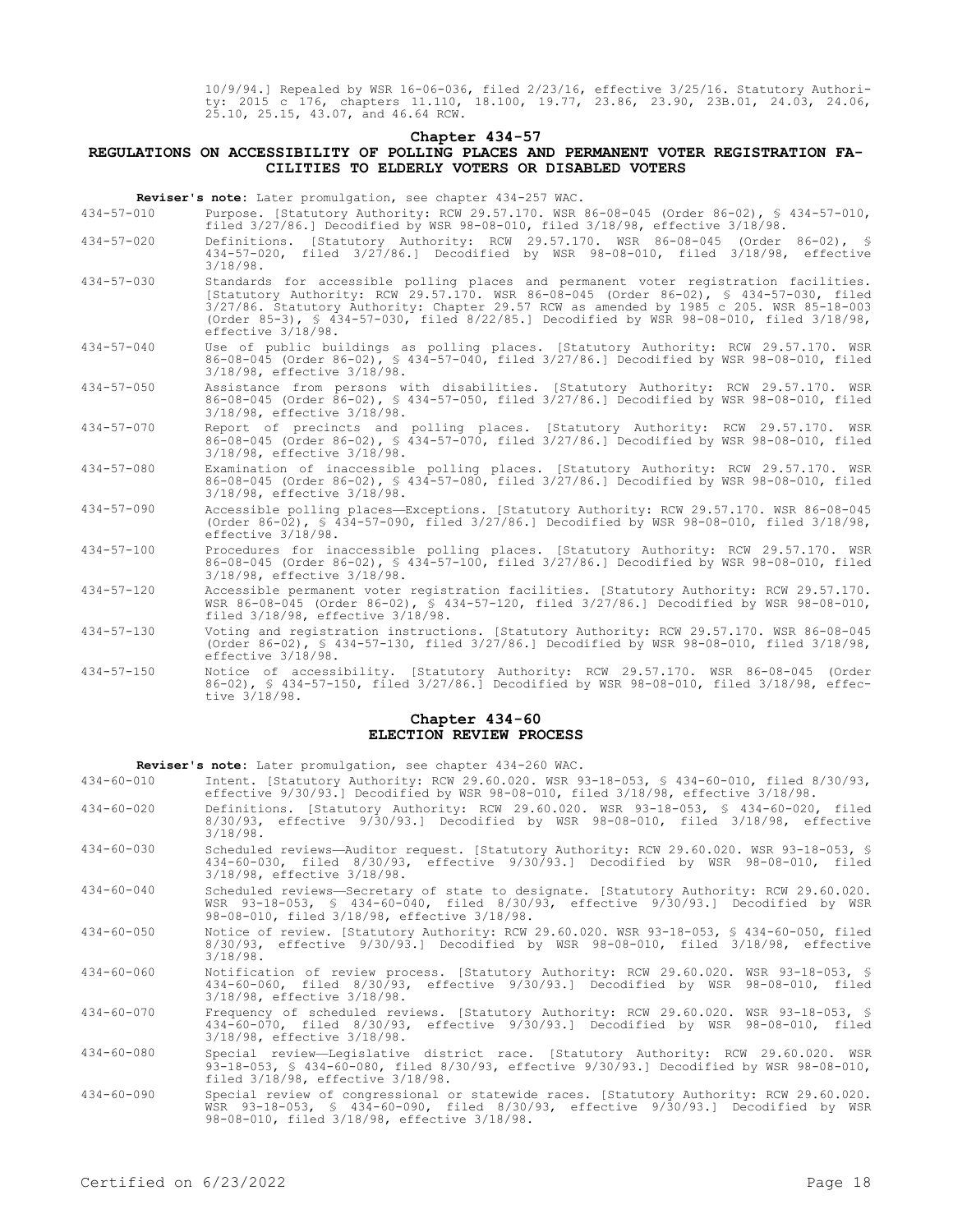10/9/94.] Repealed by WSR 16-06-036, filed 2/23/16, effective 3/25/16. Statutory Authority: 2015 c 176, chapters 11.110, 18.100, 19.77, 23.86, 23.90, 23B.01, 24.03, 24.06, 25.10, 25.15, 43.07, and 46.64 RCW.

## Chapter 434-57
## REGULATIONS ON ACCESSIBILITY OF POLLING PLACES AND PERMANENT VOTER REGISTRATION FACILITIES TO ELDERLY VOTERS OR DISABLED VOTERS

**Reviser's note:** Later promulgation, see chapter 434-257 WAC.

434-57-010 Purpose. [Statutory Authority: RCW 29.57.170. WSR 86-08-045 (Order 86-02), § 434-57-010, filed 3/27/86.] Decodified by WSR 98-08-010, filed 3/18/98, effective 3/18/98.

434-57-020 Definitions. [Statutory Authority: RCW 29.57.170. WSR 86-08-045 (Order 86-02), § 434-57-020, filed 3/27/86.] Decodified by WSR 98-08-010, filed 3/18/98, effective 3/18/98.

434-57-030 Standards for accessible polling places and permanent voter registration facilities. [Statutory Authority: RCW 29.57.170. WSR 86-08-045 (Order 86-02), § 434-57-030, filed 3/27/86. Statutory Authority: Chapter 29.57 RCW as amended by 1985 c 205. WSR 85-18-003 (Order 85-3), § 434-57-030, filed 8/22/85.] Decodified by WSR 98-08-010, filed 3/18/98, effective 3/18/98.

434-57-040 Use of public buildings as polling places. [Statutory Authority: RCW 29.57.170. WSR 86-08-045 (Order 86-02), § 434-57-040, filed 3/27/86.] Decodified by WSR 98-08-010, filed 3/18/98, effective 3/18/98.

434-57-050 Assistance from persons with disabilities. [Statutory Authority: RCW 29.57.170. WSR 86-08-045 (Order 86-02), § 434-57-050, filed 3/27/86.] Decodified by WSR 98-08-010, filed 3/18/98, effective 3/18/98.

434-57-070 Report of precincts and polling places. [Statutory Authority: RCW 29.57.170. WSR 86-08-045 (Order 86-02), § 434-57-070, filed 3/27/86.] Decodified by WSR 98-08-010, filed 3/18/98, effective 3/18/98.

434-57-080 Examination of inaccessible polling places. [Statutory Authority: RCW 29.57.170. WSR 86-08-045 (Order 86-02), § 434-57-080, filed 3/27/86.] Decodified by WSR 98-08-010, filed 3/18/98, effective 3/18/98.

434-57-090 Accessible polling places—Exceptions. [Statutory Authority: RCW 29.57.170. WSR 86-08-045 (Order 86-02), § 434-57-090, filed 3/27/86.] Decodified by WSR 98-08-010, filed 3/18/98, effective 3/18/98.

434-57-100 Procedures for inaccessible polling places. [Statutory Authority: RCW 29.57.170. WSR 86-08-045 (Order 86-02), § 434-57-100, filed 3/27/86.] Decodified by WSR 98-08-010, filed 3/18/98, effective 3/18/98.

434-57-120 Accessible permanent voter registration facilities. [Statutory Authority: RCW 29.57.170. WSR 86-08-045 (Order 86-02), § 434-57-120, filed 3/27/86.] Decodified by WSR 98-08-010, filed 3/18/98, effective 3/18/98.

434-57-130 Voting and registration instructions. [Statutory Authority: RCW 29.57.170. WSR 86-08-045 (Order 86-02), § 434-57-130, filed 3/27/86.] Decodified by WSR 98-08-010, filed 3/18/98, effective 3/18/98.

434-57-150 Notice of accessibility. [Statutory Authority: RCW 29.57.170. WSR 86-08-045 (Order 86-02), § 434-57-150, filed 3/27/86.] Decodified by WSR 98-08-010, filed 3/18/98, effective 3/18/98.

## Chapter 434-60
## ELECTION REVIEW PROCESS

**Reviser's note:** Later promulgation, see chapter 434-260 WAC.

434-60-010 Intent. [Statutory Authority: RCW 29.60.020. WSR 93-18-053, § 434-60-010, filed 8/30/93, effective 9/30/93.] Decodified by WSR 98-08-010, filed 3/18/98, effective 3/18/98.

434-60-020 Definitions. [Statutory Authority: RCW 29.60.020. WSR 93-18-053, § 434-60-020, filed 8/30/93, effective 9/30/93.] Decodified by WSR 98-08-010, filed 3/18/98, effective 3/18/98.

434-60-030 Scheduled reviews—Auditor request. [Statutory Authority: RCW 29.60.020. WSR 93-18-053, § 434-60-030, filed 8/30/93, effective 9/30/93.] Decodified by WSR 98-08-010, filed 3/18/98, effective 3/18/98.

434-60-040 Scheduled reviews—Secretary of state to designate. [Statutory Authority: RCW 29.60.020. WSR 93-18-053, § 434-60-040, filed 8/30/93, effective 9/30/93.] Decodified by WSR 98-08-010, filed 3/18/98, effective 3/18/98.

434-60-050 Notice of review. [Statutory Authority: RCW 29.60.020. WSR 93-18-053, § 434-60-050, filed 8/30/93, effective 9/30/93.] Decodified by WSR 98-08-010, filed 3/18/98, effective 3/18/98.

434-60-060 Notification of review process. [Statutory Authority: RCW 29.60.020. WSR 93-18-053, § 434-60-060, filed 8/30/93, effective 9/30/93.] Decodified by WSR 98-08-010, filed 3/18/98, effective 3/18/98.

434-60-070 Frequency of scheduled reviews. [Statutory Authority: RCW 29.60.020. WSR 93-18-053, § 434-60-070, filed 8/30/93, effective 9/30/93.] Decodified by WSR 98-08-010, filed 3/18/98, effective 3/18/98.

434-60-080 Special review—Legislative district race. [Statutory Authority: RCW 29.60.020. WSR 93-18-053, § 434-60-080, filed 8/30/93, effective 9/30/93.] Decodified by WSR 98-08-010, filed 3/18/98, effective 3/18/98.

434-60-090 Special review of congressional or statewide races. [Statutory Authority: RCW 29.60.020. WSR 93-18-053, § 434-60-090, filed 8/30/93, effective 9/30/93.] Decodified by WSR 98-08-010, filed 3/18/98, effective 3/18/98.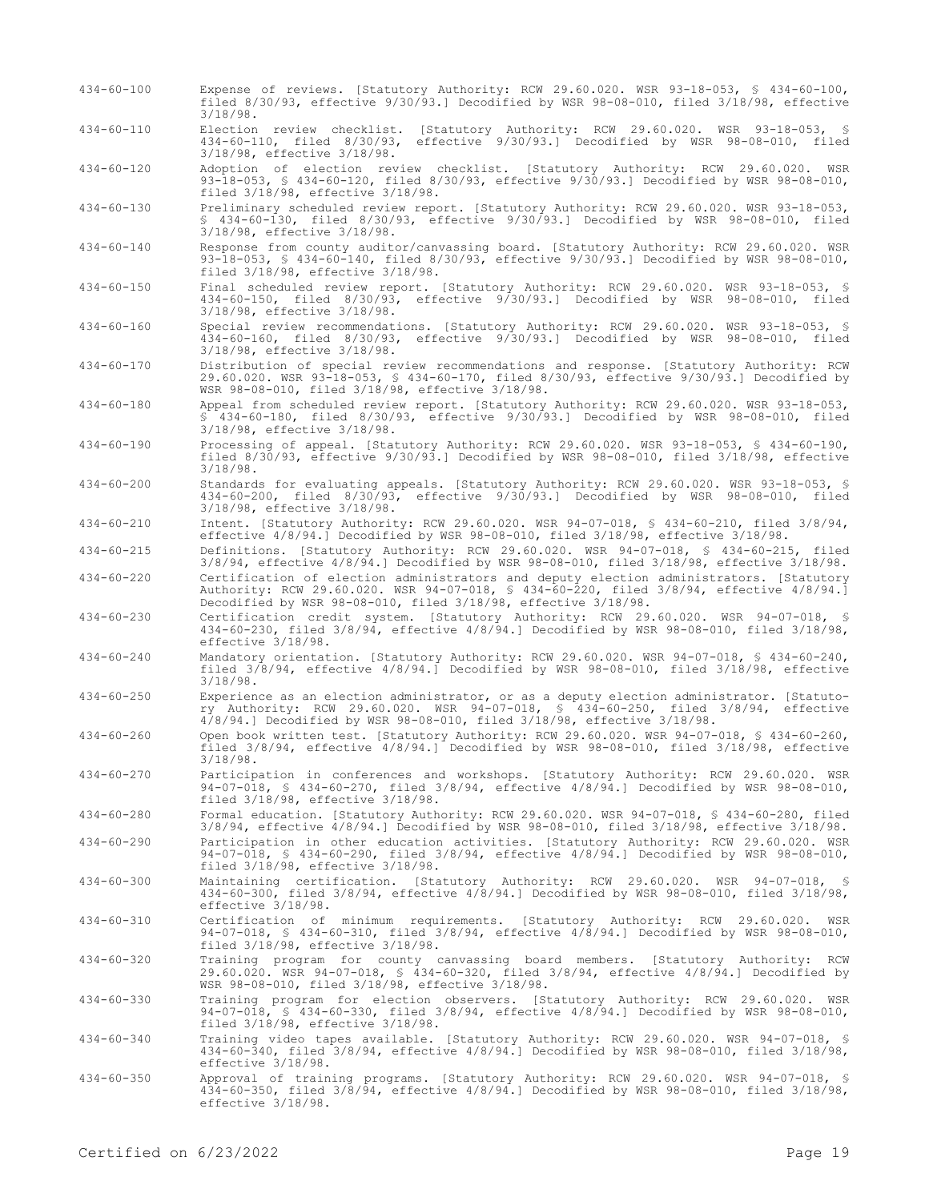434-60-100 Expense of reviews. [Statutory Authority: RCW 29.60.020. WSR 93-18-053, § 434-60-100, filed 8/30/93, effective 9/30/93.] Decodified by WSR 98-08-010, filed 3/18/98, effective 3/18/98.

434-60-110 Election review checklist. [Statutory Authority: RCW 29.60.020. WSR 93-18-053, § 434-60-110, filed 8/30/93, effective 9/30/93.] Decodified by WSR 98-08-010, filed 3/18/98, effective 3/18/98.

434-60-120 Adoption of election review checklist. [Statutory Authority: RCW 29.60.020. WSR 93-18-053, § 434-60-120, filed 8/30/93, effective 9/30/93.] Decodified by WSR 98-08-010, filed 3/18/98, effective 3/18/98.

434-60-130 Preliminary scheduled review report. [Statutory Authority: RCW 29.60.020. WSR 93-18-053, § 434-60-130, filed 8/30/93, effective 9/30/93.] Decodified by WSR 98-08-010, filed 3/18/98, effective 3/18/98.

434-60-140 Response from county auditor/canvassing board. [Statutory Authority: RCW 29.60.020. WSR 93-18-053, § 434-60-140, filed 8/30/93, effective 9/30/93.] Decodified by WSR 98-08-010, filed 3/18/98, effective 3/18/98.

434-60-150 Final scheduled review report. [Statutory Authority: RCW 29.60.020. WSR 93-18-053, § 434-60-150, filed 8/30/93, effective 9/30/93.] Decodified by WSR 98-08-010, filed 3/18/98, effective 3/18/98.

434-60-160 Special review recommendations. [Statutory Authority: RCW 29.60.020. WSR 93-18-053, § 434-60-160, filed 8/30/93, effective 9/30/93.] Decodified by WSR 98-08-010, filed 3/18/98, effective 3/18/98.

434-60-170 Distribution of special review recommendations and response. [Statutory Authority: RCW 29.60.020. WSR 93-18-053, § 434-60-170, filed 8/30/93, effective 9/30/93.] Decodified by WSR 98-08-010, filed 3/18/98, effective 3/18/98.

434-60-180 Appeal from scheduled review report. [Statutory Authority: RCW 29.60.020. WSR 93-18-053, § 434-60-180, filed 8/30/93, effective 9/30/93.] Decodified by WSR 98-08-010, filed 3/18/98, effective 3/18/98.

434-60-190 Processing of appeal. [Statutory Authority: RCW 29.60.020. WSR 93-18-053, § 434-60-190, filed 8/30/93, effective 9/30/93.] Decodified by WSR 98-08-010, filed 3/18/98, effective 3/18/98.

434-60-200 Standards for evaluating appeals. [Statutory Authority: RCW 29.60.020. WSR 93-18-053, § 434-60-200, filed 8/30/93, effective 9/30/93.] Decodified by WSR 98-08-010, filed 3/18/98, effective 3/18/98.

434-60-210 Intent. [Statutory Authority: RCW 29.60.020. WSR 94-07-018, § 434-60-210, filed 3/8/94, effective 4/8/94.] Decodified by WSR 98-08-010, filed 3/18/98, effective 3/18/98.

434-60-215 Definitions. [Statutory Authority: RCW 29.60.020. WSR 94-07-018, § 434-60-215, filed 3/8/94, effective 4/8/94.] Decodified by WSR 98-08-010, filed 3/18/98, effective 3/18/98.

434-60-220 Certification of election administrators and deputy election administrators. [Statutory Authority: RCW 29.60.020. WSR 94-07-018, § 434-60-220, filed 3/8/94, effective 4/8/94.] Decodified by WSR 98-08-010, filed 3/18/98, effective 3/18/98.

434-60-230 Certification credit system. [Statutory Authority: RCW 29.60.020. WSR 94-07-018, § 434-60-230, filed 3/8/94, effective 4/8/94.] Decodified by WSR 98-08-010, filed 3/18/98, effective 3/18/98.

434-60-240 Mandatory orientation. [Statutory Authority: RCW 29.60.020. WSR 94-07-018, § 434-60-240, filed 3/8/94, effective 4/8/94.] Decodified by WSR 98-08-010, filed 3/18/98, effective 3/18/98.

434-60-250 Experience as an election administrator, or as a deputy election administrator. [Statutory Authority: RCW 29.60.020. WSR 94-07-018, § 434-60-250, filed 3/8/94, effective 4/8/94.] Decodified by WSR 98-08-010, filed 3/18/98, effective 3/18/98.

434-60-260 Open book written test. [Statutory Authority: RCW 29.60.020. WSR 94-07-018, § 434-60-260, filed 3/8/94, effective 4/8/94.] Decodified by WSR 98-08-010, filed 3/18/98, effective 3/18/98.

434-60-270 Participation in conferences and workshops. [Statutory Authority: RCW 29.60.020. WSR 94-07-018, § 434-60-270, filed 3/8/94, effective 4/8/94.] Decodified by WSR 98-08-010, filed 3/18/98, effective 3/18/98.

434-60-280 Formal education. [Statutory Authority: RCW 29.60.020. WSR 94-07-018, § 434-60-280, filed 3/8/94, effective 4/8/94.] Decodified by WSR 98-08-010, filed 3/18/98, effective 3/18/98.

434-60-290 Participation in other education activities. [Statutory Authority: RCW 29.60.020. WSR 94-07-018, § 434-60-290, filed 3/8/94, effective 4/8/94.] Decodified by WSR 98-08-010, filed 3/18/98, effective 3/18/98.

434-60-300 Maintaining certification. [Statutory Authority: RCW 29.60.020. WSR 94-07-018, § 434-60-300, filed 3/8/94, effective 4/8/94.] Decodified by WSR 98-08-010, filed 3/18/98, effective 3/18/98.

434-60-310 Certification of minimum requirements. [Statutory Authority: RCW 29.60.020. WSR 94-07-018, § 434-60-310, filed 3/8/94, effective 4/8/94.] Decodified by WSR 98-08-010, filed 3/18/98, effective 3/18/98.

434-60-320 Training program for county canvassing board members. [Statutory Authority: RCW 29.60.020. WSR 94-07-018, § 434-60-320, filed 3/8/94, effective 4/8/94.] Decodified by WSR 98-08-010, filed 3/18/98, effective 3/18/98.

434-60-330 Training program for election observers. [Statutory Authority: RCW 29.60.020. WSR 94-07-018, § 434-60-330, filed 3/8/94, effective 4/8/94.] Decodified by WSR 98-08-010, filed 3/18/98, effective 3/18/98.

434-60-340 Training video tapes available. [Statutory Authority: RCW 29.60.020. WSR 94-07-018, § 434-60-340, filed 3/8/94, effective 4/8/94.] Decodified by WSR 98-08-010, filed 3/18/98, effective 3/18/98.

434-60-350 Approval of training programs. [Statutory Authority: RCW 29.60.020. WSR 94-07-018, § 434-60-350, filed 3/8/94, effective 4/8/94.] Decodified by WSR 98-08-010, filed 3/18/98, effective 3/18/98.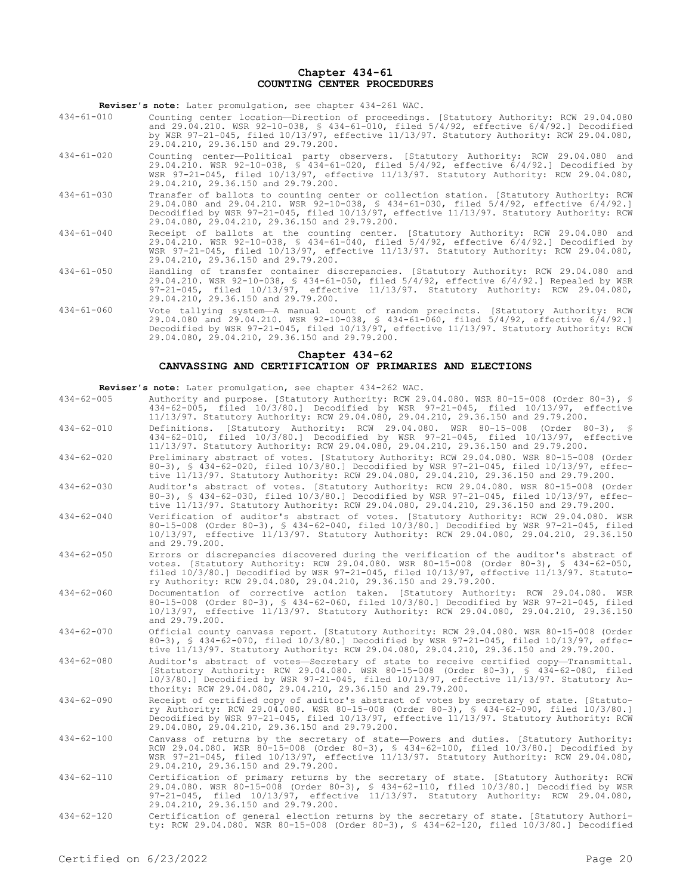## Chapter 434-61
## COUNTING CENTER PROCEDURES

**Reviser's note:** Later promulgation, see chapter 434-261 WAC.

434-61-010 Counting center location—Direction of proceedings. [Statutory Authority: RCW 29.04.080 and 29.04.210. WSR 92-10-038, § 434-61-010, filed 5/4/92, effective 6/4/92.] Decodified by WSR 97-21-045, filed 10/13/97, effective 11/13/97. Statutory Authority: RCW 29.04.080, 29.04.210, 29.36.150 and 29.79.200.

434-61-020 Counting center—Political party observers. [Statutory Authority: RCW 29.04.080 and 29.04.210. WSR 92-10-038, § 434-61-020, filed 5/4/92, effective 6/4/92.] Decodified by WSR 97-21-045, filed 10/13/97, effective 11/13/97. Statutory Authority: RCW 29.04.080, 29.04.210, 29.36.150 and 29.79.200.

434-61-030 Transfer of ballots to counting center or collection station. [Statutory Authority: RCW 29.04.080 and 29.04.210. WSR 92-10-038, § 434-61-030, filed 5/4/92, effective 6/4/92.] Decodified by WSR 97-21-045, filed 10/13/97, effective 11/13/97. Statutory Authority: RCW 29.04.080, 29.04.210, 29.36.150 and 29.79.200.

434-61-040 Receipt of ballots at the counting center. [Statutory Authority: RCW 29.04.080 and 29.04.210. WSR 92-10-038, § 434-61-040, filed 5/4/92, effective 6/4/92.] Decodified by WSR 97-21-045, filed 10/13/97, effective 11/13/97. Statutory Authority: RCW 29.04.080, 29.04.210, 29.36.150 and 29.79.200.

434-61-050 Handling of transfer container discrepancies. [Statutory Authority: RCW 29.04.080 and 29.04.210. WSR 92-10-038, § 434-61-050, filed 5/4/92, effective 6/4/92.] Repealed by WSR 97-21-045, filed 10/13/97, effective 11/13/97. Statutory Authority: RCW 29.04.080, 29.04.210, 29.36.150 and 29.79.200.

434-61-060 Vote tallying system—A manual count of random precincts. [Statutory Authority: RCW 29.04.080 and 29.04.210. WSR 92-10-038, § 434-61-060, filed 5/4/92, effective 6/4/92.] Decodified by WSR 97-21-045, filed 10/13/97, effective 11/13/97. Statutory Authority: RCW 29.04.080, 29.04.210, 29.36.150 and 29.79.200.

## Chapter 434-62
## CANVASSING AND CERTIFICATION OF PRIMARIES AND ELECTIONS

**Reviser's note:** Later promulgation, see chapter 434-262 WAC.

434-62-005 Authority and purpose. [Statutory Authority: RCW 29.04.080. WSR 80-15-008 (Order 80-3), § 434-62-005, filed 10/3/80.] Decodified by WSR 97-21-045, filed 10/13/97, effective 11/13/97. Statutory Authority: RCW 29.04.080, 29.04.210, 29.36.150 and 29.79.200.

434-62-010 Definitions. [Statutory Authority: RCW 29.04.080. WSR 80-15-008 (Order 80-3), § 434-62-010, filed 10/3/80.] Decodified by WSR 97-21-045, filed 10/13/97, effective 11/13/97. Statutory Authority: RCW 29.04.080, 29.04.210, 29.36.150 and 29.79.200.

434-62-020 Preliminary abstract of votes. [Statutory Authority: RCW 29.04.080. WSR 80-15-008 (Order 80-3), § 434-62-020, filed 10/3/80.] Decodified by WSR 97-21-045, filed 10/13/97, effective 11/13/97. Statutory Authority: RCW 29.04.080, 29.04.210, 29.36.150 and 29.79.200.

434-62-030 Auditor's abstract of votes. [Statutory Authority: RCW 29.04.080. WSR 80-15-008 (Order 80-3), § 434-62-030, filed 10/3/80.] Decodified by WSR 97-21-045, filed 10/13/97, effective 11/13/97. Statutory Authority: RCW 29.04.080, 29.04.210, 29.36.150 and 29.79.200.

434-62-040 Verification of auditor's abstract of votes. [Statutory Authority: RCW 29.04.080. WSR 80-15-008 (Order 80-3), § 434-62-040, filed 10/3/80.] Decodified by WSR 97-21-045, filed 10/13/97, effective 11/13/97. Statutory Authority: RCW 29.04.080, 29.04.210, 29.36.150 and 29.79.200.

434-62-050 Errors or discrepancies discovered during the verification of the auditor's abstract of votes. [Statutory Authority: RCW 29.04.080. WSR 80-15-008 (Order 80-3), § 434-62-050, filed 10/3/80.] Decodified by WSR 97-21-045, filed 10/13/97, effective 11/13/97. Statutory Authority: RCW 29.04.080, 29.04.210, 29.36.150 and 29.79.200.

434-62-060 Documentation of corrective action taken. [Statutory Authority: RCW 29.04.080. WSR 80-15-008 (Order 80-3), § 434-62-060, filed 10/3/80.] Decodified by WSR 97-21-045, filed 10/13/97, effective 11/13/97. Statutory Authority: RCW 29.04.080, 29.04.210, 29.36.150 and 29.79.200.

434-62-070 Official county canvass report. [Statutory Authority: RCW 29.04.080. WSR 80-15-008 (Order 80-3), § 434-62-070, filed 10/3/80.] Decodified by WSR 97-21-045, filed 10/13/97, effective 11/13/97. Statutory Authority: RCW 29.04.080, 29.04.210, 29.36.150 and 29.79.200.

434-62-080 Auditor's abstract of votes—Secretary of state to receive certified copy—Transmittal. [Statutory Authority: RCW 29.04.080. WSR 80-15-008 (Order 80-3), § 434-62-080, filed 10/3/80.] Decodified by WSR 97-21-045, filed 10/13/97, effective 11/13/97. Statutory Authority: RCW 29.04.080, 29.04.210, 29.36.150 and 29.79.200.

434-62-090 Receipt of certified copy of auditor's abstract of votes by secretary of state. [Statutory Authority: RCW 29.04.080. WSR 80-15-008 (Order 80-3), § 434-62-090, filed 10/3/80.] Decodified by WSR 97-21-045, filed 10/13/97, effective 11/13/97. Statutory Authority: RCW 29.04.080, 29.04.210, 29.36.150 and 29.79.200.

434-62-100 Canvass of returns by the secretary of state—Powers and duties. [Statutory Authority: RCW 29.04.080. WSR 80-15-008 (Order 80-3), § 434-62-100, filed 10/3/80.] Decodified by WSR 97-21-045, filed 10/13/97, effective 11/13/97. Statutory Authority: RCW 29.04.080, 29.04.210, 29.36.150 and 29.79.200.

434-62-110 Certification of primary returns by the secretary of state. [Statutory Authority: RCW 29.04.080. WSR 80-15-008 (Order 80-3), § 434-62-110, filed 10/3/80.] Decodified by WSR 97-21-045, filed 10/13/97, effective 11/13/97. Statutory Authority: RCW 29.04.080, 29.04.210, 29.36.150 and 29.79.200.

434-62-120 Certification of general election returns by the secretary of state. [Statutory Authority: RCW 29.04.080. WSR 80-15-008 (Order 80-3), § 434-62-120, filed 10/3/80.] Decodified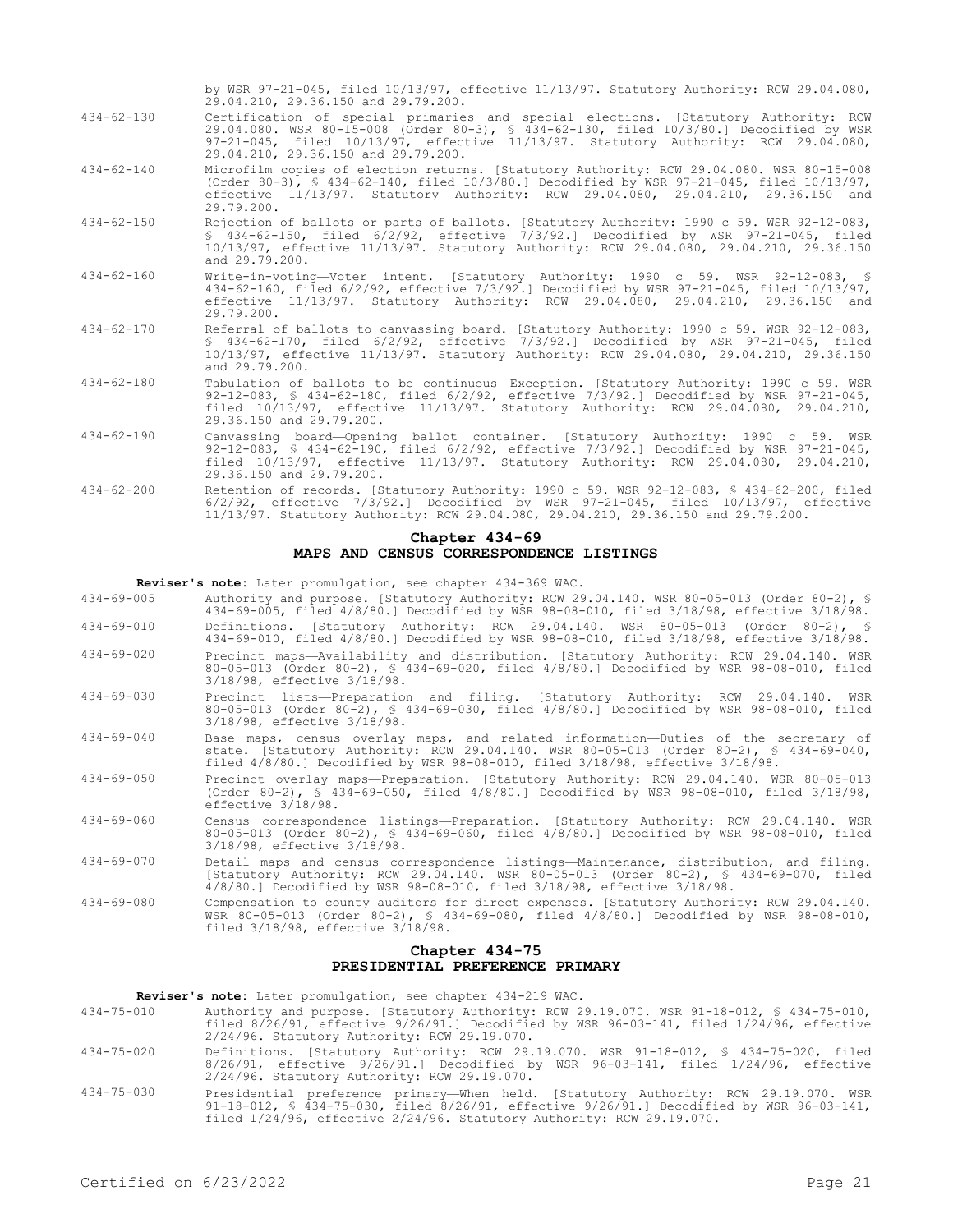by WSR 97-21-045, filed 10/13/97, effective 11/13/97. Statutory Authority: RCW 29.04.080, 29.04.210, 29.36.150 and 29.79.200.

434-62-130 Certification of special primaries and special elections. [Statutory Authority: RCW 29.04.080. WSR 80-15-008 (Order 80-3), § 434-62-130, filed 10/3/80.] Decodified by WSR 97-21-045, filed 10/13/97, effective 11/13/97. Statutory Authority: RCW 29.04.080, 29.04.210, 29.36.150 and 29.79.200.

434-62-140 Microfilm copies of election returns. [Statutory Authority: RCW 29.04.080. WSR 80-15-008 (Order 80-3), § 434-62-140, filed 10/3/80.] Decodified by WSR 97-21-045, filed 10/13/97, effective 11/13/97. Statutory Authority: RCW 29.04.080, 29.04.210, 29.36.150 and 29.79.200.

434-62-150 Rejection of ballots or parts of ballots. [Statutory Authority: 1990 c 59. WSR 92-12-083, § 434-62-150, filed 6/2/92, effective 7/3/92.] Decodified by WSR 97-21-045, filed 10/13/97, effective 11/13/97. Statutory Authority: RCW 29.04.080, 29.04.210, 29.36.150 and 29.79.200.

434-62-160 Write-in-voting—Voter intent. [Statutory Authority: 1990 c 59. WSR 92-12-083, § 434-62-160, filed 6/2/92, effective 7/3/92.] Decodified by WSR 97-21-045, filed 10/13/97, effective 11/13/97. Statutory Authority: RCW 29.04.080, 29.04.210, 29.36.150 and 29.79.200.

434-62-170 Referral of ballots to canvassing board. [Statutory Authority: 1990 c 59. WSR 92-12-083, § 434-62-170, filed 6/2/92, effective 7/3/92.] Decodified by WSR 97-21-045, filed 10/13/97, effective 11/13/97. Statutory Authority: RCW 29.04.080, 29.04.210, 29.36.150 and 29.79.200.

434-62-180 Tabulation of ballots to be continuous—Exception. [Statutory Authority: 1990 c 59. WSR 92-12-083, § 434-62-180, filed 6/2/92, effective 7/3/92.] Decodified by WSR 97-21-045, filed 10/13/97, effective 11/13/97. Statutory Authority: RCW 29.04.080, 29.04.210, 29.36.150 and 29.79.200.

434-62-190 Canvassing board—Opening ballot container. [Statutory Authority: 1990 c 59. WSR 92-12-083, § 434-62-190, filed 6/2/92, effective 7/3/92.] Decodified by WSR 97-21-045, filed 10/13/97, effective 11/13/97. Statutory Authority: RCW 29.04.080, 29.04.210, 29.36.150 and 29.79.200.

434-62-200 Retention of records. [Statutory Authority: 1990 c 59. WSR 92-12-083, § 434-62-200, filed 6/2/92, effective 7/3/92.] Decodified by WSR 97-21-045, filed 10/13/97, effective 11/13/97. Statutory Authority: RCW 29.04.080, 29.04.210, 29.36.150 and 29.79.200.

## Chapter 434-69
## MAPS AND CENSUS CORRESPONDENCE LISTINGS

**Reviser's note:** Later promulgation, see chapter 434-369 WAC.

434-69-005 Authority and purpose. [Statutory Authority: RCW 29.04.140. WSR 80-05-013 (Order 80-2), § 434-69-005, filed 4/8/80.] Decodified by WSR 98-08-010, filed 3/18/98, effective 3/18/98.

434-69-010 Definitions. [Statutory Authority: RCW 29.04.140. WSR 80-05-013 (Order 80-2), § 434-69-010, filed 4/8/80.] Decodified by WSR 98-08-010, filed 3/18/98, effective 3/18/98.

434-69-020 Precinct maps—Availability and distribution. [Statutory Authority: RCW 29.04.140. WSR 80-05-013 (Order 80-2), § 434-69-020, filed 4/8/80.] Decodified by WSR 98-08-010, filed 3/18/98, effective 3/18/98.

434-69-030 Precinct lists—Preparation and filing. [Statutory Authority: RCW 29.04.140. WSR 80-05-013 (Order 80-2), § 434-69-030, filed 4/8/80.] Decodified by WSR 98-08-010, filed 3/18/98, effective 3/18/98.

434-69-040 Base maps, census overlay maps, and related information—Duties of the secretary of state. [Statutory Authority: RCW 29.04.140. WSR 80-05-013 (Order 80-2), § 434-69-040, filed 4/8/80.] Decodified by WSR 98-08-010, filed 3/18/98, effective 3/18/98.

434-69-050 Precinct overlay maps—Preparation. [Statutory Authority: RCW 29.04.140. WSR 80-05-013 (Order 80-2), § 434-69-050, filed 4/8/80.] Decodified by WSR 98-08-010, filed 3/18/98, effective 3/18/98.

434-69-060 Census correspondence listings—Preparation. [Statutory Authority: RCW 29.04.140. WSR 80-05-013 (Order 80-2), § 434-69-060, filed 4/8/80.] Decodified by WSR 98-08-010, filed 3/18/98, effective 3/18/98.

434-69-070 Detail maps and census correspondence listings—Maintenance, distribution, and filing. [Statutory Authority: RCW 29.04.140. WSR 80-05-013 (Order 80-2), § 434-69-070, filed 4/8/80.] Decodified by WSR 98-08-010, filed 3/18/98, effective 3/18/98.

434-69-080 Compensation to county auditors for direct expenses. [Statutory Authority: RCW 29.04.140. WSR 80-05-013 (Order 80-2), § 434-69-080, filed 4/8/80.] Decodified by WSR 98-08-010, filed 3/18/98, effective 3/18/98.

## Chapter 434-75
## PRESIDENTIAL PREFERENCE PRIMARY

**Reviser's note:** Later promulgation, see chapter 434-219 WAC.

434-75-010 Authority and purpose. [Statutory Authority: RCW 29.19.070. WSR 91-18-012, § 434-75-010, filed 8/26/91, effective 9/26/91.] Decodified by WSR 96-03-141, filed 1/24/96, effective 2/24/96. Statutory Authority: RCW 29.19.070.

434-75-020 Definitions. [Statutory Authority: RCW 29.19.070. WSR 91-18-012, § 434-75-020, filed 8/26/91, effective 9/26/91.] Decodified by WSR 96-03-141, filed 1/24/96, effective 2/24/96. Statutory Authority: RCW 29.19.070.

434-75-030 Presidential preference primary—When held. [Statutory Authority: RCW 29.19.070. WSR 91-18-012, § 434-75-030, filed 8/26/91, effective 9/26/91.] Decodified by WSR 96-03-141, filed 1/24/96, effective 2/24/96. Statutory Authority: RCW 29.19.070.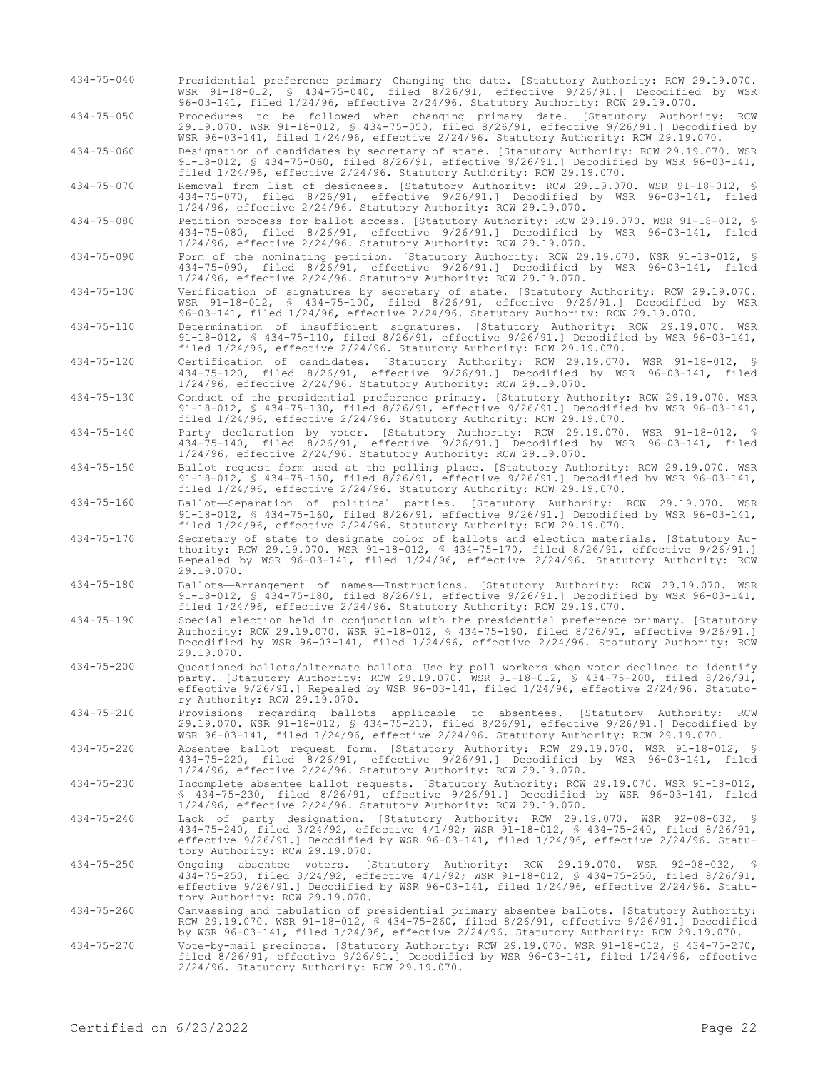434-75-040 Presidential preference primary—Changing the date. [Statutory Authority: RCW 29.19.070. WSR 91-18-012, § 434-75-040, filed 8/26/91, effective 9/26/91.] Decodified by WSR 96-03-141, filed 1/24/96, effective 2/24/96. Statutory Authority: RCW 29.19.070.

434-75-050 Procedures to be followed when changing primary date. [Statutory Authority: RCW 29.19.070. WSR 91-18-012, § 434-75-050, filed 8/26/91, effective 9/26/91.] Decodified by WSR 96-03-141, filed 1/24/96, effective 2/24/96. Statutory Authority: RCW 29.19.070.

434-75-060 Designation of candidates by secretary of state. [Statutory Authority: RCW 29.19.070. WSR 91-18-012, § 434-75-060, filed 8/26/91, effective 9/26/91.] Decodified by WSR 96-03-141, filed 1/24/96, effective 2/24/96. Statutory Authority: RCW 29.19.070.

434-75-070 Removal from list of designees. [Statutory Authority: RCW 29.19.070. WSR 91-18-012, § 434-75-070, filed 8/26/91, effective 9/26/91.] Decodified by WSR 96-03-141, filed 1/24/96, effective 2/24/96. Statutory Authority: RCW 29.19.070.

434-75-080 Petition process for ballot access. [Statutory Authority: RCW 29.19.070. WSR 91-18-012, § 434-75-080, filed 8/26/91, effective 9/26/91.] Decodified by WSR 96-03-141, filed 1/24/96, effective 2/24/96. Statutory Authority: RCW 29.19.070.

434-75-090 Form of the nominating petition. [Statutory Authority: RCW 29.19.070. WSR 91-18-012, § 434-75-090, filed 8/26/91, effective 9/26/91.] Decodified by WSR 96-03-141, filed 1/24/96, effective 2/24/96. Statutory Authority: RCW 29.19.070.

434-75-100 Verification of signatures by secretary of state. [Statutory Authority: RCW 29.19.070. WSR 91-18-012, § 434-75-100, filed 8/26/91, effective 9/26/91.] Decodified by WSR 96-03-141, filed 1/24/96, effective 2/24/96. Statutory Authority: RCW 29.19.070.

434-75-110 Determination of insufficient signatures. [Statutory Authority: RCW 29.19.070. WSR 91-18-012, § 434-75-110, filed 8/26/91, effective 9/26/91.] Decodified by WSR 96-03-141, filed 1/24/96, effective 2/24/96. Statutory Authority: RCW 29.19.070.

434-75-120 Certification of candidates. [Statutory Authority: RCW 29.19.070. WSR 91-18-012, § 434-75-120, filed 8/26/91, effective 9/26/91.] Decodified by WSR 96-03-141, filed 1/24/96, effective 2/24/96. Statutory Authority: RCW 29.19.070.

434-75-130 Conduct of the presidential preference primary. [Statutory Authority: RCW 29.19.070. WSR 91-18-012, § 434-75-130, filed 8/26/91, effective 9/26/91.] Decodified by WSR 96-03-141, filed 1/24/96, effective 2/24/96. Statutory Authority: RCW 29.19.070.

434-75-140 Party declaration by voter. [Statutory Authority: RCW 29.19.070. WSR 91-18-012, § 434-75-140, filed 8/26/91, effective 9/26/91.] Decodified by WSR 96-03-141, filed 1/24/96, effective 2/24/96. Statutory Authority: RCW 29.19.070.

434-75-150 Ballot request form used at the polling place. [Statutory Authority: RCW 29.19.070. WSR 91-18-012, § 434-75-150, filed 8/26/91, effective 9/26/91.] Decodified by WSR 96-03-141, filed 1/24/96, effective 2/24/96. Statutory Authority: RCW 29.19.070.

434-75-160 Ballot—Separation of political parties. [Statutory Authority: RCW 29.19.070. WSR 91-18-012, § 434-75-160, filed 8/26/91, effective 9/26/91.] Decodified by WSR 96-03-141, filed 1/24/96, effective 2/24/96. Statutory Authority: RCW 29.19.070.

434-75-170 Secretary of state to designate color of ballots and election materials. [Statutory Authority: RCW 29.19.070. WSR 91-18-012, § 434-75-170, filed 8/26/91, effective 9/26/91.] Repealed by WSR 96-03-141, filed 1/24/96, effective 2/24/96. Statutory Authority: RCW 29.19.070.

434-75-180 Ballots—Arrangement of names—Instructions. [Statutory Authority: RCW 29.19.070. WSR 91-18-012, § 434-75-180, filed 8/26/91, effective 9/26/91.] Decodified by WSR 96-03-141, filed 1/24/96, effective 2/24/96. Statutory Authority: RCW 29.19.070.

434-75-190 Special election held in conjunction with the presidential preference primary. [Statutory Authority: RCW 29.19.070. WSR 91-18-012, § 434-75-190, filed 8/26/91, effective 9/26/91.] Decodified by WSR 96-03-141, filed 1/24/96, effective 2/24/96. Statutory Authority: RCW 29.19.070.

434-75-200 Questioned ballots/alternate ballots—Use by poll workers when voter declines to identify party. [Statutory Authority: RCW 29.19.070. WSR 91-18-012, § 434-75-200, filed 8/26/91, effective 9/26/91.] Repealed by WSR 96-03-141, filed 1/24/96, effective 2/24/96. Statutory Authority: RCW 29.19.070.

434-75-210 Provisions regarding ballots applicable to absentees. [Statutory Authority: RCW 29.19.070. WSR 91-18-012, § 434-75-210, filed 8/26/91, effective 9/26/91.] Decodified by WSR 96-03-141, filed 1/24/96, effective 2/24/96. Statutory Authority: RCW 29.19.070.

434-75-220 Absentee ballot request form. [Statutory Authority: RCW 29.19.070. WSR 91-18-012, § 434-75-220, filed 8/26/91, effective 9/26/91.] Decodified by WSR 96-03-141, filed 1/24/96, effective 2/24/96. Statutory Authority: RCW 29.19.070.

434-75-230 Incomplete absentee ballot requests. [Statutory Authority: RCW 29.19.070. WSR 91-18-012, § 434-75-230, filed 8/26/91, effective 9/26/91.] Decodified by WSR 96-03-141, filed 1/24/96, effective 2/24/96. Statutory Authority: RCW 29.19.070.

434-75-240 Lack of party designation. [Statutory Authority: RCW 29.19.070. WSR 92-08-032, § 434-75-240, filed 3/24/92, effective 4/1/92; WSR 91-18-012, § 434-75-240, filed 8/26/91, effective 9/26/91.] Decodified by WSR 96-03-141, filed 1/24/96, effective 2/24/96. Statutory Authority: RCW 29.19.070.

434-75-250 Ongoing absentee voters. [Statutory Authority: RCW 29.19.070. WSR 92-08-032, § 434-75-250, filed 3/24/92, effective 4/1/92; WSR 91-18-012, § 434-75-250, filed 8/26/91, effective 9/26/91.] Decodified by WSR 96-03-141, filed 1/24/96, effective 2/24/96. Statutory Authority: RCW 29.19.070.

434-75-260 Canvassing and tabulation of presidential primary absentee ballots. [Statutory Authority: RCW 29.19.070. WSR 91-18-012, § 434-75-260, filed 8/26/91, effective 9/26/91.] Decodified by WSR 96-03-141, filed 1/24/96, effective 2/24/96. Statutory Authority: RCW 29.19.070.

434-75-270 Vote-by-mail precincts. [Statutory Authority: RCW 29.19.070. WSR 91-18-012, § 434-75-270, filed 8/26/91, effective 9/26/91.] Decodified by WSR 96-03-141, filed 1/24/96, effective 2/24/96. Statutory Authority: RCW 29.19.070.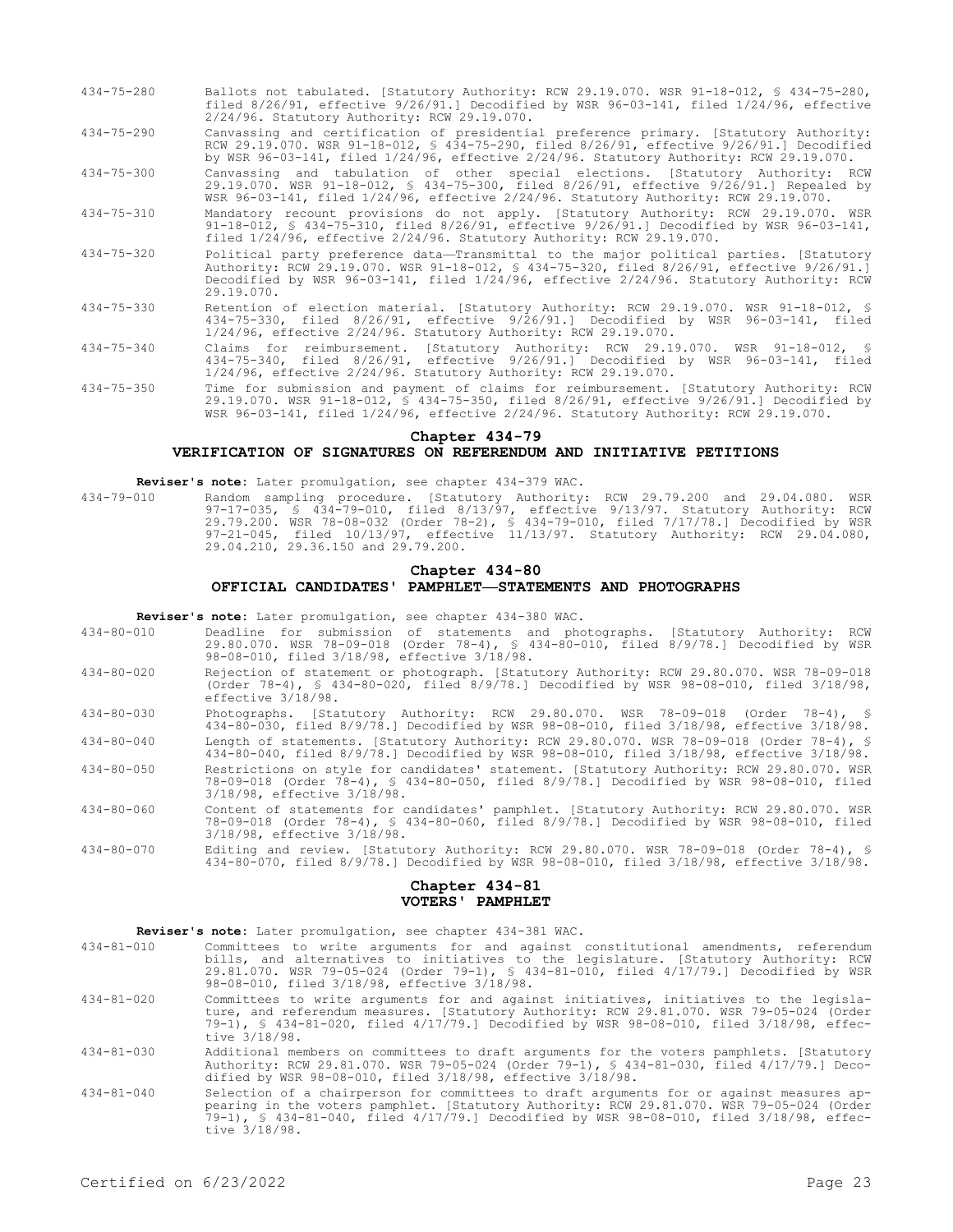| | |
|---|---|
| 434-75-280 | Ballots not tabulated. [Statutory Authority: RCW 29.19.070. WSR 91-18-012, § 434-75-280, filed 8/26/91, effective 9/26/91.] Decodified by WSR 96-03-141, filed 1/24/96, effective 2/24/96. Statutory Authority: RCW 29.19.070. |
| 434-75-290 | Canvassing and certification of presidential preference primary. [Statutory Authority: RCW 29.19.070. WSR 91-18-012, § 434-75-290, filed 8/26/91, effective 9/26/91.] Decodified by WSR 96-03-141, filed 1/24/96, effective 2/24/96. Statutory Authority: RCW 29.19.070. |
| 434-75-300 | Canvassing and tabulation of other special elections. [Statutory Authority: RCW 29.19.070. WSR 91-18-012, § 434-75-300, filed 8/26/91, effective 9/26/91.] Repealed by WSR 96-03-141, filed 1/24/96, effective 2/24/96. Statutory Authority: RCW 29.19.070. |
| 434-75-310 | Mandatory recount provisions do not apply. [Statutory Authority: RCW 29.19.070. WSR 91-18-012, § 434-75-310, filed 8/26/91, effective 9/26/91.] Decodified by WSR 96-03-141, filed 1/24/96, effective 2/24/96. Statutory Authority: RCW 29.19.070. |
| 434-75-320 | Political party preference data—Transmittal to the major political parties. [Statutory Authority: RCW 29.19.070. WSR 91-18-012, § 434-75-320, filed 8/26/91, effective 9/26/91.] Decodified by WSR 96-03-141, filed 1/24/96, effective 2/24/96. Statutory Authority: RCW 29.19.070. |
| 434-75-330 | Retention of election material. [Statutory Authority: RCW 29.19.070. WSR 91-18-012, § 434-75-330, filed 8/26/91, effective 9/26/91.] Decodified by WSR 96-03-141, filed 1/24/96, effective 2/24/96. Statutory Authority: RCW 29.19.070. |
| 434-75-340 | Claims for reimbursement. [Statutory Authority: RCW 29.19.070. WSR 91-18-012, § 434-75-340, filed 8/26/91, effective 9/26/91.] Decodified by WSR 96-03-141, filed 1/24/96, effective 2/24/96. Statutory Authority: RCW 29.19.070. |
| 434-75-350 | Time for submission and payment of claims for reimbursement. [Statutory Authority: RCW 29.19.070. WSR 91-18-012, § 434-75-350, filed 8/26/91, effective 9/26/91.] Decodified by WSR 96-03-141, filed 1/24/96, effective 2/24/96. Statutory Authority: RCW 29.19.070. |

## Chapter 434-79
## VERIFICATION OF SIGNATURES ON REFERENDUM AND INITIATIVE PETITIONS

**Reviser's note:** Later promulgation, see chapter 434-379 WAC.

| | |
|---|---|
| 434-79-010 | Random sampling procedure. [Statutory Authority: RCW 29.79.200 and 29.04.080. WSR 97-17-035, § 434-79-010, filed 8/13/97, effective 9/13/97. Statutory Authority: RCW 29.79.200. WSR 78-08-032 (Order 78-2), § 434-79-010, filed 7/17/78.] Decodified by WSR 97-21-045, filed 10/13/97, effective 11/13/97. Statutory Authority: RCW 29.04.080, 29.04.210, 29.36.150 and 29.79.200. |

## Chapter 434-80
## OFFICIAL CANDIDATES' PAMPHLET—STATEMENTS AND PHOTOGRAPHS

**Reviser's note:** Later promulgation, see chapter 434-380 WAC.

| | |
|---|---|
| 434-80-010 | Deadline for submission of statements and photographs. [Statutory Authority: RCW 29.80.070. WSR 78-09-018 (Order 78-4), § 434-80-010, filed 8/9/78.] Decodified by WSR 98-08-010, filed 3/18/98, effective 3/18/98. |
| 434-80-020 | Rejection of statement or photograph. [Statutory Authority: RCW 29.80.070. WSR 78-09-018 (Order 78-4), § 434-80-020, filed 8/9/78.] Decodified by WSR 98-08-010, filed 3/18/98, effective 3/18/98. |
| 434-80-030 | Photographs. [Statutory Authority: RCW 29.80.070. WSR 78-09-018 (Order 78-4), § 434-80-030, filed 8/9/78.] Decodified by WSR 98-08-010, filed 3/18/98, effective 3/18/98. |
| 434-80-040 | Length of statements. [Statutory Authority: RCW 29.80.070. WSR 78-09-018 (Order 78-4), § 434-80-040, filed 8/9/78.] Decodified by WSR 98-08-010, filed 3/18/98, effective 3/18/98. |
| 434-80-050 | Restrictions on style for candidates' statement. [Statutory Authority: RCW 29.80.070. WSR 78-09-018 (Order 78-4), § 434-80-050, filed 8/9/78.] Decodified by WSR 98-08-010, filed 3/18/98, effective 3/18/98. |
| 434-80-060 | Content of statements for candidates' pamphlet. [Statutory Authority: RCW 29.80.070. WSR 78-09-018 (Order 78-4), § 434-80-060, filed 8/9/78.] Decodified by WSR 98-08-010, filed 3/18/98, effective 3/18/98. |
| 434-80-070 | Editing and review. [Statutory Authority: RCW 29.80.070. WSR 78-09-018 (Order 78-4), § 434-80-070, filed 8/9/78.] Decodified by WSR 98-08-010, filed 3/18/98, effective 3/18/98. |

## Chapter 434-81
## VOTERS' PAMPHLET

**Reviser's note:** Later promulgation, see chapter 434-381 WAC.

| | |
|---|---|
| 434-81-010 | Committees to write arguments for and against constitutional amendments, referendum bills, and alternatives to initiatives to the legislature. [Statutory Authority: RCW 29.81.070. WSR 79-05-024 (Order 79-1), § 434-81-010, filed 4/17/79.] Decodified by WSR 98-08-010, filed 3/18/98, effective 3/18/98. |
| 434-81-020 | Committees to write arguments for and against initiatives, initiatives to the legislature, and referendum measures. [Statutory Authority: RCW 29.81.070. WSR 79-05-024 (Order 79-1), § 434-81-020, filed 4/17/79.] Decodified by WSR 98-08-010, filed 3/18/98, effective 3/18/98. |
| 434-81-030 | Additional members on committees to draft arguments for the voters pamphlets. [Statutory Authority: RCW 29.81.070. WSR 79-05-024 (Order 79-1), § 434-81-030, filed 4/17/79.] Decodified by WSR 98-08-010, filed 3/18/98, effective 3/18/98. |
| 434-81-040 | Selection of a chairperson for committees to draft arguments for or against measures appearing in the voters pamphlet. [Statutory Authority: RCW 29.81.070. WSR 79-05-024 (Order 79-1), § 434-81-040, filed 4/17/79.] Decodified by WSR 98-08-010, filed 3/18/98, effective 3/18/98. |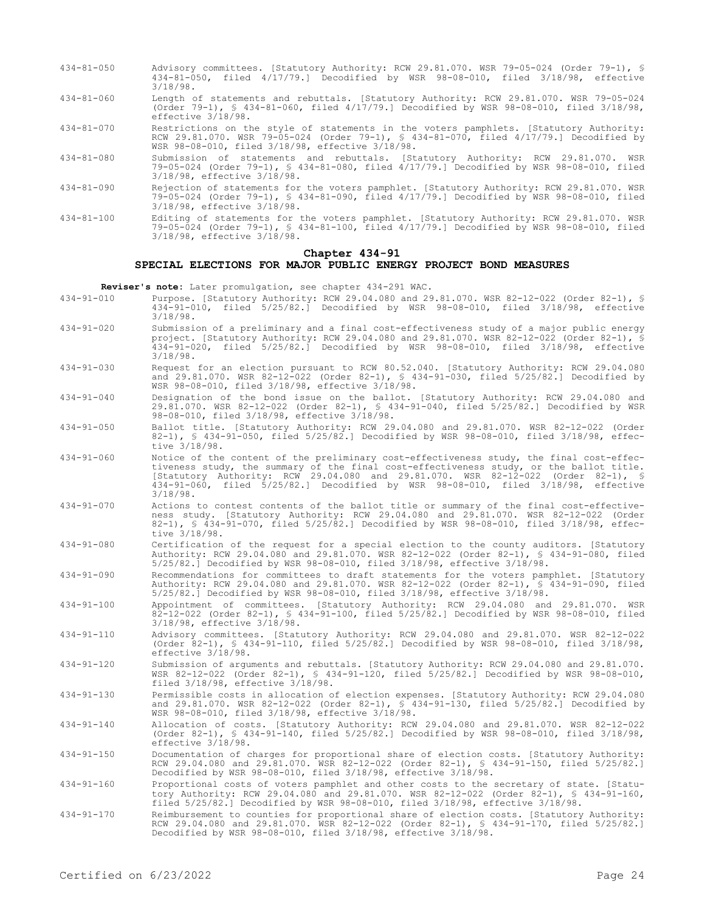434-81-050 Advisory committees. [Statutory Authority: RCW 29.81.070. WSR 79-05-024 (Order 79-1), § 434-81-050, filed 4/17/79.] Decodified by WSR 98-08-010, filed 3/18/98, effective 3/18/98.

434-81-060 Length of statements and rebuttals. [Statutory Authority: RCW 29.81.070. WSR 79-05-024 (Order 79-1), § 434-81-060, filed 4/17/79.] Decodified by WSR 98-08-010, filed 3/18/98, effective 3/18/98.

434-81-070 Restrictions on the style of statements in the voters pamphlets. [Statutory Authority: RCW 29.81.070. WSR 79-05-024 (Order 79-1), § 434-81-070, filed 4/17/79.] Decodified by WSR 98-08-010, filed 3/18/98, effective 3/18/98.

434-81-080 Submission of statements and rebuttals. [Statutory Authority: RCW 29.81.070. WSR 79-05-024 (Order 79-1), § 434-81-080, filed 4/17/79.] Decodified by WSR 98-08-010, filed 3/18/98, effective 3/18/98.

434-81-090 Rejection of statements for the voters pamphlet. [Statutory Authority: RCW 29.81.070. WSR 79-05-024 (Order 79-1), § 434-81-090, filed 4/17/79.] Decodified by WSR 98-08-010, filed 3/18/98, effective 3/18/98.

434-81-100 Editing of statements for the voters pamphlet. [Statutory Authority: RCW 29.81.070. WSR 79-05-024 (Order 79-1), § 434-81-100, filed 4/17/79.] Decodified by WSR 98-08-010, filed 3/18/98, effective 3/18/98.

## Chapter 434-91
## SPECIAL ELECTIONS FOR MAJOR PUBLIC ENERGY PROJECT BOND MEASURES

**Reviser's note:** Later promulgation, see chapter 434-291 WAC.

434-91-010 Purpose. [Statutory Authority: RCW 29.04.080 and 29.81.070. WSR 82-12-022 (Order 82-1), § 434-91-010, filed 5/25/82.] Decodified by WSR 98-08-010, filed 3/18/98, effective 3/18/98.

434-91-020 Submission of a preliminary and a final cost-effectiveness study of a major public energy project. [Statutory Authority: RCW 29.04.080 and 29.81.070. WSR 82-12-022 (Order 82-1), § 434-91-020, filed 5/25/82.] Decodified by WSR 98-08-010, filed 3/18/98, effective 3/18/98.

434-91-030 Request for an election pursuant to RCW 80.52.040. [Statutory Authority: RCW 29.04.080 and 29.81.070. WSR 82-12-022 (Order 82-1), § 434-91-030, filed 5/25/82.] Decodified by WSR 98-08-010, filed 3/18/98, effective 3/18/98.

434-91-040 Designation of the bond issue on the ballot. [Statutory Authority: RCW 29.04.080 and 29.81.070. WSR 82-12-022 (Order 82-1), § 434-91-040, filed 5/25/82.] Decodified by WSR 98-08-010, filed 3/18/98, effective 3/18/98.

434-91-050 Ballot title. [Statutory Authority: RCW 29.04.080 and 29.81.070. WSR 82-12-022 (Order 82-1), § 434-91-050, filed 5/25/82.] Decodified by WSR 98-08-010, filed 3/18/98, effective 3/18/98.

434-91-060 Notice of the content of the preliminary cost-effectiveness study, the final cost-effectiveness study, the summary of the final cost-effectiveness study, or the ballot title. [Statutory Authority: RCW 29.04.080 and 29.81.070. WSR 82-12-022 (Order 82-1), § 434-91-060, filed 5/25/82.] Decodified by WSR 98-08-010, filed 3/18/98, effective 3/18/98.

434-91-070 Actions to contest contents of the ballot title or summary of the final cost-effectiveness study. [Statutory Authority: RCW 29.04.080 and 29.81.070. WSR 82-12-022 (Order 82-1), § 434-91-070, filed 5/25/82.] Decodified by WSR 98-08-010, filed 3/18/98, effective 3/18/98.

434-91-080 Certification of the request for a special election to the county auditors. [Statutory Authority: RCW 29.04.080 and 29.81.070. WSR 82-12-022 (Order 82-1), § 434-91-080, filed 5/25/82.] Decodified by WSR 98-08-010, filed 3/18/98, effective 3/18/98.

434-91-090 Recommendations for committees to draft statements for the voters pamphlet. [Statutory Authority: RCW 29.04.080 and 29.81.070. WSR 82-12-022 (Order 82-1), § 434-91-090, filed 5/25/82.] Decodified by WSR 98-08-010, filed 3/18/98, effective 3/18/98.

434-91-100 Appointment of committees. [Statutory Authority: RCW 29.04.080 and 29.81.070. WSR 82-12-022 (Order 82-1), § 434-91-100, filed 5/25/82.] Decodified by WSR 98-08-010, filed 3/18/98, effective 3/18/98.

434-91-110 Advisory committees. [Statutory Authority: RCW 29.04.080 and 29.81.070. WSR 82-12-022 (Order 82-1), § 434-91-110, filed 5/25/82.] Decodified by WSR 98-08-010, filed 3/18/98, effective 3/18/98.

434-91-120 Submission of arguments and rebuttals. [Statutory Authority: RCW 29.04.080 and 29.81.070. WSR 82-12-022 (Order 82-1), § 434-91-120, filed 5/25/82.] Decodified by WSR 98-08-010, filed 3/18/98, effective 3/18/98.

434-91-130 Permissible costs in allocation of election expenses. [Statutory Authority: RCW 29.04.080 and 29.81.070. WSR 82-12-022 (Order 82-1), § 434-91-130, filed 5/25/82.] Decodified by WSR 98-08-010, filed 3/18/98, effective 3/18/98.

434-91-140 Allocation of costs. [Statutory Authority: RCW 29.04.080 and 29.81.070. WSR 82-12-022 (Order 82-1), § 434-91-140, filed 5/25/82.] Decodified by WSR 98-08-010, filed 3/18/98, effective 3/18/98.

434-91-150 Documentation of charges for proportional share of election costs. [Statutory Authority: RCW 29.04.080 and 29.81.070. WSR 82-12-022 (Order 82-1), § 434-91-150, filed 5/25/82.] Decodified by WSR 98-08-010, filed 3/18/98, effective 3/18/98.

434-91-160 Proportional costs of voters pamphlet and other costs to the secretary of state. [Statutory Authority: RCW 29.04.080 and 29.81.070. WSR 82-12-022 (Order 82-1), § 434-91-160, filed 5/25/82.] Decodified by WSR 98-08-010, filed 3/18/98, effective 3/18/98.

434-91-170 Reimbursement to counties for proportional share of election costs. [Statutory Authority: RCW 29.04.080 and 29.81.070. WSR 82-12-022 (Order 82-1), § 434-91-170, filed 5/25/82.] Decodified by WSR 98-08-010, filed 3/18/98, effective 3/18/98.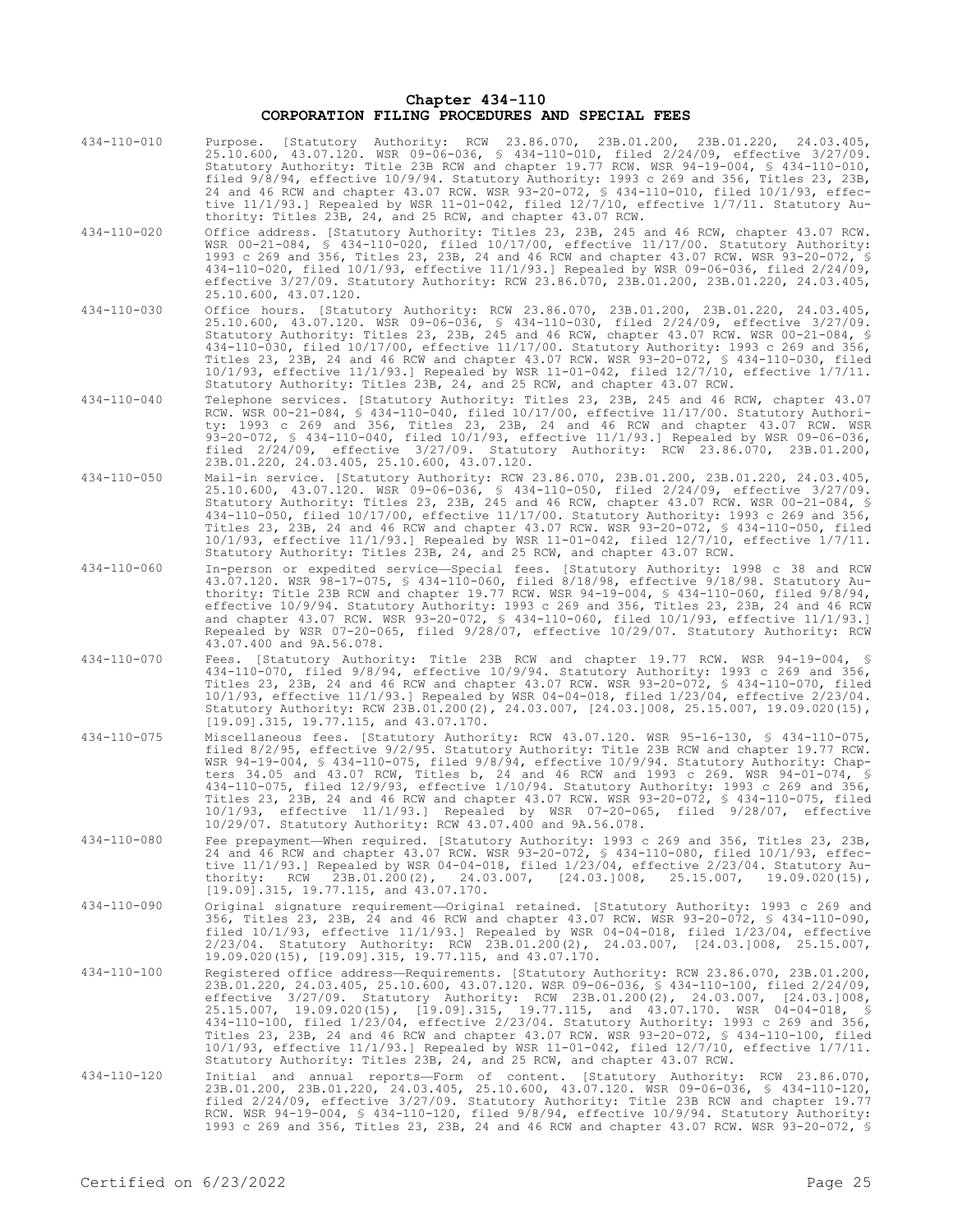# Chapter 434-110
# CORPORATION FILING PROCEDURES AND SPECIAL FEES

434-110-010 Purpose. [Statutory Authority: RCW 23.86.070, 23B.01.200, 23B.01.220, 24.03.405, 25.10.600, 43.07.120. WSR 09-06-036, § 434-110-010, filed 2/24/09, effective 3/27/09. Statutory Authority: Title 23B RCW and chapter 19.77 RCW. WSR 94-19-004, § 434-110-010, filed 9/8/94, effective 10/9/94. Statutory Authority: 1993 c 269 and 356, Titles 23, 23B, 24 and 46 RCW and chapter 43.07 RCW. WSR 93-20-072, § 434-110-010, filed 10/1/93, effective 11/1/93.] Repealed by WSR 11-01-042, filed 12/7/10, effective 1/7/11. Statutory Authority: Titles 23B, 24, and 25 RCW, and chapter 43.07 RCW.

434-110-020 Office address. [Statutory Authority: Titles 23, 23B, 245 and 46 RCW, chapter 43.07 RCW. WSR 00-21-084, § 434-110-020, filed 10/17/00, effective 11/17/00. Statutory Authority: 1993 c 269 and 356, Titles 23, 23B, 24 and 46 RCW and chapter 43.07 RCW. WSR 93-20-072, § 434-110-020, filed 10/1/93, effective 11/1/93.] Repealed by WSR 09-06-036, filed 2/24/09, effective 3/27/09. Statutory Authority: RCW 23.86.070, 23B.01.200, 23B.01.220, 24.03.405, 25.10.600, 43.07.120.

434-110-030 Office hours. [Statutory Authority: RCW 23.86.070, 23B.01.200, 23B.01.220, 24.03.405, 25.10.600, 43.07.120. WSR 09-06-036, § 434-110-030, filed 2/24/09, effective 3/27/09. Statutory Authority: Titles 23, 23B, 245 and 46 RCW, chapter 43.07 RCW. WSR 00-21-084, § 434-110-030, filed 10/17/00, effective 11/17/00. Statutory Authority: 1993 c 269 and 356, Titles 23, 23B, 24 and 46 RCW and chapter 43.07 RCW. WSR 93-20-072, § 434-110-030, filed 10/1/93, effective 11/1/93.] Repealed by WSR 11-01-042, filed 12/7/10, effective 1/7/11. Statutory Authority: Titles 23B, 24, and 25 RCW, and chapter 43.07 RCW.

434-110-040 Telephone services. [Statutory Authority: Titles 23, 23B, 245 and 46 RCW, chapter 43.07 RCW. WSR 00-21-084, § 434-110-040, filed 10/17/00, effective 11/17/00. Statutory Authority: 1993 c 269 and 356, Titles 23, 23B, 24 and 46 RCW and chapter 43.07 RCW. WSR 93-20-072, § 434-110-040, filed 10/1/93, effective 11/1/93.] Repealed by WSR 09-06-036, filed 2/24/09, effective 3/27/09. Statutory Authority: RCW 23.86.070, 23B.01.200, 23B.01.220, 24.03.405, 25.10.600, 43.07.120.

434-110-050 Mail-in service. [Statutory Authority: RCW 23.86.070, 23B.01.200, 23B.01.220, 24.03.405, 25.10.600, 43.07.120. WSR 09-06-036, § 434-110-050, filed 2/24/09, effective 3/27/09. Statutory Authority: Titles 23, 23B, 245 and 46 RCW, chapter 43.07 RCW. WSR 00-21-084, § 434-110-050, filed 10/17/00, effective 11/17/00. Statutory Authority: 1993 c 269 and 356, Titles 23, 23B, 24 and 46 RCW and chapter 43.07 RCW. WSR 93-20-072, § 434-110-050, filed 10/1/93, effective 11/1/93.] Repealed by WSR 11-01-042, filed 12/7/10, effective 1/7/11. Statutory Authority: Titles 23B, 24, and 25 RCW, and chapter 43.07 RCW.

434-110-060 In-person or expedited service—Special fees. [Statutory Authority: 1998 c 38 and RCW 43.07.120. WSR 98-17-075, § 434-110-060, filed 8/18/98, effective 9/18/98. Statutory Authority: Title 23B RCW and chapter 19.77 RCW. WSR 94-19-004, § 434-110-060, filed 9/8/94, effective 10/9/94. Statutory Authority: 1993 c 269 and 356, Titles 23, 23B, 24 and 46 RCW and chapter 43.07 RCW. WSR 93-20-072, § 434-110-060, filed 10/1/93, effective 11/1/93.] Repealed by WSR 07-20-065, filed 9/28/07, effective 10/29/07. Statutory Authority: RCW 43.07.400 and 9A.56.078.

434-110-070 Fees. [Statutory Authority: Title 23B RCW and chapter 19.77 RCW. WSR 94-19-004, § 434-110-070, filed 9/8/94, effective 10/9/94. Statutory Authority: 1993 c 269 and 356, Titles 23, 23B, 24 and 46 RCW and chapter 43.07 RCW. WSR 93-20-072, § 434-110-070, filed 10/1/93, effective 11/1/93.] Repealed by WSR 04-04-018, filed 1/23/04, effective 2/23/04. Statutory Authority: RCW 23B.01.200(2), 24.03.007, [24.03.]008, 25.15.007, 19.09.020(15), [19.09].315, 19.77.115, and 43.07.170.

434-110-075 Miscellaneous fees. [Statutory Authority: RCW 43.07.120. WSR 95-16-130, § 434-110-075, filed 8/2/95, effective 9/2/95. Statutory Authority: Title 23B RCW and chapter 19.77 RCW. WSR 94-19-004, § 434-110-075, filed 9/8/94, effective 10/9/94. Statutory Authority: Chapters 34.05 and 43.07 RCW, Titles b, 24 and 46 RCW and 1993 c 269. WSR 94-01-074, § 434-110-075, filed 12/9/93, effective 1/10/94. Statutory Authority: 1993 c 269 and 356, Titles 23, 23B, 24 and 46 RCW and chapter 43.07 RCW. WSR 93-20-072, § 434-110-075, filed 10/1/93, effective 11/1/93.] Repealed by WSR 07-20-065, filed 9/28/07, effective 10/29/07. Statutory Authority: RCW 43.07.400 and 9A.56.078.

434-110-080 Fee prepayment—When required. [Statutory Authority: 1993 c 269 and 356, Titles 23, 23B, 24 and 46 RCW and chapter 43.07 RCW. WSR 93-20-072, § 434-110-080, filed 10/1/93, effective 11/1/93.] Repealed by WSR 04-04-018, filed 1/23/04, effective 2/23/04. Statutory Authority: RCW 23B.01.200(2), 24.03.007, [24.03.]008, 25.15.007, 19.09.020(15), [19.09].315, 19.77.115, and 43.07.170.

434-110-090 Original signature requirement—Original retained. [Statutory Authority: 1993 c 269 and 356, Titles 23, 23B, 24 and 46 RCW and chapter 43.07 RCW. WSR 93-20-072, § 434-110-090, filed 10/1/93, effective 11/1/93.] Repealed by WSR 04-04-018, filed 1/23/04, effective 2/23/04. Statutory Authority: RCW 23B.01.200(2), 24.03.007, [24.03.]008, 25.15.007, 19.09.020(15), [19.09].315, 19.77.115, and 43.07.170.

434-110-100 Registered office address—Requirements. [Statutory Authority: RCW 23.86.070, 23B.01.200, 23B.01.220, 24.03.405, 25.10.600, 43.07.120. WSR 09-06-036, § 434-110-100, filed 2/24/09, effective 3/27/09. Statutory Authority: RCW 23B.01.200(2), 24.03.007, [24.03.]008, 25.15.007, 19.09.020(15), [19.09].315, 19.77.115, and 43.07.170. WSR 04-04-018, § 434-110-100, filed 1/23/04, effective 2/23/04. Statutory Authority: 1993 c 269 and 356, Titles 23, 23B, 24 and 46 RCW and chapter 43.07 RCW. WSR 93-20-072, § 434-110-100, filed 10/1/93, effective 11/1/93.] Repealed by WSR 11-01-042, filed 12/7/10, effective 1/7/11. Statutory Authority: Titles 23B, 24, and 25 RCW, and chapter 43.07 RCW.

434-110-120 Initial and annual reports—Form of content. [Statutory Authority: RCW 23.86.070, 23B.01.200, 23B.01.220, 24.03.405, 25.10.600, 43.07.120. WSR 09-06-036, § 434-110-120, filed 2/24/09, effective 3/27/09. Statutory Authority: Title 23B RCW and chapter 19.77 RCW. WSR 94-19-004, § 434-110-120, filed 9/8/94, effective 10/9/94. Statutory Authority: 1993 c 269 and 356, Titles 23, 23B, 24 and 46 RCW and chapter 43.07 RCW. WSR 93-20-072, §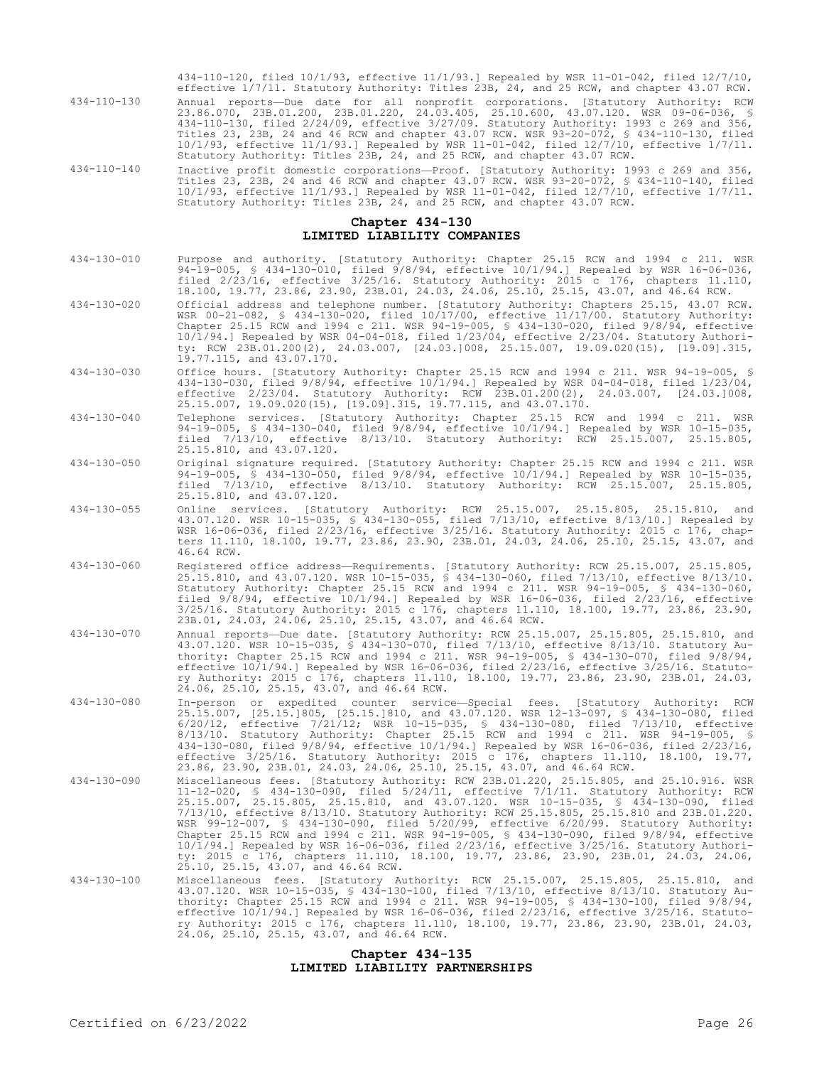434-110-120, filed 10/1/93, effective 11/1/93.] Repealed by WSR 11-01-042, filed 12/7/10, effective 1/7/11. Statutory Authority: Titles 23B, 24, and 25 RCW, and chapter 43.07 RCW.

434-110-130 Annual reports—Due date for all nonprofit corporations. [Statutory Authority: RCW 23.86.070, 23B.01.200, 23B.01.220, 24.03.405, 25.10.600, 43.07.120. WSR 09-06-036, § 434-110-130, filed 2/24/09, effective 3/27/09. Statutory Authority: 1993 c 269 and 356, Titles 23, 23B, 24 and 46 RCW and chapter 43.07 RCW. WSR 93-20-072, § 434-110-130, filed 10/1/93, effective 11/1/93.] Repealed by WSR 11-01-042, filed 12/7/10, effective 1/7/11. Statutory Authority: Titles 23B, 24, and 25 RCW, and chapter 43.07 RCW.

434-110-140 Inactive profit domestic corporations—Proof. [Statutory Authority: 1993 c 269 and 356, Titles 23, 23B, 24 and 46 RCW and chapter 43.07 RCW. WSR 93-20-072, § 434-110-140, filed 10/1/93, effective 11/1/93.] Repealed by WSR 11-01-042, filed 12/7/10, effective 1/7/11. Statutory Authority: Titles 23B, 24, and 25 RCW, and chapter 43.07 RCW.

## Chapter 434-130
## LIMITED LIABILITY COMPANIES

434-130-010 Purpose and authority. [Statutory Authority: Chapter 25.15 RCW and 1994 c 211. WSR 94-19-005, § 434-130-010, filed 9/8/94, effective 10/1/94.] Repealed by WSR 16-06-036, filed 2/23/16, effective 3/25/16. Statutory Authority: 2015 c 176, chapters 11.110, 18.100, 19.77, 23.86, 23.90, 23B.01, 24.03, 24.06, 25.10, 25.15, 43.07, and 46.64 RCW.

434-130-020 Official address and telephone number. [Statutory Authority: Chapters 25.15, 43.07 RCW. WSR 00-21-082, § 434-130-020, filed 10/17/00, effective 11/17/00. Statutory Authority: Chapter 25.15 RCW and 1994 c 211. WSR 94-19-005, § 434-130-020, filed 9/8/94, effective 10/1/94.] Repealed by WSR 04-04-018, filed 1/23/04, effective 2/23/04. Statutory Authority: RCW 23B.01.200(2), 24.03.007, [24.03.]008, 25.15.007, 19.09.020(15), [19.09].315, 19.77.115, and 43.07.170.

434-130-030 Office hours. [Statutory Authority: Chapter 25.15 RCW and 1994 c 211. WSR 94-19-005, § 434-130-030, filed 9/8/94, effective 10/1/94.] Repealed by WSR 04-04-018, filed 1/23/04, effective 2/23/04. Statutory Authority: RCW 23B.01.200(2), 24.03.007, [24.03.]008, 25.15.007, 19.09.020(15), [19.09].315, 19.77.115, and 43.07.170.

434-130-040 Telephone services. [Statutory Authority: Chapter 25.15 RCW and 1994 c 211. WSR 94-19-005, § 434-130-040, filed 9/8/94, effective 10/1/94.] Repealed by WSR 10-15-035, filed 7/13/10, effective 8/13/10. Statutory Authority: RCW 25.15.007, 25.15.805, 25.15.810, and 43.07.120.

434-130-050 Original signature required. [Statutory Authority: Chapter 25.15 RCW and 1994 c 211. WSR 94-19-005, § 434-130-050, filed 9/8/94, effective 10/1/94.] Repealed by WSR 10-15-035, filed 7/13/10, effective 8/13/10. Statutory Authority: RCW 25.15.007, 25.15.805, 25.15.810, and 43.07.120.

434-130-055 Online services. [Statutory Authority: RCW 25.15.007, 25.15.805, 25.15.810, and 43.07.120. WSR 10-15-035, § 434-130-055, filed 7/13/10, effective 8/13/10.] Repealed by WSR 16-06-036, filed 2/23/16, effective 3/25/16. Statutory Authority: 2015 c 176, chapters 11.110, 18.100, 19.77, 23.86, 23.90, 23B.01, 24.03, 24.06, 25.10, 25.15, 43.07, and 46.64 RCW.

434-130-060 Registered office address—Requirements. [Statutory Authority: RCW 25.15.007, 25.15.805, 25.15.810, and 43.07.120. WSR 10-15-035, § 434-130-060, filed 7/13/10, effective 8/13/10. Statutory Authority: Chapter 25.15 RCW and 1994 c 211. WSR 94-19-005, § 434-130-060, filed 9/8/94, effective 10/1/94.] Repealed by WSR 16-06-036, filed 2/23/16, effective 3/25/16. Statutory Authority: 2015 c 176, chapters 11.110, 18.100, 19.77, 23.86, 23.90, 23B.01, 24.03, 24.06, 25.10, 25.15, 43.07, and 46.64 RCW.

434-130-070 Annual reports—Due date. [Statutory Authority: RCW 25.15.007, 25.15.805, 25.15.810, and 43.07.120. WSR 10-15-035, § 434-130-070, filed 7/13/10, effective 8/13/10. Statutory Authority: Chapter 25.15 RCW and 1994 c 211. WSR 94-19-005, § 434-130-070, filed 9/8/94, effective 10/1/94.] Repealed by WSR 16-06-036, filed 2/23/16, effective 3/25/16. Statutory Authority: 2015 c 176, chapters 11.110, 18.100, 19.77, 23.86, 23.90, 23B.01, 24.03, 24.06, 25.10, 25.15, 43.07, and 46.64 RCW.

434-130-080 In-person or expedited counter service—Special fees. [Statutory Authority: RCW 25.15.007, [25.15.]805, [25.15.]810, and 43.07.120. WSR 12-13-097, § 434-130-080, filed 6/20/12, effective 7/21/12; WSR 10-15-035, § 434-130-080, filed 7/13/10, effective 8/13/10. Statutory Authority: Chapter 25.15 RCW and 1994 c 211. WSR 94-19-005, § 434-130-080, filed 9/8/94, effective 10/1/94.] Repealed by WSR 16-06-036, filed 2/23/16, effective 3/25/16. Statutory Authority: 2015 c 176, chapters 11.110, 18.100, 19.77, 23.86, 23.90, 23B.01, 24.03, 24.06, 25.10, 25.15, 43.07, and 46.64 RCW.

434-130-090 Miscellaneous fees. [Statutory Authority: RCW 23B.01.220, 25.15.805, and 25.10.916. WSR 11-12-020, § 434-130-090, filed 5/24/11, effective 7/1/11. Statutory Authority: RCW 25.15.007, 25.15.805, 25.15.810, and 43.07.120. WSR 10-15-035, § 434-130-090, filed 7/13/10, effective 8/13/10. Statutory Authority: RCW 25.15.805, 25.15.810 and 23B.01.220. WSR 99-12-007, § 434-130-090, filed 5/20/99, effective 6/20/99. Statutory Authority: Chapter 25.15 RCW and 1994 c 211. WSR 94-19-005, § 434-130-090, filed 9/8/94, effective 10/1/94.] Repealed by WSR 16-06-036, filed 2/23/16, effective 3/25/16. Statutory Authority: 2015 c 176, chapters 11.110, 18.100, 19.77, 23.86, 23.90, 23B.01, 24.03, 24.06, 25.10, 25.15, 43.07, and 46.64 RCW.

434-130-100 Miscellaneous fees. [Statutory Authority: RCW 25.15.007, 25.15.805, 25.15.810, and 43.07.120. WSR 10-15-035, § 434-130-100, filed 7/13/10, effective 8/13/10. Statutory Authority: Chapter 25.15 RCW and 1994 c 211. WSR 94-19-005, § 434-130-100, filed 9/8/94, effective 10/1/94.] Repealed by WSR 16-06-036, filed 2/23/16, effective 3/25/16. Statutory Authority: 2015 c 176, chapters 11.110, 18.100, 19.77, 23.86, 23.90, 23B.01, 24.03, 24.06, 25.10, 25.15, 43.07, and 46.64 RCW.

## Chapter 434-135
## LIMITED LIABILITY PARTNERSHIPS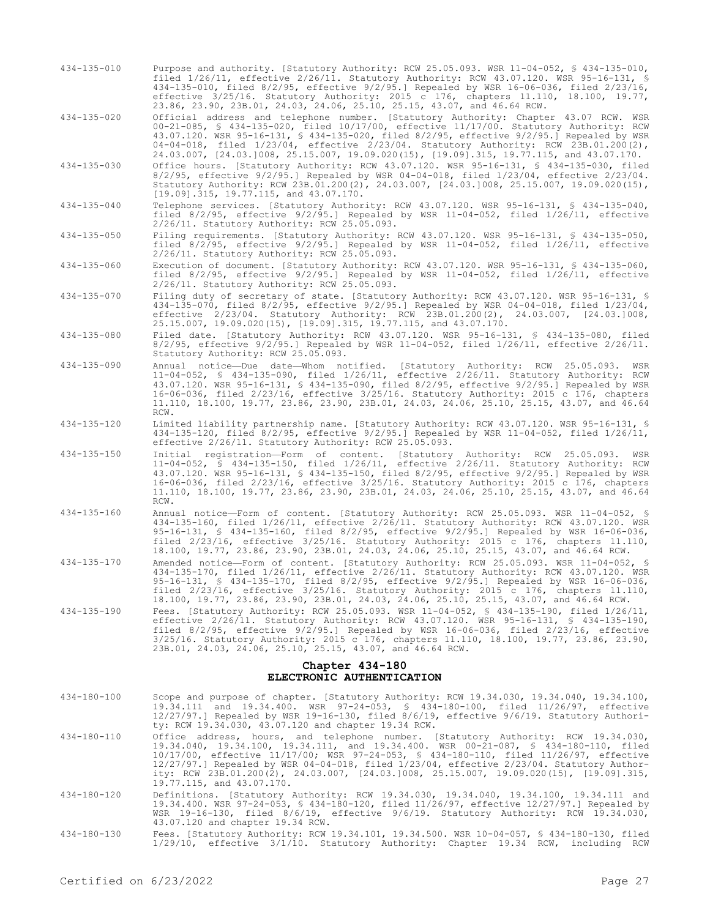434-135-010 Purpose and authority. [Statutory Authority: RCW 25.05.093. WSR 11-04-052, § 434-135-010, filed 1/26/11, effective 2/26/11. Statutory Authority: RCW 43.07.120. WSR 95-16-131, § 434-135-010, filed 8/2/95, effective 9/2/95.] Repealed by WSR 16-06-036, filed 2/23/16, effective 3/25/16. Statutory Authority: 2015 c 176, chapters 11.110, 18.100, 19.77, 23.86, 23.90, 23B.01, 24.03, 24.06, 25.10, 25.15, 43.07, and 46.64 RCW.

434-135-020 Official address and telephone number. [Statutory Authority: Chapter 43.07 RCW. WSR 00-21-085, § 434-135-020, filed 10/17/00, effective 11/17/00. Statutory Authority: RCW 43.07.120. WSR 95-16-131, § 434-135-020, filed 8/2/95, effective 9/2/95.] Repealed by WSR 04-04-018, filed 1/23/04, effective 2/23/04. Statutory Authority: RCW 23B.01.200(2), 24.03.007, [24.03.]008, 25.15.007, 19.09.020(15), [19.09].315, 19.77.115, and 43.07.170.

434-135-030 Office hours. [Statutory Authority: RCW 43.07.120. WSR 95-16-131, § 434-135-030, filed 8/2/95, effective 9/2/95.] Repealed by WSR 04-04-018, filed 1/23/04, effective 2/23/04. Statutory Authority: RCW 23B.01.200(2), 24.03.007, [24.03.]008, 25.15.007, 19.09.020(15), [19.09].315, 19.77.115, and 43.07.170.

434-135-040 Telephone services. [Statutory Authority: RCW 43.07.120. WSR 95-16-131, § 434-135-040, filed 8/2/95, effective 9/2/95.] Repealed by WSR 11-04-052, filed 1/26/11, effective 2/26/11. Statutory Authority: RCW 25.05.093.

434-135-050 Filing requirements. [Statutory Authority: RCW 43.07.120. WSR 95-16-131, § 434-135-050, filed 8/2/95, effective 9/2/95.] Repealed by WSR 11-04-052, filed 1/26/11, effective 2/26/11. Statutory Authority: RCW 25.05.093.

434-135-060 Execution of document. [Statutory Authority: RCW 43.07.120. WSR 95-16-131, § 434-135-060, filed 8/2/95, effective 9/2/95.] Repealed by WSR 11-04-052, filed 1/26/11, effective 2/26/11. Statutory Authority: RCW 25.05.093.

434-135-070 Filing duty of secretary of state. [Statutory Authority: RCW 43.07.120. WSR 95-16-131, § 434-135-070, filed 8/2/95, effective 9/2/95.] Repealed by WSR 04-04-018, filed 1/23/04, effective 2/23/04. Statutory Authority: RCW 23B.01.200(2), 24.03.007, [24.03.]008, 25.15.007, 19.09.020(15), [19.09].315, 19.77.115, and 43.07.170.

434-135-080 Filed date. [Statutory Authority: RCW 43.07.120. WSR 95-16-131, § 434-135-080, filed 8/2/95, effective 9/2/95.] Repealed by WSR 11-04-052, filed 1/26/11, effective 2/26/11. Statutory Authority: RCW 25.05.093.

434-135-090 Annual notice—Due date—Whom notified. [Statutory Authority: RCW 25.05.093. WSR 11-04-052, § 434-135-090, filed 1/26/11, effective 2/26/11. Statutory Authority: RCW 43.07.120. WSR 95-16-131, § 434-135-090, filed 8/2/95, effective 9/2/95.] Repealed by WSR 16-06-036, filed 2/23/16, effective 3/25/16. Statutory Authority: 2015 c 176, chapters 11.110, 18.100, 19.77, 23.86, 23.90, 23B.01, 24.03, 24.06, 25.10, 25.15, 43.07, and 46.64 RCW.

434-135-120 Limited liability partnership name. [Statutory Authority: RCW 43.07.120. WSR 95-16-131, § 434-135-120, filed 8/2/95, effective 9/2/95.] Repealed by WSR 11-04-052, filed 1/26/11, effective 2/26/11. Statutory Authority: RCW 25.05.093.

434-135-150 Initial registration—Form of content. [Statutory Authority: RCW 25.05.093. WSR 11-04-052, § 434-135-150, filed 1/26/11, effective 2/26/11. Statutory Authority: RCW 43.07.120. WSR 95-16-131, § 434-135-150, filed 8/2/95, effective 9/2/95.] Repealed by WSR 16-06-036, filed 2/23/16, effective 3/25/16. Statutory Authority: 2015 c 176, chapters 11.110, 18.100, 19.77, 23.86, 23.90, 23B.01, 24.03, 24.06, 25.10, 25.15, 43.07, and 46.64 RCW.

434-135-160 Annual notice—Form of content. [Statutory Authority: RCW 25.05.093. WSR 11-04-052, § 434-135-160, filed 1/26/11, effective 2/26/11. Statutory Authority: RCW 43.07.120. WSR 95-16-131, § 434-135-160, filed 8/2/95, effective 9/2/95.] Repealed by WSR 16-06-036, filed 2/23/16, effective 3/25/16. Statutory Authority: 2015 c 176, chapters 11.110, 18.100, 19.77, 23.86, 23.90, 23B.01, 24.03, 24.06, 25.10, 25.15, 43.07, and 46.64 RCW.

434-135-170 Amended notice—Form of content. [Statutory Authority: RCW 25.05.093. WSR 11-04-052, § 434-135-170, filed 1/26/11, effective 2/26/11. Statutory Authority: RCW 43.07.120. WSR 95-16-131, § 434-135-170, filed 8/2/95, effective 9/2/95.] Repealed by WSR 16-06-036, filed 2/23/16, effective 3/25/16. Statutory Authority: 2015 c 176, chapters 11.110, 18.100, 19.77, 23.86, 23.90, 23B.01, 24.03, 24.06, 25.10, 25.15, 43.07, and 46.64 RCW.

434-135-190 Fees. [Statutory Authority: RCW 25.05.093. WSR 11-04-052, § 434-135-190, filed 1/26/11, effective 2/26/11. Statutory Authority: RCW 43.07.120. WSR 95-16-131, § 434-135-190, filed 8/2/95, effective 9/2/95.] Repealed by WSR 16-06-036, filed 2/23/16, effective 3/25/16. Statutory Authority: 2015 c 176, chapters 11.110, 18.100, 19.77, 23.86, 23.90, 23B.01, 24.03, 24.06, 25.10, 25.15, 43.07, and 46.64 RCW.

## Chapter 434-180
## ELECTRONIC AUTHENTICATION

434-180-100 Scope and purpose of chapter. [Statutory Authority: RCW 19.34.030, 19.34.040, 19.34.100, 19.34.111 and 19.34.400. WSR 97-24-053, § 434-180-100, filed 11/26/97, effective 12/27/97.] Repealed by WSR 19-16-130, filed 8/6/19, effective 9/6/19. Statutory Authority: RCW 19.34.030, 43.07.120 and chapter 19.34 RCW.

434-180-110 Office address, hours, and telephone number. [Statutory Authority: RCW 19.34.030, 19.34.040, 19.34.100, 19.34.111, and 19.34.400. WSR 00-21-087, § 434-180-110, filed 10/17/00, effective 11/17/00; WSR 97-24-053, § 434-180-110, filed 11/26/97, effective 12/27/97.] Repealed by WSR 04-04-018, filed 1/23/04, effective 2/23/04. Statutory Authority: RCW 23B.01.200(2), 24.03.007, [24.03.]008, 25.15.007, 19.09.020(15), [19.09].315, 19.77.115, and 43.07.170.

434-180-120 Definitions. [Statutory Authority: RCW 19.34.030, 19.34.040, 19.34.100, 19.34.111 and 19.34.400. WSR 97-24-053, § 434-180-120, filed 11/26/97, effective 12/27/97.] Repealed by WSR 19-16-130, filed 8/6/19, effective 9/6/19. Statutory Authority: RCW 19.34.030, 43.07.120 and chapter 19.34 RCW.

434-180-130 Fees. [Statutory Authority: RCW 19.34.101, 19.34.500. WSR 10-04-057, § 434-180-130, filed 1/29/10, effective 3/1/10. Statutory Authority: Chapter 19.34 RCW, including RCW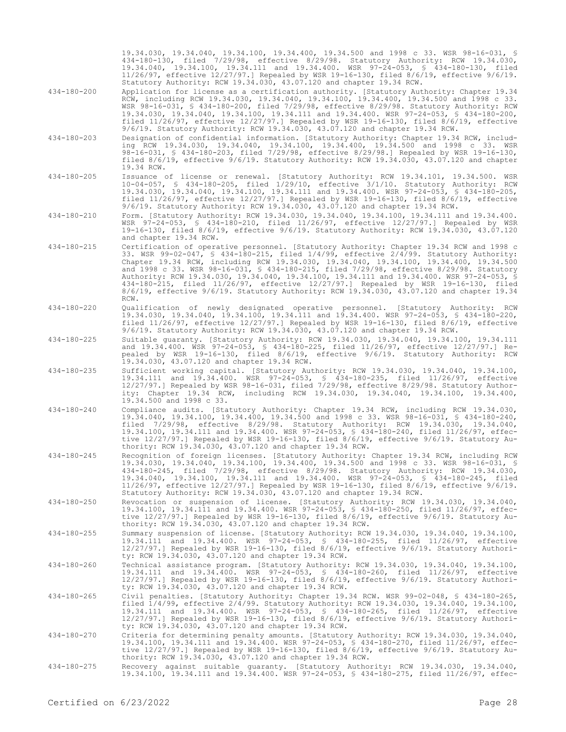19.34.030, 19.34.040, 19.34.100, 19.34.400, 19.34.500 and 1998 c 33. WSR 98-16-031, § 434-180-130, filed 7/29/98, effective 8/29/98. Statutory Authority: RCW 19.34.030, 19.34.040, 19.34.100, 19.34.111 and 19.34.400. WSR 97-24-053, § 434-180-130, filed 11/26/97, effective 12/27/97.] Repealed by WSR 19-16-130, filed 8/6/19, effective 9/6/19. Statutory Authority: RCW 19.34.030, 43.07.120 and chapter 19.34 RCW.

434-180-200 Application for license as a certification authority. [Statutory Authority: Chapter 19.34 RCW, including RCW 19.34.030, 19.34.040, 19.34.100, 19.34.400, 19.34.500 and 1998 c 33. WSR 98-16-031, § 434-180-200, filed 7/29/98, effective 8/29/98. Statutory Authority: RCW 19.34.030, 19.34.040, 19.34.100, 19.34.111 and 19.34.400. WSR 97-24-053, § 434-180-200, filed 11/26/97, effective 12/27/97.] Repealed by WSR 19-16-130, filed 8/6/19, effective 9/6/19. Statutory Authority: RCW 19.34.030, 43.07.120 and chapter 19.34 RCW.

434-180-203 Designation of confidential information. [Statutory Authority: Chapter 19.34 RCW, including RCW 19.34.030, 19.34.040, 19.34.100, 19.34.400, 19.34.500 and 1998 c 33. WSR 98-16-031, § 434-180-203, filed 7/29/98, effective 8/29/98.] Repealed by WSR 19-16-130, filed 8/6/19, effective 9/6/19. Statutory Authority: RCW 19.34.030, 43.07.120 and chapter 19.34 RCW.

434-180-205 Issuance of license or renewal. [Statutory Authority: RCW 19.34.101, 19.34.500. WSR 10-04-057, § 434-180-205, filed 1/29/10, effective 3/1/10. Statutory Authority: RCW 19.34.030, 19.34.040, 19.34.100, 19.34.111 and 19.34.400. WSR 97-24-053, § 434-180-205, filed 11/26/97, effective 12/27/97.] Repealed by WSR 19-16-130, filed 8/6/19, effective 9/6/19. Statutory Authority: RCW 19.34.030, 43.07.120 and chapter 19.34 RCW.

434-180-210 Form. [Statutory Authority: RCW 19.34.030, 19.34.040, 19.34.100, 19.34.111 and 19.34.400. WSR 97-24-053, § 434-180-210, filed 11/26/97, effective 12/27/97.] Repealed by WSR 19-16-130, filed 8/6/19, effective 9/6/19. Statutory Authority: RCW 19.34.030, 43.07.120 and chapter 19.34 RCW.

434-180-215 Certification of operative personnel. [Statutory Authority: Chapter 19.34 RCW and 1998 c 33. WSR 99-02-047, § 434-180-215, filed 1/4/99, effective 2/4/99. Statutory Authority: Chapter 19.34 RCW, including RCW 19.34.030, 19.34.040, 19.34.100, 19.34.400, 19.34.500 and 1998 c 33. WSR 98-16-031, § 434-180-215, filed 7/29/98, effective 8/29/98. Statutory Authority: RCW 19.34.030, 19.34.040, 19.34.100, 19.34.111 and 19.34.400. WSR 97-24-053, § 434-180-215, filed 11/26/97, effective 12/27/97.] Repealed by WSR 19-16-130, filed 8/6/19, effective 9/6/19. Statutory Authority: RCW 19.34.030, 43.07.120 and chapter 19.34 RCW.

434-180-220 Qualification of newly designated operative personnel. [Statutory Authority: RCW 19.34.030, 19.34.040, 19.34.100, 19.34.111 and 19.34.400. WSR 97-24-053, § 434-180-220, filed 11/26/97, effective 12/27/97.] Repealed by WSR 19-16-130, filed 8/6/19, effective 9/6/19. Statutory Authority: RCW 19.34.030, 43.07.120 and chapter 19.34 RCW.

434-180-225 Suitable guaranty. [Statutory Authority: RCW 19.34.030, 19.34.040, 19.34.100, 19.34.111 and 19.34.400. WSR 97-24-053, § 434-180-225, filed 11/26/97, effective 12/27/97.] Repealed by WSR 19-16-130, filed 8/6/19, effective 9/6/19. Statutory Authority: RCW 19.34.030, 43.07.120 and chapter 19.34 RCW.

434-180-235 Sufficient working capital. [Statutory Authority: RCW 19.34.030, 19.34.040, 19.34.100, 19.34.111 and 19.34.400. WSR 97-24-053, § 434-180-235, filed 11/26/97, effective 12/27/97.] Repealed by WSR 98-16-031, filed 7/29/98, effective 8/29/98. Statutory Authority: Chapter 19.34 RCW, including RCW 19.34.030, 19.34.040, 19.34.100, 19.34.400, 19.34.500 and 1998 c 33.

434-180-240 Compliance audits. [Statutory Authority: Chapter 19.34 RCW, including RCW 19.34.030, 19.34.040, 19.34.100, 19.34.400, 19.34.500 and 1998 c 33. WSR 98-16-031, § 434-180-240, filed 7/29/98, effective 8/29/98. Statutory Authority: RCW 19.34.030, 19.34.040, 19.34.100, 19.34.111 and 19.34.400. WSR 97-24-053, § 434-180-240, filed 11/26/97, effective 12/27/97.] Repealed by WSR 19-16-130, filed 8/6/19, effective 9/6/19. Statutory Authority: RCW 19.34.030, 43.07.120 and chapter 19.34 RCW.

434-180-245 Recognition of foreign licenses. [Statutory Authority: Chapter 19.34 RCW, including RCW 19.34.030, 19.34.040, 19.34.100, 19.34.400, 19.34.500 and 1998 c 33. WSR 98-16-031, § 434-180-245, filed 7/29/98, effective 8/29/98. Statutory Authority: RCW 19.34.030, 19.34.040, 19.34.100, 19.34.111 and 19.34.400. WSR 97-24-053, § 434-180-245, filed 11/26/97, effective 12/27/97.] Repealed by WSR 19-16-130, filed 8/6/19, effective 9/6/19. Statutory Authority: RCW 19.34.030, 43.07.120 and chapter 19.34 RCW.

434-180-250 Revocation or suspension of license. [Statutory Authority: RCW 19.34.030, 19.34.040, 19.34.100, 19.34.111 and 19.34.400. WSR 97-24-053, § 434-180-250, filed 11/26/97, effective 12/27/97.] Repealed by WSR 19-16-130, filed 8/6/19, effective 9/6/19. Statutory Authority: RCW 19.34.030, 43.07.120 and chapter 19.34 RCW.

434-180-255 Summary suspension of license. [Statutory Authority: RCW 19.34.030, 19.34.040, 19.34.100, 19.34.111 and 19.34.400. WSR 97-24-053, § 434-180-255, filed 11/26/97, effective 12/27/97.] Repealed by WSR 19-16-130, filed 8/6/19, effective 9/6/19. Statutory Authority: RCW 19.34.030, 43.07.120 and chapter 19.34 RCW.

434-180-260 Technical assistance program. [Statutory Authority: RCW 19.34.030, 19.34.040, 19.34.100, 19.34.111 and 19.34.400. WSR 97-24-053, § 434-180-260, filed 11/26/97, effective 12/27/97.] Repealed by WSR 19-16-130, filed 8/6/19, effective 9/6/19. Statutory Authority: RCW 19.34.030, 43.07.120 and chapter 19.34 RCW.

434-180-265 Civil penalties. [Statutory Authority: Chapter 19.34 RCW. WSR 99-02-048, § 434-180-265, filed 1/4/99, effective 2/4/99. Statutory Authority: RCW 19.34.030, 19.34.040, 19.34.100, 19.34.111 and 19.34.400. WSR 97-24-053, § 434-180-265, filed 11/26/97, effective 12/27/97.] Repealed by WSR 19-16-130, filed 8/6/19, effective 9/6/19. Statutory Authority: RCW 19.34.030, 43.07.120 and chapter 19.34 RCW.

434-180-270 Criteria for determining penalty amounts. [Statutory Authority: RCW 19.34.030, 19.34.040, 19.34.100, 19.34.111 and 19.34.400. WSR 97-24-053, § 434-180-270, filed 11/26/97, effective 12/27/97.] Repealed by WSR 19-16-130, filed 8/6/19, effective 9/6/19. Statutory Authority: RCW 19.34.030, 43.07.120 and chapter 19.34 RCW.

434-180-275 Recovery against suitable guaranty. [Statutory Authority: RCW 19.34.030, 19.34.040, 19.34.100, 19.34.111 and 19.34.400. WSR 97-24-053, § 434-180-275, filed 11/26/97, effec-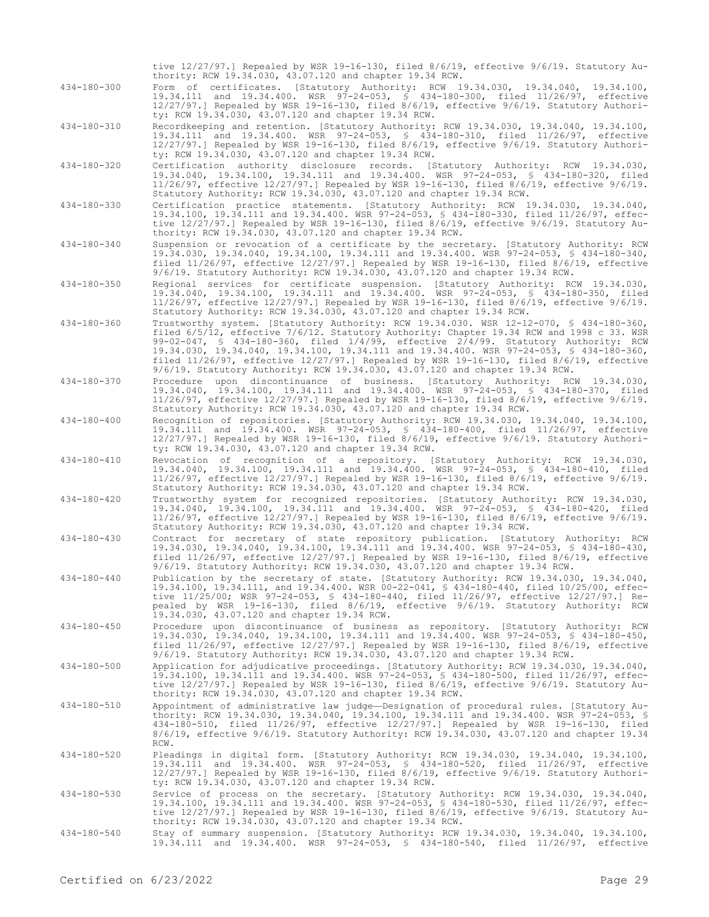tive 12/27/97.] Repealed by WSR 19-16-130, filed 8/6/19, effective 9/6/19. Statutory Authority: RCW 19.34.030, 43.07.120 and chapter 19.34 RCW.

434-180-300 Form of certificates. [Statutory Authority: RCW 19.34.030, 19.34.040, 19.34.100, 19.34.111 and 19.34.400. WSR 97-24-053, § 434-180-300, filed 11/26/97, effective 12/27/97.] Repealed by WSR 19-16-130, filed 8/6/19, effective 9/6/19. Statutory Authority: RCW 19.34.030, 43.07.120 and chapter 19.34 RCW.

434-180-310 Recordkeeping and retention. [Statutory Authority: RCW 19.34.030, 19.34.040, 19.34.100, 19.34.111 and 19.34.400. WSR 97-24-053, § 434-180-310, filed 11/26/97, effective 12/27/97.] Repealed by WSR 19-16-130, filed 8/6/19, effective 9/6/19. Statutory Authority: RCW 19.34.030, 43.07.120 and chapter 19.34 RCW.

434-180-320 Certification authority disclosure records. [Statutory Authority: RCW 19.34.030, 19.34.040, 19.34.100, 19.34.111 and 19.34.400. WSR 97-24-053, § 434-180-320, filed 11/26/97, effective 12/27/97.] Repealed by WSR 19-16-130, filed 8/6/19, effective 9/6/19. Statutory Authority: RCW 19.34.030, 43.07.120 and chapter 19.34 RCW.

434-180-330 Certification practice statements. [Statutory Authority: RCW 19.34.030, 19.34.040, 19.34.100, 19.34.111 and 19.34.400. WSR 97-24-053, § 434-180-330, filed 11/26/97, effective 12/27/97.] Repealed by WSR 19-16-130, filed 8/6/19, effective 9/6/19. Statutory Authority: RCW 19.34.030, 43.07.120 and chapter 19.34 RCW.

434-180-340 Suspension or revocation of a certificate by the secretary. [Statutory Authority: RCW 19.34.030, 19.34.040, 19.34.100, 19.34.111 and 19.34.400. WSR 97-24-053, § 434-180-340, filed 11/26/97, effective 12/27/97.] Repealed by WSR 19-16-130, filed 8/6/19, effective 9/6/19. Statutory Authority: RCW 19.34.030, 43.07.120 and chapter 19.34 RCW.

434-180-350 Regional services for certificate suspension. [Statutory Authority: RCW 19.34.030, 19.34.040, 19.34.100, 19.34.111 and 19.34.400. WSR 97-24-053, § 434-180-350, filed 11/26/97, effective 12/27/97.] Repealed by WSR 19-16-130, filed 8/6/19, effective 9/6/19. Statutory Authority: RCW 19.34.030, 43.07.120 and chapter 19.34 RCW.

434-180-360 Trustworthy system. [Statutory Authority: RCW 19.34.030. WSR 12-12-070, § 434-180-360, filed 6/5/12, effective 7/6/12. Statutory Authority: Chapter 19.34 RCW and 1998 c 33. WSR 99-02-047, § 434-180-360, filed 1/4/99, effective 2/4/99. Statutory Authority: RCW 19.34.030, 19.34.040, 19.34.100, 19.34.111 and 19.34.400. WSR 97-24-053, § 434-180-360, filed 11/26/97, effective 12/27/97.] Repealed by WSR 19-16-130, filed 8/6/19, effective 9/6/19. Statutory Authority: RCW 19.34.030, 43.07.120 and chapter 19.34 RCW.

434-180-370 Procedure upon discontinuance of business. [Statutory Authority: RCW 19.34.030, 19.34.040, 19.34.100, 19.34.111 and 19.34.400. WSR 97-24-053, § 434-180-370, filed 11/26/97, effective 12/27/97.] Repealed by WSR 19-16-130, filed 8/6/19, effective 9/6/19. Statutory Authority: RCW 19.34.030, 43.07.120 and chapter 19.34 RCW.

434-180-400 Recognition of repositories. [Statutory Authority: RCW 19.34.030, 19.34.040, 19.34.100, 19.34.111 and 19.34.400. WSR 97-24-053, § 434-180-400, filed 11/26/97, effective 12/27/97.] Repealed by WSR 19-16-130, filed 8/6/19, effective 9/6/19. Statutory Authority: RCW 19.34.030, 43.07.120 and chapter 19.34 RCW.

434-180-410 Revocation of recognition of a repository. [Statutory Authority: RCW 19.34.030, 19.34.040, 19.34.100, 19.34.111 and 19.34.400. WSR 97-24-053, § 434-180-410, filed 11/26/97, effective 12/27/97.] Repealed by WSR 19-16-130, filed 8/6/19, effective 9/6/19. Statutory Authority: RCW 19.34.030, 43.07.120 and chapter 19.34 RCW.

434-180-420 Trustworthy system for recognized repositories. [Statutory Authority: RCW 19.34.030, 19.34.040, 19.34.100, 19.34.111 and 19.34.400. WSR 97-24-053, § 434-180-420, filed 11/26/97, effective 12/27/97.] Repealed by WSR 19-16-130, filed 8/6/19, effective 9/6/19. Statutory Authority: RCW 19.34.030, 43.07.120 and chapter 19.34 RCW.

434-180-430 Contract for secretary of state repository publication. [Statutory Authority: RCW 19.34.030, 19.34.040, 19.34.100, 19.34.111 and 19.34.400. WSR 97-24-053, § 434-180-430, filed 11/26/97, effective 12/27/97.] Repealed by WSR 19-16-130, filed 8/6/19, effective 9/6/19. Statutory Authority: RCW 19.34.030, 43.07.120 and chapter 19.34 RCW.

434-180-440 Publication by the secretary of state. [Statutory Authority: RCW 19.34.030, 19.34.040, 19.34.100, 19.34.111, and 19.34.400. WSR 00-22-041, § 434-180-440, filed 10/25/00, effective 11/25/00; WSR 97-24-053, § 434-180-440, filed 11/26/97, effective 12/27/97.] Repealed by WSR 19-16-130, filed 8/6/19, effective 9/6/19. Statutory Authority: RCW 19.34.030, 43.07.120 and chapter 19.34 RCW.

434-180-450 Procedure upon discontinuance of business as repository. [Statutory Authority: RCW 19.34.030, 19.34.040, 19.34.100, 19.34.111 and 19.34.400. WSR 97-24-053, § 434-180-450, filed 11/26/97, effective 12/27/97.] Repealed by WSR 19-16-130, filed 8/6/19, effective 9/6/19. Statutory Authority: RCW 19.34.030, 43.07.120 and chapter 19.34 RCW.

434-180-500 Application for adjudicative proceedings. [Statutory Authority: RCW 19.34.030, 19.34.040, 19.34.100, 19.34.111 and 19.34.400. WSR 97-24-053, § 434-180-500, filed 11/26/97, effective 12/27/97.] Repealed by WSR 19-16-130, filed 8/6/19, effective 9/6/19. Statutory Authority: RCW 19.34.030, 43.07.120 and chapter 19.34 RCW.

434-180-510 Appointment of administrative law judge—Designation of procedural rules. [Statutory Authority: RCW 19.34.030, 19.34.040, 19.34.100, 19.34.111 and 19.34.400. WSR 97-24-053, § 434-180-510, filed 11/26/97, effective 12/27/97.] Repealed by WSR 19-16-130, filed 8/6/19, effective 9/6/19. Statutory Authority: RCW 19.34.030, 43.07.120 and chapter 19.34 RCW.

434-180-520 Pleadings in digital form. [Statutory Authority: RCW 19.34.030, 19.34.040, 19.34.100, 19.34.111 and 19.34.400. WSR 97-24-053, § 434-180-520, filed 11/26/97, effective 12/27/97.] Repealed by WSR 19-16-130, filed 8/6/19, effective 9/6/19. Statutory Authority: RCW 19.34.030, 43.07.120 and chapter 19.34 RCW.

434-180-530 Service of process on the secretary. [Statutory Authority: RCW 19.34.030, 19.34.040, 19.34.100, 19.34.111 and 19.34.400. WSR 97-24-053, § 434-180-530, filed 11/26/97, effective 12/27/97.] Repealed by WSR 19-16-130, filed 8/6/19, effective 9/6/19. Statutory Authority: RCW 19.34.030, 43.07.120 and chapter 19.34 RCW.

434-180-540 Stay of summary suspension. [Statutory Authority: RCW 19.34.030, 19.34.040, 19.34.100, 19.34.111 and 19.34.400. WSR 97-24-053, § 434-180-540, filed 11/26/97, effective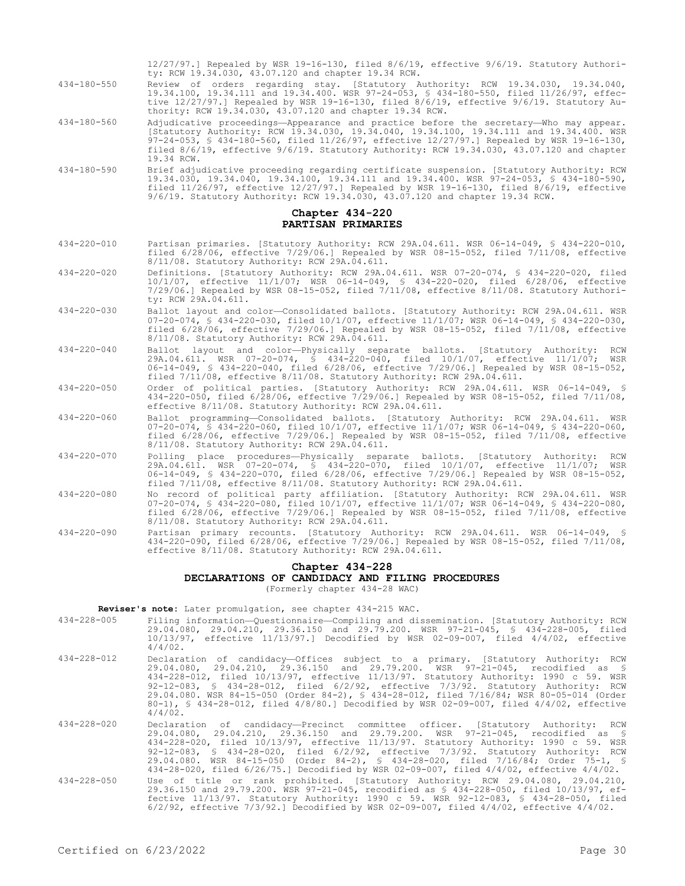12/27/97.] Repealed by WSR 19-16-130, filed 8/6/19, effective 9/6/19. Statutory Authority: RCW 19.34.030, 43.07.120 and chapter 19.34 RCW.

434-180-550 Review of orders regarding stay. [Statutory Authority: RCW 19.34.030, 19.34.040, 19.34.100, 19.34.111 and 19.34.400. WSR 97-24-053, § 434-180-550, filed 11/26/97, effective 12/27/97.] Repealed by WSR 19-16-130, filed 8/6/19, effective 9/6/19. Statutory Authority: RCW 19.34.030, 43.07.120 and chapter 19.34 RCW.

434-180-560 Adjudicative proceedings—Appearance and practice before the secretary—Who may appear. [Statutory Authority: RCW 19.34.030, 19.34.040, 19.34.100, 19.34.111 and 19.34.400. WSR 97-24-053, § 434-180-560, filed 11/26/97, effective 12/27/97.] Repealed by WSR 19-16-130, filed 8/6/19, effective 9/6/19. Statutory Authority: RCW 19.34.030, 43.07.120 and chapter 19.34 RCW.

434-180-590 Brief adjudicative proceeding regarding certificate suspension. [Statutory Authority: RCW 19.34.030, 19.34.040, 19.34.100, 19.34.111 and 19.34.400. WSR 97-24-053, § 434-180-590, filed 11/26/97, effective 12/27/97.] Repealed by WSR 19-16-130, filed 8/6/19, effective 9/6/19. Statutory Authority: RCW 19.34.030, 43.07.120 and chapter 19.34 RCW.

## Chapter 434-220
## PARTISAN PRIMARIES

434-220-010 Partisan primaries. [Statutory Authority: RCW 29A.04.611. WSR 06-14-049, § 434-220-010, filed 6/28/06, effective 7/29/06.] Repealed by WSR 08-15-052, filed 7/11/08, effective 8/11/08. Statutory Authority: RCW 29A.04.611.

434-220-020 Definitions. [Statutory Authority: RCW 29A.04.611. WSR 07-20-074, § 434-220-020, filed 10/1/07, effective 11/1/07; WSR 06-14-049, § 434-220-020, filed 6/28/06, effective 7/29/06.] Repealed by WSR 08-15-052, filed 7/11/08, effective 8/11/08. Statutory Authority: RCW 29A.04.611.

434-220-030 Ballot layout and color—Consolidated ballots. [Statutory Authority: RCW 29A.04.611. WSR 07-20-074, § 434-220-030, filed 10/1/07, effective 11/1/07; WSR 06-14-049, § 434-220-030, filed 6/28/06, effective 7/29/06.] Repealed by WSR 08-15-052, filed 7/11/08, effective 8/11/08. Statutory Authority: RCW 29A.04.611.

434-220-040 Ballot layout and color—Physically separate ballots. [Statutory Authority: RCW 29A.04.611. WSR 07-20-074, § 434-220-040, filed 10/1/07, effective 11/1/07; WSR 06-14-049, § 434-220-040, filed 6/28/06, effective 7/29/06.] Repealed by WSR 08-15-052, filed 7/11/08, effective 8/11/08. Statutory Authority: RCW 29A.04.611.

434-220-050 Order of political parties. [Statutory Authority: RCW 29A.04.611. WSR 06-14-049, § 434-220-050, filed 6/28/06, effective 7/29/06.] Repealed by WSR 08-15-052, filed 7/11/08, effective 8/11/08. Statutory Authority: RCW 29A.04.611.

434-220-060 Ballot programming—Consolidated ballots. [Statutory Authority: RCW 29A.04.611. WSR 07-20-074, § 434-220-060, filed 10/1/07, effective 11/1/07; WSR 06-14-049, § 434-220-060, filed 6/28/06, effective 7/29/06.] Repealed by WSR 08-15-052, filed 7/11/08, effective 8/11/08. Statutory Authority: RCW 29A.04.611.

434-220-070 Polling place procedures—Physically separate ballots. [Statutory Authority: RCW 29A.04.611. WSR 07-20-074, § 434-220-070, filed 10/1/07, effective 11/1/07; WSR 06-14-049, § 434-220-070, filed 6/28/06, effective 7/29/06.] Repealed by WSR 08-15-052, filed 7/11/08, effective 8/11/08. Statutory Authority: RCW 29A.04.611.

434-220-080 No record of political party affiliation. [Statutory Authority: RCW 29A.04.611. WSR 07-20-074, § 434-220-080, filed 10/1/07, effective 11/1/07; WSR 06-14-049, § 434-220-080, filed 6/28/06, effective 7/29/06.] Repealed by WSR 08-15-052, filed 7/11/08, effective 8/11/08. Statutory Authority: RCW 29A.04.611.

434-220-090 Partisan primary recounts. [Statutory Authority: RCW 29A.04.611. WSR 06-14-049, § 434-220-090, filed 6/28/06, effective 7/29/06.] Repealed by WSR 08-15-052, filed 7/11/08, effective 8/11/08. Statutory Authority: RCW 29A.04.611.

## Chapter 434-228
## DECLARATIONS OF CANDIDACY AND FILING PROCEDURES
(Formerly chapter 434-28 WAC)

**Reviser's note:** Later promulgation, see chapter 434-215 WAC.

434-228-005 Filing information—Questionnaire—Compiling and dissemination. [Statutory Authority: RCW 29.04.080, 29.04.210, 29.36.150 and 29.79.200. WSR 97-21-045, § 434-228-005, filed 10/13/97, effective 11/13/97.] Decodified by WSR 02-09-007, filed 4/4/02, effective 4/4/02.

434-228-012 Declaration of candidacy—Offices subject to a primary. [Statutory Authority: RCW 29.04.080, 29.04.210, 29.36.150 and 29.79.200. WSR 97-21-045, recodified as § 434-228-012, filed 10/13/97, effective 11/13/97. Statutory Authority: 1990 c 59. WSR 92-12-083, § 434-28-012, filed 6/2/92, effective 7/3/92. Statutory Authority: RCW 29.04.080. WSR 84-15-050 (Order 84-2), § 434-28-012, filed 7/16/84; WSR 80-05-014 (Order 80-1), § 434-28-012, filed 4/8/80.] Decodified by WSR 02-09-007, filed 4/4/02, effective 4/4/02.

434-228-020 Declaration of candidacy—Precinct committee officer. [Statutory Authority: RCW 29.04.080, 29.04.210, 29.36.150 and 29.79.200. WSR 97-21-045, recodified as § 434-228-020, filed 10/13/97, effective 11/13/97. Statutory Authority: 1990 c 59. WSR 92-12-083, § 434-28-020, filed 6/2/92, effective 7/3/92. Statutory Authority: RCW 29.04.080. WSR 84-15-050 (Order 84-2), § 434-28-020, filed 7/16/84; Order 75-1, § 434-28-020, filed 6/26/75.] Decodified by WSR 02-09-007, filed 4/4/02, effective 4/4/02.

434-228-050 Use of title or rank prohibited. [Statutory Authority: RCW 29.04.080, 29.04.210, 29.36.150 and 29.79.200. WSR 97-21-045, recodified as § 434-228-050, filed 10/13/97, effective 11/13/97. Statutory Authority: 1990 c 59. WSR 92-12-083, § 434-28-050, filed 6/2/92, effective 7/3/92.] Decodified by WSR 02-09-007, filed 4/4/02, effective 4/4/02.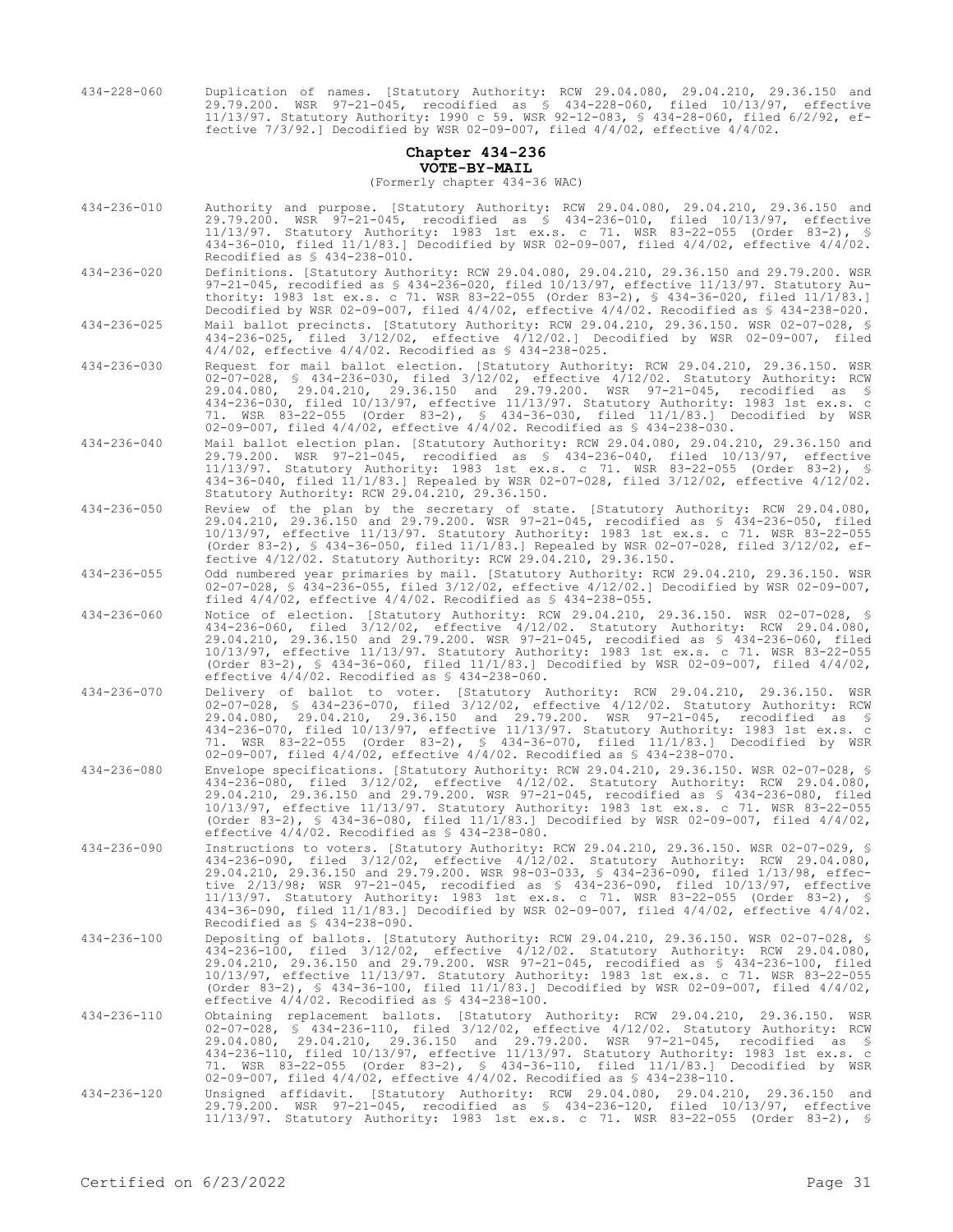434-228-060 Duplication of names. [Statutory Authority: RCW 29.04.080, 29.04.210, 29.36.150 and 29.79.200. WSR 97-21-045, recodified as § 434-228-060, filed 10/13/97, effective 11/13/97. Statutory Authority: 1990 c 59. WSR 92-12-083, § 434-28-060, filed 6/2/92, effective 7/3/92.] Decodified by WSR 02-09-007, filed 4/4/02, effective 4/4/02.

## Chapter 434-236
## VOTE-BY-MAIL
(Formerly chapter 434-36 WAC)

434-236-010 Authority and purpose. [Statutory Authority: RCW 29.04.080, 29.04.210, 29.36.150 and 29.79.200. WSR 97-21-045, recodified as § 434-236-010, filed 10/13/97, effective 11/13/97. Statutory Authority: 1983 1st ex.s. c 71. WSR 83-22-055 (Order 83-2), § 434-36-010, filed 11/1/83.] Decodified by WSR 02-09-007, filed 4/4/02, effective 4/4/02. Recodified as § 434-238-010.

434-236-020 Definitions. [Statutory Authority: RCW 29.04.080, 29.04.210, 29.36.150 and 29.79.200. WSR 97-21-045, recodified as § 434-236-020, filed 10/13/97, effective 11/13/97. Statutory Authority: 1983 1st ex.s. c 71. WSR 83-22-055 (Order 83-2), § 434-36-020, filed 11/1/83.] Decodified by WSR 02-09-007, filed 4/4/02, effective 4/4/02. Recodified as § 434-238-020.

434-236-025 Mail ballot precincts. [Statutory Authority: RCW 29.04.210, 29.36.150. WSR 02-07-028, § 434-236-025, filed 3/12/02, effective 4/12/02.] Decodified by WSR 02-09-007, filed 4/4/02, effective 4/4/02. Recodified as § 434-238-025.

434-236-030 Request for mail ballot election. [Statutory Authority: RCW 29.04.210, 29.36.150. WSR 02-07-028, § 434-236-030, filed 3/12/02, effective 4/12/02. Statutory Authority: RCW 29.04.080, 29.04.210, 29.36.150 and 29.79.200. WSR 97-21-045, recodified as § 434-236-030, filed 10/13/97, effective 11/13/97. Statutory Authority: 1983 1st ex.s. c 71. WSR 83-22-055 (Order 83-2), § 434-36-030, filed 11/1/83.] Decodified by WSR 02-09-007, filed 4/4/02, effective 4/4/02. Recodified as § 434-238-030.

434-236-040 Mail ballot election plan. [Statutory Authority: RCW 29.04.080, 29.04.210, 29.36.150 and 29.79.200. WSR 97-21-045, recodified as § 434-236-040, filed 10/13/97, effective 11/13/97. Statutory Authority: 1983 1st ex.s. c 71. WSR 83-22-055 (Order 83-2), § 434-36-040, filed 11/1/83.] Repealed by WSR 02-07-028, filed 3/12/02, effective 4/12/02. Statutory Authority: RCW 29.04.210, 29.36.150.

434-236-050 Review of the plan by the secretary of state. [Statutory Authority: RCW 29.04.080, 29.04.210, 29.36.150 and 29.79.200. WSR 97-21-045, recodified as § 434-236-050, filed 10/13/97, effective 11/13/97. Statutory Authority: 1983 1st ex.s. c 71. WSR 83-22-055 (Order 83-2), § 434-36-050, filed 11/1/83.] Repealed by WSR 02-07-028, filed 3/12/02, effective 4/12/02. Statutory Authority: RCW 29.04.210, 29.36.150.

434-236-055 Odd numbered year primaries by mail. [Statutory Authority: RCW 29.04.210, 29.36.150. WSR 02-07-028, § 434-236-055, filed 3/12/02, effective 4/12/02.] Decodified by WSR 02-09-007, filed 4/4/02, effective 4/4/02. Recodified as § 434-238-055.

434-236-060 Notice of election. [Statutory Authority: RCW 29.04.210, 29.36.150. WSR 02-07-028, § 434-236-060, filed 3/12/02, effective 4/12/02. Statutory Authority: RCW 29.04.080, 29.04.210, 29.36.150 and 29.79.200. WSR 97-21-045, recodified as § 434-236-060, filed 10/13/97, effective 11/13/97. Statutory Authority: 1983 1st ex.s. c 71. WSR 83-22-055 (Order 83-2), § 434-36-060, filed 11/1/83.] Decodified by WSR 02-09-007, filed 4/4/02, effective 4/4/02. Recodified as § 434-238-060.

434-236-070 Delivery of ballot to voter. [Statutory Authority: RCW 29.04.210, 29.36.150. WSR 02-07-028, § 434-236-070, filed 3/12/02, effective 4/12/02. Statutory Authority: RCW 29.04.080, 29.04.210, 29.36.150 and 29.79.200. WSR 97-21-045, recodified as § 434-236-070, filed 10/13/97, effective 11/13/97. Statutory Authority: 1983 1st ex.s. c 71. WSR 83-22-055 (Order 83-2), § 434-36-070, filed 11/1/83.] Decodified by WSR 02-09-007, filed 4/4/02, effective 4/4/02. Recodified as § 434-238-070.

434-236-080 Envelope specifications. [Statutory Authority: RCW 29.04.210, 29.36.150. WSR 02-07-028, § 434-236-080, filed 3/12/02, effective 4/12/02. Statutory Authority: RCW 29.04.080, 29.04.210, 29.36.150 and 29.79.200. WSR 97-21-045, recodified as § 434-236-080, filed 10/13/97, effective 11/13/97. Statutory Authority: 1983 1st ex.s. c 71. WSR 83-22-055 (Order 83-2), § 434-36-080, filed 11/1/83.] Decodified by WSR 02-09-007, filed 4/4/02, effective 4/4/02. Recodified as § 434-238-080.

434-236-090 Instructions to voters. [Statutory Authority: RCW 29.04.210, 29.36.150. WSR 02-07-029, § 434-236-090, filed 3/12/02, effective 4/12/02. Statutory Authority: RCW 29.04.080, 29.04.210, 29.36.150 and 29.79.200. WSR 98-03-033, § 434-236-090, filed 1/13/98, effective 2/13/98; WSR 97-21-045, recodified as § 434-236-090, filed 10/13/97, effective 11/13/97. Statutory Authority: 1983 1st ex.s. c 71. WSR 83-22-055 (Order 83-2), § 434-36-090, filed 11/1/83.] Decodified by WSR 02-09-007, filed 4/4/02, effective 4/4/02. Recodified as § 434-238-090.

434-236-100 Depositing of ballots. [Statutory Authority: RCW 29.04.210, 29.36.150. WSR 02-07-028, § 434-236-100, filed 3/12/02, effective 4/12/02. Statutory Authority: RCW 29.04.080, 29.04.210, 29.36.150 and 29.79.200. WSR 97-21-045, recodified as § 434-236-100, filed 10/13/97, effective 11/13/97. Statutory Authority: 1983 1st ex.s. c 71. WSR 83-22-055 (Order 83-2), § 434-36-100, filed 11/1/83.] Decodified by WSR 02-09-007, filed 4/4/02, effective 4/4/02. Recodified as § 434-238-100.

434-236-110 Obtaining replacement ballots. [Statutory Authority: RCW 29.04.210, 29.36.150. WSR 02-07-028, § 434-236-110, filed 3/12/02, effective 4/12/02. Statutory Authority: RCW 29.04.080, 29.04.210, 29.36.150 and 29.79.200. WSR 97-21-045, recodified as § 434-236-110, filed 10/13/97, effective 11/13/97. Statutory Authority: 1983 1st ex.s. c 71. WSR 83-22-055 (Order 83-2), § 434-36-110, filed 11/1/83.] Decodified by WSR 02-09-007, filed 4/4/02, effective 4/4/02. Recodified as § 434-238-110.

434-236-120 Unsigned affidavit. [Statutory Authority: RCW 29.04.080, 29.04.210, 29.36.150 and 29.79.200. WSR 97-21-045, recodified as § 434-236-120, filed 10/13/97, effective 11/13/97. Statutory Authority: 1983 1st ex.s. c 71. WSR 83-22-055 (Order 83-2), §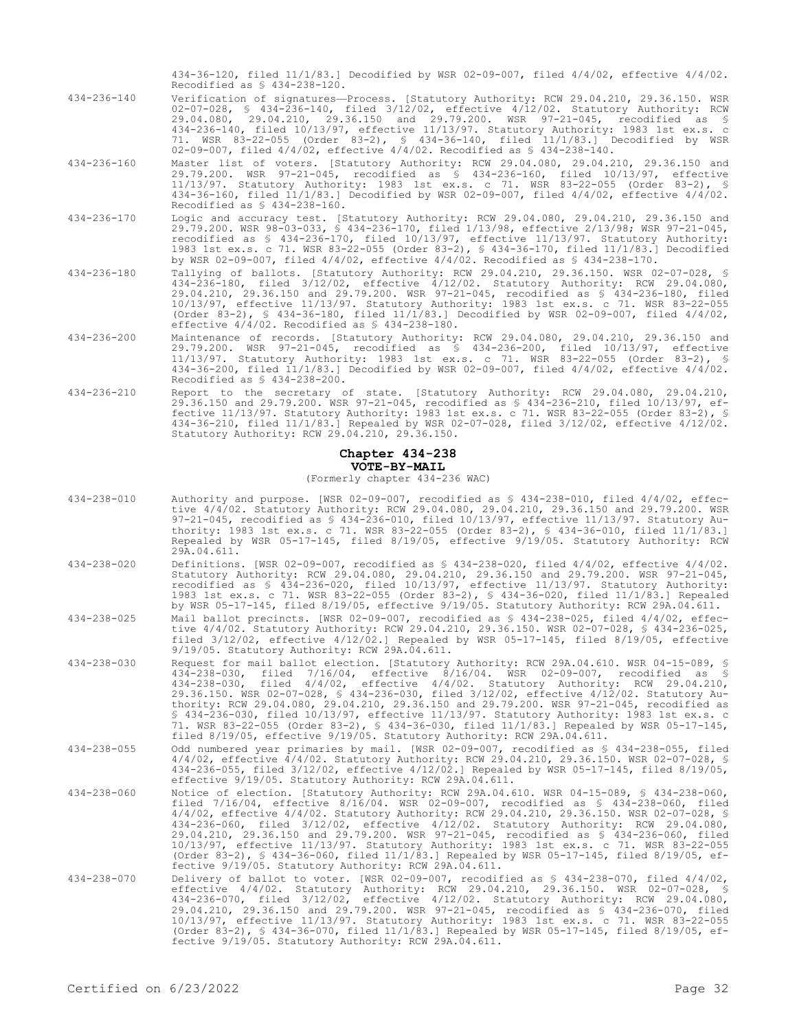434-36-120, filed 11/1/83.] Decodified by WSR 02-09-007, filed 4/4/02, effective 4/4/02. Recodified as § 434-238-120.

434-236-140 Verification of signatures—Process. [Statutory Authority: RCW 29.04.210, 29.36.150. WSR 02-07-028, § 434-236-140, filed 3/12/02, effective 4/12/02. Statutory Authority: RCW 29.04.080, 29.04.210, 29.36.150 and 29.79.200. WSR 97-21-045, recodified as § 434-236-140, filed 10/13/97, effective 11/13/97. Statutory Authority: 1983 1st ex.s. c 71. WSR 83-22-055 (Order 83-2), § 434-36-140, filed 11/1/83.] Decodified by WSR 02-09-007, filed 4/4/02, effective 4/4/02. Recodified as § 434-238-140.

434-236-160 Master list of voters. [Statutory Authority: RCW 29.04.080, 29.04.210, 29.36.150 and 29.79.200. WSR 97-21-045, recodified as § 434-236-160, filed 10/13/97, effective 11/13/97. Statutory Authority: 1983 1st ex.s. c 71. WSR 83-22-055 (Order 83-2), § 434-36-160, filed 11/1/83.] Decodified by WSR 02-09-007, filed 4/4/02, effective 4/4/02. Recodified as § 434-238-160.

434-236-170 Logic and accuracy test. [Statutory Authority: RCW 29.04.080, 29.04.210, 29.36.150 and 29.79.200. WSR 98-03-033, § 434-236-170, filed 1/13/98, effective 2/13/98; WSR 97-21-045, recodified as § 434-236-170, filed 10/13/97, effective 11/13/97. Statutory Authority: 1983 1st ex.s. c 71. WSR 83-22-055 (Order 83-2), § 434-36-170, filed 11/1/83.] Decodified by WSR 02-09-007, filed 4/4/02, effective 4/4/02. Recodified as § 434-238-170.

434-236-180 Tallying of ballots. [Statutory Authority: RCW 29.04.210, 29.36.150. WSR 02-07-028, § 434-236-180, filed 3/12/02, effective 4/12/02. Statutory Authority: RCW 29.04.080, 29.04.210, 29.36.150 and 29.79.200. WSR 97-21-045, recodified as § 434-236-180, filed 10/13/97, effective 11/13/97. Statutory Authority: 1983 1st ex.s. c 71. WSR 83-22-055 (Order 83-2), § 434-36-180, filed 11/1/83.] Decodified by WSR 02-09-007, filed 4/4/02, effective 4/4/02. Recodified as § 434-238-180.

434-236-200 Maintenance of records. [Statutory Authority: RCW 29.04.080, 29.04.210, 29.36.150 and 29.79.200. WSR 97-21-045, recodified as § 434-236-200, filed 10/13/97, effective 11/13/97. Statutory Authority: 1983 1st ex.s. c 71. WSR 83-22-055 (Order 83-2), § 434-36-200, filed 11/1/83.] Decodified by WSR 02-09-007, filed 4/4/02, effective 4/4/02. Recodified as § 434-238-200.

434-236-210 Report to the secretary of state. [Statutory Authority: RCW 29.04.080, 29.04.210, 29.36.150 and 29.79.200. WSR 97-21-045, recodified as § 434-236-210, filed 10/13/97, effective 11/13/97. Statutory Authority: 1983 1st ex.s. c 71. WSR 83-22-055 (Order 83-2), § 434-36-210, filed 11/1/83.] Repealed by WSR 02-07-028, filed 3/12/02, effective 4/12/02. Statutory Authority: RCW 29.04.210, 29.36.150.

## Chapter 434-238
## VOTE-BY-MAIL

(Formerly chapter 434-236 WAC)

434-238-010 Authority and purpose. [WSR 02-09-007, recodified as § 434-238-010, filed 4/4/02, effective 4/4/02. Statutory Authority: RCW 29.04.080, 29.04.210, 29.36.150 and 29.79.200. WSR 97-21-045, recodified as § 434-236-010, filed 10/13/97, effective 11/13/97. Statutory Authority: 1983 1st ex.s. c 71. WSR 83-22-055 (Order 83-2), § 434-36-010, filed 11/1/83.] Repealed by WSR 05-17-145, filed 8/19/05, effective 9/19/05. Statutory Authority: RCW 29A.04.611.

434-238-020 Definitions. [WSR 02-09-007, recodified as § 434-238-020, filed 4/4/02, effective 4/4/02. Statutory Authority: RCW 29.04.080, 29.04.210, 29.36.150 and 29.79.200. WSR 97-21-045, recodified as § 434-236-020, filed 10/13/97, effective 11/13/97. Statutory Authority: 1983 1st ex.s. c 71. WSR 83-22-055 (Order 83-2), § 434-36-020, filed 11/1/83.] Repealed by WSR 05-17-145, filed 8/19/05, effective 9/19/05. Statutory Authority: RCW 29A.04.611.

434-238-025 Mail ballot precincts. [WSR 02-09-007, recodified as § 434-238-025, filed 4/4/02, effective 4/4/02. Statutory Authority: RCW 29.04.210, 29.36.150. WSR 02-07-028, § 434-236-025, filed 3/12/02, effective 4/12/02.] Repealed by WSR 05-17-145, filed 8/19/05, effective 9/19/05. Statutory Authority: RCW 29A.04.611.

434-238-030 Request for mail ballot election. [Statutory Authority: RCW 29A.04.610. WSR 04-15-089, § 434-238-030, filed 7/16/04, effective 8/16/04. WSR 02-09-007, recodified as § 434-238-030, filed 4/4/02, effective 4/4/02. Statutory Authority: RCW 29.04.210, 29.36.150. WSR 02-07-028, § 434-236-030, filed 3/12/02, effective 4/12/02. Statutory Authority: RCW 29.04.080, 29.04.210, 29.36.150 and 29.79.200. WSR 97-21-045, recodified as § 434-236-030, filed 10/13/97, effective 11/13/97. Statutory Authority: 1983 1st ex.s. c 71. WSR 83-22-055 (Order 83-2), § 434-36-030, filed 11/1/83.] Repealed by WSR 05-17-145, filed 8/19/05, effective 9/19/05. Statutory Authority: RCW 29A.04.611.

434-238-055 Odd numbered year primaries by mail. [WSR 02-09-007, recodified as § 434-238-055, filed 4/4/02, effective 4/4/02. Statutory Authority: RCW 29.04.210, 29.36.150. WSR 02-07-028, § 434-236-055, filed 3/12/02, effective 4/12/02.] Repealed by WSR 05-17-145, filed 8/19/05, effective 9/19/05. Statutory Authority: RCW 29A.04.611.

434-238-060 Notice of election. [Statutory Authority: RCW 29A.04.610. WSR 04-15-089, § 434-238-060, filed 7/16/04, effective 8/16/04. WSR 02-09-007, recodified as § 434-238-060, filed 4/4/02, effective 4/4/02. Statutory Authority: RCW 29.04.210, 29.36.150. WSR 02-07-028, § 434-236-060, filed 3/12/02, effective 4/12/02. Statutory Authority: RCW 29.04.080, 29.04.210, 29.36.150 and 29.79.200. WSR 97-21-045, recodified as § 434-236-060, filed 10/13/97, effective 11/13/97. Statutory Authority: 1983 1st ex.s. c 71. WSR 83-22-055 (Order 83-2), § 434-36-060, filed 11/1/83.] Repealed by WSR 05-17-145, filed 8/19/05, effective 9/19/05. Statutory Authority: RCW 29A.04.611.

434-238-070 Delivery of ballot to voter. [WSR 02-09-007, recodified as § 434-238-070, filed 4/4/02, effective 4/4/02. Statutory Authority: RCW 29.04.210, 29.36.150. WSR 02-07-028, § 434-236-070, filed 3/12/02, effective 4/12/02. Statutory Authority: RCW 29.04.080, 29.04.210, 29.36.150 and 29.79.200. WSR 97-21-045, recodified as § 434-236-070, filed 10/13/97, effective 11/13/97. Statutory Authority: 1983 1st ex.s. c 71. WSR 83-22-055 (Order 83-2), § 434-36-070, filed 11/1/83.] Repealed by WSR 05-17-145, filed 8/19/05, effective 9/19/05. Statutory Authority: RCW 29A.04.611.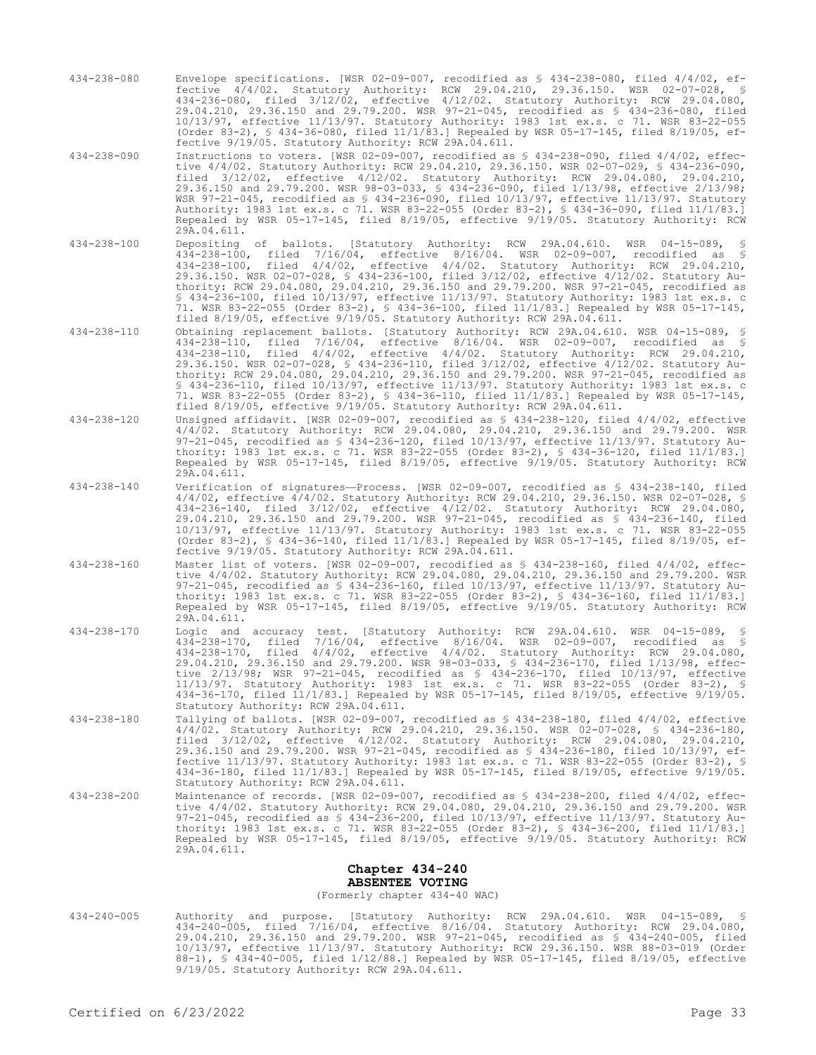434-238-080 Envelope specifications. [WSR 02-09-007, recodified as § 434-238-080, filed 4/4/02, effective 4/4/02. Statutory Authority: RCW 29.04.210, 29.36.150. WSR 02-07-028, § 434-236-080, filed 3/12/02, effective 4/12/02. Statutory Authority: RCW 29.04.080, 29.04.210, 29.36.150 and 29.79.200. WSR 97-21-045, recodified as § 434-236-080, filed 10/13/97, effective 11/13/97. Statutory Authority: 1983 1st ex.s. c 71. WSR 83-22-055 (Order 83-2), § 434-36-080, filed 11/1/83.] Repealed by WSR 05-17-145, filed 8/19/05, effective 9/19/05. Statutory Authority: RCW 29A.04.611.

434-238-090 Instructions to voters. [WSR 02-09-007, recodified as § 434-238-090, filed 4/4/02, effective 4/4/02. Statutory Authority: RCW 29.04.210, 29.36.150. WSR 02-07-029, § 434-236-090, filed 3/12/02, effective 4/12/02. Statutory Authority: RCW 29.04.080, 29.04.210, 29.36.150 and 29.79.200. WSR 98-03-033, § 434-236-090, filed 1/13/98, effective 2/13/98; WSR 97-21-045, recodified as § 434-236-090, filed 10/13/97, effective 11/13/97. Statutory Authority: 1983 1st ex.s. c 71. WSR 83-22-055 (Order 83-2), § 434-36-090, filed 11/1/83.] Repealed by WSR 05-17-145, filed 8/19/05, effective 9/19/05. Statutory Authority: RCW 29A.04.611.

434-238-100 Depositing of ballots. [Statutory Authority: RCW 29A.04.610. WSR 04-15-089, § 434-238-100, filed 7/16/04, effective 8/16/04. WSR 02-09-007, recodified as § 434-238-100, filed 4/4/02, effective 4/4/02. Statutory Authority: RCW 29.04.210, 29.36.150. WSR 02-07-028, § 434-236-100, filed 3/12/02, effective 4/12/02. Statutory Authority: RCW 29.04.080, 29.04.210, 29.36.150 and 29.79.200. WSR 97-21-045, recodified as § 434-236-100, filed 10/13/97, effective 11/13/97. Statutory Authority: 1983 1st ex.s. c 71. WSR 83-22-055 (Order 83-2), § 434-36-100, filed 11/1/83.] Repealed by WSR 05-17-145, filed 8/19/05, effective 9/19/05. Statutory Authority: RCW 29A.04.611.

434-238-110 Obtaining replacement ballots. [Statutory Authority: RCW 29A.04.610. WSR 04-15-089, § 434-238-110, filed 7/16/04, effective 8/16/04. WSR 02-09-007, recodified as § 434-238-110, filed 4/4/02, effective 4/4/02. Statutory Authority: RCW 29.04.210, 29.36.150. WSR 02-07-028, § 434-236-110, filed 3/12/02, effective 4/12/02. Statutory Authority: RCW 29.04.080, 29.04.210, 29.36.150 and 29.79.200. WSR 97-21-045, recodified as § 434-236-110, filed 10/13/97, effective 11/13/97. Statutory Authority: 1983 1st ex.s. c 71. WSR 83-22-055 (Order 83-2), § 434-36-110, filed 11/1/83.] Repealed by WSR 05-17-145, filed 8/19/05, effective 9/19/05. Statutory Authority: RCW 29A.04.611.

434-238-120 Unsigned affidavit. [WSR 02-09-007, recodified as § 434-238-120, filed 4/4/02, effective 4/4/02. Statutory Authority: RCW 29.04.080, 29.04.210, 29.36.150 and 29.79.200. WSR 97-21-045, recodified as § 434-236-120, filed 10/13/97, effective 11/13/97. Statutory Authority: 1983 1st ex.s. c 71. WSR 83-22-055 (Order 83-2), § 434-36-120, filed 11/1/83.] Repealed by WSR 05-17-145, filed 8/19/05, effective 9/19/05. Statutory Authority: RCW 29A.04.611.

434-238-140 Verification of signatures—Process. [WSR 02-09-007, recodified as § 434-238-140, filed 4/4/02, effective 4/4/02. Statutory Authority: RCW 29.04.210, 29.36.150. WSR 02-07-028, § 434-236-140, filed 3/12/02, effective 4/12/02. Statutory Authority: RCW 29.04.080, 29.04.210, 29.36.150 and 29.79.200. WSR 97-21-045, recodified as § 434-236-140, filed 10/13/97, effective 11/13/97. Statutory Authority: 1983 1st ex.s. c 71. WSR 83-22-055 (Order 83-2), § 434-36-140, filed 11/1/83.] Repealed by WSR 05-17-145, filed 8/19/05, effective 9/19/05. Statutory Authority: RCW 29A.04.611.

434-238-160 Master list of voters. [WSR 02-09-007, recodified as § 434-238-160, filed 4/4/02, effective 4/4/02. Statutory Authority: RCW 29.04.080, 29.04.210, 29.36.150 and 29.79.200. WSR 97-21-045, recodified as § 434-236-160, filed 10/13/97, effective 11/13/97. Statutory Authority: 1983 1st ex.s. c 71. WSR 83-22-055 (Order 83-2), § 434-36-160, filed 11/1/83.] Repealed by WSR 05-17-145, filed 8/19/05, effective 9/19/05. Statutory Authority: RCW 29A.04.611.

434-238-170 Logic and accuracy test. [Statutory Authority: RCW 29A.04.610. WSR 04-15-089, § 434-238-170, filed 7/16/04, effective 8/16/04. WSR 02-09-007, recodified as § 434-238-170, filed 4/4/02, effective 4/4/02. Statutory Authority: RCW 29.04.080, 29.04.210, 29.36.150 and 29.79.200. WSR 98-03-033, § 434-236-170, filed 1/13/98, effective 2/13/98; WSR 97-21-045, recodified as § 434-236-170, filed 10/13/97, effective 11/13/97. Statutory Authority: 1983 1st ex.s. c 71. WSR 83-22-055 (Order 83-2), § 434-36-170, filed 11/1/83.] Repealed by WSR 05-17-145, filed 8/19/05, effective 9/19/05. Statutory Authority: RCW 29A.04.611.

434-238-180 Tallying of ballots. [WSR 02-09-007, recodified as § 434-238-180, filed 4/4/02, effective 4/4/02. Statutory Authority: RCW 29.04.210, 29.36.150. WSR 02-07-028, § 434-236-180, filed 3/12/02, effective 4/12/02. Statutory Authority: RCW 29.04.080, 29.04.210, 29.36.150 and 29.79.200. WSR 97-21-045, recodified as § 434-236-180, filed 10/13/97, effective 11/13/97. Statutory Authority: 1983 1st ex.s. c 71. WSR 83-22-055 (Order 83-2), § 434-36-180, filed 11/1/83.] Repealed by WSR 05-17-145, filed 8/19/05, effective 9/19/05. Statutory Authority: RCW 29A.04.611.

434-238-200 Maintenance of records. [WSR 02-09-007, recodified as § 434-238-200, filed 4/4/02, effective 4/4/02. Statutory Authority: RCW 29.04.080, 29.04.210, 29.36.150 and 29.79.200. WSR 97-21-045, recodified as § 434-236-200, filed 10/13/97, effective 11/13/97. Statutory Authority: 1983 1st ex.s. c 71. WSR 83-22-055 (Order 83-2), § 434-36-200, filed 11/1/83.] Repealed by WSR 05-17-145, filed 8/19/05, effective 9/19/05. Statutory Authority: RCW 29A.04.611.

## Chapter 434-240
## ABSENTEE VOTING

(Formerly chapter 434-40 WAC)

434-240-005 Authority and purpose. [Statutory Authority: RCW 29A.04.610. WSR 04-15-089, § 434-240-005, filed 7/16/04, effective 8/16/04. Statutory Authority: RCW 29.04.080, 29.04.210, 29.36.150 and 29.79.200. WSR 97-21-045, recodified as § 434-240-005, filed 10/13/97, effective 11/13/97. Statutory Authority: RCW 29.36.150. WSR 88-03-019 (Order 88-1), § 434-40-005, filed 1/12/88.] Repealed by WSR 05-17-145, filed 8/19/05, effective 9/19/05. Statutory Authority: RCW 29A.04.611.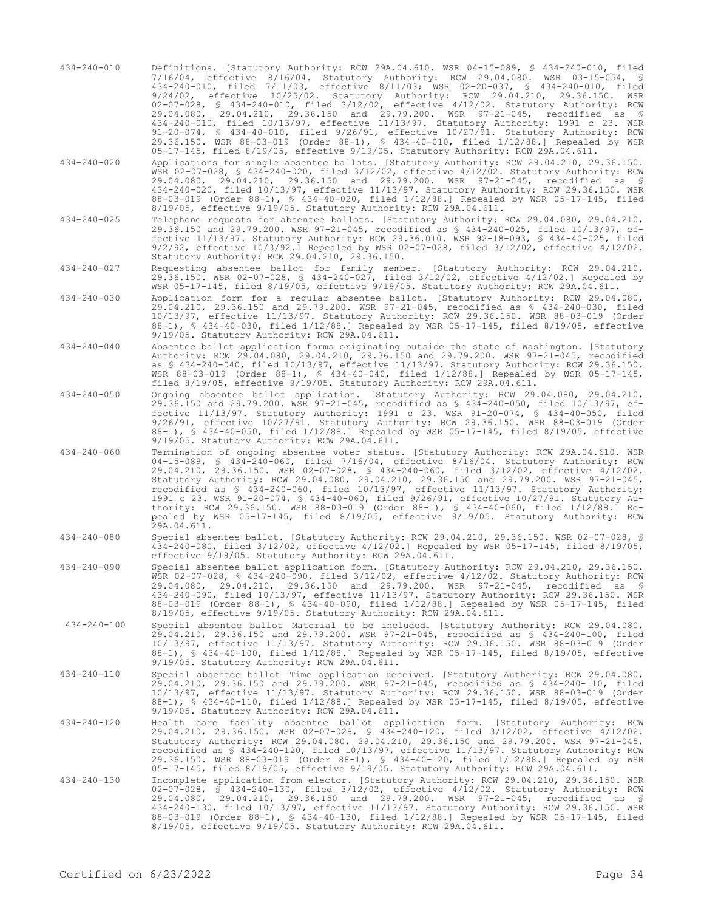434-240-010 Definitions. [Statutory Authority: RCW 29A.04.610. WSR 04-15-089, § 434-240-010, filed 7/16/04, effective 8/16/04. Statutory Authority: RCW 29.04.080. WSR 03-15-054, § 434-240-010, filed 7/11/03, effective 8/11/03; WSR 02-20-037, § 434-240-010, filed 9/24/02, effective 10/25/02. Statutory Authority: RCW 29.04.210, 29.36.150. WSR 02-07-028, § 434-240-010, filed 3/12/02, effective 4/12/02. Statutory Authority: RCW 29.04.080, 29.04.210, 29.36.150 and 29.79.200. WSR 97-21-045, recodified as § 434-240-010, filed 10/13/97, effective 11/13/97. Statutory Authority: 1991 c 23. WSR 91-20-074, § 434-40-010, filed 9/26/91, effective 10/27/91. Statutory Authority: RCW 29.36.150. WSR 88-03-019 (Order 88-1), § 434-40-010, filed 1/12/88.] Repealed by WSR 05-17-145, filed 8/19/05, effective 9/19/05. Statutory Authority: RCW 29A.04.611.

434-240-020 Applications for single absentee ballots. [Statutory Authority: RCW 29.04.210, 29.36.150. WSR 02-07-028, § 434-240-020, filed 3/12/02, effective 4/12/02. Statutory Authority: RCW 29.04.080, 29.04.210, 29.36.150 and 29.79.200. WSR 97-21-045, recodified as § 434-240-020, filed 10/13/97, effective 11/13/97. Statutory Authority: RCW 29.36.150. WSR 88-03-019 (Order 88-1), § 434-40-020, filed 1/12/88.] Repealed by WSR 05-17-145, filed 8/19/05, effective 9/19/05. Statutory Authority: RCW 29A.04.611.

434-240-025 Telephone requests for absentee ballots. [Statutory Authority: RCW 29.04.080, 29.04.210, 29.36.150 and 29.79.200. WSR 97-21-045, recodified as § 434-240-025, filed 10/13/97, effective 11/13/97. Statutory Authority: RCW 29.36.010. WSR 92-18-093, § 434-40-025, filed 9/2/92, effective 10/3/92.] Repealed by WSR 02-07-028, filed 3/12/02, effective 4/12/02. Statutory Authority: RCW 29.04.210, 29.36.150.

434-240-027 Requesting absentee ballot for family member. [Statutory Authority: RCW 29.04.210, 29.36.150. WSR 02-07-028, § 434-240-027, filed 3/12/02, effective 4/12/02.] Repealed by WSR 05-17-145, filed 8/19/05, effective 9/19/05. Statutory Authority: RCW 29A.04.611.

434-240-030 Application form for a regular absentee ballot. [Statutory Authority: RCW 29.04.080, 29.04.210, 29.36.150 and 29.79.200. WSR 97-21-045, recodified as § 434-240-030, filed 10/13/97, effective 11/13/97. Statutory Authority: RCW 29.36.150. WSR 88-03-019 (Order 88-1), § 434-40-030, filed 1/12/88.] Repealed by WSR 05-17-145, filed 8/19/05, effective 9/19/05. Statutory Authority: RCW 29A.04.611.

434-240-040 Absentee ballot application forms originating outside the state of Washington. [Statutory Authority: RCW 29.04.080, 29.04.210, 29.36.150 and 29.79.200. WSR 97-21-045, recodified as § 434-240-040, filed 10/13/97, effective 11/13/97. Statutory Authority: RCW 29.36.150. WSR 88-03-019 (Order 88-1), § 434-40-040, filed 1/12/88.] Repealed by WSR 05-17-145, filed 8/19/05, effective 9/19/05. Statutory Authority: RCW 29A.04.611.

434-240-050 Ongoing absentee ballot application. [Statutory Authority: RCW 29.04.080, 29.04.210, 29.36.150 and 29.79.200. WSR 97-21-045, recodified as § 434-240-050, filed 10/13/97, effective 11/13/97. Statutory Authority: 1991 c 23. WSR 91-20-074, § 434-40-050, filed 9/26/91, effective 10/27/91. Statutory Authority: RCW 29.36.150. WSR 88-03-019 (Order 88-1), § 434-40-050, filed 1/12/88.] Repealed by WSR 05-17-145, filed 8/19/05, effective 9/19/05. Statutory Authority: RCW 29A.04.611.

434-240-060 Termination of ongoing absentee voter status. [Statutory Authority: RCW 29A.04.610. WSR 04-15-089, § 434-240-060, filed 7/16/04, effective 8/16/04. Statutory Authority: RCW 29.04.080, 29.04.210, 29.36.150. WSR 02-07-028, § 434-240-060, filed 3/12/02, effective 4/12/02. Statutory Authority: RCW 29.04.080, 29.04.210, 29.36.150 and 29.79.200. WSR 97-21-045, recodified as § 434-240-060, filed 10/13/97, effective 11/13/97. Statutory Authority: 1991 c 23. WSR 91-20-074, § 434-40-060, filed 9/26/91, effective 10/27/91. Statutory Authority: RCW 29.36.150. WSR 88-03-019 (Order 88-1), § 434-40-060, filed 1/12/88.] Repealed by WSR 05-17-145, filed 8/19/05, effective 9/19/05. Statutory Authority: RCW 29A.04.611.

434-240-080 Special absentee ballot. [Statutory Authority: RCW 29.04.210, 29.36.150. WSR 02-07-028, § 434-240-080, filed 3/12/02, effective 4/12/02.] Repealed by WSR 05-17-145, filed 8/19/05, effective 9/19/05. Statutory Authority: RCW 29A.04.611.

434-240-090 Special absentee ballot application form. [Statutory Authority: RCW 29.04.210, 29.36.150. WSR 02-07-028, § 434-240-090, filed 3/12/02, effective 4/12/02. Statutory Authority: RCW 29.04.080, 29.04.210, 29.36.150 and 29.79.200. WSR 97-21-045, recodified as § 434-240-090, filed 10/13/97, effective 11/13/97. Statutory Authority: RCW 29.36.150. WSR 88-03-019 (Order 88-1), § 434-40-090, filed 1/12/88.] Repealed by WSR 05-17-145, filed 8/19/05, effective 9/19/05. Statutory Authority: RCW 29A.04.611.

434-240-100 Special absentee ballot—Material to be included. [Statutory Authority: RCW 29.04.080, 29.04.210, 29.36.150 and 29.79.200. WSR 97-21-045, recodified as § 434-240-100, filed 10/13/97, effective 11/13/97. Statutory Authority: RCW 29.36.150. WSR 88-03-019 (Order 88-1), § 434-40-100, filed 1/12/88.] Repealed by WSR 05-17-145, filed 8/19/05, effective 9/19/05. Statutory Authority: RCW 29A.04.611.

434-240-110 Special absentee ballot—Time application received. [Statutory Authority: RCW 29.04.080, 29.04.210, 29.36.150 and 29.79.200. WSR 97-21-045, recodified as § 434-240-110, filed 10/13/97, effective 11/13/97. Statutory Authority: RCW 29.36.150. WSR 88-03-019 (Order 88-1), § 434-40-110, filed 1/12/88.] Repealed by WSR 05-17-145, filed 8/19/05, effective 9/19/05. Statutory Authority: RCW 29A.04.611.

434-240-120 Health care facility absentee ballot application form. [Statutory Authority: RCW 29.04.210, 29.36.150. WSR 02-07-028, § 434-240-120, filed 3/12/02, effective 4/12/02. Statutory Authority: RCW 29.04.080, 29.04.210, 29.36.150 and 29.79.200. WSR 97-21-045, recodified as § 434-240-120, filed 10/13/97, effective 11/13/97. Statutory Authority: RCW 29.36.150. WSR 88-03-019 (Order 88-1), § 434-40-120, filed 1/12/88.] Repealed by WSR 05-17-145, filed 8/19/05, effective 9/19/05. Statutory Authority: RCW 29A.04.611.

434-240-130 Incomplete application from elector. [Statutory Authority: RCW 29.04.210, 29.36.150. WSR 02-07-028, § 434-240-130, filed 3/12/02, effective 4/12/02. Statutory Authority: RCW 29.04.080, 29.04.210, 29.36.150 and 29.79.200. WSR 97-21-045, recodified as § 434-240-130, filed 10/13/97, effective 11/13/97. Statutory Authority: RCW 29.36.150. WSR 88-03-019 (Order 88-1), § 434-40-130, filed 1/12/88.] Repealed by WSR 05-17-145, filed 8/19/05, effective 9/19/05. Statutory Authority: RCW 29A.04.611.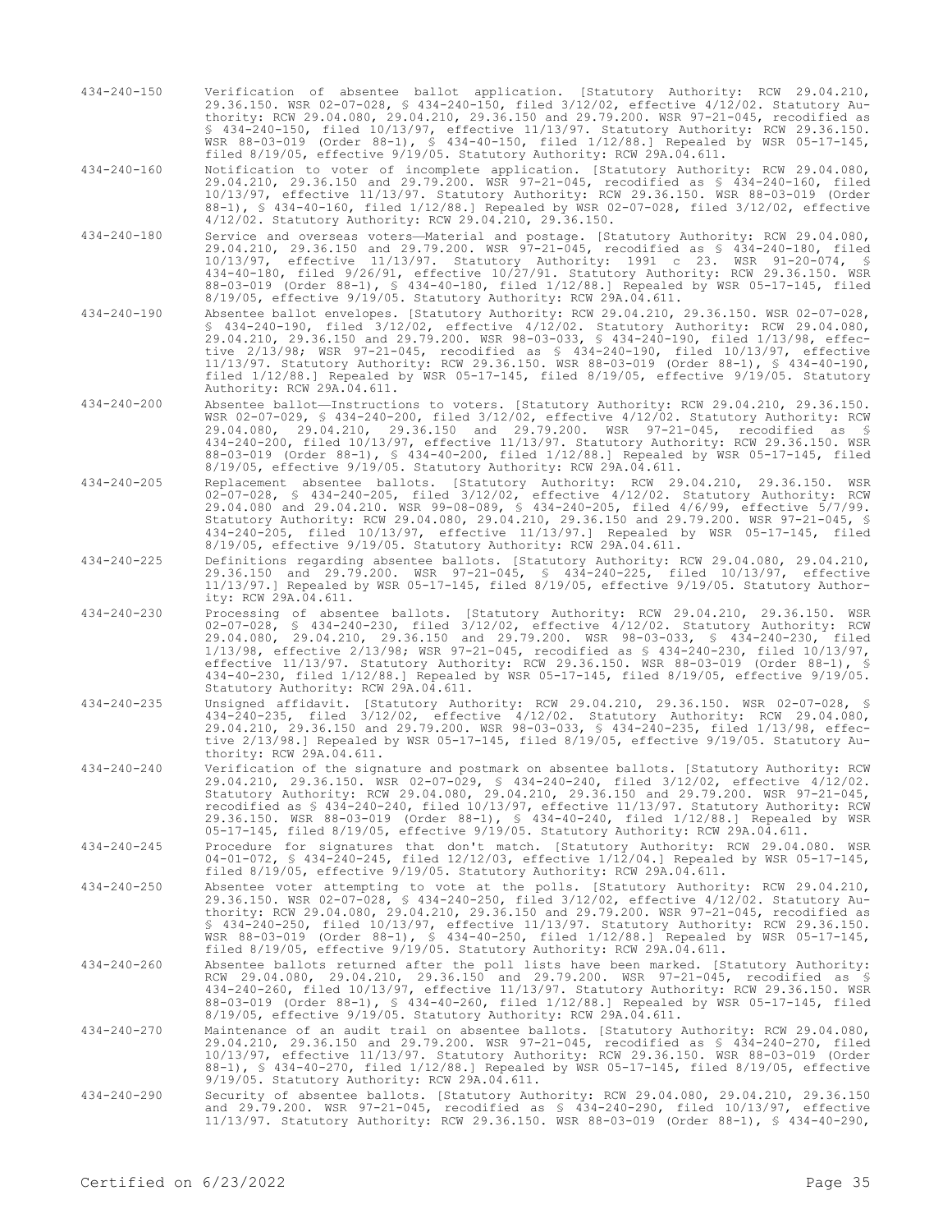434-240-150 Verification of absentee ballot application. [Statutory Authority: RCW 29.04.210, 29.36.150. WSR 02-07-028, § 434-240-150, filed 3/12/02, effective 4/12/02. Statutory Authority: RCW 29.04.080, 29.04.210, 29.36.150 and 29.79.200. WSR 97-21-045, recodified as § 434-240-150, filed 10/13/97, effective 11/13/97. Statutory Authority: RCW 29.36.150. WSR 88-03-019 (Order 88-1), § 434-40-150, filed 1/12/88.] Repealed by WSR 05-17-145, filed 8/19/05, effective 9/19/05. Statutory Authority: RCW 29A.04.611.

434-240-160 Notification to voter of incomplete application. [Statutory Authority: RCW 29.04.080, 29.04.210, 29.36.150 and 29.79.200. WSR 97-21-045, recodified as § 434-240-160, filed 10/13/97, effective 11/13/97. Statutory Authority: RCW 29.36.150. WSR 88-03-019 (Order 88-1), § 434-40-160, filed 1/12/88.] Repealed by WSR 02-07-028, filed 3/12/02, effective 4/12/02. Statutory Authority: RCW 29.04.210, 29.36.150.

434-240-180 Service and overseas voters—Material and postage. [Statutory Authority: RCW 29.04.080, 29.04.210, 29.36.150 and 29.79.200. WSR 97-21-045, recodified as § 434-240-180, filed 10/13/97, effective 11/13/97. Statutory Authority: 1991 c 23. WSR 91-20-074, § 434-40-180, filed 9/26/91, effective 10/27/91. Statutory Authority: RCW 29.36.150. WSR 88-03-019 (Order 88-1), § 434-40-180, filed 1/12/88.] Repealed by WSR 05-17-145, filed 8/19/05, effective 9/19/05. Statutory Authority: RCW 29A.04.611.

434-240-190 Absentee ballot envelopes. [Statutory Authority: RCW 29.04.210, 29.36.150. WSR 02-07-028, § 434-240-190, filed 3/12/02, effective 4/12/02. Statutory Authority: RCW 29.04.080, 29.04.210, 29.36.150 and 29.79.200. WSR 98-03-033, § 434-240-190, filed 1/13/98, effective 2/13/98; WSR 97-21-045, recodified as § 434-240-190, filed 10/13/97, effective 11/13/97. Statutory Authority: RCW 29.36.150. WSR 88-03-019 (Order 88-1), § 434-40-190, filed 1/12/88.] Repealed by WSR 05-17-145, filed 8/19/05, effective 9/19/05. Statutory Authority: RCW 29A.04.611.

434-240-200 Absentee ballot—Instructions to voters. [Statutory Authority: RCW 29.04.210, 29.36.150. WSR 02-07-029, § 434-240-200, filed 3/12/02, effective 4/12/02. Statutory Authority: RCW 29.04.080, 29.04.210, 29.36.150 and 29.79.200. WSR 97-21-045, recodified as § 434-240-200, filed 10/13/97, effective 11/13/97. Statutory Authority: RCW 29.36.150. WSR 88-03-019 (Order 88-1), § 434-40-200, filed 1/12/88.] Repealed by WSR 05-17-145, filed 8/19/05, effective 9/19/05. Statutory Authority: RCW 29A.04.611.

434-240-205 Replacement absentee ballots. [Statutory Authority: RCW 29.04.210, 29.36.150. WSR 02-07-028, § 434-240-205, filed 3/12/02, effective 4/12/02. Statutory Authority: RCW 29.04.080 and 29.04.210. WSR 99-08-089, § 434-240-205, filed 4/6/99, effective 5/7/99. Statutory Authority: RCW 29.04.080, 29.04.210, 29.36.150 and 29.79.200. WSR 97-21-045, § 434-240-205, filed 10/13/97, effective 11/13/97.] Repealed by WSR 05-17-145, filed 8/19/05, effective 9/19/05. Statutory Authority: RCW 29A.04.611.

434-240-225 Definitions regarding absentee ballots. [Statutory Authority: RCW 29.04.080, 29.04.210, 29.36.150 and 29.79.200. WSR 97-21-045, § 434-240-225, filed 10/13/97, effective 11/13/97.] Repealed by WSR 05-17-145, filed 8/19/05, effective 9/19/05. Statutory Authority: RCW 29A.04.611.

434-240-230 Processing of absentee ballots. [Statutory Authority: RCW 29.04.210, 29.36.150. WSR 02-07-028, § 434-240-230, filed 3/12/02, effective 4/12/02. Statutory Authority: RCW 29.04.080, 29.04.210, 29.36.150 and 29.79.200. WSR 98-03-033, § 434-240-230, filed 1/13/98, effective 2/13/98; WSR 97-21-045, recodified as § 434-240-230, filed 10/13/97, effective 11/13/97. Statutory Authority: RCW 29.36.150. WSR 88-03-019 (Order 88-1), § 434-40-230, filed 1/12/88.] Repealed by WSR 05-17-145, filed 8/19/05, effective 9/19/05. Statutory Authority: RCW 29A.04.611.

434-240-235 Unsigned affidavit. [Statutory Authority: RCW 29.04.210, 29.36.150. WSR 02-07-028, § 434-240-235, filed 3/12/02, effective 4/12/02. Statutory Authority: RCW 29.04.080, 29.04.210, 29.36.150 and 29.79.200. WSR 98-03-033, § 434-240-235, filed 1/13/98, effective 2/13/98.] Repealed by WSR 05-17-145, filed 8/19/05, effective 9/19/05. Statutory Authority: RCW 29A.04.611.

434-240-240 Verification of the signature and postmark on absentee ballots. [Statutory Authority: RCW 29.04.210, 29.36.150. WSR 02-07-029, § 434-240-240, filed 3/12/02, effective 4/12/02. Statutory Authority: RCW 29.04.080, 29.04.210, 29.36.150 and 29.79.200. WSR 97-21-045, recodified as § 434-240-240, filed 10/13/97, effective 11/13/97. Statutory Authority: RCW 29.36.150. WSR 88-03-019 (Order 88-1), § 434-40-240, filed 1/12/88.] Repealed by WSR 05-17-145, filed 8/19/05, effective 9/19/05. Statutory Authority: RCW 29A.04.611.

434-240-245 Procedure for signatures that don't match. [Statutory Authority: RCW 29.04.080. WSR 04-01-072, § 434-240-245, filed 12/12/03, effective 1/12/04.] Repealed by WSR 05-17-145, filed 8/19/05, effective 9/19/05. Statutory Authority: RCW 29A.04.611.

434-240-250 Absentee voter attempting to vote at the polls. [Statutory Authority: RCW 29.04.210, 29.36.150. WSR 02-07-028, § 434-240-250, filed 3/12/02, effective 4/12/02. Statutory Authority: RCW 29.04.080, 29.04.210, 29.36.150 and 29.79.200. WSR 97-21-045, recodified as § 434-240-250, filed 10/13/97, effective 11/13/97. Statutory Authority: RCW 29.36.150. WSR 88-03-019 (Order 88-1), § 434-40-250, filed 1/12/88.] Repealed by WSR 05-17-145, filed 8/19/05, effective 9/19/05. Statutory Authority: RCW 29A.04.611.

434-240-260 Absentee ballots returned after the poll lists have been marked. [Statutory Authority: RCW 29.04.080, 29.04.210, 29.36.150 and 29.79.200. WSR 97-21-045, recodified as § 434-240-260, filed 10/13/97, effective 11/13/97. Statutory Authority: RCW 29.36.150. WSR 88-03-019 (Order 88-1), § 434-40-260, filed 1/12/88.] Repealed by WSR 05-17-145, filed 8/19/05, effective 9/19/05. Statutory Authority: RCW 29A.04.611.

434-240-270 Maintenance of an audit trail on absentee ballots. [Statutory Authority: RCW 29.04.080, 29.04.210, 29.36.150 and 29.79.200. WSR 97-21-045, recodified as § 434-240-270, filed 10/13/97, effective 11/13/97. Statutory Authority: RCW 29.36.150. WSR 88-03-019 (Order 88-1), § 434-40-270, filed 1/12/88.] Repealed by WSR 05-17-145, filed 8/19/05, effective 9/19/05. Statutory Authority: RCW 29A.04.611.

434-240-290 Security of absentee ballots. [Statutory Authority: RCW 29.04.080, 29.04.210, 29.36.150 and 29.79.200. WSR 97-21-045, recodified as § 434-240-290, filed 10/13/97, effective 11/13/97. Statutory Authority: RCW 29.36.150. WSR 88-03-019 (Order 88-1), § 434-40-290,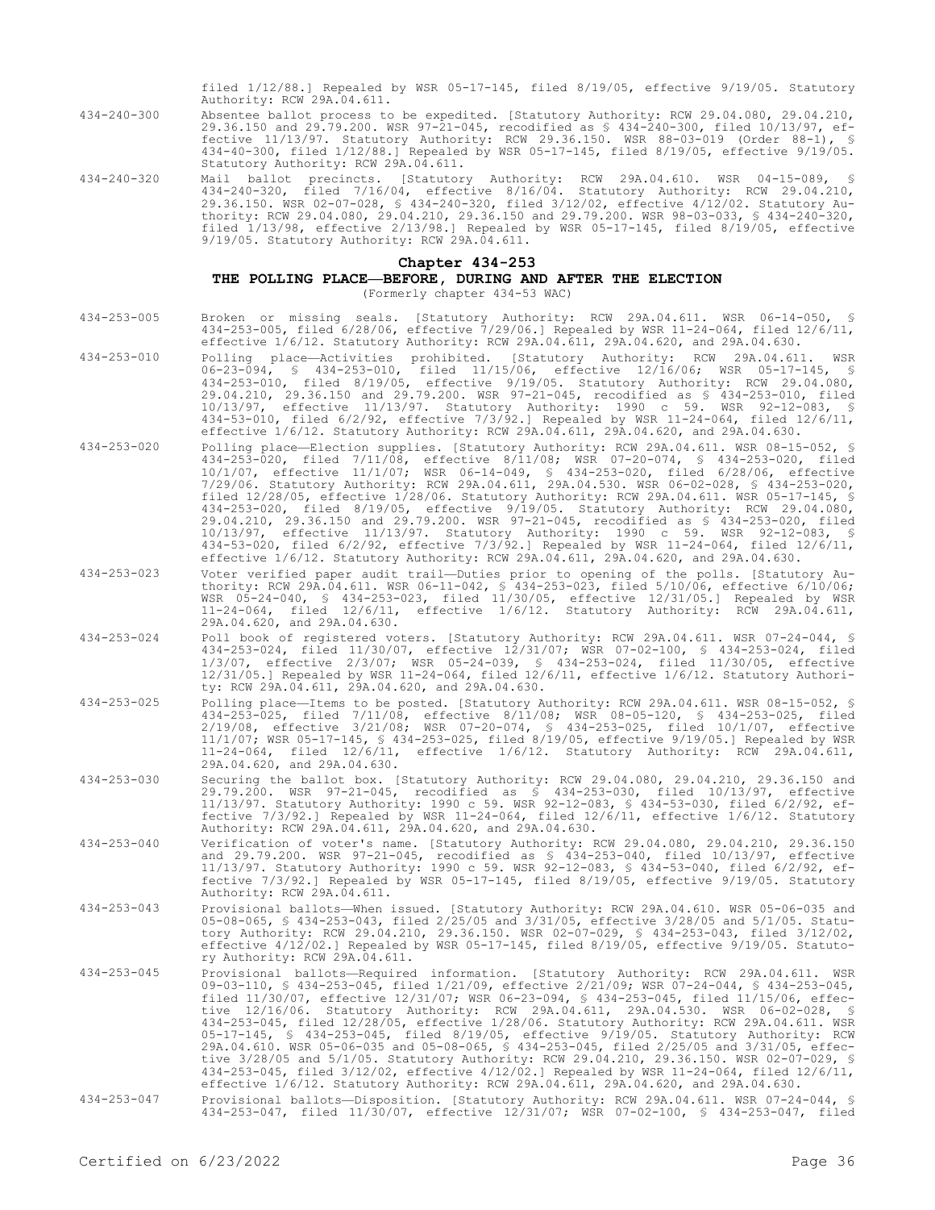filed 1/12/88.] Repealed by WSR 05-17-145, filed 8/19/05, effective 9/19/05. Statutory Authority: RCW 29A.04.611.

434-240-300 Absentee ballot process to be expedited. [Statutory Authority: RCW 29.04.080, 29.04.210, 29.36.150 and 29.79.200. WSR 97-21-045, recodified as § 434-240-300, filed 10/13/97, effective 11/13/97. Statutory Authority: RCW 29.36.150. WSR 88-03-019 (Order 88-1), § 434-40-300, filed 1/12/88.] Repealed by WSR 05-17-145, filed 8/19/05, effective 9/19/05. Statutory Authority: RCW 29A.04.611.

434-240-320 Mail ballot precincts. [Statutory Authority: RCW 29A.04.610. WSR 04-15-089, § 434-240-320, filed 7/16/04, effective 8/16/04. Statutory Authority: RCW 29.04.210, 29.36.150. WSR 02-07-028, § 434-240-320, filed 3/12/02, effective 4/12/02. Statutory Authority: RCW 29.04.080, 29.04.210, 29.36.150 and 29.79.200. WSR 98-03-033, § 434-240-320, filed 1/13/98, effective 2/13/98.] Repealed by WSR 05-17-145, filed 8/19/05, effective 9/19/05. Statutory Authority: RCW 29A.04.611.

## Chapter 434-253
## THE POLLING PLACE—BEFORE, DURING AND AFTER THE ELECTION
(Formerly chapter 434-53 WAC)

434-253-005 Broken or missing seals. [Statutory Authority: RCW 29A.04.611. WSR 06-14-050, § 434-253-005, filed 6/28/06, effective 7/29/06.] Repealed by WSR 11-24-064, filed 12/6/11, effective 1/6/12. Statutory Authority: RCW 29A.04.611, 29A.04.620, and 29A.04.630.

434-253-010 Polling place—Activities prohibited. [Statutory Authority: RCW 29A.04.611. WSR 06-23-094, § 434-253-010, filed 11/15/06, effective 12/16/06; WSR 05-17-145, § 434-253-010, filed 8/19/05, effective 9/19/05. Statutory Authority: RCW 29.04.080, 29.04.210, 29.36.150 and 29.79.200. WSR 97-21-045, recodified as § 434-253-010, filed 10/13/97, effective 11/13/97. Statutory Authority: 1990 c 59. WSR 92-12-083, § 434-53-010, filed 6/2/92, effective 7/3/92.] Repealed by WSR 11-24-064, filed 12/6/11, effective 1/6/12. Statutory Authority: RCW 29A.04.611, 29A.04.620, and 29A.04.630.

434-253-020 Polling place—Election supplies. [Statutory Authority: RCW 29A.04.611. WSR 08-15-052, § 434-253-020, filed 7/11/08, effective 8/11/08; WSR 07-20-074, § 434-253-020, filed 10/1/07, effective 11/1/07; WSR 06-14-049, § 434-253-020, filed 6/28/06, effective 7/29/06. Statutory Authority: RCW 29A.04.611, 29A.04.530. WSR 06-02-028, § 434-253-020, filed 12/28/05, effective 1/28/06. Statutory Authority: RCW 29A.04.611. WSR 05-17-145, § 434-253-020, filed 8/19/05, effective 9/19/05. Statutory Authority: RCW 29.04.080, 29.04.210, 29.36.150 and 29.79.200. WSR 97-21-045, recodified as § 434-253-020, filed 10/13/97, effective 11/13/97. Statutory Authority: 1990 c 59. WSR 92-12-083, § 434-53-020, filed 6/2/92, effective 7/3/92.] Repealed by WSR 11-24-064, filed 12/6/11, effective 1/6/12. Statutory Authority: RCW 29A.04.611, 29A.04.620, and 29A.04.630.

434-253-023 Voter verified paper audit trail—Duties prior to opening of the polls. [Statutory Authority: RCW 29A.04.611. WSR 06-11-042, § 434-253-023, filed 5/10/06, effective 6/10/06; WSR 05-24-040, § 434-253-023, filed 11/30/05, effective 12/31/05.] Repealed by WSR 11-24-064, filed 12/6/11, effective 1/6/12. Statutory Authority: RCW 29A.04.611, 29A.04.620, and 29A.04.630.

434-253-024 Poll book of registered voters. [Statutory Authority: RCW 29A.04.611. WSR 07-24-044, § 434-253-024, filed 11/30/07, effective 12/31/07; WSR 07-02-100, § 434-253-024, filed 1/3/07, effective 2/3/07; WSR 05-24-039, § 434-253-024, filed 11/30/05, effective 12/31/05.] Repealed by WSR 11-24-064, filed 12/6/11, effective 1/6/12. Statutory Authority: RCW 29A.04.611, 29A.04.620, and 29A.04.630.

434-253-025 Polling place—Items to be posted. [Statutory Authority: RCW 29A.04.611. WSR 08-15-052, § 434-253-025, filed 7/11/08, effective 8/11/08; WSR 08-05-120, § 434-253-025, filed 2/19/08, effective 3/21/08; WSR 07-20-074, § 434-253-025, filed 10/1/07, effective 11/1/07; WSR 05-17-145, § 434-253-025, filed 8/19/05, effective 9/19/05.] Repealed by WSR 11-24-064, filed 12/6/11, effective 1/6/12. Statutory Authority: RCW 29A.04.611, 29A.04.620, and 29A.04.630.

434-253-030 Securing the ballot box. [Statutory Authority: RCW 29.04.080, 29.04.210, 29.36.150 and 29.79.200. WSR 97-21-045, recodified as § 434-253-030, filed 10/13/97, effective 11/13/97. Statutory Authority: 1990 c 59. WSR 92-12-083, § 434-53-030, filed 6/2/92, effective 7/3/92.] Repealed by WSR 11-24-064, filed 12/6/11, effective 1/6/12. Statutory Authority: RCW 29A.04.611, 29A.04.620, and 29A.04.630.

434-253-040 Verification of voter's name. [Statutory Authority: RCW 29.04.080, 29.04.210, 29.36.150 and 29.79.200. WSR 97-21-045, recodified as § 434-253-040, filed 10/13/97, effective 11/13/97. Statutory Authority: 1990 c 59. WSR 92-12-083, § 434-53-040, filed 6/2/92, effective 7/3/92.] Repealed by WSR 05-17-145, filed 8/19/05, effective 9/19/05. Statutory Authority: RCW 29A.04.611.

434-253-043 Provisional ballots—When issued. [Statutory Authority: RCW 29A.04.610. WSR 05-06-035 and 05-08-065, § 434-253-043, filed 2/25/05 and 3/31/05, effective 3/28/05 and 5/1/05. Statutory Authority: RCW 29.04.210, 29.36.150. WSR 02-07-029, § 434-253-043, filed 3/12/02, effective 4/12/02.] Repealed by WSR 05-17-145, filed 8/19/05, effective 9/19/05. Statutory Authority: RCW 29A.04.611.

434-253-045 Provisional ballots—Required information. [Statutory Authority: RCW 29A.04.611. WSR 09-03-110, § 434-253-045, filed 1/21/09, effective 2/21/09; WSR 07-24-044, § 434-253-045, filed 11/30/07, effective 12/31/07; WSR 06-23-094, § 434-253-045, filed 11/15/06, effective 12/16/06. Statutory Authority: RCW 29A.04.611, 29A.04.530. WSR 06-02-028, § 434-253-045, filed 12/28/05, effective 1/28/06. Statutory Authority: RCW 29A.04.611. WSR 05-17-145, § 434-253-045, filed 8/19/05, effective 9/19/05. Statutory Authority: RCW 29A.04.610. WSR 05-06-035 and 05-08-065, § 434-253-045, filed 2/25/05 and 3/31/05, effective 3/28/05 and 5/1/05. Statutory Authority: RCW 29.04.210, 29.36.150. WSR 02-07-029, § 434-253-045, filed 3/12/02, effective 4/12/02.] Repealed by WSR 11-24-064, filed 12/6/11, effective 1/6/12. Statutory Authority: RCW 29A.04.611, 29A.04.620, and 29A.04.630.

434-253-047 Provisional ballots—Disposition. [Statutory Authority: RCW 29A.04.611. WSR 07-24-044, § 434-253-047, filed 11/30/07, effective 12/31/07; WSR 07-02-100, § 434-253-047, filed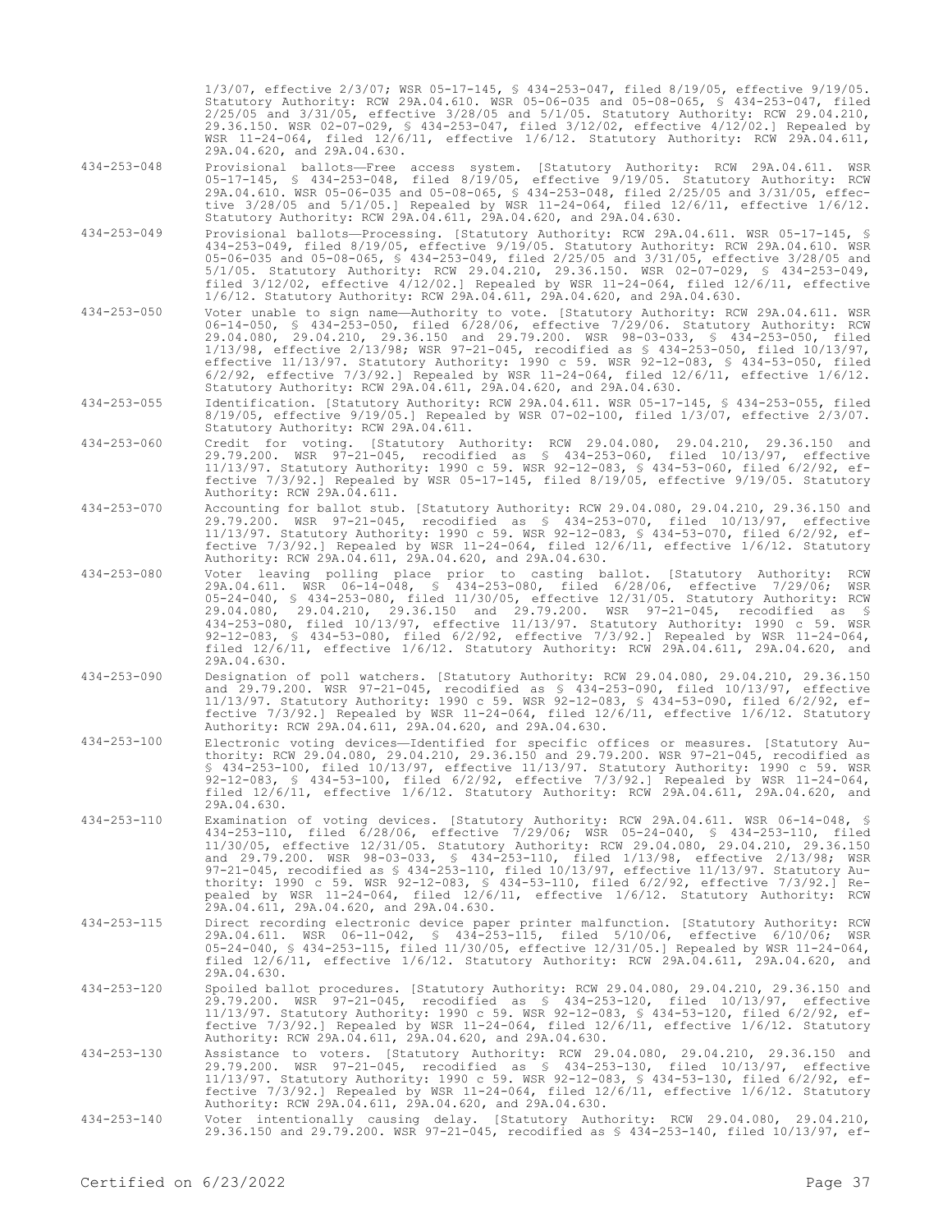1/3/07, effective 2/3/07; WSR 05-17-145, § 434-253-047, filed 8/19/05, effective 9/19/05. Statutory Authority: RCW 29A.04.610. WSR 05-06-035 and 05-08-065, § 434-253-047, filed 2/25/05 and 3/31/05, effective 3/28/05 and 5/1/05. Statutory Authority: RCW 29.04.210, 29.36.150. WSR 02-07-029, § 434-253-047, filed 3/12/02, effective 4/12/02.] Repealed by WSR 11-24-064, filed 12/6/11, effective 1/6/12. Statutory Authority: RCW 29A.04.611, 29A.04.620, and 29A.04.630.

434-253-048 Provisional ballots—Free access system. [Statutory Authority: RCW 29A.04.611. WSR 05-17-145, § 434-253-048, filed 8/19/05, effective 9/19/05. Statutory Authority: RCW 29A.04.610. WSR 05-06-035 and 05-08-065, § 434-253-048, filed 2/25/05 and 3/31/05, effective 3/28/05 and 5/1/05.] Repealed by WSR 11-24-064, filed 12/6/11, effective 1/6/12. Statutory Authority: RCW 29A.04.611, 29A.04.620, and 29A.04.630.

434-253-049 Provisional ballots—Processing. [Statutory Authority: RCW 29A.04.611. WSR 05-17-145, § 434-253-049, filed 8/19/05, effective 9/19/05. Statutory Authority: RCW 29A.04.610. WSR 05-06-035 and 05-08-065, § 434-253-049, filed 2/25/05 and 3/31/05, effective 3/28/05 and 5/1/05. Statutory Authority: RCW 29.04.210, 29.36.150. WSR 02-07-029, § 434-253-049, filed 3/12/02, effective 4/12/02.] Repealed by WSR 11-24-064, filed 12/6/11, effective 1/6/12. Statutory Authority: RCW 29A.04.611, 29A.04.620, and 29A.04.630.

434-253-050 Voter unable to sign name—Authority to vote. [Statutory Authority: RCW 29A.04.611. WSR 06-14-050, § 434-253-050, filed 6/28/06, effective 7/29/06. Statutory Authority: RCW 29.04.080, 29.04.210, 29.36.150 and 29.79.200. WSR 98-03-033, § 434-253-050, filed 1/13/98, effective 2/13/98; WSR 97-21-045, recodified as § 434-253-050, filed 10/13/97, effective 11/13/97. Statutory Authority: 1990 c 59. WSR 92-12-083, § 434-53-050, filed 6/2/92, effective 7/3/92.] Repealed by WSR 11-24-064, filed 12/6/11, effective 1/6/12. Statutory Authority: RCW 29A.04.611, 29A.04.620, and 29A.04.630.

434-253-055 Identification. [Statutory Authority: RCW 29A.04.611. WSR 05-17-145, § 434-253-055, filed 8/19/05, effective 9/19/05.] Repealed by WSR 07-02-100, filed 1/3/07, effective 2/3/07. Statutory Authority: RCW 29A.04.611.

434-253-060 Credit for voting. [Statutory Authority: RCW 29.04.080, 29.04.210, 29.36.150 and 29.79.200. WSR 97-21-045, recodified as § 434-253-060, filed 10/13/97, effective 11/13/97. Statutory Authority: 1990 c 59. WSR 92-12-083, § 434-53-060, filed 6/2/92, effective 7/3/92.] Repealed by WSR 05-17-145, filed 8/19/05, effective 9/19/05. Statutory Authority: RCW 29A.04.611.

434-253-070 Accounting for ballot stub. [Statutory Authority: RCW 29.04.080, 29.04.210, 29.36.150 and 29.79.200. WSR 97-21-045, recodified as § 434-253-070, filed 10/13/97, effective 11/13/97. Statutory Authority: 1990 c 59. WSR 92-12-083, § 434-53-070, filed 6/2/92, effective 7/3/92.] Repealed by WSR 11-24-064, filed 12/6/11, effective 1/6/12. Statutory Authority: RCW 29A.04.611, 29A.04.620, and 29A.04.630.

434-253-080 Voter leaving polling place prior to casting ballot. [Statutory Authority: RCW 29A.04.611. WSR 06-14-048, § 434-253-080, filed 6/28/06, effective 7/29/06; WSR 05-24-040, § 434-253-080, filed 11/30/05, effective 12/31/05. Statutory Authority: RCW 29.04.080, 29.04.210, 29.36.150 and 29.79.200. WSR 97-21-045, recodified as § 434-253-080, filed 10/13/97, effective 11/13/97. Statutory Authority: 1990 c 59. WSR 92-12-083, § 434-53-080, filed 6/2/92, effective 7/3/92.] Repealed by WSR 11-24-064, filed 12/6/11, effective 1/6/12. Statutory Authority: RCW 29A.04.611, 29A.04.620, and 29A.04.630.

434-253-090 Designation of poll watchers. [Statutory Authority: RCW 29.04.080, 29.04.210, 29.36.150 and 29.79.200. WSR 97-21-045, recodified as § 434-253-090, filed 10/13/97, effective 11/13/97. Statutory Authority: 1990 c 59. WSR 92-12-083, § 434-53-090, filed 6/2/92, effective 7/3/92.] Repealed by WSR 11-24-064, filed 12/6/11, effective 1/6/12. Statutory Authority: RCW 29A.04.611, 29A.04.620, and 29A.04.630.

434-253-100 Electronic voting devices—Identified for specific offices or measures. [Statutory Authority: RCW 29.04.080, 29.04.210, 29.36.150 and 29.79.200. WSR 97-21-045, recodified as § 434-253-100, filed 10/13/97, effective 11/13/97. Statutory Authority: 1990 c 59. WSR 92-12-083, § 434-53-100, filed 6/2/92, effective 7/3/92.] Repealed by WSR 11-24-064, filed 12/6/11, effective 1/6/12. Statutory Authority: RCW 29A.04.611, 29A.04.620, and 29A.04.630.

434-253-110 Examination of voting devices. [Statutory Authority: RCW 29A.04.611. WSR 06-14-048, § 434-253-110, filed 6/28/06, effective 7/29/06; WSR 05-24-040, § 434-253-110, filed 11/30/05, effective 12/31/05. Statutory Authority: RCW 29.04.080, 29.04.210, 29.36.150 and 29.79.200. WSR 98-03-033, § 434-253-110, filed 1/13/98, effective 2/13/98; WSR 97-21-045, recodified as § 434-253-110, filed 10/13/97, effective 11/13/97. Statutory Authority: 1990 c 59. WSR 92-12-083, § 434-53-110, filed 6/2/92, effective 7/3/92.] Repealed by WSR 11-24-064, filed 12/6/11, effective 1/6/12. Statutory Authority: RCW 29A.04.611, 29A.04.620, and 29A.04.630.

434-253-115 Direct recording electronic device paper printer malfunction. [Statutory Authority: RCW 29A.04.611. WSR 06-11-042, § 434-253-115, filed 5/10/06, effective 6/10/06; WSR 05-24-040, § 434-253-115, filed 11/30/05, effective 12/31/05.] Repealed by WSR 11-24-064, filed 12/6/11, effective 1/6/12. Statutory Authority: RCW 29A.04.611, 29A.04.620, and 29A.04.630.

434-253-120 Spoiled ballot procedures. [Statutory Authority: RCW 29.04.080, 29.04.210, 29.36.150 and 29.79.200. WSR 97-21-045, recodified as § 434-253-120, filed 10/13/97, effective 11/13/97. Statutory Authority: 1990 c 59. WSR 92-12-083, § 434-53-120, filed 6/2/92, effective 7/3/92.] Repealed by WSR 11-24-064, filed 12/6/11, effective 1/6/12. Statutory Authority: RCW 29A.04.611, 29A.04.620, and 29A.04.630.

434-253-130 Assistance to voters. [Statutory Authority: RCW 29.04.080, 29.04.210, 29.36.150 and 29.79.200. WSR 97-21-045, recodified as § 434-253-130, filed 10/13/97, effective 11/13/97. Statutory Authority: 1990 c 59. WSR 92-12-083, § 434-53-130, filed 6/2/92, effective 7/3/92.] Repealed by WSR 11-24-064, filed 12/6/11, effective 1/6/12. Statutory Authority: RCW 29A.04.611, 29A.04.620, and 29A.04.630.

434-253-140 Voter intentionally causing delay. [Statutory Authority: RCW 29.04.080, 29.04.210, 29.36.150 and 29.79.200. WSR 97-21-045, recodified as § 434-253-140, filed 10/13/97, ef-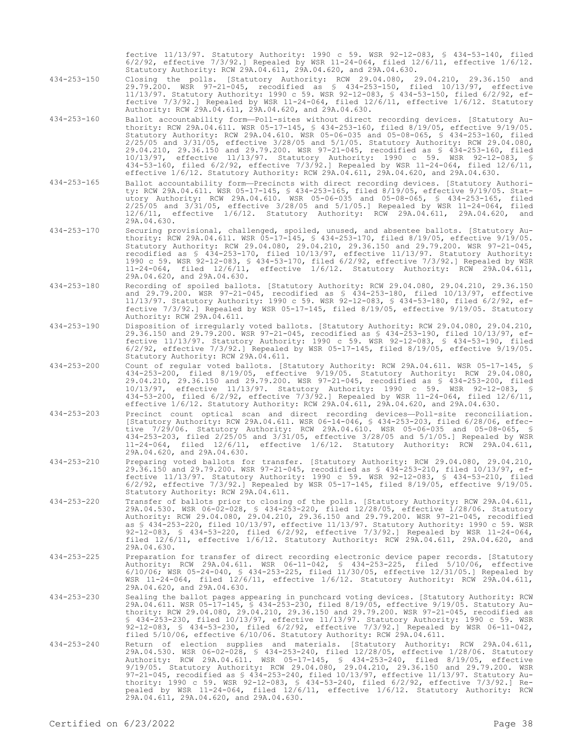fective 11/13/97. Statutory Authority: 1990 c 59. WSR 92-12-083, § 434-53-140, filed 6/2/92, effective 7/3/92.] Repealed by WSR 11-24-064, filed 12/6/11, effective 1/6/12. Statutory Authority: RCW 29A.04.611, 29A.04.620, and 29A.04.630.

434-253-150 Closing the polls. [Statutory Authority: RCW 29.04.080, 29.04.210, 29.36.150 and 29.79.200. WSR 97-21-045, recodified as § 434-253-150, filed 10/13/97, effective 11/13/97. Statutory Authority: 1990 c 59. WSR 92-12-083, § 434-53-150, filed 6/2/92, effective 7/3/92.] Repealed by WSR 11-24-064, filed 12/6/11, effective 1/6/12. Statutory Authority: RCW 29A.04.611, 29A.04.620, and 29A.04.630.

434-253-160 Ballot accountability form—Poll-sites without direct recording devices. [Statutory Authority: RCW 29A.04.611. WSR 05-17-145, § 434-253-160, filed 8/19/05, effective 9/19/05. Statutory Authority: RCW 29A.04.610. WSR 05-06-035 and 05-08-065, § 434-253-160, filed 2/25/05 and 3/31/05, effective 3/28/05 and 5/1/05. Statutory Authority: RCW 29.04.080, 29.04.210, 29.36.150 and 29.79.200. WSR 97-21-045, recodified as § 434-253-160, filed 10/13/97, effective 11/13/97. Statutory Authority: 1990 c 59. WSR 92-12-083, § 434-53-160, filed 6/2/92, effective 7/3/92.] Repealed by WSR 11-24-064, filed 12/6/11, effective 1/6/12. Statutory Authority: RCW 29A.04.611, 29A.04.620, and 29A.04.630.

434-253-165 Ballot accountability form—Precincts with direct recording devices. [Statutory Authority: RCW 29A.04.611. WSR 05-17-145, § 434-253-165, filed 8/19/05, effective 9/19/05. Statutory Authority: RCW 29A.04.610. WSR 05-06-035 and 05-08-065, § 434-253-165, filed 2/25/05 and 3/31/05, effective 3/28/05 and 5/1/05.] Repealed by WSR 11-24-064, filed 12/6/11, effective 1/6/12. Statutory Authority: RCW 29A.04.611, 29A.04.620, and 29A.04.630.

434-253-170 Securing provisional, challenged, spoiled, unused, and absentee ballots. [Statutory Authority: RCW 29A.04.611. WSR 05-17-145, § 434-253-170, filed 8/19/05, effective 9/19/05. Statutory Authority: RCW 29.04.080, 29.04.210, 29.36.150 and 29.79.200. WSR 97-21-045, recodified as § 434-253-170, filed 10/13/97, effective 11/13/97. Statutory Authority: 1990 c 59. WSR 92-12-083, § 434-53-170, filed 6/2/92, effective 7/3/92.] Repealed by WSR 11-24-064, filed 12/6/11, effective 1/6/12. Statutory Authority: RCW 29A.04.611, 29A.04.620, and 29A.04.630.

434-253-180 Recording of spoiled ballots. [Statutory Authority: RCW 29.04.080, 29.04.210, 29.36.150 and 29.79.200. WSR 97-21-045, recodified as § 434-253-180, filed 10/13/97, effective 11/13/97. Statutory Authority: 1990 c 59. WSR 92-12-083, § 434-53-180, filed 6/2/92, effective 7/3/92.] Repealed by WSR 05-17-145, filed 8/19/05, effective 9/19/05. Statutory Authority: RCW 29A.04.611.

434-253-190 Disposition of irregularly voted ballots. [Statutory Authority: RCW 29.04.080, 29.04.210, 29.36.150 and 29.79.200. WSR 97-21-045, recodified as § 434-253-190, filed 10/13/97, effective 11/13/97. Statutory Authority: 1990 c 59. WSR 92-12-083, § 434-53-190, filed 6/2/92, effective 7/3/92.] Repealed by WSR 05-17-145, filed 8/19/05, effective 9/19/05. Statutory Authority: RCW 29A.04.611.

434-253-200 Count of regular voted ballots. [Statutory Authority: RCW 29A.04.611. WSR 05-17-145, § 434-253-200, filed 8/19/05, effective 9/19/05. Statutory Authority: RCW 29.04.080, 29.04.210, 29.36.150 and 29.79.200. WSR 97-21-045, recodified as § 434-253-200, filed 10/13/97, effective 11/13/97. Statutory Authority: 1990 c 59. WSR 92-12-083, § 434-53-200, filed 6/2/92, effective 7/3/92.] Repealed by WSR 11-24-064, filed 12/6/11, effective 1/6/12. Statutory Authority: RCW 29A.04.611, 29A.04.620, and 29A.04.630.

434-253-203 Precinct count optical scan and direct recording devices—Poll-site reconciliation. [Statutory Authority: RCW 29A.04.611. WSR 06-14-046, § 434-253-203, filed 6/28/06, effective 7/29/06. Statutory Authority: RCW 29A.04.610. WSR 05-06-035 and 05-08-065, § 434-253-203, filed 2/25/05 and 3/31/05, effective 3/28/05 and 5/1/05.] Repealed by WSR 11-24-064, filed 12/6/11, effective 1/6/12. Statutory Authority: RCW 29A.04.611, 29A.04.620, and 29A.04.630.

434-253-210 Preparing voted ballots for transfer. [Statutory Authority: RCW 29.04.080, 29.04.210, 29.36.150 and 29.79.200. WSR 97-21-045, recodified as § 434-253-210, filed 10/13/97, effective 11/13/97. Statutory Authority: 1990 c 59. WSR 92-12-083, § 434-53-210, filed 6/2/92, effective 7/3/92.] Repealed by WSR 05-17-145, filed 8/19/05, effective 9/19/05. Statutory Authority: RCW 29A.04.611.

434-253-220 Transfer of ballots prior to closing of the polls. [Statutory Authority: RCW 29A.04.611, 29A.04.530. WSR 06-02-028, § 434-253-220, filed 12/28/05, effective 1/28/06. Statutory Authority: RCW 29.04.080, 29.04.210, 29.36.150 and 29.79.200. WSR 97-21-045, recodified as § 434-253-220, filed 10/13/97, effective 11/13/97. Statutory Authority: 1990 c 59. WSR 92-12-083, § 434-53-220, filed 6/2/92, effective 7/3/92.] Repealed by WSR 11-24-064, filed 12/6/11, effective 1/6/12. Statutory Authority: RCW 29A.04.611, 29A.04.620, and 29A.04.630.

434-253-225 Preparation for transfer of direct recording electronic device paper records. [Statutory Authority: RCW 29A.04.611. WSR 06-11-042, § 434-253-225, filed 5/10/06, effective 6/10/06; WSR 05-24-040, § 434-253-225, filed 11/30/05, effective 12/31/05.] Repealed by WSR 11-24-064, filed 12/6/11, effective 1/6/12. Statutory Authority: RCW 29A.04.611, 29A.04.620, and 29A.04.630.

434-253-230 Sealing the ballot pages appearing in punchcard voting devices. [Statutory Authority: RCW 29A.04.611. WSR 05-17-145, § 434-253-230, filed 8/19/05, effective 9/19/05. Statutory Authority: RCW 29.04.080, 29.04.210, 29.36.150 and 29.79.200. WSR 97-21-045, recodified as § 434-253-230, filed 10/13/97, effective 11/13/97. Statutory Authority: 1990 c 59. WSR 92-12-083, § 434-53-230, filed 6/2/92, effective 7/3/92.] Repealed by WSR 06-11-042, filed 5/10/06, effective 6/10/06. Statutory Authority: RCW 29A.04.611.

434-253-240 Return of election supplies and materials. [Statutory Authority: RCW 29A.04.611, 29A.04.530. WSR 06-02-028, § 434-253-240, filed 12/28/05, effective 1/28/06. Statutory Authority: RCW 29A.04.611. WSR 05-17-145, § 434-253-240, filed 8/19/05, effective 9/19/05. Statutory Authority: RCW 29.04.080, 29.04.210, 29.36.150 and 29.79.200. WSR 97-21-045, recodified as § 434-253-240, filed 10/13/97, effective 11/13/97. Statutory Authority: 1990 c 59. WSR 92-12-083, § 434-53-240, filed 6/2/92, effective 7/3/92.] Repealed by WSR 11-24-064, filed 12/6/11, effective 1/6/12. Statutory Authority: RCW 29A.04.611, 29A.04.620, and 29A.04.630.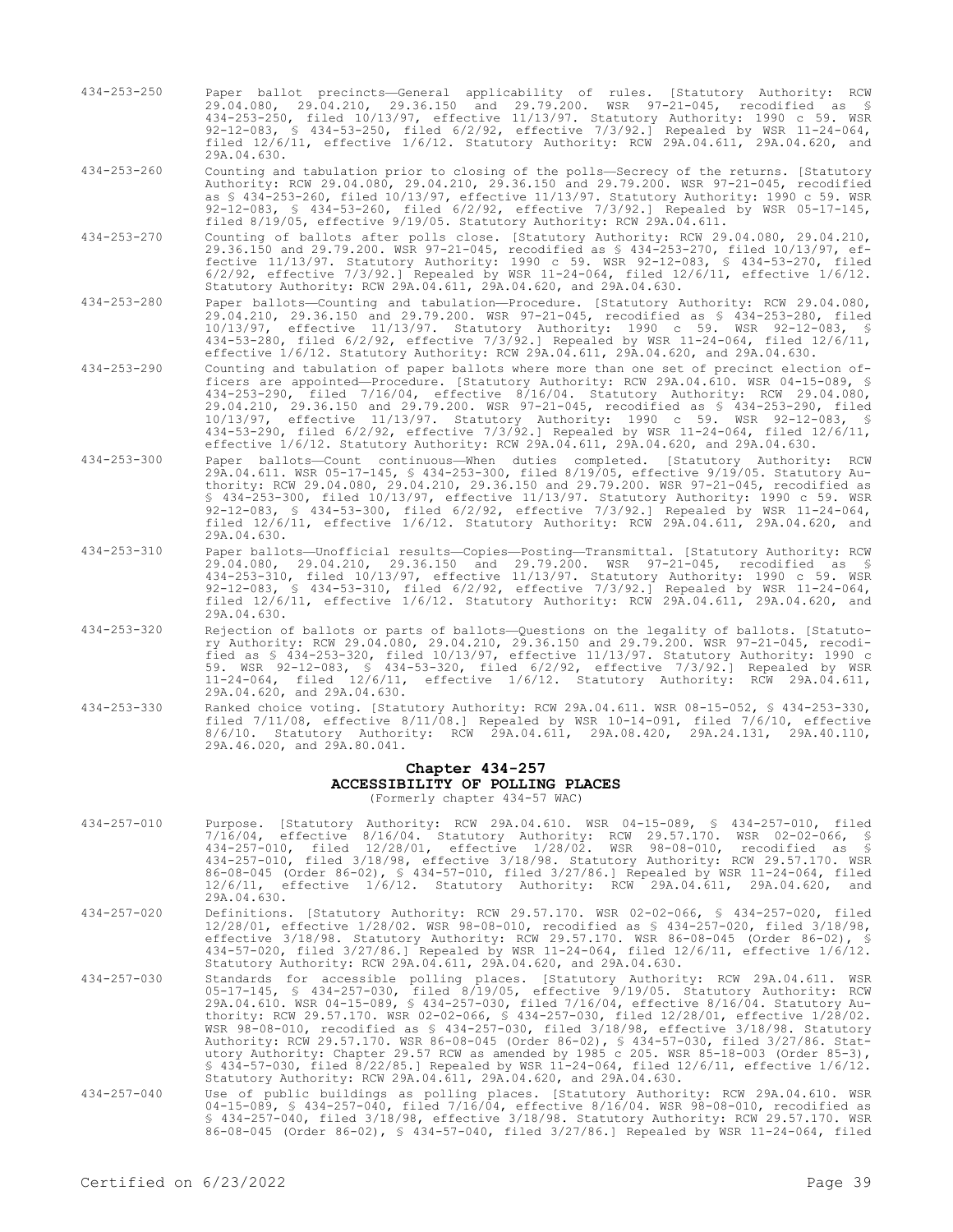434-253-250 Paper ballot precincts—General applicability of rules. [Statutory Authority: RCW 29.04.080, 29.04.210, 29.36.150 and 29.79.200. WSR 97-21-045, recodified as § 434-253-250, filed 10/13/97, effective 11/13/97. Statutory Authority: 1990 c 59. WSR 92-12-083, § 434-53-250, filed 6/2/92, effective 7/3/92.] Repealed by WSR 11-24-064, filed 12/6/11, effective 1/6/12. Statutory Authority: RCW 29A.04.611, 29A.04.620, and 29A.04.630.

434-253-260 Counting and tabulation prior to closing of the polls—Secrecy of the returns. [Statutory Authority: RCW 29.04.080, 29.04.210, 29.36.150 and 29.79.200. WSR 97-21-045, recodified as § 434-253-260, filed 10/13/97, effective 11/13/97. Statutory Authority: 1990 c 59. WSR 92-12-083, § 434-53-260, filed 6/2/92, effective 7/3/92.] Repealed by WSR 05-17-145, filed 8/19/05, effective 9/19/05. Statutory Authority: RCW 29A.04.611.

434-253-270 Counting of ballots after polls close. [Statutory Authority: RCW 29.04.080, 29.04.210, 29.36.150 and 29.79.200. WSR 97-21-045, recodified as § 434-253-270, filed 10/13/97, effective 11/13/97. Statutory Authority: 1990 c 59. WSR 92-12-083, § 434-53-270, filed 6/2/92, effective 7/3/92.] Repealed by WSR 11-24-064, filed 12/6/11, effective 1/6/12. Statutory Authority: RCW 29A.04.611, 29A.04.620, and 29A.04.630.

434-253-280 Paper ballots—Counting and tabulation—Procedure. [Statutory Authority: RCW 29.04.080, 29.04.210, 29.36.150 and 29.79.200. WSR 97-21-045, recodified as § 434-253-280, filed 10/13/97, effective 11/13/97. Statutory Authority: 1990 c 59. WSR 92-12-083, § 434-53-280, filed 6/2/92, effective 7/3/92.] Repealed by WSR 11-24-064, filed 12/6/11, effective 1/6/12. Statutory Authority: RCW 29A.04.611, 29A.04.620, and 29A.04.630.

434-253-290 Counting and tabulation of paper ballots where more than one set of precinct election officers are appointed—Procedure. [Statutory Authority: RCW 29A.04.610. WSR 04-15-089, § 434-253-290, filed 7/16/04, effective 8/16/04. Statutory Authority: RCW 29.04.080, 29.04.210, 29.36.150 and 29.79.200. WSR 97-21-045, recodified as § 434-253-290, filed 10/13/97, effective 11/13/97. Statutory Authority: 1990 c 59. WSR 92-12-083, § 434-53-290, filed 6/2/92, effective 7/3/92.] Repealed by WSR 11-24-064, filed 12/6/11, effective 1/6/12. Statutory Authority: RCW 29A.04.611, 29A.04.620, and 29A.04.630.

434-253-300 Paper ballots—Count continuous—When duties completed. [Statutory Authority: RCW 29A.04.611. WSR 05-17-145, § 434-253-300, filed 8/19/05, effective 9/19/05. Statutory Authority: RCW 29.04.080, 29.04.210, 29.36.150 and 29.79.200. WSR 97-21-045, recodified as § 434-253-300, filed 10/13/97, effective 11/13/97. Statutory Authority: 1990 c 59. WSR 92-12-083, § 434-53-300, filed 6/2/92, effective 7/3/92.] Repealed by WSR 11-24-064, filed 12/6/11, effective 1/6/12. Statutory Authority: RCW 29A.04.611, 29A.04.620, and 29A.04.630.

434-253-310 Paper ballots—Unofficial results—Copies—Posting—Transmittal. [Statutory Authority: RCW 29.04.080, 29.04.210, 29.36.150 and 29.79.200. WSR 97-21-045, recodified as § 434-253-310, filed 10/13/97, effective 11/13/97. Statutory Authority: 1990 c 59. WSR 92-12-083, § 434-53-310, filed 6/2/92, effective 7/3/92.] Repealed by WSR 11-24-064, filed 12/6/11, effective 1/6/12. Statutory Authority: RCW 29A.04.611, 29A.04.620, and 29A.04.630.

434-253-320 Rejection of ballots or parts of ballots—Questions on the legality of ballots. [Statutory Authority: RCW 29.04.080, 29.04.210, 29.36.150 and 29.79.200. WSR 97-21-045, recodified as § 434-253-320, filed 10/13/97, effective 11/13/97. Statutory Authority: 1990 c 59. WSR 92-12-083, § 434-53-320, filed 6/2/92, effective 7/3/92.] Repealed by WSR 11-24-064, filed 12/6/11, effective 1/6/12. Statutory Authority: RCW 29A.04.611, 29A.04.620, and 29A.04.630.

434-253-330 Ranked choice voting. [Statutory Authority: RCW 29A.04.611. WSR 08-15-052, § 434-253-330, filed 7/11/08, effective 8/11/08.] Repealed by WSR 10-14-091, filed 7/6/10, effective 8/6/10. Statutory Authority: RCW 29A.04.611, 29A.08.420, 29A.24.131, 29A.40.110, 29A.46.020, and 29A.80.041.

## Chapter 434-257
## ACCESSIBILITY OF POLLING PLACES
(Formerly chapter 434-57 WAC)

434-257-010 Purpose. [Statutory Authority: RCW 29A.04.610. WSR 04-15-089, § 434-257-010, filed 7/16/04, effective 8/16/04. Statutory Authority: RCW 29.57.170. WSR 02-02-066, § 434-257-010, filed 12/28/01, effective 1/28/02. WSR 98-08-010, recodified as § 434-257-010, filed 3/18/98, effective 3/18/98. Statutory Authority: RCW 29.57.170. WSR 86-08-045 (Order 86-02), § 434-57-010, filed 3/27/86.] Repealed by WSR 11-24-064, filed 12/6/11, effective 1/6/12. Statutory Authority: RCW 29A.04.611, 29A.04.620, and 29A.04.630.

434-257-020 Definitions. [Statutory Authority: RCW 29.57.170. WSR 02-02-066, § 434-257-020, filed 12/28/01, effective 1/28/02. WSR 98-08-010, recodified as § 434-257-020, filed 3/18/98, effective 3/18/98. Statutory Authority: RCW 29.57.170. WSR 86-08-045 (Order 86-02), § 434-57-020, filed 3/27/86.] Repealed by WSR 11-24-064, filed 12/6/11, effective 1/6/12. Statutory Authority: RCW 29A.04.611, 29A.04.620, and 29A.04.630.

434-257-030 Standards for accessible polling places. [Statutory Authority: RCW 29A.04.611. WSR 05-17-145, § 434-257-030, filed 8/19/05, effective 9/19/05. Statutory Authority: RCW 29A.04.610. WSR 04-15-089, § 434-257-030, filed 7/16/04, effective 8/16/04. Statutory Authority: RCW 29.57.170. WSR 02-02-066, § 434-257-030, filed 12/28/01, effective 1/28/02. WSR 98-08-010, recodified as § 434-257-030, filed 3/18/98, effective 3/18/98. Statutory Authority: RCW 29.57.170. WSR 86-08-045 (Order 86-02), § 434-57-030, filed 3/27/86. Statutory Authority: Chapter 29.57 RCW as amended by 1985 c 205. WSR 85-18-003 (Order 85-3), § 434-57-030, filed 8/22/85.] Repealed by WSR 11-24-064, filed 12/6/11, effective 1/6/12. Statutory Authority: RCW 29A.04.611, 29A.04.620, and 29A.04.630.

434-257-040 Use of public buildings as polling places. [Statutory Authority: RCW 29A.04.610. WSR 04-15-089, § 434-257-040, filed 7/16/04, effective 8/16/04. WSR 98-08-010, recodified as § 434-257-040, filed 3/18/98, effective 3/18/98. Statutory Authority: RCW 29.57.170. WSR 86-08-045 (Order 86-02), § 434-57-040, filed 3/27/86.] Repealed by WSR 11-24-064, filed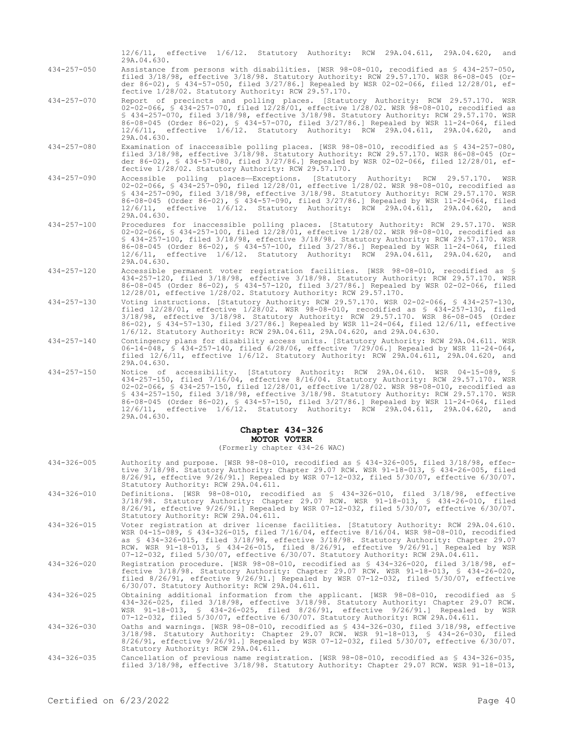12/6/11, effective 1/6/12. Statutory Authority: RCW 29A.04.611, 29A.04.620, and 29A.04.630.

434-257-050 Assistance from persons with disabilities. [WSR 98-08-010, recodified as § 434-257-050, filed 3/18/98, effective 3/18/98. Statutory Authority: RCW 29.57.170. WSR 86-08-045 (Order 86-02), § 434-57-050, filed 3/27/86.] Repealed by WSR 02-02-066, filed 12/28/01, effective 1/28/02. Statutory Authority: RCW 29.57.170.

434-257-070 Report of precincts and polling places. [Statutory Authority: RCW 29.57.170. WSR 02-02-066, § 434-257-070, filed 12/28/01, effective 1/28/02. WSR 98-08-010, recodified as § 434-257-070, filed 3/18/98, effective 3/18/98. Statutory Authority: RCW 29.57.170. WSR 86-08-045 (Order 86-02), § 434-57-070, filed 3/27/86.] Repealed by WSR 11-24-064, filed 12/6/11, effective 1/6/12. Statutory Authority: RCW 29A.04.611, 29A.04.620, and 29A.04.630.

434-257-080 Examination of inaccessible polling places. [WSR 98-08-010, recodified as § 434-257-080, filed 3/18/98, effective 3/18/98. Statutory Authority: RCW 29.57.170. WSR 86-08-045 (Order 86-02), § 434-57-080, filed 3/27/86.] Repealed by WSR 02-02-066, filed 12/28/01, effective 1/28/02. Statutory Authority: RCW 29.57.170.

434-257-090 Accessible polling places—Exceptions. [Statutory Authority: RCW 29.57.170. WSR 02-02-066, § 434-257-090, filed 12/28/01, effective 1/28/02. WSR 98-08-010, recodified as § 434-257-090, filed 3/18/98, effective 3/18/98. Statutory Authority: RCW 29.57.170. WSR 86-08-045 (Order 86-02), § 434-57-090, filed 3/27/86.] Repealed by WSR 11-24-064, filed 12/6/11, effective 1/6/12. Statutory Authority: RCW 29A.04.611, 29A.04.620, and 29A.04.630.

434-257-100 Procedures for inaccessible polling places. [Statutory Authority: RCW 29.57.170. WSR 02-02-066, § 434-257-100, filed 12/28/01, effective 1/28/02. WSR 98-08-010, recodified as § 434-257-100, filed 3/18/98, effective 3/18/98. Statutory Authority: RCW 29.57.170. WSR 86-08-045 (Order 86-02), § 434-57-100, filed 3/27/86.] Repealed by WSR 11-24-064, filed 12/6/11, effective 1/6/12. Statutory Authority: RCW 29A.04.611, 29A.04.620, and 29A.04.630.

434-257-120 Accessible permanent voter registration facilities. [WSR 98-08-010, recodified as § 434-257-120, filed 3/18/98, effective 3/18/98. Statutory Authority: RCW 29.57.170. WSR 86-08-045 (Order 86-02), § 434-57-120, filed 3/27/86.] Repealed by WSR 02-02-066, filed 12/28/01, effective 1/28/02. Statutory Authority: RCW 29.57.170.

434-257-130 Voting instructions. [Statutory Authority: RCW 29.57.170. WSR 02-02-066, § 434-257-130, filed 12/28/01, effective 1/28/02. WSR 98-08-010, recodified as § 434-257-130, filed 3/18/98, effective 3/18/98. Statutory Authority: RCW 29.57.170. WSR 86-08-045 (Order 86-02), § 434-57-130, filed 3/27/86.] Repealed by WSR 11-24-064, filed 12/6/11, effective 1/6/12. Statutory Authority: RCW 29A.04.611, 29A.04.620, and 29A.04.630.

434-257-140 Contingency plans for disability access units. [Statutory Authority: RCW 29A.04.611. WSR 06-14-048, § 434-257-140, filed 6/28/06, effective 7/29/06.] Repealed by WSR 11-24-064, filed 12/6/11, effective 1/6/12. Statutory Authority: RCW 29A.04.611, 29A.04.620, and 29A.04.630.

434-257-150 Notice of accessibility. [Statutory Authority: RCW 29A.04.610. WSR 04-15-089, § 434-257-150, filed 7/16/04, effective 8/16/04. Statutory Authority: RCW 29.57.170. WSR 02-02-066, § 434-257-150, filed 12/28/01, effective 1/28/02. WSR 98-08-010, recodified as § 434-257-150, filed 3/18/98, effective 3/18/98. Statutory Authority: RCW 29.57.170. WSR 86-08-045 (Order 86-02), § 434-57-150, filed 3/27/86.] Repealed by WSR 11-24-064, filed 12/6/11, effective 1/6/12. Statutory Authority: RCW 29A.04.611, 29A.04.620, and 29A.04.630.

## Chapter 434-326
## MOTOR VOTER
(Formerly chapter 434-26 WAC)

434-326-005 Authority and purpose. [WSR 98-08-010, recodified as § 434-326-005, filed 3/18/98, effective 3/18/98. Statutory Authority: Chapter 29.07 RCW. WSR 91-18-013, § 434-26-005, filed 8/26/91, effective 9/26/91.] Repealed by WSR 07-12-032, filed 5/30/07, effective 6/30/07. Statutory Authority: RCW 29A.04.611.

434-326-010 Definitions. [WSR 98-08-010, recodified as § 434-326-010, filed 3/18/98, effective 3/18/98. Statutory Authority: Chapter 29.07 RCW. WSR 91-18-013, § 434-26-010, filed 8/26/91, effective 9/26/91.] Repealed by WSR 07-12-032, filed 5/30/07, effective 6/30/07. Statutory Authority: RCW 29A.04.611.

434-326-015 Voter registration at driver license facilities. [Statutory Authority: RCW 29A.04.610. WSR 04-15-089, § 434-326-015, filed 7/16/04, effective 8/16/04. WSR 98-08-010, recodified as § 434-326-015, filed 3/18/98, effective 3/18/98. Statutory Authority: Chapter 29.07 RCW. WSR 91-18-013, § 434-26-015, filed 8/26/91, effective 9/26/91.] Repealed by WSR 07-12-032, filed 5/30/07, effective 6/30/07. Statutory Authority: RCW 29A.04.611.

434-326-020 Registration procedure. [WSR 98-08-010, recodified as § 434-326-020, filed 3/18/98, effective 3/18/98. Statutory Authority: Chapter 29.07 RCW. WSR 91-18-013, § 434-26-020, filed 8/26/91, effective 9/26/91.] Repealed by WSR 07-12-032, filed 5/30/07, effective 6/30/07. Statutory Authority: RCW 29A.04.611.

434-326-025 Obtaining additional information from the applicant. [WSR 98-08-010, recodified as § 434-326-025, filed 3/18/98, effective 3/18/98. Statutory Authority: Chapter 29.07 RCW. WSR 91-18-013, § 434-26-025, filed 8/26/91, effective 9/26/91.] Repealed by WSR 07-12-032, filed 5/30/07, effective 6/30/07. Statutory Authority: RCW 29A.04.611.

434-326-030 Oaths and warnings. [WSR 98-08-010, recodified as § 434-326-030, filed 3/18/98, effective 3/18/98. Statutory Authority: Chapter 29.07 RCW. WSR 91-18-013, § 434-26-030, filed 8/26/91, effective 9/26/91.] Repealed by WSR 07-12-032, filed 5/30/07, effective 6/30/07. Statutory Authority: RCW 29A.04.611.

434-326-035 Cancellation of previous name registration. [WSR 98-08-010, recodified as § 434-326-035, filed 3/18/98, effective 3/18/98. Statutory Authority: Chapter 29.07 RCW. WSR 91-18-013,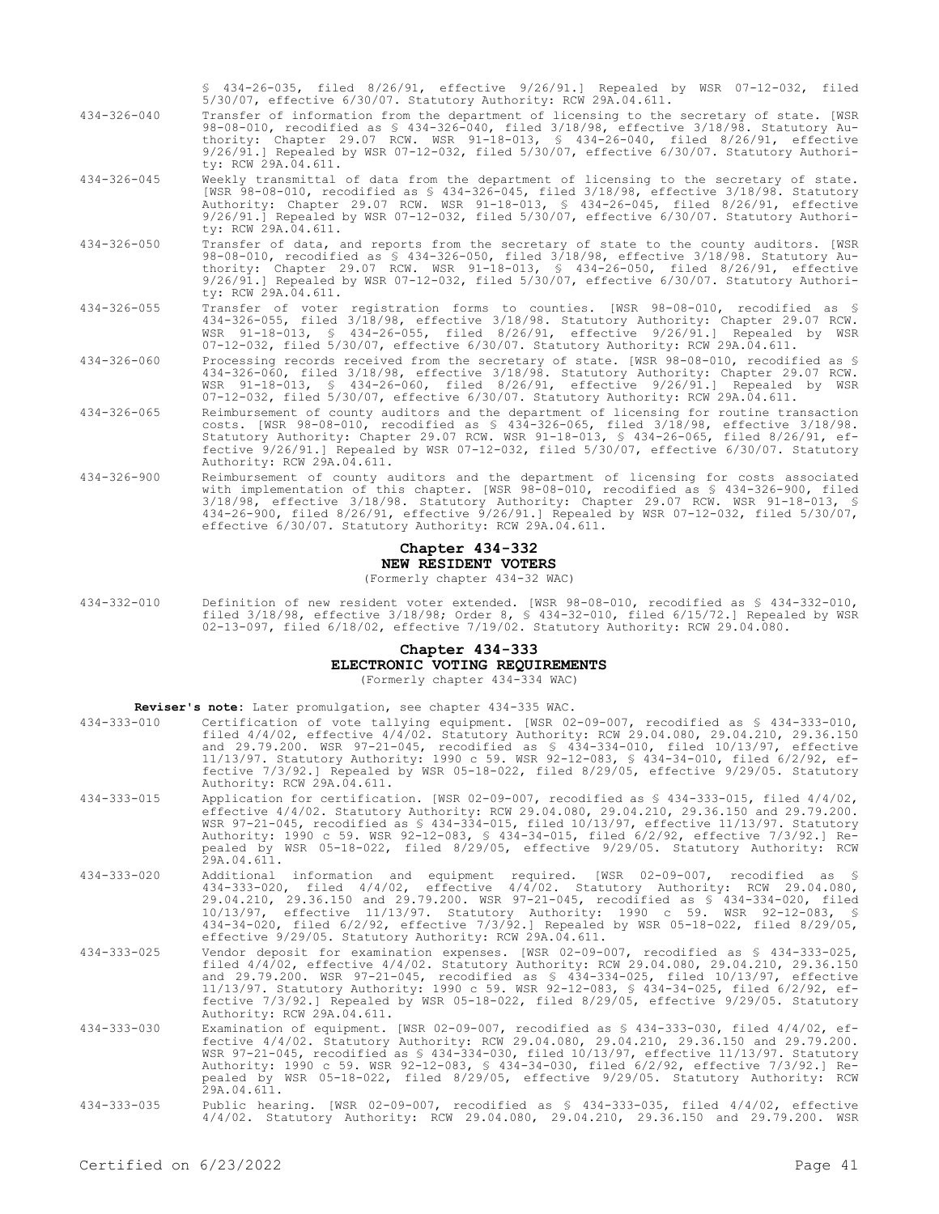§ 434-26-035, filed 8/26/91, effective 9/26/91.] Repealed by WSR 07-12-032, filed 5/30/07, effective 6/30/07. Statutory Authority: RCW 29A.04.611.

434-326-040 Transfer of information from the department of licensing to the secretary of state. [WSR 98-08-010, recodified as § 434-326-040, filed 3/18/98, effective 3/18/98. Statutory Authority: Chapter 29.07 RCW. WSR 91-18-013, § 434-26-040, filed 8/26/91, effective 9/26/91.] Repealed by WSR 07-12-032, filed 5/30/07, effective 6/30/07. Statutory Authority: RCW 29A.04.611.

434-326-045 Weekly transmittal of data from the department of licensing to the secretary of state. [WSR 98-08-010, recodified as § 434-326-045, filed 3/18/98, effective 3/18/98. Statutory Authority: Chapter 29.07 RCW. WSR 91-18-013, § 434-26-045, filed 8/26/91, effective 9/26/91.] Repealed by WSR 07-12-032, filed 5/30/07, effective 6/30/07. Statutory Authority: RCW 29A.04.611.

434-326-050 Transfer of data, and reports from the secretary of state to the county auditors. [WSR 98-08-010, recodified as § 434-326-050, filed 3/18/98, effective 3/18/98. Statutory Authority: Chapter 29.07 RCW. WSR 91-18-013, § 434-26-050, filed 8/26/91, effective 9/26/91.] Repealed by WSR 07-12-032, filed 5/30/07, effective 6/30/07. Statutory Authority: RCW 29A.04.611.

434-326-055 Transfer of voter registration forms to counties. [WSR 98-08-010, recodified as § 434-326-055, filed 3/18/98, effective 3/18/98. Statutory Authority: Chapter 29.07 RCW. WSR 91-18-013, § 434-26-055, filed 8/26/91, effective 9/26/91.] Repealed by WSR 07-12-032, filed 5/30/07, effective 6/30/07. Statutory Authority: RCW 29A.04.611.

434-326-060 Processing records received from the secretary of state. [WSR 98-08-010, recodified as § 434-326-060, filed 3/18/98, effective 3/18/98. Statutory Authority: Chapter 29.07 RCW. WSR 91-18-013, § 434-26-060, filed 8/26/91, effective 9/26/91.] Repealed by WSR 07-12-032, filed 5/30/07, effective 6/30/07. Statutory Authority: RCW 29A.04.611.

434-326-065 Reimbursement of county auditors and the department of licensing for routine transaction costs. [WSR 98-08-010, recodified as § 434-326-065, filed 3/18/98, effective 3/18/98. Statutory Authority: Chapter 29.07 RCW. WSR 91-18-013, § 434-26-065, filed 8/26/91, effective 9/26/91.] Repealed by WSR 07-12-032, filed 5/30/07, effective 6/30/07. Statutory Authority: RCW 29A.04.611.

434-326-900 Reimbursement of county auditors and the department of licensing for costs associated with implementation of this chapter. [WSR 98-08-010, recodified as § 434-326-900, filed 3/18/98, effective 3/18/98. Statutory Authority: Chapter 29.07 RCW. WSR 91-18-013, § 434-26-900, filed 8/26/91, effective 9/26/91.] Repealed by WSR 07-12-032, filed 5/30/07, effective 6/30/07. Statutory Authority: RCW 29A.04.611.

## Chapter 434-332
## NEW RESIDENT VOTERS
(Formerly chapter 434-32 WAC)

434-332-010 Definition of new resident voter extended. [WSR 98-08-010, recodified as § 434-332-010, filed 3/18/98, effective 3/18/98; Order 8, § 434-32-010, filed 6/15/72.] Repealed by WSR 02-13-097, filed 6/18/02, effective 7/19/02. Statutory Authority: RCW 29.04.080.

## Chapter 434-333
## ELECTRONIC VOTING REQUIREMENTS
(Formerly chapter 434-334 WAC)

**Reviser's note:** Later promulgation, see chapter 434-335 WAC.

434-333-010 Certification of vote tallying equipment. [WSR 02-09-007, recodified as § 434-333-010, filed 4/4/02, effective 4/4/02. Statutory Authority: RCW 29.04.080, 29.04.210, 29.36.150 and 29.79.200. WSR 97-21-045, recodified as § 434-334-010, filed 10/13/97, effective 11/13/97. Statutory Authority: 1990 c 59. WSR 92-12-083, § 434-34-010, filed 6/2/92, effective 7/3/92.] Repealed by WSR 05-18-022, filed 8/29/05, effective 9/29/05. Statutory Authority: RCW 29A.04.611.

434-333-015 Application for certification. [WSR 02-09-007, recodified as § 434-333-015, filed 4/4/02, effective 4/4/02. Statutory Authority: RCW 29.04.080, 29.04.210, 29.36.150 and 29.79.200. WSR 97-21-045, recodified as § 434-334-015, filed 10/13/97, effective 11/13/97. Statutory Authority: 1990 c 59. WSR 92-12-083, § 434-34-015, filed 6/2/92, effective 7/3/92.] Repealed by WSR 05-18-022, filed 8/29/05, effective 9/29/05. Statutory Authority: RCW 29A.04.611.

434-333-020 Additional information and equipment required. [WSR 02-09-007, recodified as § 434-333-020, filed 4/4/02, effective 4/4/02. Statutory Authority: RCW 29.04.080, 29.04.210, 29.36.150 and 29.79.200. WSR 97-21-045, recodified as § 434-334-020, filed 10/13/97, effective 11/13/97. Statutory Authority: 1990 c 59. WSR 92-12-083, § 434-34-020, filed 6/2/92, effective 7/3/92.] Repealed by WSR 05-18-022, filed 8/29/05, effective 9/29/05. Statutory Authority: RCW 29A.04.611.

434-333-025 Vendor deposit for examination expenses. [WSR 02-09-007, recodified as § 434-333-025, filed 4/4/02, effective 4/4/02. Statutory Authority: RCW 29.04.080, 29.04.210, 29.36.150 and 29.79.200. WSR 97-21-045, recodified as § 434-334-025, filed 10/13/97, effective 11/13/97. Statutory Authority: 1990 c 59. WSR 92-12-083, § 434-34-025, filed 6/2/92, effective 7/3/92.] Repealed by WSR 05-18-022, filed 8/29/05, effective 9/29/05. Statutory Authority: RCW 29A.04.611.

434-333-030 Examination of equipment. [WSR 02-09-007, recodified as § 434-333-030, filed 4/4/02, effective 4/4/02. Statutory Authority: RCW 29.04.080, 29.04.210, 29.36.150 and 29.79.200. WSR 97-21-045, recodified as § 434-334-030, filed 10/13/97, effective 11/13/97. Statutory Authority: 1990 c 59. WSR 92-12-083, § 434-34-030, filed 6/2/92, effective 7/3/92.] Repealed by WSR 05-18-022, filed 8/29/05, effective 9/29/05. Statutory Authority: RCW 29A.04.611.

434-333-035 Public hearing. [WSR 02-09-007, recodified as § 434-333-035, filed 4/4/02, effective 4/4/02. Statutory Authority: RCW 29.04.080, 29.04.210, 29.36.150 and 29.79.200. WSR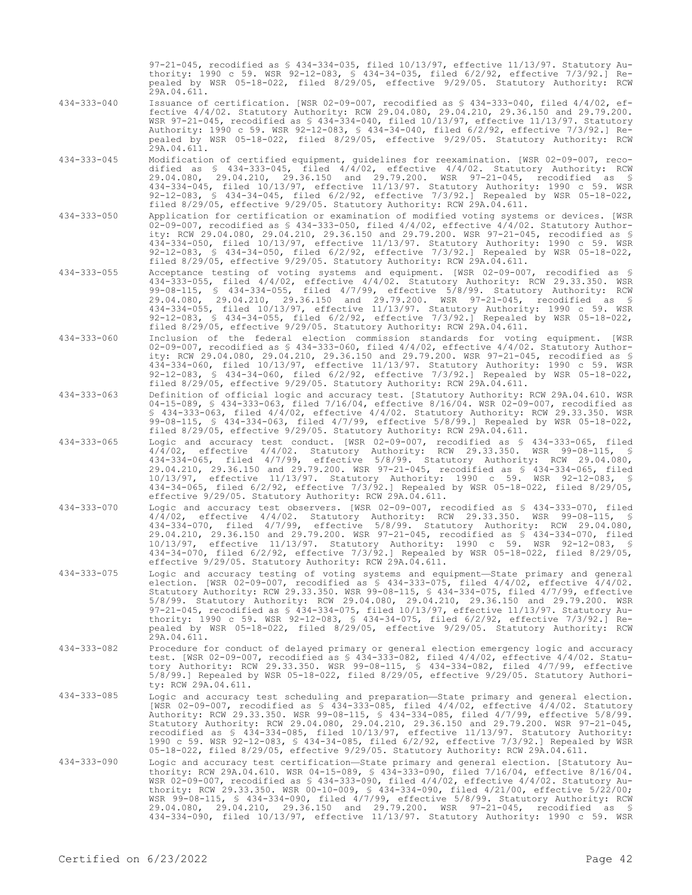97-21-045, recodified as § 434-334-035, filed 10/13/97, effective 11/13/97. Statutory Authority: 1990 c 59. WSR 92-12-083, § 434-34-035, filed 6/2/92, effective 7/3/92.] Repealed by WSR 05-18-022, filed 8/29/05, effective 9/29/05. Statutory Authority: RCW 29A.04.611.

434-333-040 Issuance of certification. [WSR 02-09-007, recodified as § 434-333-040, filed 4/4/02, effective 4/4/02. Statutory Authority: RCW 29.04.080, 29.04.210, 29.36.150 and 29.79.200. WSR 97-21-045, recodified as § 434-334-040, filed 10/13/97, effective 11/13/97. Statutory Authority: 1990 c 59. WSR 92-12-083, § 434-34-040, filed 6/2/92, effective 7/3/92.] Repealed by WSR 05-18-022, filed 8/29/05, effective 9/29/05. Statutory Authority: RCW 29A.04.611.

434-333-045 Modification of certified equipment, guidelines for reexamination. [WSR 02-09-007, recodified as § 434-333-045, filed 4/4/02, effective 4/4/02. Statutory Authority: RCW 29.04.080, 29.04.210, 29.36.150 and 29.79.200. WSR 97-21-045, recodified as § 434-334-045, filed 10/13/97, effective 11/13/97. Statutory Authority: 1990 c 59. WSR 92-12-083, § 434-34-045, filed 6/2/92, effective 7/3/92.] Repealed by WSR 05-18-022, filed 8/29/05, effective 9/29/05. Statutory Authority: RCW 29A.04.611.

434-333-050 Application for certification or examination of modified voting systems or devices. [WSR 02-09-007, recodified as § 434-333-050, filed 4/4/02, effective 4/4/02. Statutory Authority: RCW 29.04.080, 29.04.210, 29.36.150 and 29.79.200. WSR 97-21-045, recodified as § 434-334-050, filed 10/13/97, effective 11/13/97. Statutory Authority: 1990 c 59. WSR 92-12-083, § 434-34-050, filed 6/2/92, effective 7/3/92.] Repealed by WSR 05-18-022, filed 8/29/05, effective 9/29/05. Statutory Authority: RCW 29A.04.611.

434-333-055 Acceptance testing of voting systems and equipment. [WSR 02-09-007, recodified as § 434-333-055, filed 4/4/02, effective 4/4/02. Statutory Authority: RCW 29.33.350. WSR 99-08-115, § 434-334-055, filed 4/7/99, effective 5/8/99. Statutory Authority: RCW 29.04.080, 29.04.210, 29.36.150 and 29.79.200. WSR 97-21-045, recodified as § 434-334-055, filed 10/13/97, effective 11/13/97. Statutory Authority: 1990 c 59. WSR 92-12-083, § 434-34-055, filed 6/2/92, effective 7/3/92.] Repealed by WSR 05-18-022, filed 8/29/05, effective 9/29/05. Statutory Authority: RCW 29A.04.611.

434-333-060 Inclusion of the federal election commission standards for voting equipment. [WSR 02-09-007, recodified as § 434-333-060, filed 4/4/02, effective 4/4/02. Statutory Authority: RCW 29.04.080, 29.04.210, 29.36.150 and 29.79.200. WSR 97-21-045, recodified as § 434-334-060, filed 10/13/97, effective 11/13/97. Statutory Authority: 1990 c 59. WSR 92-12-083, § 434-34-060, filed 6/2/92, effective 7/3/92.] Repealed by WSR 05-18-022, filed 8/29/05, effective 9/29/05. Statutory Authority: RCW 29A.04.611.

434-333-063 Definition of official logic and accuracy test. [Statutory Authority: RCW 29A.04.610. WSR 04-15-089, § 434-333-063, filed 7/16/04, effective 8/16/04. WSR 02-09-007, recodified as § 434-333-063, filed 4/4/02, effective 4/4/02. Statutory Authority: RCW 29.33.350. WSR 99-08-115, § 434-334-063, filed 4/7/99, effective 5/8/99.] Repealed by WSR 05-18-022, filed 8/29/05, effective 9/29/05. Statutory Authority: RCW 29A.04.611.

434-333-065 Logic and accuracy test conduct. [WSR 02-09-007, recodified as § 434-333-065, filed 4/4/02, effective 4/4/02. Statutory Authority: RCW 29.33.350. WSR 99-08-115, § 434-334-065, filed 4/7/99, effective 5/8/99. Statutory Authority: RCW 29.04.080, 29.04.210, 29.36.150 and 29.79.200. WSR 97-21-045, recodified as § 434-334-065, filed 10/13/97, effective 11/13/97. Statutory Authority: 1990 c 59. WSR 92-12-083, § 434-34-065, filed 6/2/92, effective 7/3/92.] Repealed by WSR 05-18-022, filed 8/29/05, effective 9/29/05. Statutory Authority: RCW 29A.04.611.

434-333-070 Logic and accuracy test observers. [WSR 02-09-007, recodified as § 434-333-070, filed 4/4/02, effective 4/4/02. Statutory Authority: RCW 29.33.350. WSR 99-08-115, § 434-334-070, filed 4/7/99, effective 5/8/99. Statutory Authority: RCW 29.04.080, 29.04.210, 29.36.150 and 29.79.200. WSR 97-21-045, recodified as § 434-334-070, filed 10/13/97, effective 11/13/97. Statutory Authority: 1990 c 59. WSR 92-12-083, § 434-34-070, filed 6/2/92, effective 7/3/92.] Repealed by WSR 05-18-022, filed 8/29/05, effective 9/29/05. Statutory Authority: RCW 29A.04.611.

434-333-075 Logic and accuracy testing of voting systems and equipment—State primary and general election. [WSR 02-09-007, recodified as § 434-333-075, filed 4/4/02, effective 4/4/02. Statutory Authority: RCW 29.33.350. WSR 99-08-115, § 434-334-075, filed 4/7/99, effective 5/8/99. Statutory Authority: RCW 29.04.080, 29.04.210, 29.36.150 and 29.79.200. WSR 97-21-045, recodified as § 434-334-075, filed 10/13/97, effective 11/13/97. Statutory Authority: 1990 c 59. WSR 92-12-083, § 434-34-075, filed 6/2/92, effective 7/3/92.] Repealed by WSR 05-18-022, filed 8/29/05, effective 9/29/05. Statutory Authority: RCW 29A.04.611.

434-333-082 Procedure for conduct of delayed primary or general election emergency logic and accuracy test. [WSR 02-09-007, recodified as § 434-333-082, filed 4/4/02, effective 4/4/02. Statutory Authority: RCW 29.33.350. WSR 99-08-115, § 434-334-082, filed 4/7/99, effective 5/8/99.] Repealed by WSR 05-18-022, filed 8/29/05, effective 9/29/05. Statutory Authority: RCW 29A.04.611.

434-333-085 Logic and accuracy test scheduling and preparation—State primary and general election. [WSR 02-09-007, recodified as § 434-333-085, filed 4/4/02, effective 4/4/02. Statutory Authority: RCW 29.33.350. WSR 99-08-115, § 434-334-085, filed 4/7/99, effective 5/8/99. Statutory Authority: RCW 29.04.080, 29.04.210, 29.36.150 and 29.79.200. WSR 97-21-045, recodified as § 434-334-085, filed 10/13/97, effective 11/13/97. Statutory Authority: 1990 c 59. WSR 92-12-083, § 434-34-085, filed 6/2/92, effective 7/3/92.] Repealed by WSR 05-18-022, filed 8/29/05, effective 9/29/05. Statutory Authority: RCW 29A.04.611.

434-333-090 Logic and accuracy test certification—State primary and general election. [Statutory Authority: RCW 29A.04.610. WSR 04-15-089, § 434-333-090, filed 7/16/04, effective 8/16/04. WSR 02-09-007, recodified as § 434-333-090, filed 4/4/02, effective 4/4/02. Statutory Authority: RCW 29.33.350. WSR 00-10-009, § 434-334-090, filed 4/21/00, effective 5/22/00; WSR 99-08-115, § 434-334-090, filed 4/7/99, effective 5/8/99. Statutory Authority: RCW 29.04.080, 29.04.210, 29.36.150 and 29.79.200. WSR 97-21-045, recodified as § 434-334-090, filed 10/13/97, effective 11/13/97. Statutory Authority: 1990 c 59. WSR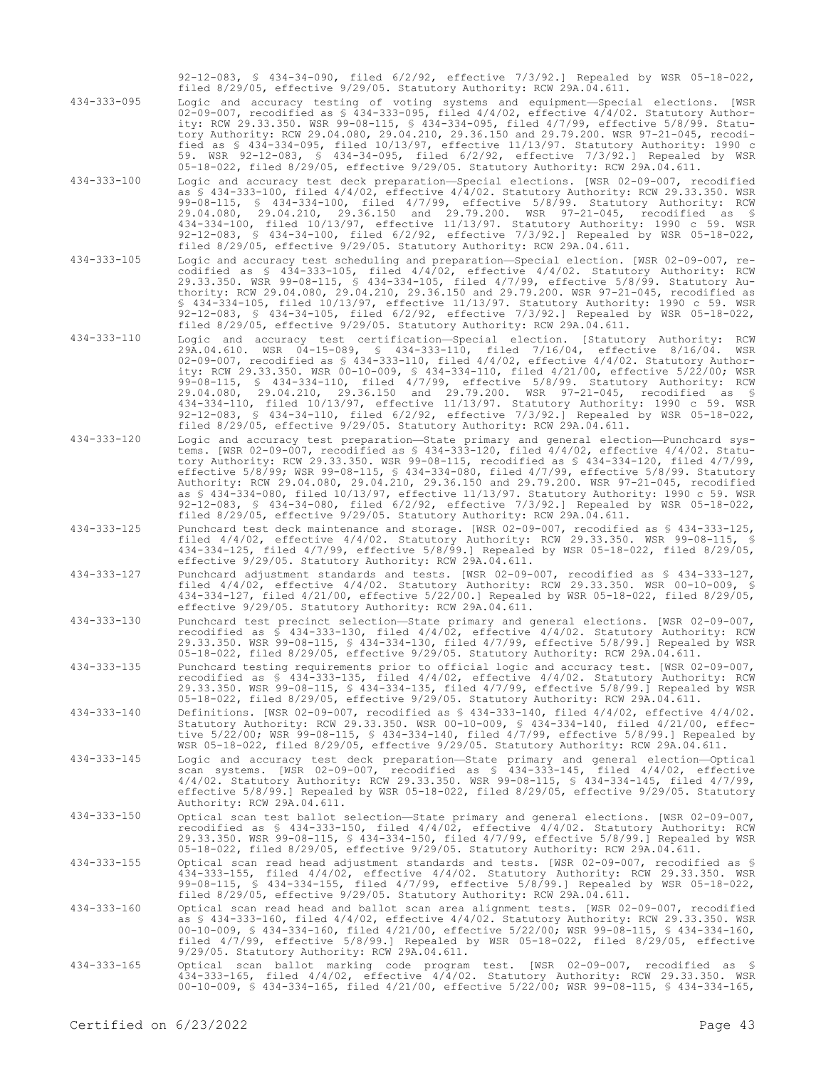92-12-083, § 434-34-090, filed 6/2/92, effective 7/3/92.] Repealed by WSR 05-18-022, filed 8/29/05, effective 9/29/05. Statutory Authority: RCW 29A.04.611.

434-333-095 Logic and accuracy testing of voting systems and equipment—Special elections. [WSR 02-09-007, recodified as § 434-333-095, filed 4/4/02, effective 4/4/02. Statutory Authority: RCW 29.33.350. WSR 99-08-115, § 434-334-095, filed 4/7/99, effective 5/8/99. Statutory Authority: RCW 29.04.080, 29.04.210, 29.36.150 and 29.79.200. WSR 97-21-045, recodified as § 434-334-095, filed 10/13/97, effective 11/13/97. Statutory Authority: 1990 c 59. WSR 92-12-083, § 434-34-095, filed 6/2/92, effective 7/3/92.] Repealed by WSR 05-18-022, filed 8/29/05, effective 9/29/05. Statutory Authority: RCW 29A.04.611.

434-333-100 Logic and accuracy test deck preparation—Special elections. [WSR 02-09-007, recodified as § 434-333-100, filed 4/4/02, effective 4/4/02. Statutory Authority: RCW 29.33.350. WSR 99-08-115, § 434-334-100, filed 4/7/99, effective 5/8/99. Statutory Authority: RCW 29.04.080, 29.04.210, 29.36.150 and 29.79.200. WSR 97-21-045, recodified as § 434-334-100, filed 10/13/97, effective 11/13/97. Statutory Authority: 1990 c 59. WSR 92-12-083, § 434-34-100, filed 6/2/92, effective 7/3/92.] Repealed by WSR 05-18-022, filed 8/29/05, effective 9/29/05. Statutory Authority: RCW 29A.04.611.

434-333-105 Logic and accuracy test scheduling and preparation—Special election. [WSR 02-09-007, recodified as § 434-333-105, filed 4/4/02, effective 4/4/02. Statutory Authority: RCW 29.33.350. WSR 99-08-115, § 434-334-105, filed 4/7/99, effective 5/8/99. Statutory Authority: RCW 29.04.080, 29.04.210, 29.36.150 and 29.79.200. WSR 97-21-045, recodified as § 434-334-105, filed 10/13/97, effective 11/13/97. Statutory Authority: 1990 c 59. WSR 92-12-083, § 434-34-105, filed 6/2/92, effective 7/3/92.] Repealed by WSR 05-18-022, filed 8/29/05, effective 9/29/05. Statutory Authority: RCW 29A.04.611.

434-333-110 Logic and accuracy test certification—Special election. [Statutory Authority: RCW 29A.04.610. WSR 04-15-089, § 434-333-110, filed 7/16/04, effective 8/16/04. WSR 02-09-007, recodified as § 434-333-110, filed 4/4/02, effective 4/4/02. Statutory Authority: RCW 29.33.350. WSR 00-10-009, § 434-334-110, filed 4/21/00, effective 5/22/00; WSR 99-08-115, § 434-334-110, filed 4/7/99, effective 5/8/99. Statutory Authority: RCW 29.04.080, 29.04.210, 29.36.150 and 29.79.200. WSR 97-21-045, recodified as § 434-334-110, filed 10/13/97, effective 11/13/97. Statutory Authority: 1990 c 59. WSR 92-12-083, § 434-34-110, filed 6/2/92, effective 7/3/92.] Repealed by WSR 05-18-022, filed 8/29/05, effective 9/29/05. Statutory Authority: RCW 29A.04.611.

434-333-120 Logic and accuracy test preparation—State primary and general election—Punchcard systems. [WSR 02-09-007, recodified as § 434-333-120, filed 4/4/02, effective 4/4/02. Statutory Authority: RCW 29.33.350. WSR 99-08-115, recodified as § 434-334-120, filed 4/7/99, effective 5/8/99; WSR 99-08-115, § 434-334-080, filed 4/7/99, effective 5/8/99. Statutory Authority: RCW 29.04.080, 29.04.210, 29.36.150 and 29.79.200. WSR 97-21-045, recodified as § 434-334-080, filed 10/13/97, effective 11/13/97. Statutory Authority: 1990 c 59. WSR 92-12-083, § 434-34-080, filed 6/2/92, effective 7/3/92.] Repealed by WSR 05-18-022, filed 8/29/05, effective 9/29/05. Statutory Authority: RCW 29A.04.611.

434-333-125 Punchcard test deck maintenance and storage. [WSR 02-09-007, recodified as § 434-333-125, filed 4/4/02, effective 4/4/02. Statutory Authority: RCW 29.33.350. WSR 99-08-115, § 434-334-125, filed 4/7/99, effective 5/8/99.] Repealed by WSR 05-18-022, filed 8/29/05, effective 9/29/05. Statutory Authority: RCW 29A.04.611.

434-333-127 Punchcard adjustment standards and tests. [WSR 02-09-007, recodified as § 434-333-127, filed 4/4/02, effective 4/4/02. Statutory Authority: RCW 29.33.350. WSR 00-10-009, § 434-334-127, filed 4/21/00, effective 5/22/00.] Repealed by WSR 05-18-022, filed 8/29/05, effective 9/29/05. Statutory Authority: RCW 29A.04.611.

434-333-130 Punchcard test precinct selection—State primary and general elections. [WSR 02-09-007, recodified as § 434-333-130, filed 4/4/02, effective 4/4/02. Statutory Authority: RCW 29.33.350. WSR 99-08-115, § 434-334-130, filed 4/7/99, effective 5/8/99.] Repealed by WSR 05-18-022, filed 8/29/05, effective 9/29/05. Statutory Authority: RCW 29A.04.611.

434-333-135 Punchcard testing requirements prior to official logic and accuracy test. [WSR 02-09-007, recodified as § 434-333-135, filed 4/4/02, effective 4/4/02. Statutory Authority: RCW 29.33.350. WSR 99-08-115, § 434-334-135, filed 4/7/99, effective 5/8/99.] Repealed by WSR 05-18-022, filed 8/29/05, effective 9/29/05. Statutory Authority: RCW 29A.04.611.

434-333-140 Definitions. [WSR 02-09-007, recodified as § 434-333-140, filed 4/4/02, effective 4/4/02. Statutory Authority: RCW 29.33.350. WSR 00-10-009, § 434-334-140, filed 4/21/00, effective 5/22/00; WSR 99-08-115, § 434-334-140, filed 4/7/99, effective 5/8/99.] Repealed by WSR 05-18-022, filed 8/29/05, effective 9/29/05. Statutory Authority: RCW 29A.04.611.

434-333-145 Logic and accuracy test deck preparation—State primary and general election—Optical scan systems. [WSR 02-09-007, recodified as § 434-333-145, filed 4/4/02, effective 4/4/02. Statutory Authority: RCW 29.33.350. WSR 99-08-115, § 434-334-145, filed 4/7/99, effective 5/8/99.] Repealed by WSR 05-18-022, filed 8/29/05, effective 9/29/05. Statutory Authority: RCW 29A.04.611.

434-333-150 Optical scan test ballot selection—State primary and general elections. [WSR 02-09-007, recodified as § 434-333-150, filed 4/4/02, effective 4/4/02. Statutory Authority: RCW 29.33.350. WSR 99-08-115, § 434-334-150, filed 4/7/99, effective 5/8/99.] Repealed by WSR 05-18-022, filed 8/29/05, effective 9/29/05. Statutory Authority: RCW 29A.04.611.

434-333-155 Optical scan read head adjustment standards and tests. [WSR 02-09-007, recodified as § 434-333-155, filed 4/4/02, effective 4/4/02. Statutory Authority: RCW 29.33.350. WSR 99-08-115, § 434-334-155, filed 4/7/99, effective 5/8/99.] Repealed by WSR 05-18-022, filed 8/29/05, effective 9/29/05. Statutory Authority: RCW 29A.04.611.

434-333-160 Optical scan read head and ballot scan area alignment tests. [WSR 02-09-007, recodified as § 434-333-160, filed 4/4/02, effective 4/4/02. Statutory Authority: RCW 29.33.350. WSR 00-10-009, § 434-334-160, filed 4/21/00, effective 5/22/00; WSR 99-08-115, § 434-334-160, filed 4/7/99, effective 5/8/99.] Repealed by WSR 05-18-022, filed 8/29/05, effective 9/29/05. Statutory Authority: RCW 29A.04.611.

434-333-165 Optical scan ballot marking code program test. [WSR 02-09-007, recodified as § 434-333-165, filed 4/4/02, effective 4/4/02. Statutory Authority: RCW 29.33.350. WSR 00-10-009, § 434-334-165, filed 4/21/00, effective 5/22/00; WSR 99-08-115, § 434-334-165,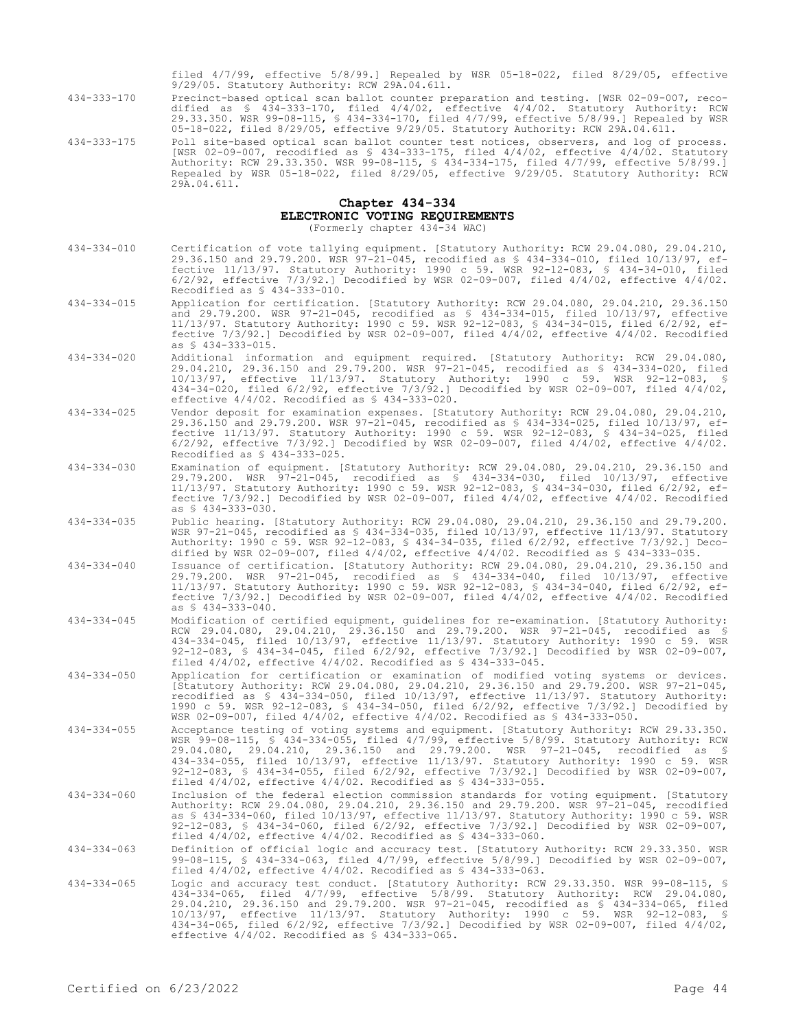filed 4/7/99, effective 5/8/99.] Repealed by WSR 05-18-022, filed 8/29/05, effective 9/29/05. Statutory Authority: RCW 29A.04.611.

434-333-170 Precinct-based optical scan ballot counter preparation and testing. [WSR 02-09-007, recodified as § 434-333-170, filed 4/4/02, effective 4/4/02. Statutory Authority: RCW 29.33.350. WSR 99-08-115, § 434-334-170, filed 4/7/99, effective 5/8/99.] Repealed by WSR 05-18-022, filed 8/29/05, effective 9/29/05. Statutory Authority: RCW 29A.04.611.

434-333-175 Poll site-based optical scan ballot counter test notices, observers, and log of process. [WSR 02-09-007, recodified as § 434-333-175, filed 4/4/02, effective 4/4/02. Statutory Authority: RCW 29.33.350. WSR 99-08-115, § 434-334-175, filed 4/7/99, effective 5/8/99.] Repealed by WSR 05-18-022, filed 8/29/05, effective 9/29/05. Statutory Authority: RCW 29A.04.611.

## Chapter 434-334
## ELECTRONIC VOTING REQUIREMENTS
(Formerly chapter 434-34 WAC)

434-334-010 Certification of vote tallying equipment. [Statutory Authority: RCW 29.04.080, 29.04.210, 29.36.150 and 29.79.200. WSR 97-21-045, recodified as § 434-334-010, filed 10/13/97, effective 11/13/97. Statutory Authority: 1990 c 59. WSR 92-12-083, § 434-34-010, filed 6/2/92, effective 7/3/92.] Decodified by WSR 02-09-007, filed 4/4/02, effective 4/4/02. Recodified as § 434-333-010.

434-334-015 Application for certification. [Statutory Authority: RCW 29.04.080, 29.04.210, 29.36.150 and 29.79.200. WSR 97-21-045, recodified as § 434-334-015, filed 10/13/97, effective 11/13/97. Statutory Authority: 1990 c 59. WSR 92-12-083, § 434-34-015, filed 6/2/92, effective 7/3/92.] Decodified by WSR 02-09-007, filed 4/4/02, effective 4/4/02. Recodified as § 434-333-015.

434-334-020 Additional information and equipment required. [Statutory Authority: RCW 29.04.080, 29.04.210, 29.36.150 and 29.79.200. WSR 97-21-045, recodified as § 434-334-020, filed 10/13/97, effective 11/13/97. Statutory Authority: 1990 c 59. WSR 92-12-083, § 434-34-020, filed 6/2/92, effective 7/3/92.] Decodified by WSR 02-09-007, filed 4/4/02, effective 4/4/02. Recodified as § 434-333-020.

434-334-025 Vendor deposit for examination expenses. [Statutory Authority: RCW 29.04.080, 29.04.210, 29.36.150 and 29.79.200. WSR 97-21-045, recodified as § 434-334-025, filed 10/13/97, effective 11/13/97. Statutory Authority: 1990 c 59. WSR 92-12-083, § 434-34-025, filed 6/2/92, effective 7/3/92.] Decodified by WSR 02-09-007, filed 4/4/02, effective 4/4/02. Recodified as § 434-333-025.

434-334-030 Examination of equipment. [Statutory Authority: RCW 29.04.080, 29.04.210, 29.36.150 and 29.79.200. WSR 97-21-045, recodified as § 434-334-030, filed 10/13/97, effective 11/13/97. Statutory Authority: 1990 c 59. WSR 92-12-083, § 434-34-030, filed 6/2/92, effective 7/3/92.] Decodified by WSR 02-09-007, filed 4/4/02, effective 4/4/02. Recodified as § 434-333-030.

434-334-035 Public hearing. [Statutory Authority: RCW 29.04.080, 29.04.210, 29.36.150 and 29.79.200. WSR 97-21-045, recodified as § 434-334-035, filed 10/13/97, effective 11/13/97. Statutory Authority: 1990 c 59. WSR 92-12-083, § 434-34-035, filed 6/2/92, effective 7/3/92.] Decodified by WSR 02-09-007, filed 4/4/02, effective 4/4/02. Recodified as § 434-333-035.

434-334-040 Issuance of certification. [Statutory Authority: RCW 29.04.080, 29.04.210, 29.36.150 and 29.79.200. WSR 97-21-045, recodified as § 434-334-040, filed 10/13/97, effective 11/13/97. Statutory Authority: 1990 c 59. WSR 92-12-083, § 434-34-040, filed 6/2/92, effective 7/3/92.] Decodified by WSR 02-09-007, filed 4/4/02, effective 4/4/02. Recodified as § 434-333-040.

434-334-045 Modification of certified equipment, guidelines for re-examination. [Statutory Authority: RCW 29.04.080, 29.04.210, 29.36.150 and 29.79.200. WSR 97-21-045, recodified as § 434-334-045, filed 10/13/97, effective 11/13/97. Statutory Authority: 1990 c 59. WSR 92-12-083, § 434-34-045, filed 6/2/92, effective 7/3/92.] Decodified by WSR 02-09-007, filed 4/4/02, effective 4/4/02. Recodified as § 434-333-045.

434-334-050 Application for certification or examination of modified voting systems or devices. [Statutory Authority: RCW 29.04.080, 29.04.210, 29.36.150 and 29.79.200. WSR 97-21-045, recodified as § 434-334-050, filed 10/13/97, effective 11/13/97. Statutory Authority: 1990 c 59. WSR 92-12-083, § 434-34-050, filed 6/2/92, effective 7/3/92.] Decodified by WSR 02-09-007, filed 4/4/02, effective 4/4/02. Recodified as § 434-333-050.

434-334-055 Acceptance testing of voting systems and equipment. [Statutory Authority: RCW 29.33.350. WSR 99-08-115, § 434-334-055, filed 4/7/99, effective 5/8/99. Statutory Authority: RCW 29.04.080, 29.04.210, 29.36.150 and 29.79.200. WSR 97-21-045, recodified as § 434-334-055, filed 10/13/97, effective 11/13/97. Statutory Authority: 1990 c 59. WSR 92-12-083, § 434-34-055, filed 6/2/92, effective 7/3/92.] Decodified by WSR 02-09-007, filed 4/4/02, effective 4/4/02. Recodified as § 434-333-055.

434-334-060 Inclusion of the federal election commission standards for voting equipment. [Statutory Authority: RCW 29.04.080, 29.04.210, 29.36.150 and 29.79.200. WSR 97-21-045, recodified as § 434-334-060, filed 10/13/97, effective 11/13/97. Statutory Authority: 1990 c 59. WSR 92-12-083, § 434-34-060, filed 6/2/92, effective 7/3/92.] Decodified by WSR 02-09-007, filed 4/4/02, effective 4/4/02. Recodified as § 434-333-060.

434-334-063 Definition of official logic and accuracy test. [Statutory Authority: RCW 29.33.350. WSR 99-08-115, § 434-334-063, filed 4/7/99, effective 5/8/99.] Decodified by WSR 02-09-007, filed 4/4/02, effective 4/4/02. Recodified as § 434-333-063.

434-334-065 Logic and accuracy test conduct. [Statutory Authority: RCW 29.33.350. WSR 99-08-115, § 434-334-065, filed 4/7/99, effective 5/8/99. Statutory Authority: RCW 29.04.080, 29.04.210, 29.36.150 and 29.79.200. WSR 97-21-045, recodified as § 434-334-065, filed 10/13/97, effective 11/13/97. Statutory Authority: 1990 c 59. WSR 92-12-083, § 434-34-065, filed 6/2/92, effective 7/3/92.] Decodified by WSR 02-09-007, filed 4/4/02, effective 4/4/02. Recodified as § 434-333-065.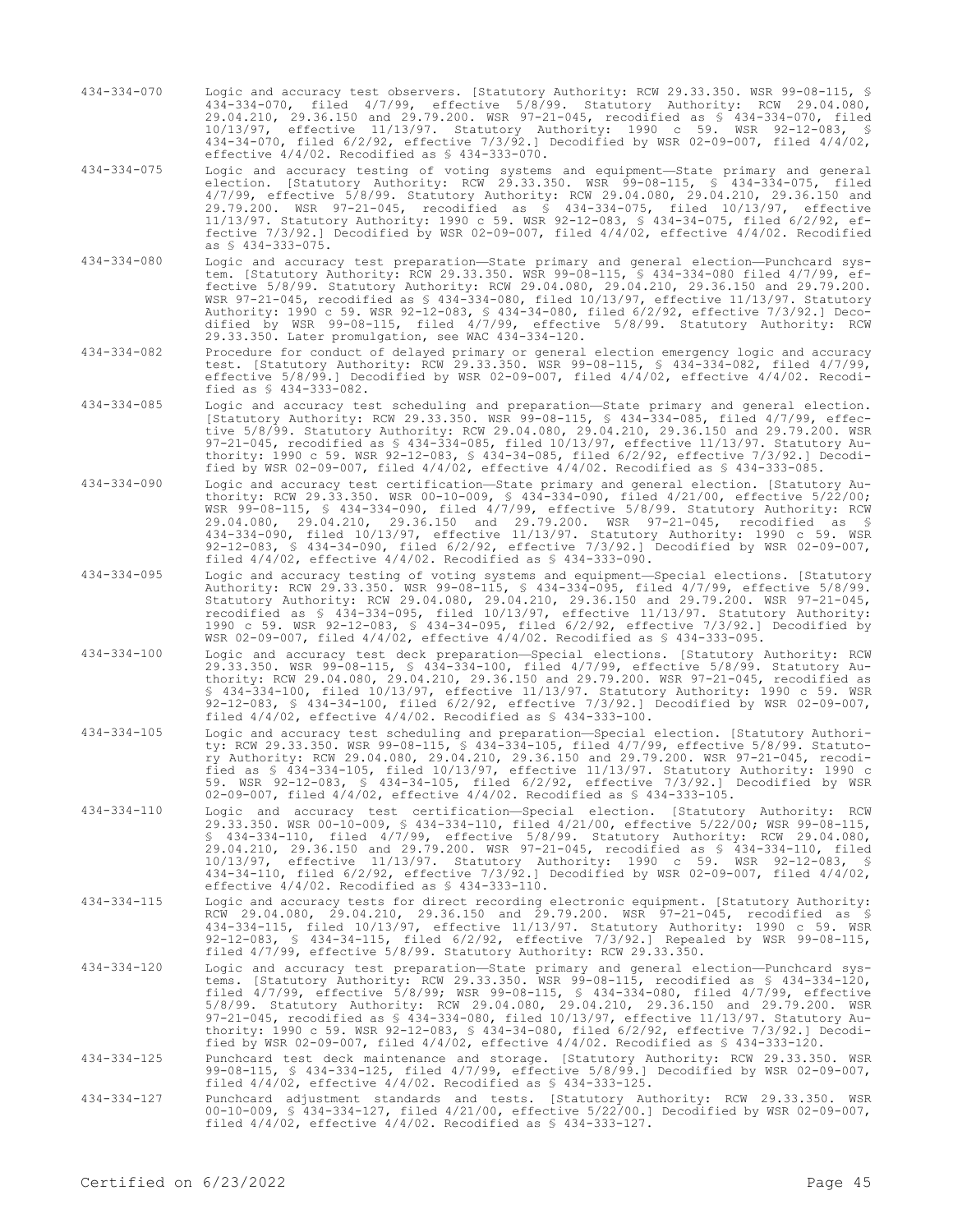434-334-070 Logic and accuracy test observers. [Statutory Authority: RCW 29.33.350. WSR 99-08-115, § 434-334-070, filed 4/7/99, effective 5/8/99. Statutory Authority: RCW 29.04.080, 29.04.210, 29.36.150 and 29.79.200. WSR 97-21-045, recodified as § 434-334-070, filed 10/13/97, effective 11/13/97. Statutory Authority: 1990 c 59. WSR 92-12-083, § 434-34-070, filed 6/2/92, effective 7/3/92.] Decodified by WSR 02-09-007, filed 4/4/02, effective 4/4/02. Recodified as § 434-333-070.

434-334-075 Logic and accuracy testing of voting systems and equipment—State primary and general election. [Statutory Authority: RCW 29.33.350. WSR 99-08-115, § 434-334-075, filed 4/7/99, effective 5/8/99. Statutory Authority: RCW 29.04.080, 29.04.210, 29.36.150 and 29.79.200. WSR 97-21-045, recodified as § 434-334-075, filed 10/13/97, effective 11/13/97. Statutory Authority: 1990 c 59. WSR 92-12-083, § 434-34-075, filed 6/2/92, effective 7/3/92.] Decodified by WSR 02-09-007, filed 4/4/02, effective 4/4/02. Recodified as § 434-333-075.

434-334-080 Logic and accuracy test preparation—State primary and general election—Punchcard system. [Statutory Authority: RCW 29.33.350. WSR 99-08-115, § 434-334-080 filed 4/7/99, effective 5/8/99. Statutory Authority: RCW 29.04.080, 29.04.210, 29.36.150 and 29.79.200. WSR 97-21-045, recodified as § 434-334-080, filed 10/13/97, effective 11/13/97. Statutory Authority: 1990 c 59. WSR 92-12-083, § 434-34-080, filed 6/2/92, effective 7/3/92.] Decodified by WSR 99-08-115, filed 4/7/99, effective 5/8/99. Statutory Authority: RCW 29.33.350. Later promulgation, see WAC 434-334-120.

434-334-082 Procedure for conduct of delayed primary or general election emergency logic and accuracy test. [Statutory Authority: RCW 29.33.350. WSR 99-08-115, § 434-334-082, filed 4/7/99, effective 5/8/99.] Decodified by WSR 02-09-007, filed 4/4/02, effective 4/4/02. Recodified as § 434-333-082.

434-334-085 Logic and accuracy test scheduling and preparation—State primary and general election. [Statutory Authority: RCW 29.33.350. WSR 99-08-115, § 434-334-085, filed 4/7/99, effective 5/8/99. Statutory Authority: RCW 29.04.080, 29.04.210, 29.36.150 and 29.79.200. WSR 97-21-045, recodified as § 434-334-085, filed 10/13/97, effective 11/13/97. Statutory Authority: 1990 c 59. WSR 92-12-083, § 434-34-085, filed 6/2/92, effective 7/3/92.] Decodified by WSR 02-09-007, filed 4/4/02, effective 4/4/02. Recodified as § 434-333-085.

434-334-090 Logic and accuracy test certification—State primary and general election. [Statutory Authority: RCW 29.33.350. WSR 00-10-009, § 434-334-090, filed 4/21/00, effective 5/22/00; WSR 99-08-115, § 434-334-090, filed 4/7/99, effective 5/8/99. Statutory Authority: RCW 29.04.080, 29.04.210, 29.36.150 and 29.79.200. WSR 97-21-045, recodified as § 434-334-090, filed 10/13/97, effective 11/13/97. Statutory Authority: 1990 c 59. WSR 92-12-083, § 434-34-090, filed 6/2/92, effective 7/3/92.] Decodified by WSR 02-09-007, filed 4/4/02, effective 4/4/02. Recodified as § 434-333-090.

434-334-095 Logic and accuracy testing of voting systems and equipment—Special elections. [Statutory Authority: RCW 29.33.350. WSR 99-08-115, § 434-334-095, filed 4/7/99, effective 5/8/99. Statutory Authority: RCW 29.04.080, 29.04.210, 29.36.150 and 29.79.200. WSR 97-21-045, recodified as § 434-334-095, filed 10/13/97, effective 11/13/97. Statutory Authority: 1990 c 59. WSR 92-12-083, § 434-34-095, filed 6/2/92, effective 7/3/92.] Decodified by WSR 02-09-007, filed 4/4/02, effective 4/4/02. Recodified as § 434-333-095.

434-334-100 Logic and accuracy test deck preparation—Special elections. [Statutory Authority: RCW 29.33.350. WSR 99-08-115, § 434-334-100, filed 4/7/99, effective 5/8/99. Statutory Authority: RCW 29.04.080, 29.04.210, 29.36.150 and 29.79.200. WSR 97-21-045, recodified as § 434-334-100, filed 10/13/97, effective 11/13/97. Statutory Authority: 1990 c 59. WSR 92-12-083, § 434-34-100, filed 6/2/92, effective 7/3/92.] Decodified by WSR 02-09-007, filed 4/4/02, effective 4/4/02. Recodified as § 434-333-100.

434-334-105 Logic and accuracy test scheduling and preparation—Special election. [Statutory Authority: RCW 29.33.350. WSR 99-08-115, § 434-334-105, filed 4/7/99, effective 5/8/99. Statutory Authority: RCW 29.04.080, 29.04.210, 29.36.150 and 29.79.200. WSR 97-21-045, recodified as § 434-334-105, filed 10/13/97, effective 11/13/97. Statutory Authority: 1990 c 59. WSR 92-12-083, § 434-34-105, filed 6/2/92, effective 7/3/92.] Decodified by WSR 02-09-007, filed 4/4/02, effective 4/4/02. Recodified as § 434-333-105.

434-334-110 Logic and accuracy test certification—Special election. [Statutory Authority: RCW 29.33.350. WSR 00-10-009, § 434-334-110, filed 4/21/00, effective 5/22/00; WSR 99-08-115, § 434-334-110, filed 4/7/99, effective 5/8/99. Statutory Authority: RCW 29.04.080, 29.04.210, 29.36.150 and 29.79.200. WSR 97-21-045, recodified as § 434-334-110, filed 10/13/97, effective 11/13/97. Statutory Authority: 1990 c 59. WSR 92-12-083, § 434-34-110, filed 6/2/92, effective 7/3/92.] Decodified by WSR 02-09-007, filed 4/4/02, effective 4/4/02. Recodified as § 434-333-110.

434-334-115 Logic and accuracy tests for direct recording electronic equipment. [Statutory Authority: RCW 29.04.080, 29.04.210, 29.36.150 and 29.79.200. WSR 97-21-045, recodified as § 434-334-115, filed 10/13/97, effective 11/13/97. Statutory Authority: 1990 c 59. WSR 92-12-083, § 434-34-115, filed 6/2/92, effective 7/3/92.] Repealed by WSR 99-08-115, filed 4/7/99, effective 5/8/99. Statutory Authority: RCW 29.33.350.

434-334-120 Logic and accuracy test preparation—State primary and general election—Punchcard systems. [Statutory Authority: RCW 29.33.350. WSR 99-08-115, recodified as § 434-334-120, filed 4/7/99, effective 5/8/99; WSR 99-08-115, § 434-334-080, filed 4/7/99, effective 5/8/99. Statutory Authority: RCW 29.04.080, 29.04.210, 29.36.150 and 29.79.200. WSR 97-21-045, recodified as § 434-334-080, filed 10/13/97, effective 11/13/97. Statutory Authority: 1990 c 59. WSR 92-12-083, § 434-34-080, filed 6/2/92, effective 7/3/92.] Decodified by WSR 02-09-007, filed 4/4/02, effective 4/4/02. Recodified as § 434-333-120.

434-334-125 Punchcard test deck maintenance and storage. [Statutory Authority: RCW 29.33.350. WSR 99-08-115, § 434-334-125, filed 4/7/99, effective 5/8/99.] Decodified by WSR 02-09-007, filed 4/4/02, effective 4/4/02. Recodified as § 434-333-125.

434-334-127 Punchcard adjustment standards and tests. [Statutory Authority: RCW 29.33.350. WSR 00-10-009, § 434-334-127, filed 4/21/00, effective 5/22/00.] Decodified by WSR 02-09-007, filed 4/4/02, effective 4/4/02. Recodified as § 434-333-127.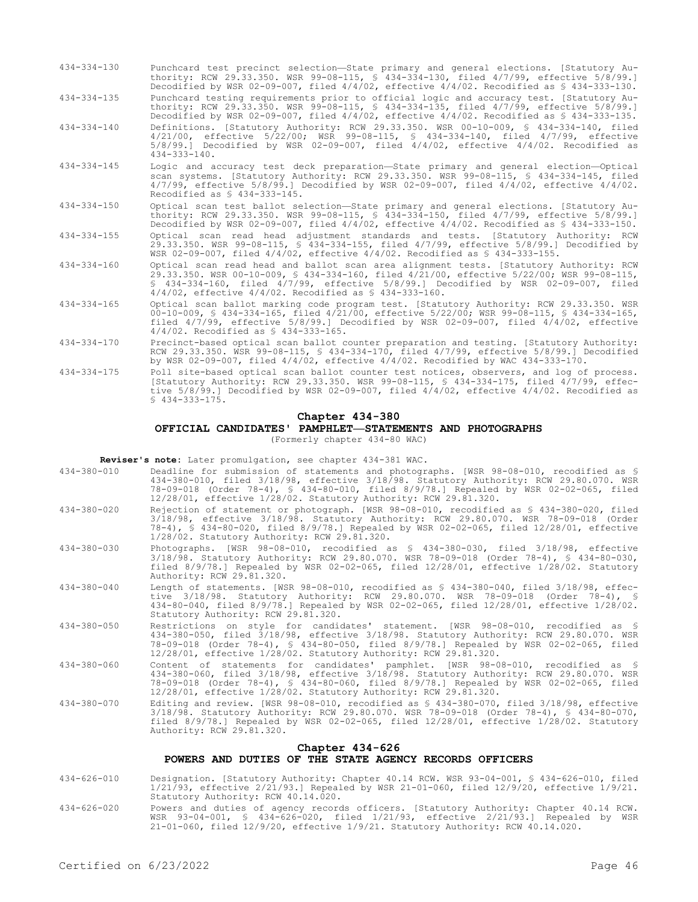434-334-130 Punchcard test precinct selection—State primary and general elections. [Statutory Authority: RCW 29.33.350. WSR 99-08-115, § 434-334-130, filed 4/7/99, effective 5/8/99.] Decodified by WSR 02-09-007, filed 4/4/02, effective 4/4/02. Recodified as § 434-333-130.

434-334-135 Punchcard testing requirements prior to official logic and accuracy test. [Statutory Authority: RCW 29.33.350. WSR 99-08-115, § 434-334-135, filed 4/7/99, effective 5/8/99.] Decodified by WSR 02-09-007, filed 4/4/02, effective 4/4/02. Recodified as § 434-333-135.

434-334-140 Definitions. [Statutory Authority: RCW 29.33.350. WSR 00-10-009, § 434-334-140, filed 4/21/00, effective 5/22/00; WSR 99-08-115, § 434-334-140, filed 4/7/99, effective 5/8/99.] Decodified by WSR 02-09-007, filed 4/4/02, effective 4/4/02. Recodified as 434-333-140.

434-334-145 Logic and accuracy test deck preparation—State primary and general election—Optical scan systems. [Statutory Authority: RCW 29.33.350. WSR 99-08-115, § 434-334-145, filed 4/7/99, effective 5/8/99.] Decodified by WSR 02-09-007, filed 4/4/02, effective 4/4/02. Recodified as § 434-333-145.

434-334-150 Optical scan test ballot selection—State primary and general elections. [Statutory Authority: RCW 29.33.350. WSR 99-08-115, § 434-334-150, filed 4/7/99, effective 5/8/99.] Decodified by WSR 02-09-007, filed 4/4/02, effective 4/4/02. Recodified as § 434-333-150.

434-334-155 Optical scan read head adjustment standards and tests. [Statutory Authority: RCW 29.33.350. WSR 99-08-115, § 434-334-155, filed 4/7/99, effective 5/8/99.] Decodified by WSR 02-09-007, filed 4/4/02, effective 4/4/02. Recodified as § 434-333-155.

434-334-160 Optical scan read head and ballot scan area alignment tests. [Statutory Authority: RCW 29.33.350. WSR 00-10-009, § 434-334-160, filed 4/21/00, effective 5/22/00; WSR 99-08-115, § 434-334-160, filed 4/7/99, effective 5/8/99.] Decodified by WSR 02-09-007, filed 4/4/02, effective 4/4/02. Recodified as § 434-333-160.

434-334-165 Optical scan ballot marking code program test. [Statutory Authority: RCW 29.33.350. WSR 00-10-009, § 434-334-165, filed 4/21/00, effective 5/22/00; WSR 99-08-115, § 434-334-165, filed 4/7/99, effective 5/8/99.] Decodified by WSR 02-09-007, filed 4/4/02, effective 4/4/02. Recodified as § 434-333-165.

434-334-170 Precinct-based optical scan ballot counter preparation and testing. [Statutory Authority: RCW 29.33.350. WSR 99-08-115, § 434-334-170, filed 4/7/99, effective 5/8/99.] Decodified by WSR 02-09-007, filed 4/4/02, effective 4/4/02. Recodified by WAC 434-333-170.

434-334-175 Poll site-based optical scan ballot counter test notices, observers, and log of process. [Statutory Authority: RCW 29.33.350. WSR 99-08-115, § 434-334-175, filed 4/7/99, effective 5/8/99.] Decodified by WSR 02-09-007, filed 4/4/02, effective 4/4/02. Recodified as § 434-333-175.

## Chapter 434-380
## OFFICIAL CANDIDATES' PAMPHLET—STATEMENTS AND PHOTOGRAPHS
(Formerly chapter 434-80 WAC)

**Reviser's note:** Later promulgation, see chapter 434-381 WAC.

434-380-010 Deadline for submission of statements and photographs. [WSR 98-08-010, recodified as § 434-380-010, filed 3/18/98, effective 3/18/98. Statutory Authority: RCW 29.80.070. WSR 78-09-018 (Order 78-4), § 434-80-010, filed 8/9/78.] Repealed by WSR 02-02-065, filed 12/28/01, effective 1/28/02. Statutory Authority: RCW 29.81.320.

434-380-020 Rejection of statement or photograph. [WSR 98-08-010, recodified as § 434-380-020, filed 3/18/98, effective 3/18/98. Statutory Authority: RCW 29.80.070. WSR 78-09-018 (Order 78-4), § 434-80-020, filed 8/9/78.] Repealed by WSR 02-02-065, filed 12/28/01, effective 1/28/02. Statutory Authority: RCW 29.81.320.

434-380-030 Photographs. [WSR 98-08-010, recodified as § 434-380-030, filed 3/18/98, effective 3/18/98. Statutory Authority: RCW 29.80.070. WSR 78-09-018 (Order 78-4), § 434-80-030, filed 8/9/78.] Repealed by WSR 02-02-065, filed 12/28/01, effective 1/28/02. Statutory Authority: RCW 29.81.320.

434-380-040 Length of statements. [WSR 98-08-010, recodified as § 434-380-040, filed 3/18/98, effective 3/18/98. Statutory Authority: RCW 29.80.070. WSR 78-09-018 (Order 78-4), § 434-80-040, filed 8/9/78.] Repealed by WSR 02-02-065, filed 12/28/01, effective 1/28/02. Statutory Authority: RCW 29.81.320.

434-380-050 Restrictions on style for candidates' statement. [WSR 98-08-010, recodified as § 434-380-050, filed 3/18/98, effective 3/18/98. Statutory Authority: RCW 29.80.070. WSR 78-09-018 (Order 78-4), § 434-80-050, filed 8/9/78.] Repealed by WSR 02-02-065, filed 12/28/01, effective 1/28/02. Statutory Authority: RCW 29.81.320.

434-380-060 Content of statements for candidates' pamphlet. [WSR 98-08-010, recodified as § 434-380-060, filed 3/18/98, effective 3/18/98. Statutory Authority: RCW 29.80.070. WSR 78-09-018 (Order 78-4), § 434-80-060, filed 8/9/78.] Repealed by WSR 02-02-065, filed 12/28/01, effective 1/28/02. Statutory Authority: RCW 29.81.320.

434-380-070 Editing and review. [WSR 98-08-010, recodified as § 434-380-070, filed 3/18/98, effective 3/18/98. Statutory Authority: RCW 29.80.070. WSR 78-09-018 (Order 78-4), § 434-80-070, filed 8/9/78.] Repealed by WSR 02-02-065, filed 12/28/01, effective 1/28/02. Statutory Authority: RCW 29.81.320.

## Chapter 434-626
## POWERS AND DUTIES OF THE STATE AGENCY RECORDS OFFICERS

434-626-010 Designation. [Statutory Authority: Chapter 40.14 RCW. WSR 93-04-001, § 434-626-010, filed 1/21/93, effective 2/21/93.] Repealed by WSR 21-01-060, filed 12/9/20, effective 1/9/21. Statutory Authority: RCW 40.14.020.

434-626-020 Powers and duties of agency records officers. [Statutory Authority: Chapter 40.14 RCW. WSR 93-04-001, § 434-626-020, filed 1/21/93, effective 2/21/93.] Repealed by WSR 21-01-060, filed 12/9/20, effective 1/9/21. Statutory Authority: RCW 40.14.020.